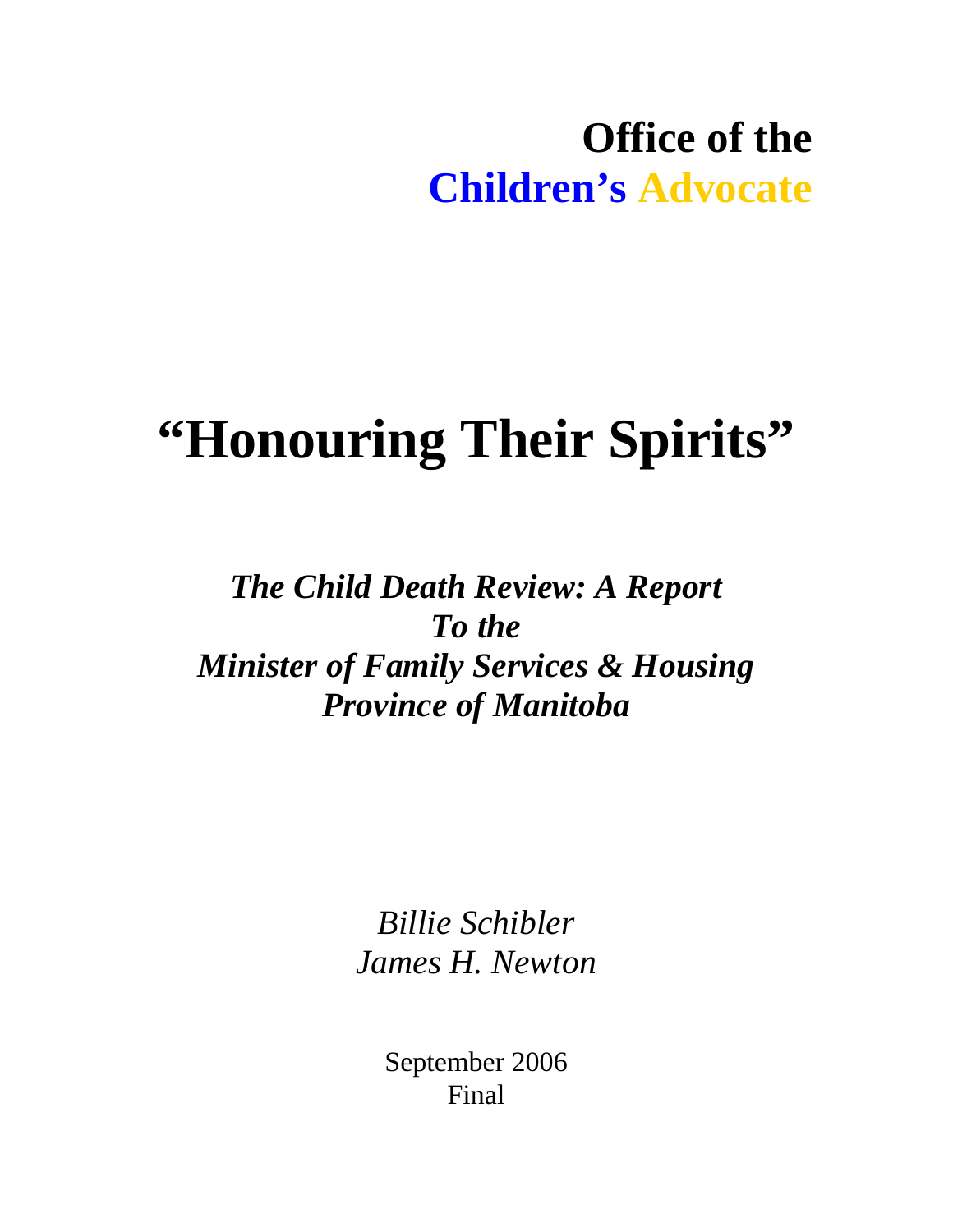**Office of the**
**Children's Advocate**

# "Honouring Their Spirits"

***The Child Death Review: A Report***
***To the***
***Minister of Family Services & Housing***
***Province of Manitoba***

*Billie Schibler*
*James H. Newton*

September 2006
Final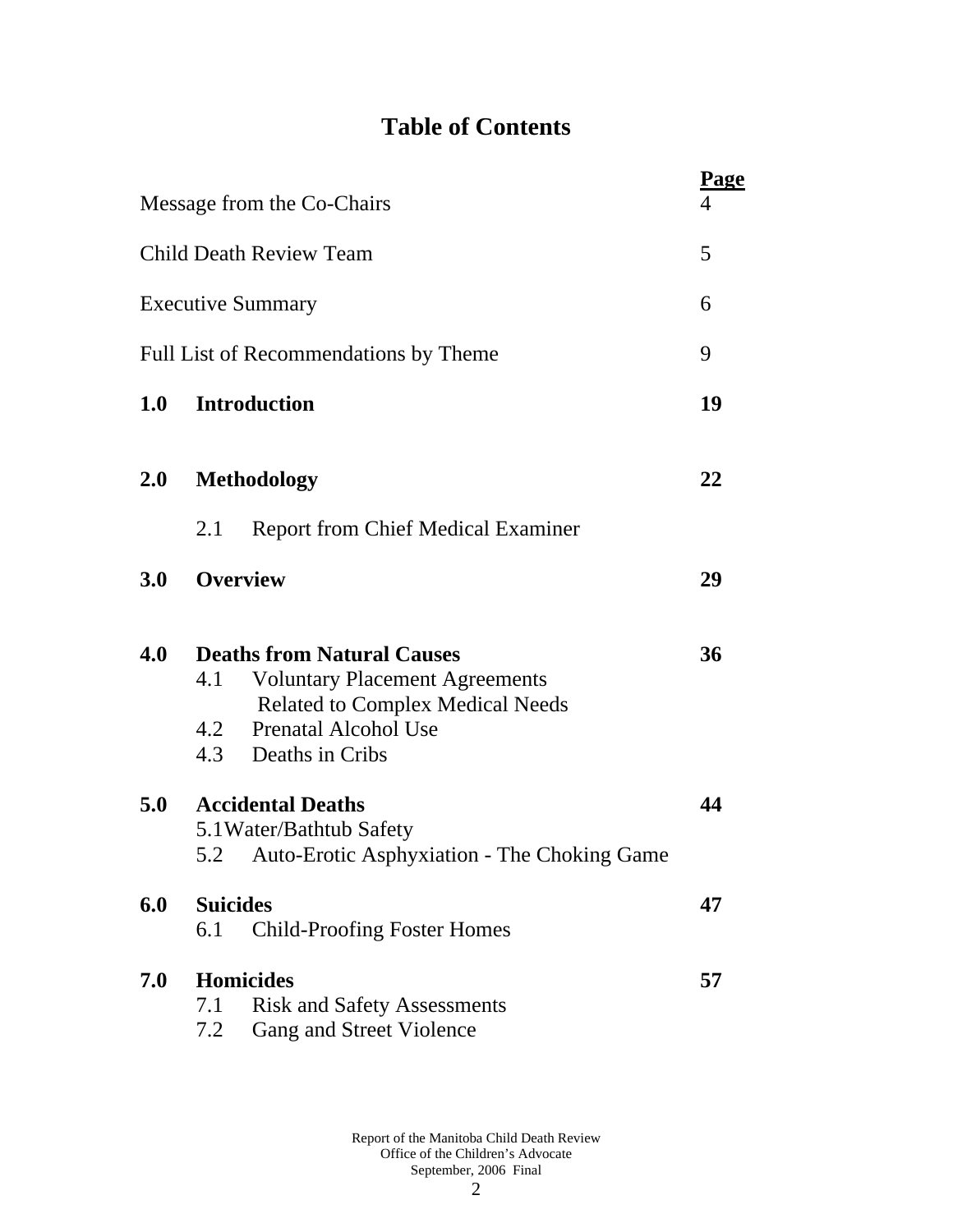# Table of Contents

| | Page |
|---|---|
| Message from the Co-Chairs | 4 |
| Child Death Review Team | 5 |
| Executive Summary | 6 |
| Full List of Recommendations by Theme | 9 |
| **1.0 Introduction** | **19** |
| **2.0 Methodology** | **22** |
| 2.1 Report from Chief Medical Examiner | |
| **3.0 Overview** | **29** |
| **4.0 Deaths from Natural Causes** | **36** |
| 4.1 Voluntary Placement Agreements Related to Complex Medical Needs | |
| 4.2 Prenatal Alcohol Use | |
| 4.3 Deaths in Cribs | |
| **5.0 Accidental Deaths** | **44** |
| 5.1 Water/Bathtub Safety | |
| 5.2 Auto-Erotic Asphyxiation - The Choking Game | |
| **6.0 Suicides** | **47** |
| 6.1 Child-Proofing Foster Homes | |
| **7.0 Homicides** | **57** |
| 7.1 Risk and Safety Assessments | |
| 7.2 Gang and Street Violence | |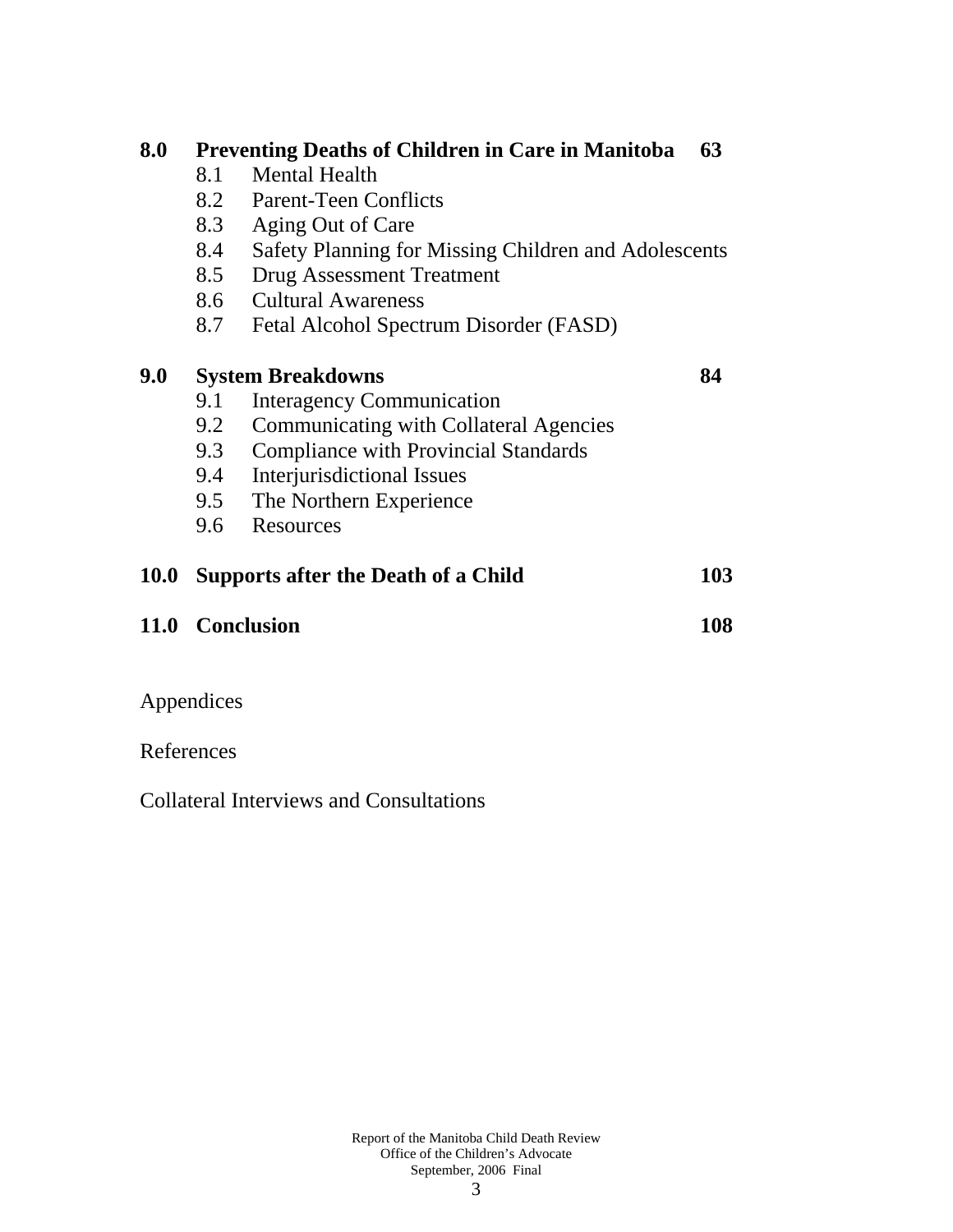**8.0 Preventing Deaths of Children in Care in Manitoba 63**

- 8.1 Mental Health
- 8.2 Parent-Teen Conflicts
- 8.3 Aging Out of Care
- 8.4 Safety Planning for Missing Children and Adolescents
- 8.5 Drug Assessment Treatment
- 8.6 Cultural Awareness
- 8.7 Fetal Alcohol Spectrum Disorder (FASD)

**9.0 System Breakdowns 84**

- 9.1 Interagency Communication
- 9.2 Communicating with Collateral Agencies
- 9.3 Compliance with Provincial Standards
- 9.4 Interjurisdictional Issues
- 9.5 The Northern Experience
- 9.6 Resources

**10.0 Supports after the Death of a Child 103**

**11.0 Conclusion 108**

Appendices

References

Collateral Interviews and Consultations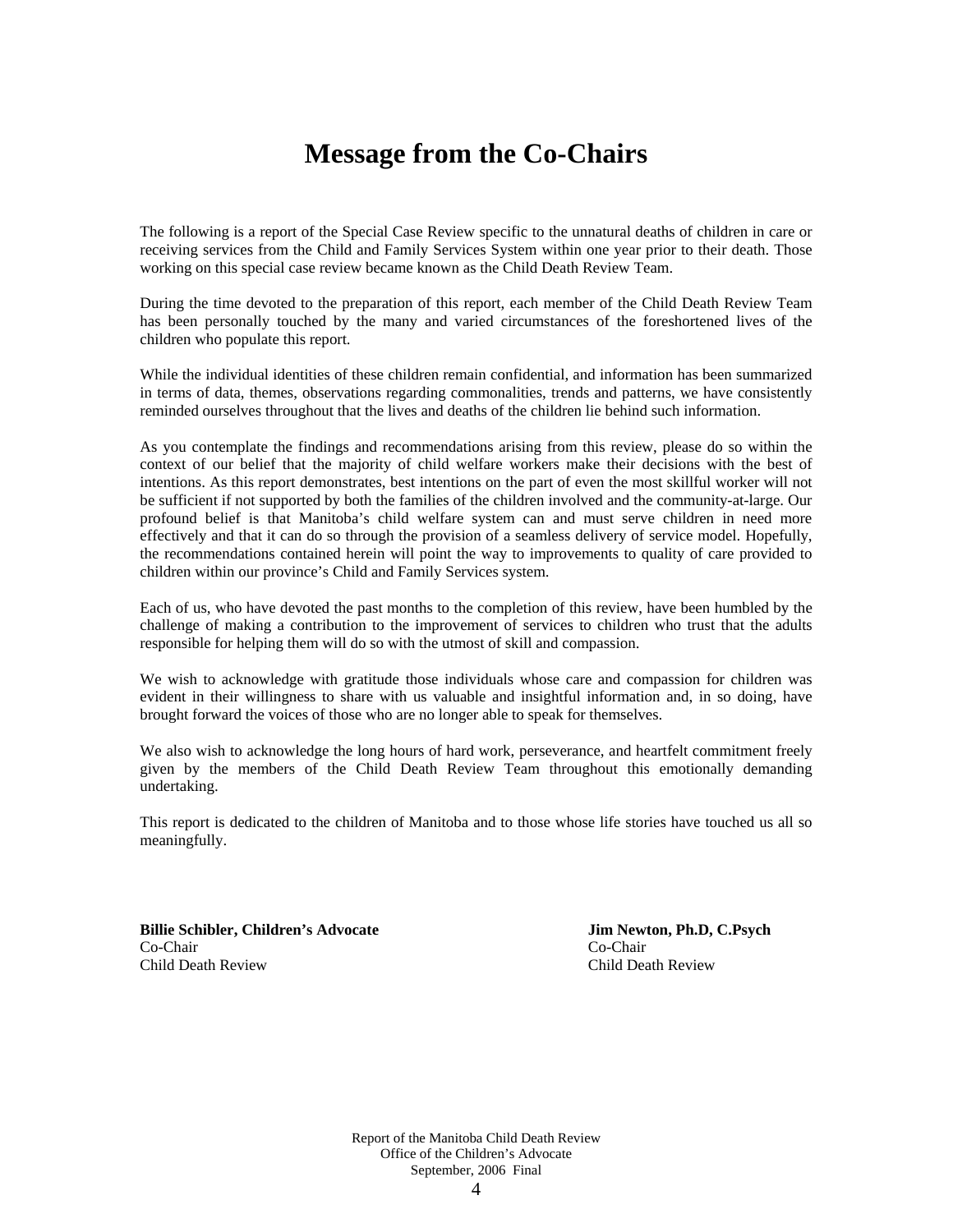# Message from the Co-Chairs

The following is a report of the Special Case Review specific to the unnatural deaths of children in care or receiving services from the Child and Family Services System within one year prior to their death. Those working on this special case review became known as the Child Death Review Team.

During the time devoted to the preparation of this report, each member of the Child Death Review Team has been personally touched by the many and varied circumstances of the foreshortened lives of the children who populate this report.

While the individual identities of these children remain confidential, and information has been summarized in terms of data, themes, observations regarding commonalities, trends and patterns, we have consistently reminded ourselves throughout that the lives and deaths of the children lie behind such information.

As you contemplate the findings and recommendations arising from this review, please do so within the context of our belief that the majority of child welfare workers make their decisions with the best of intentions. As this report demonstrates, best intentions on the part of even the most skillful worker will not be sufficient if not supported by both the families of the children involved and the community-at-large. Our profound belief is that Manitoba's child welfare system can and must serve children in need more effectively and that it can do so through the provision of a seamless delivery of service model. Hopefully, the recommendations contained herein will point the way to improvements to quality of care provided to children within our province's Child and Family Services system.

Each of us, who have devoted the past months to the completion of this review, have been humbled by the challenge of making a contribution to the improvement of services to children who trust that the adults responsible for helping them will do so with the utmost of skill and compassion.

We wish to acknowledge with gratitude those individuals whose care and compassion for children was evident in their willingness to share with us valuable and insightful information and, in so doing, have brought forward the voices of those who are no longer able to speak for themselves.

We also wish to acknowledge the long hours of hard work, perseverance, and heartfelt commitment freely given by the members of the Child Death Review Team throughout this emotionally demanding undertaking.

This report is dedicated to the children of Manitoba and to those whose life stories have touched us all so meaningfully.

**Billie Schibler, Children's Advocate**
Co-Chair
Child Death Review

**Jim Newton, Ph.D, C.Psych**
Co-Chair
Child Death Review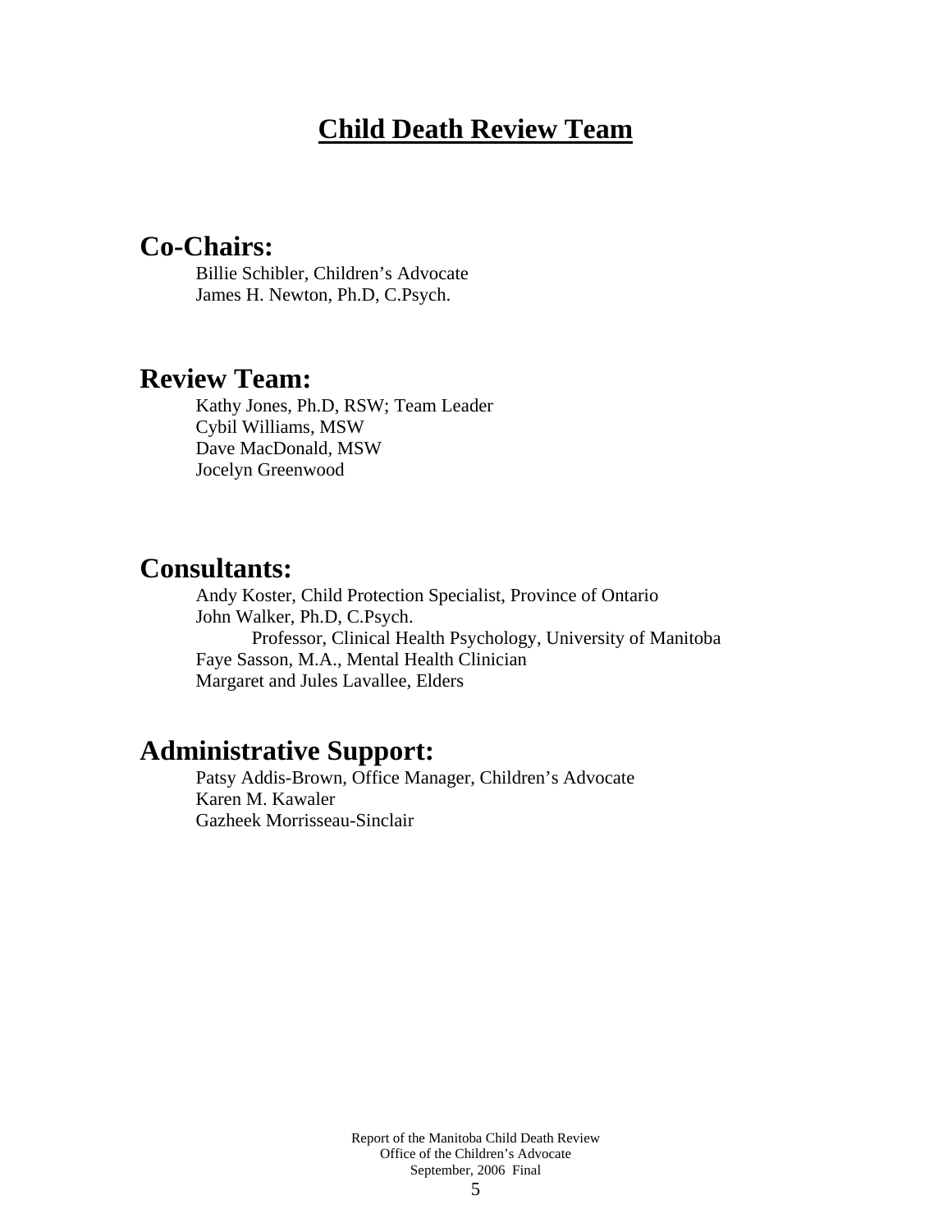# Child Death Review Team

## Co-Chairs:

Billie Schibler, Children's Advocate
James H. Newton, Ph.D, C.Psych.

## Review Team:

Kathy Jones, Ph.D, RSW; Team Leader
Cybil Williams, MSW
Dave MacDonald, MSW
Jocelyn Greenwood

## Consultants:

Andy Koster, Child Protection Specialist, Province of Ontario
John Walker, Ph.D, C.Psych.
  Professor, Clinical Health Psychology, University of Manitoba
Faye Sasson, M.A., Mental Health Clinician
Margaret and Jules Lavallee, Elders

## Administrative Support:

Patsy Addis-Brown, Office Manager, Children's Advocate
Karen M. Kawaler
Gazheek Morrisseau-Sinclair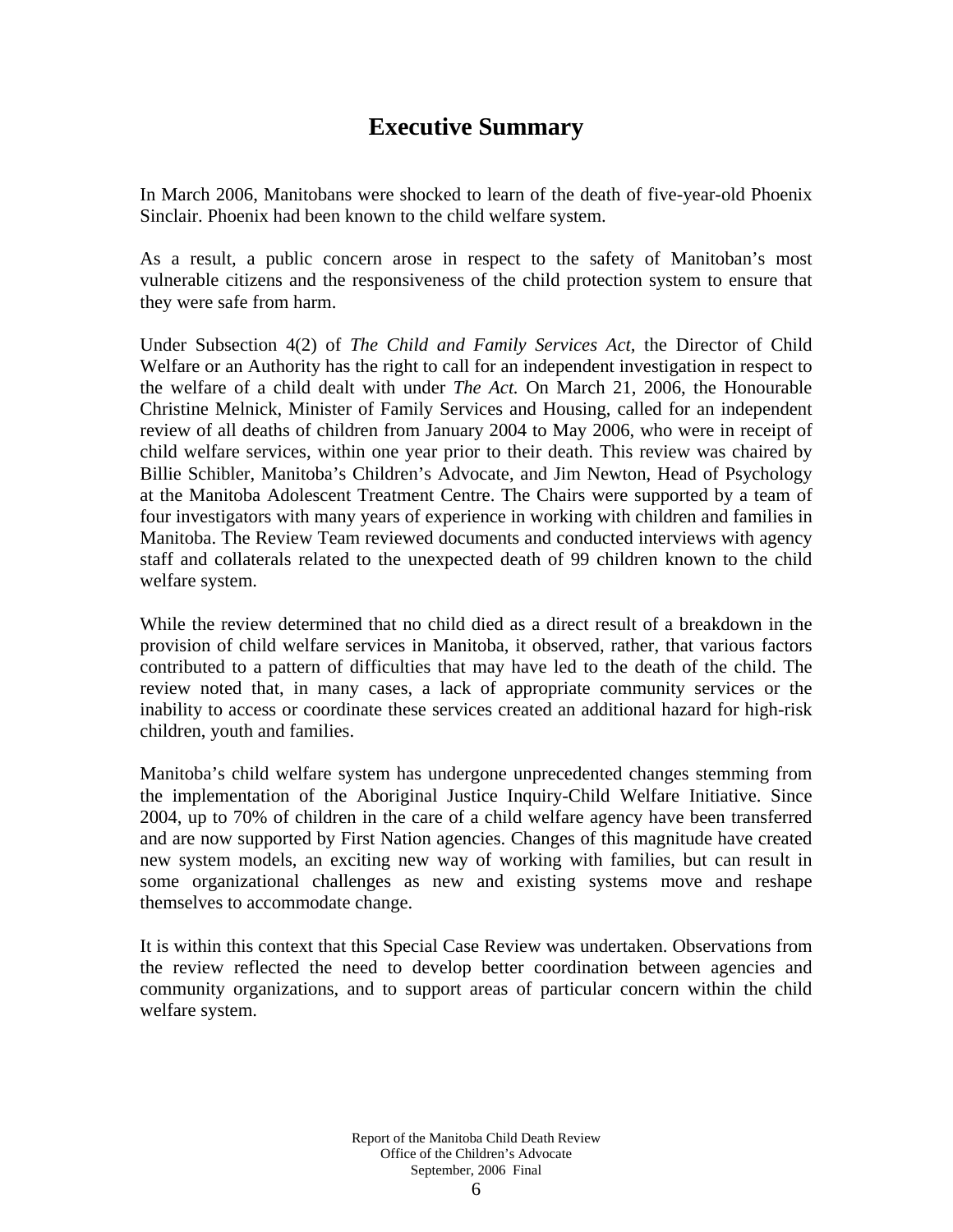# Executive Summary

In March 2006, Manitobans were shocked to learn of the death of five-year-old Phoenix Sinclair. Phoenix had been known to the child welfare system.

As a result, a public concern arose in respect to the safety of Manitoban's most vulnerable citizens and the responsiveness of the child protection system to ensure that they were safe from harm.

Under Subsection 4(2) of *The Child and Family Services Act,* the Director of Child Welfare or an Authority has the right to call for an independent investigation in respect to the welfare of a child dealt with under *The Act.* On March 21, 2006, the Honourable Christine Melnick, Minister of Family Services and Housing, called for an independent review of all deaths of children from January 2004 to May 2006, who were in receipt of child welfare services, within one year prior to their death. This review was chaired by Billie Schibler, Manitoba's Children's Advocate, and Jim Newton, Head of Psychology at the Manitoba Adolescent Treatment Centre. The Chairs were supported by a team of four investigators with many years of experience in working with children and families in Manitoba. The Review Team reviewed documents and conducted interviews with agency staff and collaterals related to the unexpected death of 99 children known to the child welfare system.

While the review determined that no child died as a direct result of a breakdown in the provision of child welfare services in Manitoba, it observed, rather, that various factors contributed to a pattern of difficulties that may have led to the death of the child. The review noted that, in many cases, a lack of appropriate community services or the inability to access or coordinate these services created an additional hazard for high-risk children, youth and families.

Manitoba's child welfare system has undergone unprecedented changes stemming from the implementation of the Aboriginal Justice Inquiry-Child Welfare Initiative. Since 2004, up to 70% of children in the care of a child welfare agency have been transferred and are now supported by First Nation agencies. Changes of this magnitude have created new system models, an exciting new way of working with families, but can result in some organizational challenges as new and existing systems move and reshape themselves to accommodate change.

It is within this context that this Special Case Review was undertaken. Observations from the review reflected the need to develop better coordination between agencies and community organizations, and to support areas of particular concern within the child welfare system.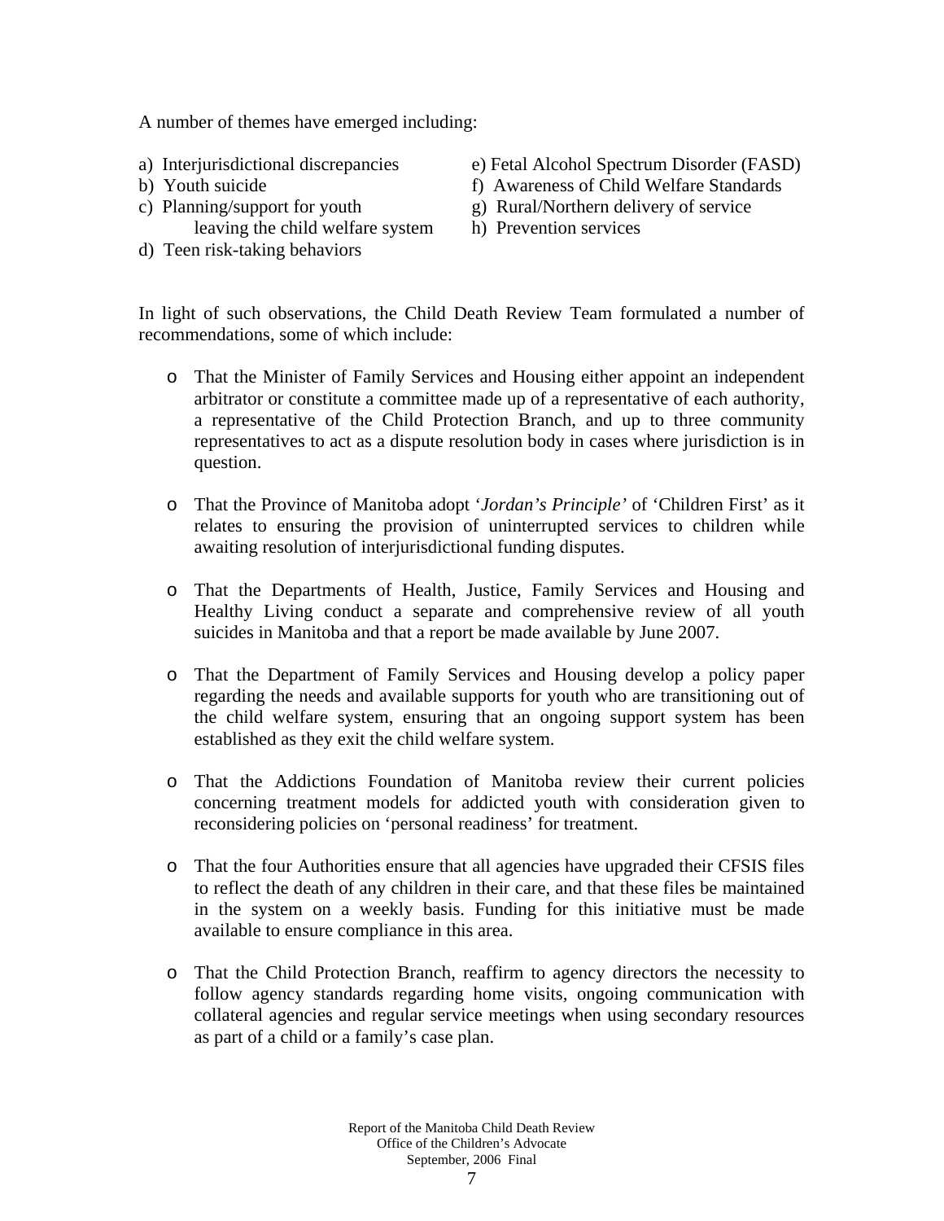A number of themes have emerged including:

a) Interjurisdictional discrepancies
b) Youth suicide
c) Planning/support for youth leaving the child welfare system
d) Teen risk-taking behaviors
e) Fetal Alcohol Spectrum Disorder (FASD)
f) Awareness of Child Welfare Standards
g) Rural/Northern delivery of service
h) Prevention services

In light of such observations, the Child Death Review Team formulated a number of recommendations, some of which include:

- That the Minister of Family Services and Housing either appoint an independent arbitrator or constitute a committee made up of a representative of each authority, a representative of the Child Protection Branch, and up to three community representatives to act as a dispute resolution body in cases where jurisdiction is in question.

- That the Province of Manitoba adopt '*Jordan's Principle'* of 'Children First' as it relates to ensuring the provision of uninterrupted services to children while awaiting resolution of interjurisdictional funding disputes.

- That the Departments of Health, Justice, Family Services and Housing and Healthy Living conduct a separate and comprehensive review of all youth suicides in Manitoba and that a report be made available by June 2007.

- That the Department of Family Services and Housing develop a policy paper regarding the needs and available supports for youth who are transitioning out of the child welfare system, ensuring that an ongoing support system has been established as they exit the child welfare system.

- That the Addictions Foundation of Manitoba review their current policies concerning treatment models for addicted youth with consideration given to reconsidering policies on 'personal readiness' for treatment.

- That the four Authorities ensure that all agencies have upgraded their CFSIS files to reflect the death of any children in their care, and that these files be maintained in the system on a weekly basis. Funding for this initiative must be made available to ensure compliance in this area.

- That the Child Protection Branch, reaffirm to agency directors the necessity to follow agency standards regarding home visits, ongoing communication with collateral agencies and regular service meetings when using secondary resources as part of a child or a family's case plan.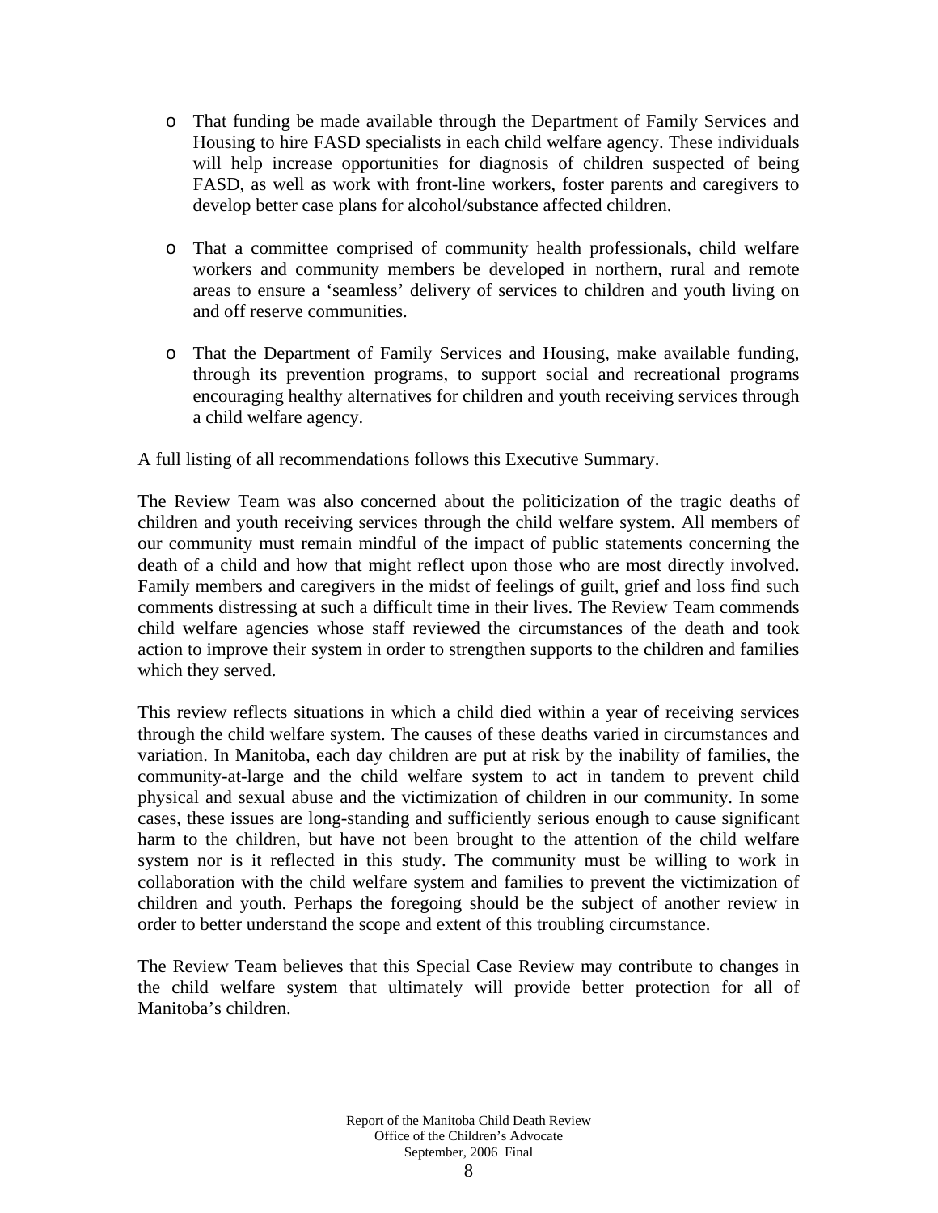- That funding be made available through the Department of Family Services and Housing to hire FASD specialists in each child welfare agency. These individuals will help increase opportunities for diagnosis of children suspected of being FASD, as well as work with front-line workers, foster parents and caregivers to develop better case plans for alcohol/substance affected children.

- That a committee comprised of community health professionals, child welfare workers and community members be developed in northern, rural and remote areas to ensure a 'seamless' delivery of services to children and youth living on and off reserve communities.

- That the Department of Family Services and Housing, make available funding, through its prevention programs, to support social and recreational programs encouraging healthy alternatives for children and youth receiving services through a child welfare agency.

A full listing of all recommendations follows this Executive Summary.

The Review Team was also concerned about the politicization of the tragic deaths of children and youth receiving services through the child welfare system. All members of our community must remain mindful of the impact of public statements concerning the death of a child and how that might reflect upon those who are most directly involved. Family members and caregivers in the midst of feelings of guilt, grief and loss find such comments distressing at such a difficult time in their lives. The Review Team commends child welfare agencies whose staff reviewed the circumstances of the death and took action to improve their system in order to strengthen supports to the children and families which they served.

This review reflects situations in which a child died within a year of receiving services through the child welfare system. The causes of these deaths varied in circumstances and variation. In Manitoba, each day children are put at risk by the inability of families, the community-at-large and the child welfare system to act in tandem to prevent child physical and sexual abuse and the victimization of children in our community. In some cases, these issues are long-standing and sufficiently serious enough to cause significant harm to the children, but have not been brought to the attention of the child welfare system nor is it reflected in this study. The community must be willing to work in collaboration with the child welfare system and families to prevent the victimization of children and youth. Perhaps the foregoing should be the subject of another review in order to better understand the scope and extent of this troubling circumstance.

The Review Team believes that this Special Case Review may contribute to changes in the child welfare system that ultimately will provide better protection for all of Manitoba's children.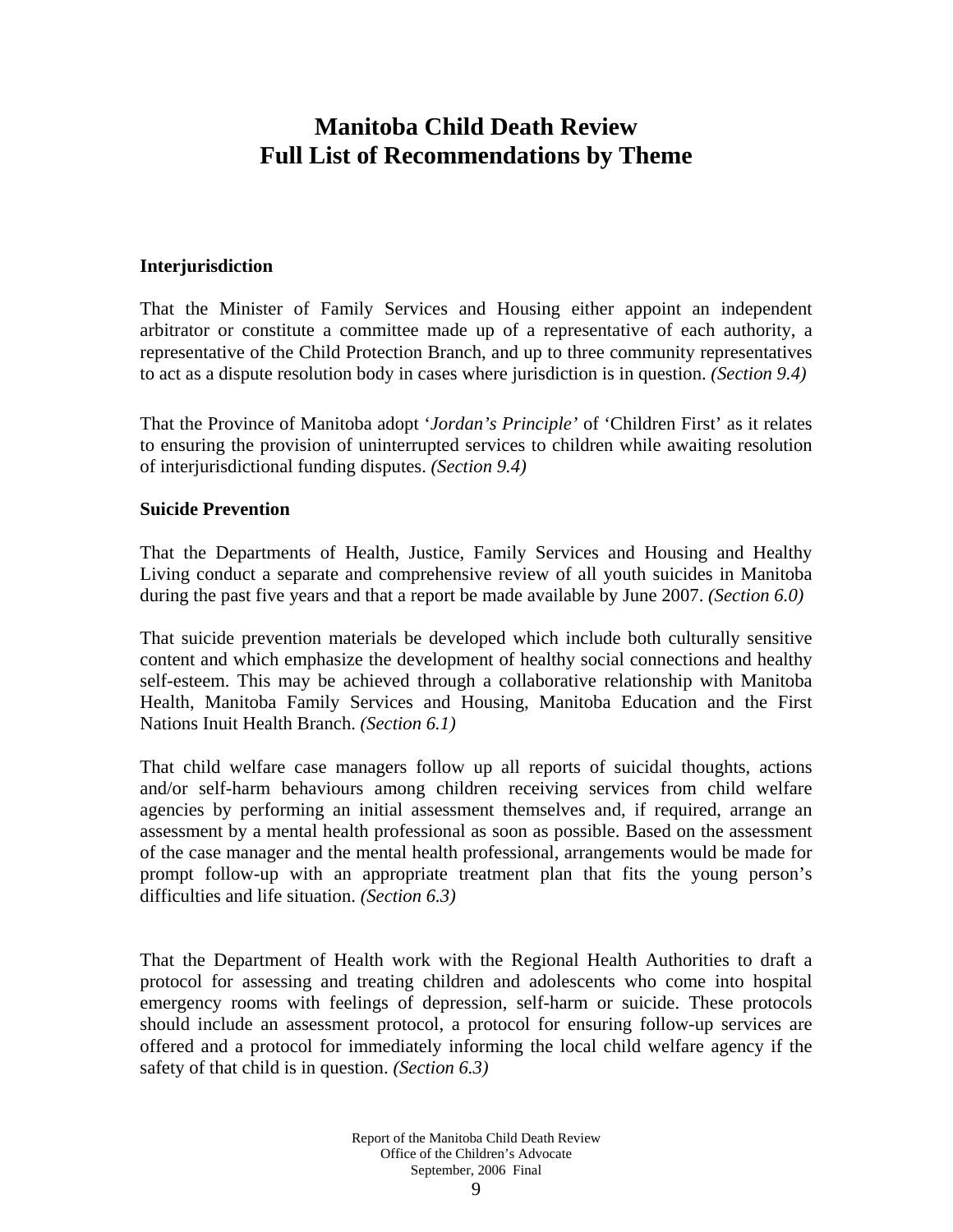# Manitoba Child Death Review
# Full List of Recommendations by Theme

**Interjurisdiction**

That the Minister of Family Services and Housing either appoint an independent arbitrator or constitute a committee made up of a representative of each authority, a representative of the Child Protection Branch, and up to three community representatives to act as a dispute resolution body in cases where jurisdiction is in question. *(Section 9.4)*

That the Province of Manitoba adopt '*Jordan's Principle'* of 'Children First' as it relates to ensuring the provision of uninterrupted services to children while awaiting resolution of interjurisdictional funding disputes. *(Section 9.4)*

**Suicide Prevention**

That the Departments of Health, Justice, Family Services and Housing and Healthy Living conduct a separate and comprehensive review of all youth suicides in Manitoba during the past five years and that a report be made available by June 2007. *(Section 6.0)*

That suicide prevention materials be developed which include both culturally sensitive content and which emphasize the development of healthy social connections and healthy self-esteem. This may be achieved through a collaborative relationship with Manitoba Health, Manitoba Family Services and Housing, Manitoba Education and the First Nations Inuit Health Branch. *(Section 6.1)*

That child welfare case managers follow up all reports of suicidal thoughts, actions and/or self-harm behaviours among children receiving services from child welfare agencies by performing an initial assessment themselves and, if required, arrange an assessment by a mental health professional as soon as possible. Based on the assessment of the case manager and the mental health professional, arrangements would be made for prompt follow-up with an appropriate treatment plan that fits the young person's difficulties and life situation. *(Section 6.3)*

That the Department of Health work with the Regional Health Authorities to draft a protocol for assessing and treating children and adolescents who come into hospital emergency rooms with feelings of depression, self-harm or suicide. These protocols should include an assessment protocol, a protocol for ensuring follow-up services are offered and a protocol for immediately informing the local child welfare agency if the safety of that child is in question. *(Section 6.3)*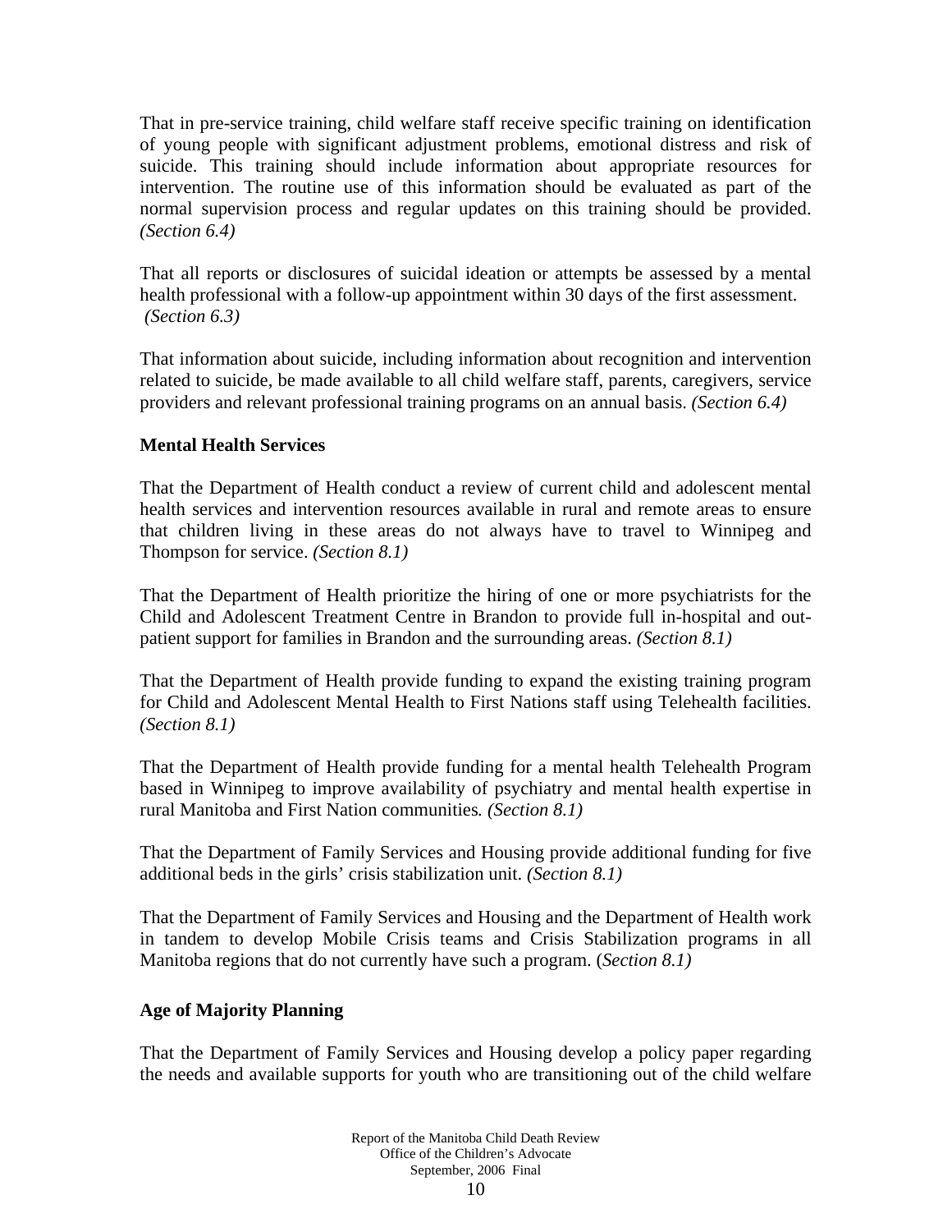That in pre-service training, child welfare staff receive specific training on identification of young people with significant adjustment problems, emotional distress and risk of suicide. This training should include information about appropriate resources for intervention. The routine use of this information should be evaluated as part of the normal supervision process and regular updates on this training should be provided. *(Section 6.4)*

That all reports or disclosures of suicidal ideation or attempts be assessed by a mental health professional with a follow-up appointment within 30 days of the first assessment. *(Section 6.3)*

That information about suicide, including information about recognition and intervention related to suicide, be made available to all child welfare staff, parents, caregivers, service providers and relevant professional training programs on an annual basis. *(Section 6.4)*

**Mental Health Services**

That the Department of Health conduct a review of current child and adolescent mental health services and intervention resources available in rural and remote areas to ensure that children living in these areas do not always have to travel to Winnipeg and Thompson for service. *(Section 8.1)*

That the Department of Health prioritize the hiring of one or more psychiatrists for the Child and Adolescent Treatment Centre in Brandon to provide full in-hospital and out-patient support for families in Brandon and the surrounding areas. *(Section 8.1)*

That the Department of Health provide funding to expand the existing training program for Child and Adolescent Mental Health to First Nations staff using Telehealth facilities. *(Section 8.1)*

That the Department of Health provide funding for a mental health Telehealth Program based in Winnipeg to improve availability of psychiatry and mental health expertise in rural Manitoba and First Nation communities*. (Section 8.1)*

That the Department of Family Services and Housing provide additional funding for five additional beds in the girls' crisis stabilization unit. *(Section 8.1)*

That the Department of Family Services and Housing and the Department of Health work in tandem to develop Mobile Crisis teams and Crisis Stabilization programs in all Manitoba regions that do not currently have such a program. (*Section 8.1)*

**Age of Majority Planning**

That the Department of Family Services and Housing develop a policy paper regarding the needs and available supports for youth who are transitioning out of the child welfare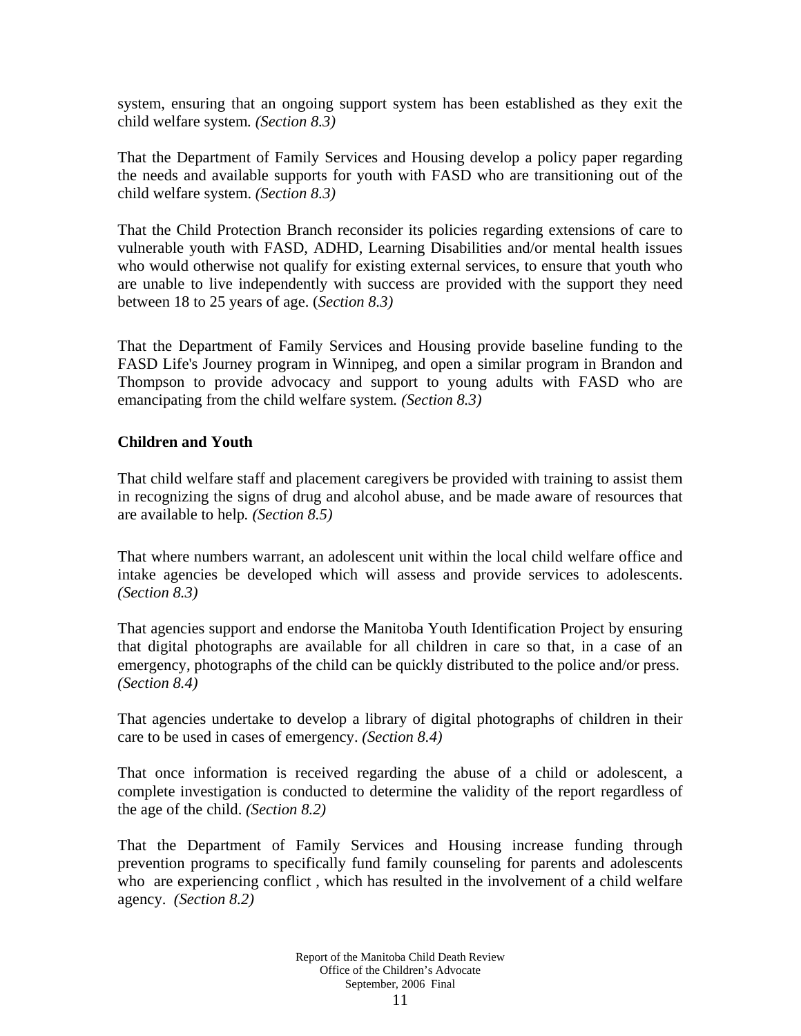system, ensuring that an ongoing support system has been established as they exit the child welfare system. *(Section 8.3)*

That the Department of Family Services and Housing develop a policy paper regarding the needs and available supports for youth with FASD who are transitioning out of the child welfare system. *(Section 8.3)*

That the Child Protection Branch reconsider its policies regarding extensions of care to vulnerable youth with FASD, ADHD, Learning Disabilities and/or mental health issues who would otherwise not qualify for existing external services, to ensure that youth who are unable to live independently with success are provided with the support they need between 18 to 25 years of age. (*Section 8.3)*

That the Department of Family Services and Housing provide baseline funding to the FASD Life's Journey program in Winnipeg, and open a similar program in Brandon and Thompson to provide advocacy and support to young adults with FASD who are emancipating from the child welfare system. *(Section 8.3)*

**Children and Youth**

That child welfare staff and placement caregivers be provided with training to assist them in recognizing the signs of drug and alcohol abuse, and be made aware of resources that are available to help. *(Section 8.5)*

That where numbers warrant, an adolescent unit within the local child welfare office and intake agencies be developed which will assess and provide services to adolescents. *(Section 8.3)*

That agencies support and endorse the Manitoba Youth Identification Project by ensuring that digital photographs are available for all children in care so that, in a case of an emergency, photographs of the child can be quickly distributed to the police and/or press. *(Section 8.4)*

That agencies undertake to develop a library of digital photographs of children in their care to be used in cases of emergency. *(Section 8.4)*

That once information is received regarding the abuse of a child or adolescent, a complete investigation is conducted to determine the validity of the report regardless of the age of the child. *(Section 8.2)*

That the Department of Family Services and Housing increase funding through prevention programs to specifically fund family counseling for parents and adolescents who are experiencing conflict , which has resulted in the involvement of a child welfare agency. *(Section 8.2)*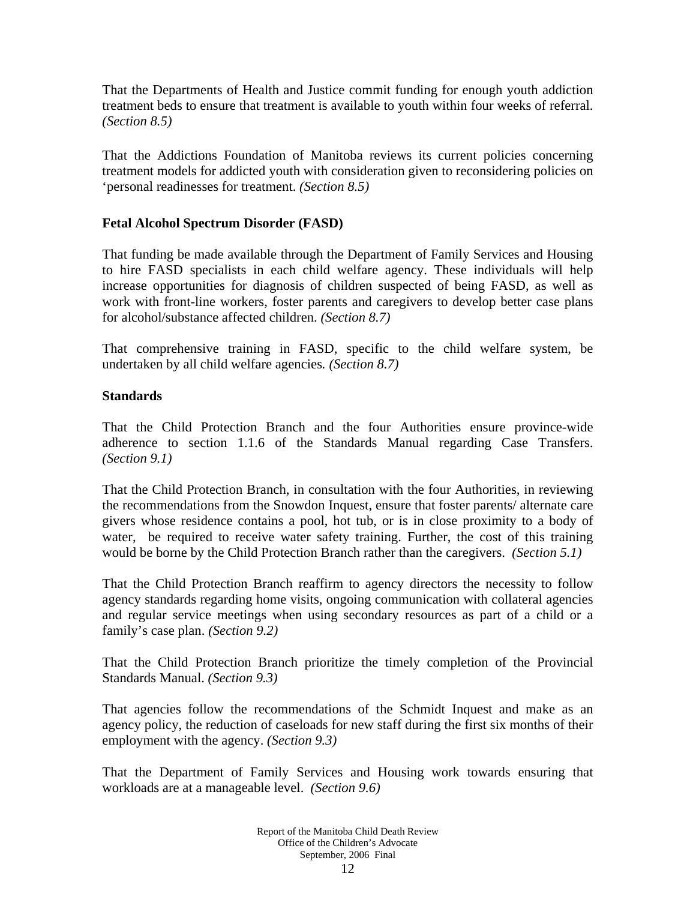That the Departments of Health and Justice commit funding for enough youth addiction treatment beds to ensure that treatment is available to youth within four weeks of referral. *(Section 8.5)*

That the Addictions Foundation of Manitoba reviews its current policies concerning treatment models for addicted youth with consideration given to reconsidering policies on 'personal readinesses for treatment. *(Section 8.5)*

**Fetal Alcohol Spectrum Disorder (FASD)**

That funding be made available through the Department of Family Services and Housing to hire FASD specialists in each child welfare agency. These individuals will help increase opportunities for diagnosis of children suspected of being FASD, as well as work with front-line workers, foster parents and caregivers to develop better case plans for alcohol/substance affected children. *(Section 8.7)*

That comprehensive training in FASD, specific to the child welfare system, be undertaken by all child welfare agencies. *(Section 8.7)*

**Standards**

That the Child Protection Branch and the four Authorities ensure province-wide adherence to section 1.1.6 of the Standards Manual regarding Case Transfers. *(Section 9.1)*

That the Child Protection Branch, in consultation with the four Authorities, in reviewing the recommendations from the Snowdon Inquest, ensure that foster parents/ alternate care givers whose residence contains a pool, hot tub, or is in close proximity to a body of water, be required to receive water safety training. Further, the cost of this training would be borne by the Child Protection Branch rather than the caregivers. *(Section 5.1)*

That the Child Protection Branch reaffirm to agency directors the necessity to follow agency standards regarding home visits, ongoing communication with collateral agencies and regular service meetings when using secondary resources as part of a child or a family's case plan. *(Section 9.2)*

That the Child Protection Branch prioritize the timely completion of the Provincial Standards Manual. *(Section 9.3)*

That agencies follow the recommendations of the Schmidt Inquest and make as an agency policy, the reduction of caseloads for new staff during the first six months of their employment with the agency. *(Section 9.3)*

That the Department of Family Services and Housing work towards ensuring that workloads are at a manageable level. *(Section 9.6)*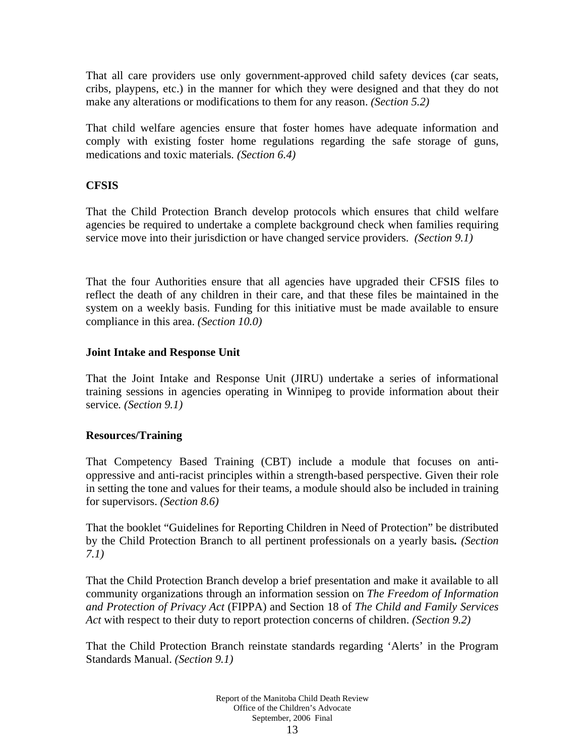That all care providers use only government-approved child safety devices (car seats, cribs, playpens, etc.) in the manner for which they were designed and that they do not make any alterations or modifications to them for any reason. *(Section 5.2)*

That child welfare agencies ensure that foster homes have adequate information and comply with existing foster home regulations regarding the safe storage of guns, medications and toxic materials. *(Section 6.4)*

**CFSIS**

That the Child Protection Branch develop protocols which ensures that child welfare agencies be required to undertake a complete background check when families requiring service move into their jurisdiction or have changed service providers. *(Section 9.1)*

That the four Authorities ensure that all agencies have upgraded their CFSIS files to reflect the death of any children in their care, and that these files be maintained in the system on a weekly basis. Funding for this initiative must be made available to ensure compliance in this area. *(Section 10.0)*

**Joint Intake and Response Unit**

That the Joint Intake and Response Unit (JIRU) undertake a series of informational training sessions in agencies operating in Winnipeg to provide information about their service. *(Section 9.1)*

**Resources/Training**

That Competency Based Training (CBT) include a module that focuses on anti-oppressive and anti-racist principles within a strength-based perspective. Given their role in setting the tone and values for their teams, a module should also be included in training for supervisors. *(Section 8.6)*

That the booklet "Guidelines for Reporting Children in Need of Protection" be distributed by the Child Protection Branch to all pertinent professionals on a yearly basis. *(Section 7.1)*

That the Child Protection Branch develop a brief presentation and make it available to all community organizations through an information session on *The Freedom of Information and Protection of Privacy Act* (FIPPA) and Section 18 of *The Child and Family Services Act* with respect to their duty to report protection concerns of children. *(Section 9.2)*

That the Child Protection Branch reinstate standards regarding 'Alerts' in the Program Standards Manual. *(Section 9.1)*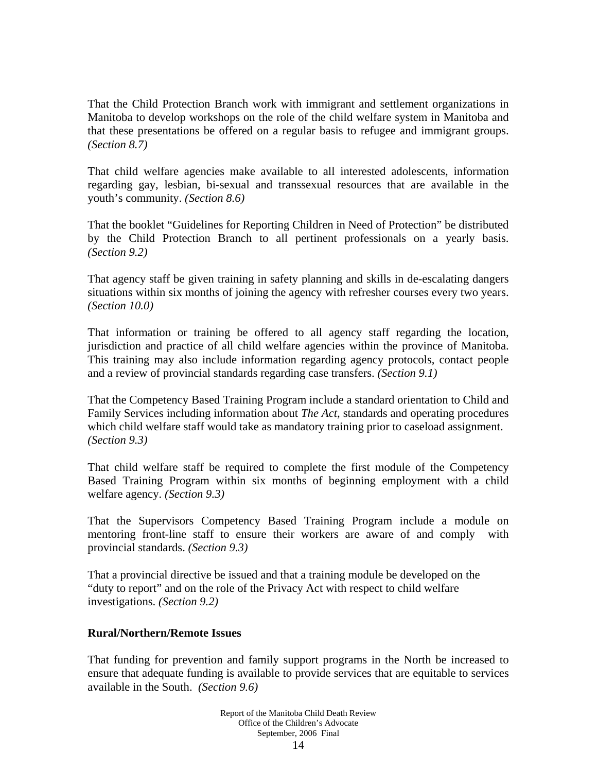That the Child Protection Branch work with immigrant and settlement organizations in Manitoba to develop workshops on the role of the child welfare system in Manitoba and that these presentations be offered on a regular basis to refugee and immigrant groups. *(Section 8.7)*

That child welfare agencies make available to all interested adolescents, information regarding gay, lesbian, bi-sexual and transsexual resources that are available in the youth's community. *(Section 8.6)*

That the booklet "Guidelines for Reporting Children in Need of Protection" be distributed by the Child Protection Branch to all pertinent professionals on a yearly basis. *(Section 9.2)*

That agency staff be given training in safety planning and skills in de-escalating dangers situations within six months of joining the agency with refresher courses every two years. *(Section 10.0)*

That information or training be offered to all agency staff regarding the location, jurisdiction and practice of all child welfare agencies within the province of Manitoba. This training may also include information regarding agency protocols, contact people and a review of provincial standards regarding case transfers. *(Section 9.1)*

That the Competency Based Training Program include a standard orientation to Child and Family Services including information about *The Act*, standards and operating procedures which child welfare staff would take as mandatory training prior to caseload assignment. *(Section 9.3)*

That child welfare staff be required to complete the first module of the Competency Based Training Program within six months of beginning employment with a child welfare agency. *(Section 9.3)*

That the Supervisors Competency Based Training Program include a module on mentoring front-line staff to ensure their workers are aware of and comply with provincial standards. *(Section 9.3)*

That a provincial directive be issued and that a training module be developed on the "duty to report" and on the role of the Privacy Act with respect to child welfare investigations. *(Section 9.2)*

**Rural/Northern/Remote Issues**

That funding for prevention and family support programs in the North be increased to ensure that adequate funding is available to provide services that are equitable to services available in the South. *(Section 9.6)*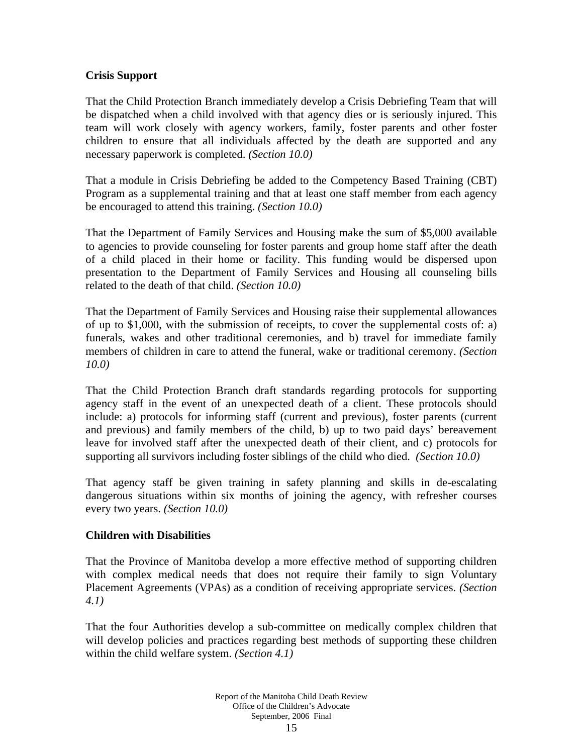**Crisis Support**

That the Child Protection Branch immediately develop a Crisis Debriefing Team that will be dispatched when a child involved with that agency dies or is seriously injured. This team will work closely with agency workers, family, foster parents and other foster children to ensure that all individuals affected by the death are supported and any necessary paperwork is completed. *(Section 10.0)*

That a module in Crisis Debriefing be added to the Competency Based Training (CBT) Program as a supplemental training and that at least one staff member from each agency be encouraged to attend this training. *(Section 10.0)*

That the Department of Family Services and Housing make the sum of $5,000 available to agencies to provide counseling for foster parents and group home staff after the death of a child placed in their home or facility. This funding would be dispersed upon presentation to the Department of Family Services and Housing all counseling bills related to the death of that child. *(Section 10.0)*

That the Department of Family Services and Housing raise their supplemental allowances of up to $1,000, with the submission of receipts, to cover the supplemental costs of: a) funerals, wakes and other traditional ceremonies, and b) travel for immediate family members of children in care to attend the funeral, wake or traditional ceremony. *(Section 10.0)*

That the Child Protection Branch draft standards regarding protocols for supporting agency staff in the event of an unexpected death of a client. These protocols should include: a) protocols for informing staff (current and previous), foster parents (current and previous) and family members of the child, b) up to two paid days' bereavement leave for involved staff after the unexpected death of their client, and c) protocols for supporting all survivors including foster siblings of the child who died. *(Section 10.0)*

That agency staff be given training in safety planning and skills in de-escalating dangerous situations within six months of joining the agency, with refresher courses every two years. *(Section 10.0)*

**Children with Disabilities**

That the Province of Manitoba develop a more effective method of supporting children with complex medical needs that does not require their family to sign Voluntary Placement Agreements (VPAs) as a condition of receiving appropriate services. *(Section 4.1)*

That the four Authorities develop a sub-committee on medically complex children that will develop policies and practices regarding best methods of supporting these children within the child welfare system. *(Section 4.1)*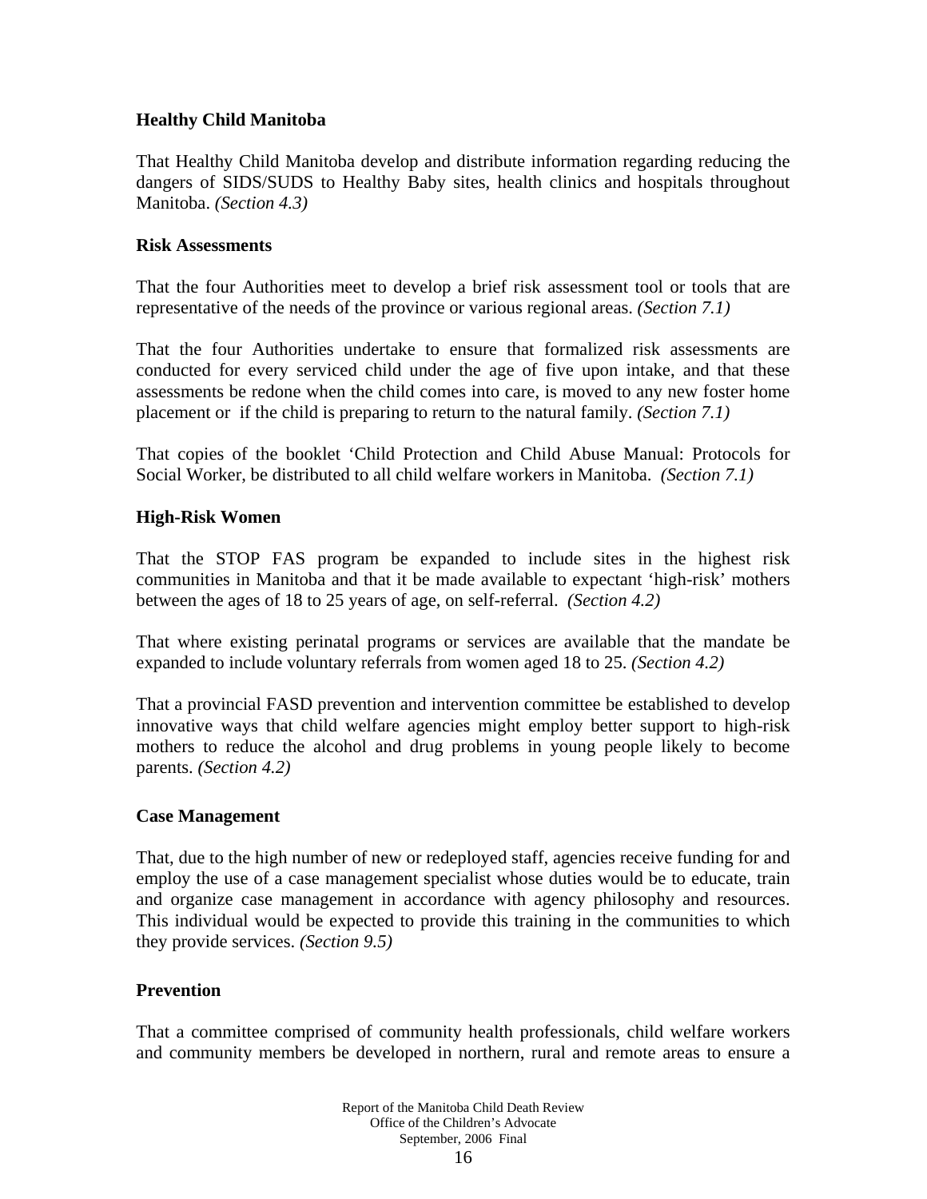**Healthy Child Manitoba**

That Healthy Child Manitoba develop and distribute information regarding reducing the dangers of SIDS/SUDS to Healthy Baby sites, health clinics and hospitals throughout Manitoba. *(Section 4.3)*

**Risk Assessments**

That the four Authorities meet to develop a brief risk assessment tool or tools that are representative of the needs of the province or various regional areas. *(Section 7.1)*

That the four Authorities undertake to ensure that formalized risk assessments are conducted for every serviced child under the age of five upon intake, and that these assessments be redone when the child comes into care, is moved to any new foster home placement or if the child is preparing to return to the natural family. *(Section 7.1)*

That copies of the booklet 'Child Protection and Child Abuse Manual: Protocols for Social Worker, be distributed to all child welfare workers in Manitoba. *(Section 7.1)*

**High-Risk Women**

That the STOP FAS program be expanded to include sites in the highest risk communities in Manitoba and that it be made available to expectant 'high-risk' mothers between the ages of 18 to 25 years of age, on self-referral. *(Section 4.2)*

That where existing perinatal programs or services are available that the mandate be expanded to include voluntary referrals from women aged 18 to 25. *(Section 4.2)*

That a provincial FASD prevention and intervention committee be established to develop innovative ways that child welfare agencies might employ better support to high-risk mothers to reduce the alcohol and drug problems in young people likely to become parents. *(Section 4.2)*

**Case Management**

That, due to the high number of new or redeployed staff, agencies receive funding for and employ the use of a case management specialist whose duties would be to educate, train and organize case management in accordance with agency philosophy and resources. This individual would be expected to provide this training in the communities to which they provide services. *(Section 9.5)*

**Prevention**

That a committee comprised of community health professionals, child welfare workers and community members be developed in northern, rural and remote areas to ensure a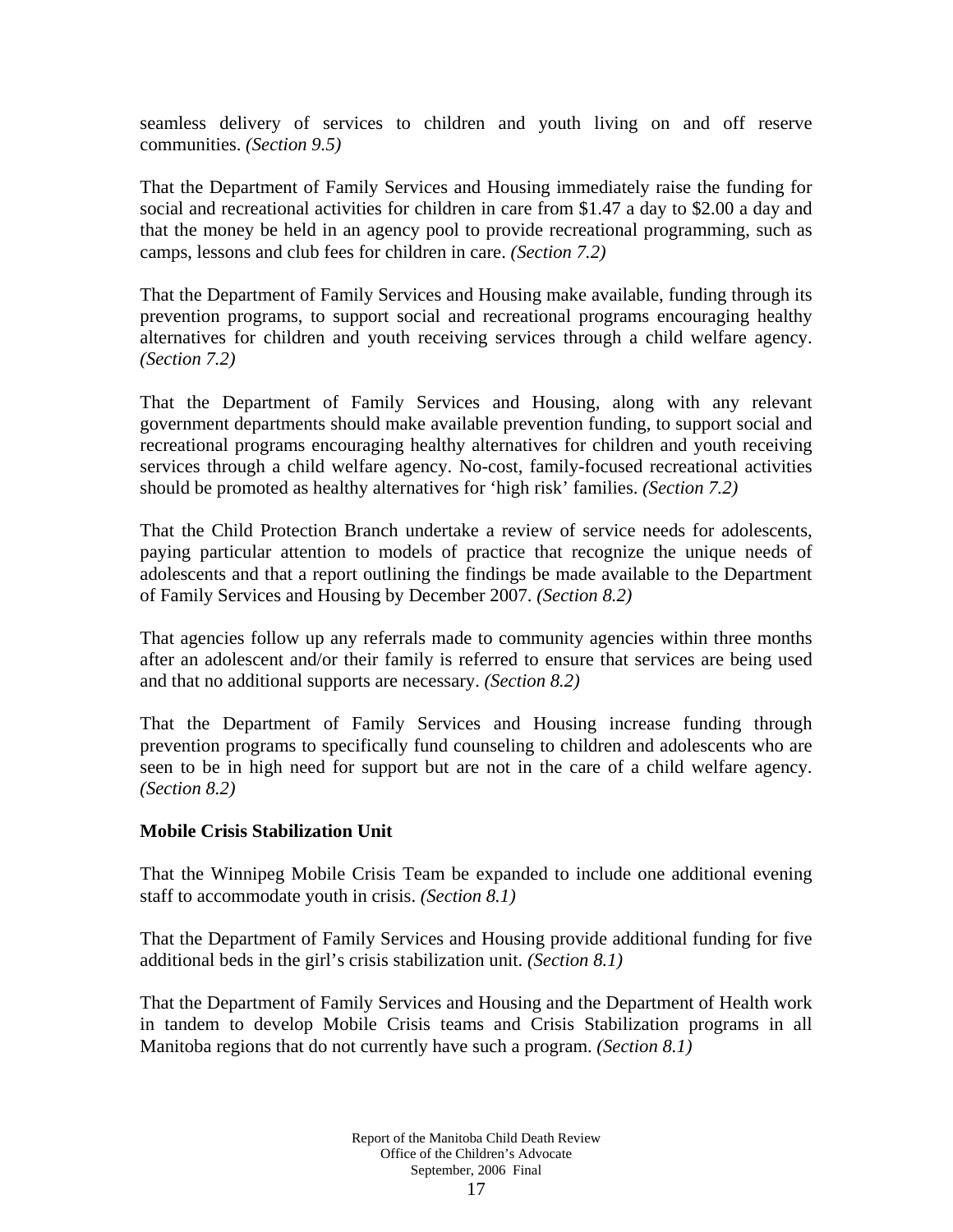seamless delivery of services to children and youth living on and off reserve communities. *(Section 9.5)*

That the Department of Family Services and Housing immediately raise the funding for social and recreational activities for children in care from $1.47 a day to $2.00 a day and that the money be held in an agency pool to provide recreational programming, such as camps, lessons and club fees for children in care. *(Section 7.2)*

That the Department of Family Services and Housing make available, funding through its prevention programs, to support social and recreational programs encouraging healthy alternatives for children and youth receiving services through a child welfare agency. *(Section 7.2)*

That the Department of Family Services and Housing, along with any relevant government departments should make available prevention funding, to support social and recreational programs encouraging healthy alternatives for children and youth receiving services through a child welfare agency. No-cost, family-focused recreational activities should be promoted as healthy alternatives for 'high risk' families. *(Section 7.2)*

That the Child Protection Branch undertake a review of service needs for adolescents, paying particular attention to models of practice that recognize the unique needs of adolescents and that a report outlining the findings be made available to the Department of Family Services and Housing by December 2007. *(Section 8.2)*

That agencies follow up any referrals made to community agencies within three months after an adolescent and/or their family is referred to ensure that services are being used and that no additional supports are necessary. *(Section 8.2)*

That the Department of Family Services and Housing increase funding through prevention programs to specifically fund counseling to children and adolescents who are seen to be in high need for support but are not in the care of a child welfare agency. *(Section 8.2)*

**Mobile Crisis Stabilization Unit**

That the Winnipeg Mobile Crisis Team be expanded to include one additional evening staff to accommodate youth in crisis. *(Section 8.1)*

That the Department of Family Services and Housing provide additional funding for five additional beds in the girl's crisis stabilization unit. *(Section 8.1)*

That the Department of Family Services and Housing and the Department of Health work in tandem to develop Mobile Crisis teams and Crisis Stabilization programs in all Manitoba regions that do not currently have such a program. *(Section 8.1)*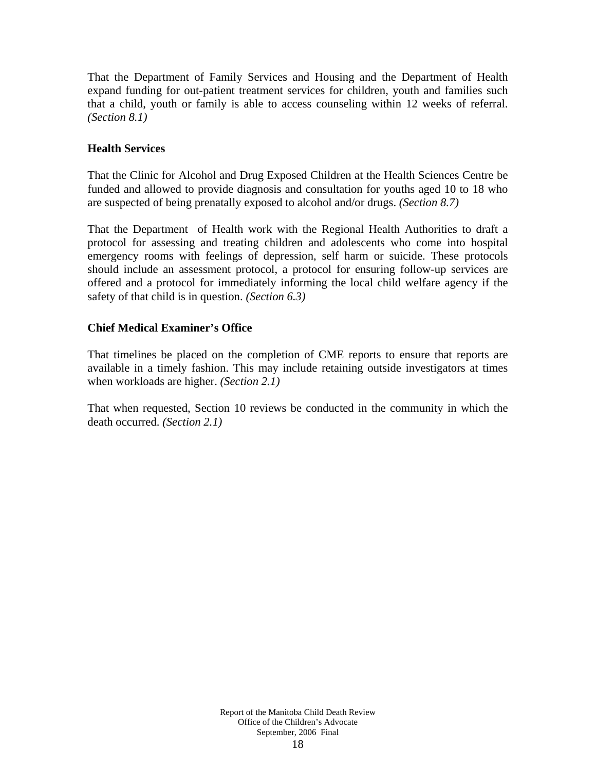That the Department of Family Services and Housing and the Department of Health expand funding for out-patient treatment services for children, youth and families such that a child, youth or family is able to access counseling within 12 weeks of referral. *(Section 8.1)*

**Health Services**

That the Clinic for Alcohol and Drug Exposed Children at the Health Sciences Centre be funded and allowed to provide diagnosis and consultation for youths aged 10 to 18 who are suspected of being prenatally exposed to alcohol and/or drugs. *(Section 8.7)*

That the Department of Health work with the Regional Health Authorities to draft a protocol for assessing and treating children and adolescents who come into hospital emergency rooms with feelings of depression, self harm or suicide. These protocols should include an assessment protocol, a protocol for ensuring follow-up services are offered and a protocol for immediately informing the local child welfare agency if the safety of that child is in question. *(Section 6.3)*

**Chief Medical Examiner's Office**

That timelines be placed on the completion of CME reports to ensure that reports are available in a timely fashion. This may include retaining outside investigators at times when workloads are higher. *(Section 2.1)*

That when requested, Section 10 reviews be conducted in the community in which the death occurred. *(Section 2.1)*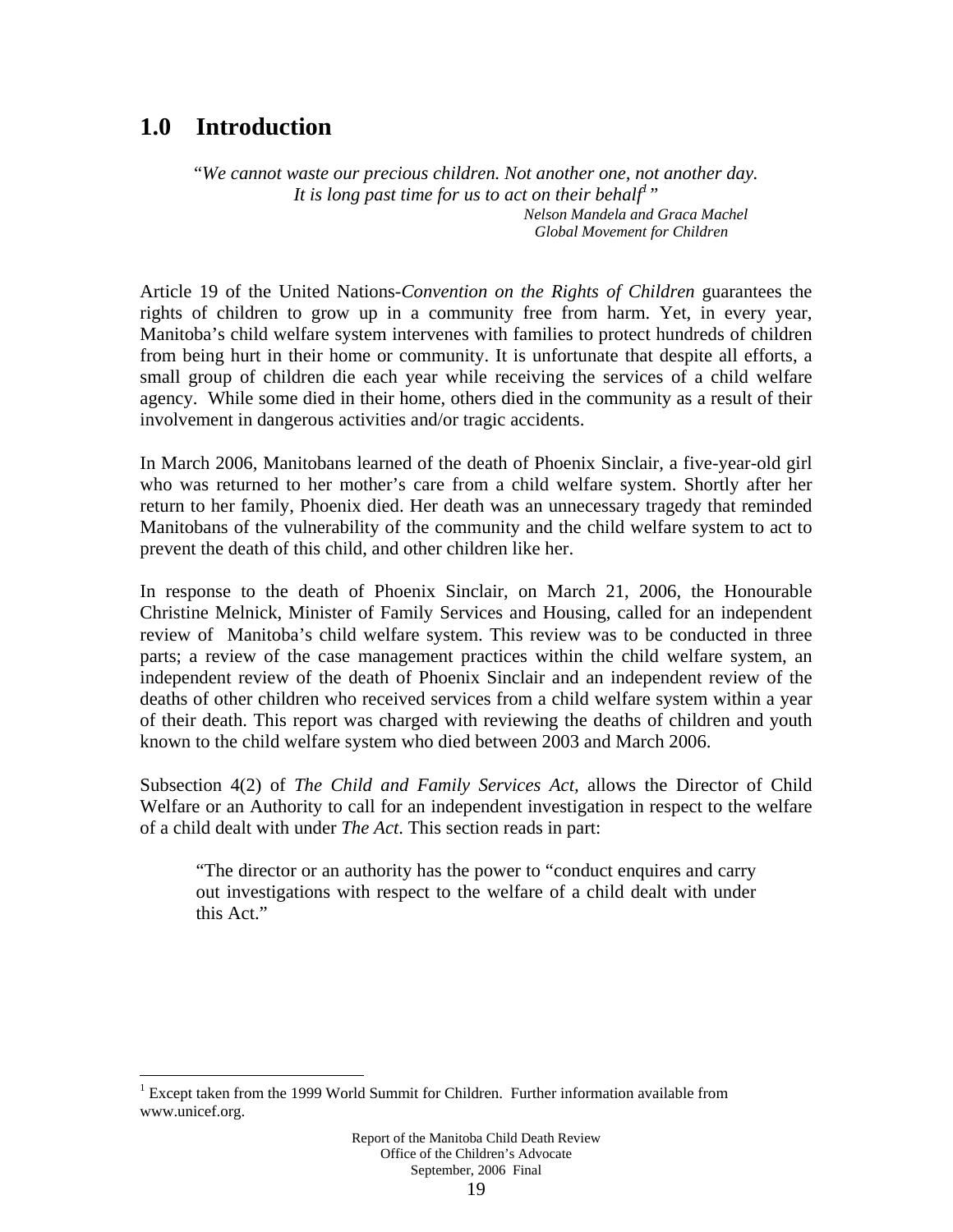## 1.0 Introduction

> *"We cannot waste our precious children. Not another one, not another day. It is long past time for us to act on their behalf[1]"*
>
> *Nelson Mandela and Graca Machel*
> *Global Movement for Children*

Article 19 of the United Nations-*Convention on the Rights of Children* guarantees the rights of children to grow up in a community free from harm. Yet, in every year, Manitoba's child welfare system intervenes with families to protect hundreds of children from being hurt in their home or community. It is unfortunate that despite all efforts, a small group of children die each year while receiving the services of a child welfare agency. While some died in their home, others died in the community as a result of their involvement in dangerous activities and/or tragic accidents.

In March 2006, Manitobans learned of the death of Phoenix Sinclair, a five-year-old girl who was returned to her mother's care from a child welfare system. Shortly after her return to her family, Phoenix died. Her death was an unnecessary tragedy that reminded Manitobans of the vulnerability of the community and the child welfare system to act to prevent the death of this child, and other children like her.

In response to the death of Phoenix Sinclair, on March 21, 2006, the Honourable Christine Melnick, Minister of Family Services and Housing, called for an independent review of Manitoba's child welfare system. This review was to be conducted in three parts; a review of the case management practices within the child welfare system, an independent review of the death of Phoenix Sinclair and an independent review of the deaths of other children who received services from a child welfare system within a year of their death. This report was charged with reviewing the deaths of children and youth known to the child welfare system who died between 2003 and March 2006.

Subsection 4(2) of *The Child and Family Services Act*, allows the Director of Child Welfare or an Authority to call for an independent investigation in respect to the welfare of a child dealt with under *The Act*. This section reads in part:

> "The director or an authority has the power to "conduct enquires and carry out investigations with respect to the welfare of a child dealt with under this Act."

---

[1] Except taken from the 1999 World Summit for Children. Further information available from www.unicef.org.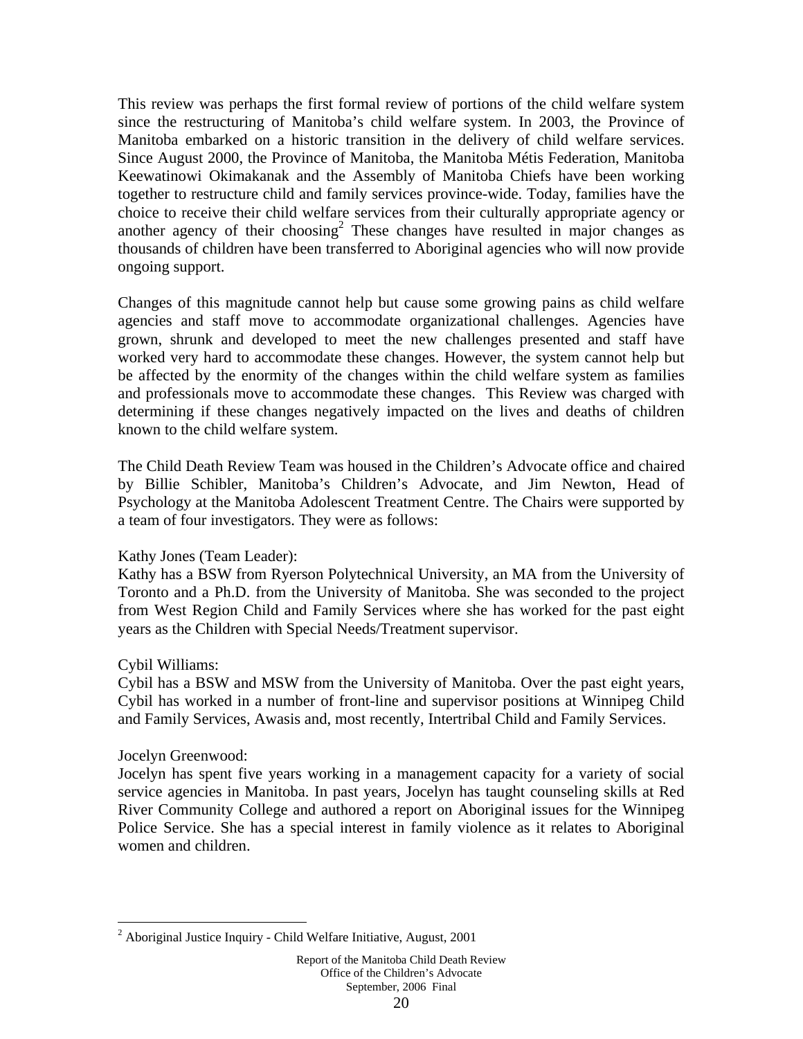This review was perhaps the first formal review of portions of the child welfare system since the restructuring of Manitoba's child welfare system. In 2003, the Province of Manitoba embarked on a historic transition in the delivery of child welfare services. Since August 2000, the Province of Manitoba, the Manitoba Métis Federation, Manitoba Keewatinowi Okimakanak and the Assembly of Manitoba Chiefs have been working together to restructure child and family services province-wide. Today, families have the choice to receive their child welfare services from their culturally appropriate agency or another agency of their choosing[2] These changes have resulted in major changes as thousands of children have been transferred to Aboriginal agencies who will now provide ongoing support.

Changes of this magnitude cannot help but cause some growing pains as child welfare agencies and staff move to accommodate organizational challenges. Agencies have grown, shrunk and developed to meet the new challenges presented and staff have worked very hard to accommodate these changes. However, the system cannot help but be affected by the enormity of the changes within the child welfare system as families and professionals move to accommodate these changes. This Review was charged with determining if these changes negatively impacted on the lives and deaths of children known to the child welfare system.

The Child Death Review Team was housed in the Children's Advocate office and chaired by Billie Schibler, Manitoba's Children's Advocate, and Jim Newton, Head of Psychology at the Manitoba Adolescent Treatment Centre. The Chairs were supported by a team of four investigators. They were as follows:

Kathy Jones (Team Leader):
Kathy has a BSW from Ryerson Polytechnical University, an MA from the University of Toronto and a Ph.D. from the University of Manitoba. She was seconded to the project from West Region Child and Family Services where she has worked for the past eight years as the Children with Special Needs/Treatment supervisor.

Cybil Williams:
Cybil has a BSW and MSW from the University of Manitoba. Over the past eight years, Cybil has worked in a number of front-line and supervisor positions at Winnipeg Child and Family Services, Awasis and, most recently, Intertribal Child and Family Services.

Jocelyn Greenwood:
Jocelyn has spent five years working in a management capacity for a variety of social service agencies in Manitoba. In past years, Jocelyn has taught counseling skills at Red River Community College and authored a report on Aboriginal issues for the Winnipeg Police Service. She has a special interest in family violence as it relates to Aboriginal women and children.

---

[2] Aboriginal Justice Inquiry - Child Welfare Initiative, August, 2001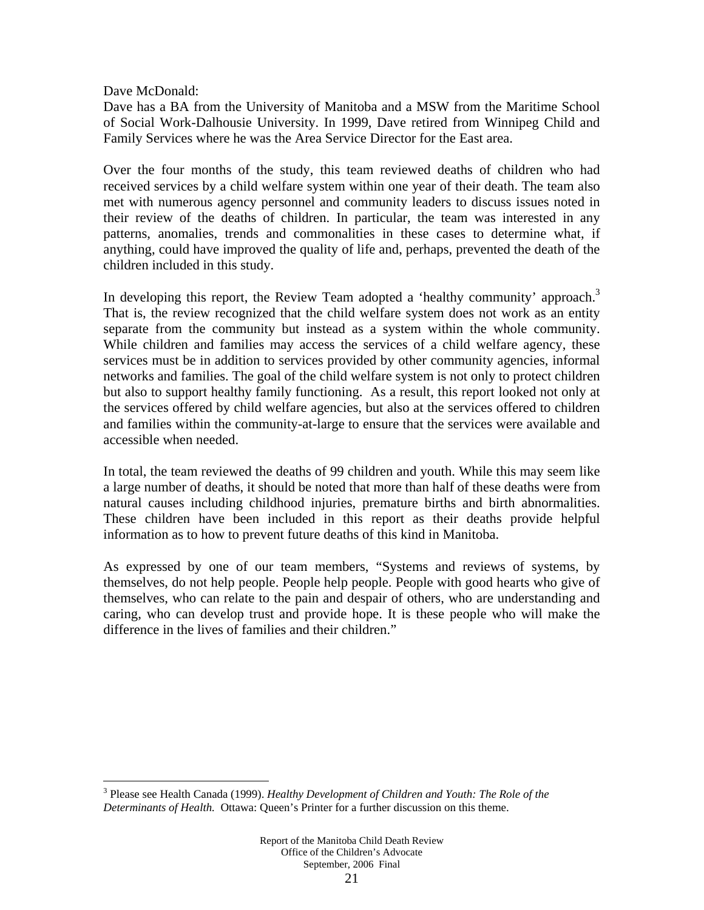Dave McDonald:
Dave has a BA from the University of Manitoba and a MSW from the Maritime School of Social Work-Dalhousie University. In 1999, Dave retired from Winnipeg Child and Family Services where he was the Area Service Director for the East area.

Over the four months of the study, this team reviewed deaths of children who had received services by a child welfare system within one year of their death. The team also met with numerous agency personnel and community leaders to discuss issues noted in their review of the deaths of children. In particular, the team was interested in any patterns, anomalies, trends and commonalities in these cases to determine what, if anything, could have improved the quality of life and, perhaps, prevented the death of the children included in this study.

In developing this report, the Review Team adopted a 'healthy community' approach.[3] That is, the review recognized that the child welfare system does not work as an entity separate from the community but instead as a system within the whole community. While children and families may access the services of a child welfare agency, these services must be in addition to services provided by other community agencies, informal networks and families. The goal of the child welfare system is not only to protect children but also to support healthy family functioning. As a result, this report looked not only at the services offered by child welfare agencies, but also at the services offered to children and families within the community-at-large to ensure that the services were available and accessible when needed.

In total, the team reviewed the deaths of 99 children and youth. While this may seem like a large number of deaths, it should be noted that more than half of these deaths were from natural causes including childhood injuries, premature births and birth abnormalities. These children have been included in this report as their deaths provide helpful information as to how to prevent future deaths of this kind in Manitoba.

As expressed by one of our team members, "Systems and reviews of systems, by themselves, do not help people. People help people. People with good hearts who give of themselves, who can relate to the pain and despair of others, who are understanding and caring, who can develop trust and provide hope. It is these people who will make the difference in the lives of families and their children."

---

[3] Please see Health Canada (1999). *Healthy Development of Children and Youth: The Role of the Determinants of Health.* Ottawa: Queen's Printer for a further discussion on this theme.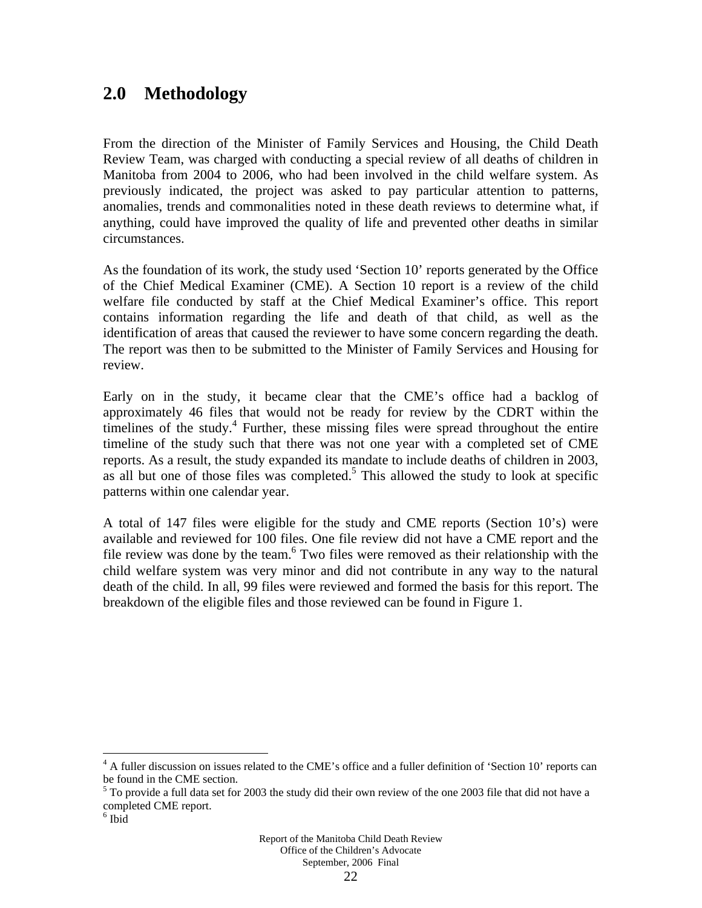## 2.0 Methodology

From the direction of the Minister of Family Services and Housing, the Child Death Review Team, was charged with conducting a special review of all deaths of children in Manitoba from 2004 to 2006, who had been involved in the child welfare system. As previously indicated, the project was asked to pay particular attention to patterns, anomalies, trends and commonalities noted in these death reviews to determine what, if anything, could have improved the quality of life and prevented other deaths in similar circumstances.

As the foundation of its work, the study used 'Section 10' reports generated by the Office of the Chief Medical Examiner (CME). A Section 10 report is a review of the child welfare file conducted by staff at the Chief Medical Examiner's office. This report contains information regarding the life and death of that child, as well as the identification of areas that caused the reviewer to have some concern regarding the death. The report was then to be submitted to the Minister of Family Services and Housing for review.

Early on in the study, it became clear that the CME's office had a backlog of approximately 46 files that would not be ready for review by the CDRT within the timelines of the study.[4] Further, these missing files were spread throughout the entire timeline of the study such that there was not one year with a completed set of CME reports. As a result, the study expanded its mandate to include deaths of children in 2003, as all but one of those files was completed.[5] This allowed the study to look at specific patterns within one calendar year.

A total of 147 files were eligible for the study and CME reports (Section 10's) were available and reviewed for 100 files. One file review did not have a CME report and the file review was done by the team.[6] Two files were removed as their relationship with the child welfare system was very minor and did not contribute in any way to the natural death of the child. In all, 99 files were reviewed and formed the basis for this report. The breakdown of the eligible files and those reviewed can be found in Figure 1.

---

[4] A fuller discussion on issues related to the CME's office and a fuller definition of 'Section 10' reports can be found in the CME section.

[5] To provide a full data set for 2003 the study did their own review of the one 2003 file that did not have a completed CME report.

[6] Ibid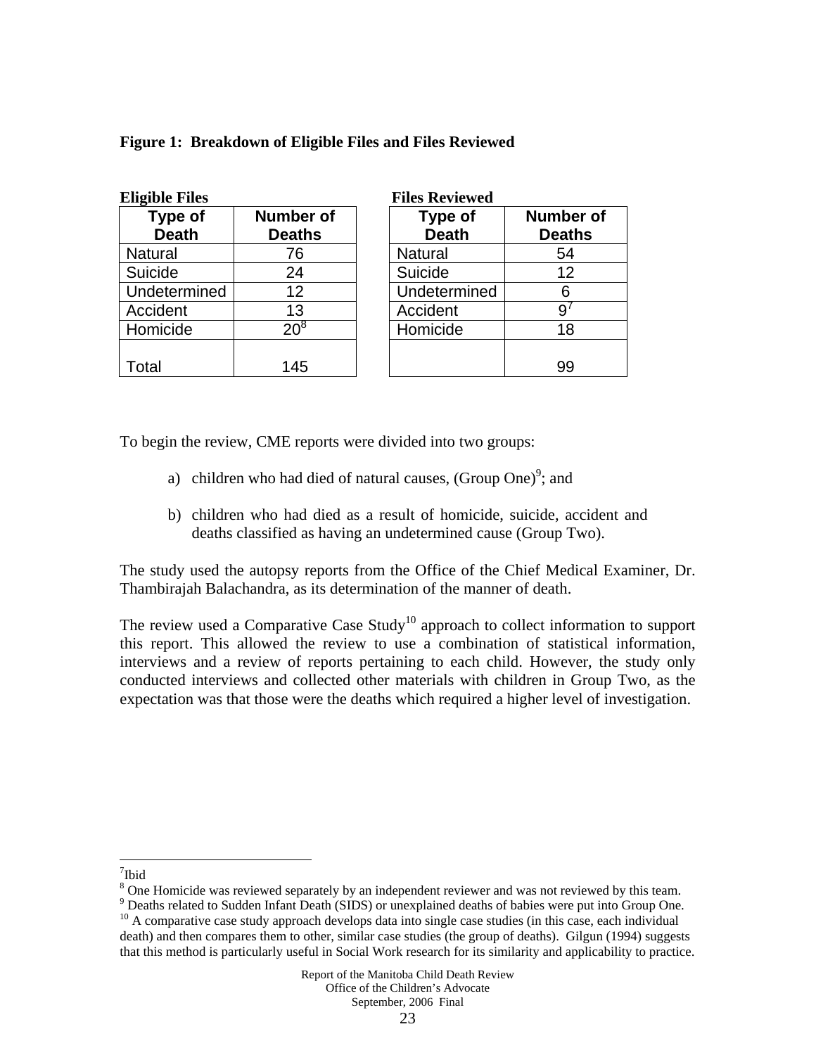**Figure 1: Breakdown of Eligible Files and Files Reviewed**

**Eligible Files**

| Type of Death | Number of Deaths |
|---|---|
| Natural | 76 |
| Suicide | 24 |
| Undetermined | 12 |
| Accident | 13 |
| Homicide | 20[8] |
| Total | 145 |

**Files Reviewed**

| Type of Death | Number of Deaths |
|---|---|
| Natural | 54 |
| Suicide | 12 |
| Undetermined | 6 |
| Accident | 9[7] |
| Homicide | 18 |
| | 99 |

To begin the review, CME reports were divided into two groups:

a) children who had died of natural causes, (Group One)[9]; and

b) children who had died as a result of homicide, suicide, accident and deaths classified as having an undetermined cause (Group Two).

The study used the autopsy reports from the Office of the Chief Medical Examiner, Dr. Thambirajah Balachandra, as its determination of the manner of death.

The review used a Comparative Case Study[10] approach to collect information to support this report. This allowed the review to use a combination of statistical information, interviews and a review of reports pertaining to each child. However, the study only conducted interviews and collected other materials with children in Group Two, as the expectation was that those were the deaths which required a higher level of investigation.

---

[7] Ibid

[8] One Homicide was reviewed separately by an independent reviewer and was not reviewed by this team.

[9] Deaths related to Sudden Infant Death (SIDS) or unexplained deaths of babies were put into Group One.

[10] A comparative case study approach develops data into single case studies (in this case, each individual death) and then compares them to other, similar case studies (the group of deaths). Gilgun (1994) suggests that this method is particularly useful in Social Work research for its similarity and applicability to practice.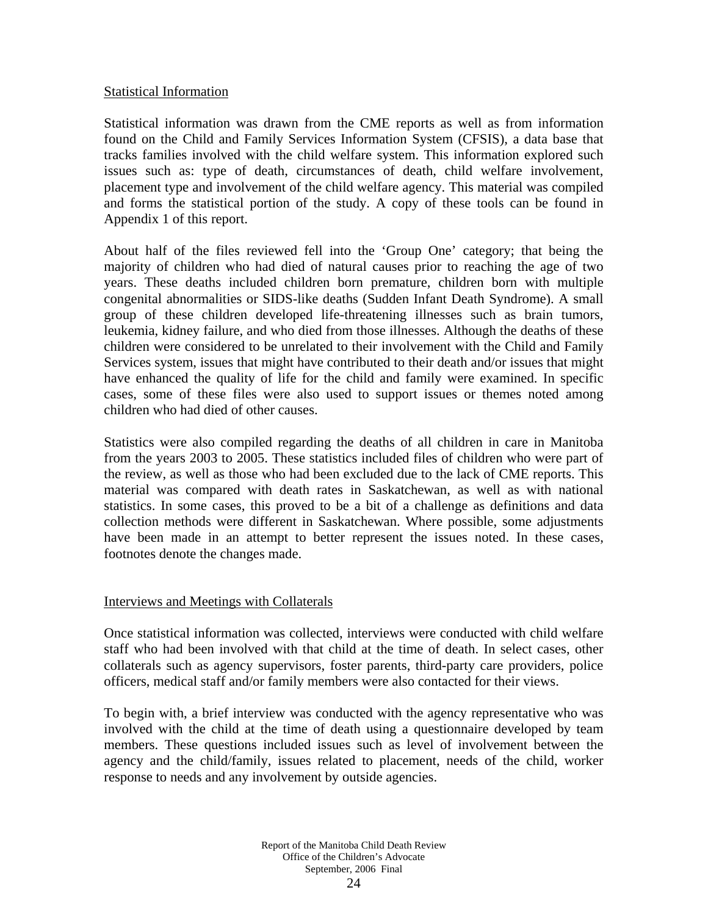Statistical Information

Statistical information was drawn from the CME reports as well as from information found on the Child and Family Services Information System (CFSIS), a data base that tracks families involved with the child welfare system. This information explored such issues such as: type of death, circumstances of death, child welfare involvement, placement type and involvement of the child welfare agency. This material was compiled and forms the statistical portion of the study. A copy of these tools can be found in Appendix 1 of this report.

About half of the files reviewed fell into the 'Group One' category; that being the majority of children who had died of natural causes prior to reaching the age of two years. These deaths included children born premature, children born with multiple congenital abnormalities or SIDS-like deaths (Sudden Infant Death Syndrome). A small group of these children developed life-threatening illnesses such as brain tumors, leukemia, kidney failure, and who died from those illnesses. Although the deaths of these children were considered to be unrelated to their involvement with the Child and Family Services system, issues that might have contributed to their death and/or issues that might have enhanced the quality of life for the child and family were examined. In specific cases, some of these files were also used to support issues or themes noted among children who had died of other causes.

Statistics were also compiled regarding the deaths of all children in care in Manitoba from the years 2003 to 2005. These statistics included files of children who were part of the review, as well as those who had been excluded due to the lack of CME reports. This material was compared with death rates in Saskatchewan, as well as with national statistics. In some cases, this proved to be a bit of a challenge as definitions and data collection methods were different in Saskatchewan. Where possible, some adjustments have been made in an attempt to better represent the issues noted. In these cases, footnotes denote the changes made.

Interviews and Meetings with Collaterals

Once statistical information was collected, interviews were conducted with child welfare staff who had been involved with that child at the time of death. In select cases, other collaterals such as agency supervisors, foster parents, third-party care providers, police officers, medical staff and/or family members were also contacted for their views.

To begin with, a brief interview was conducted with the agency representative who was involved with the child at the time of death using a questionnaire developed by team members. These questions included issues such as level of involvement between the agency and the child/family, issues related to placement, needs of the child, worker response to needs and any involvement by outside agencies.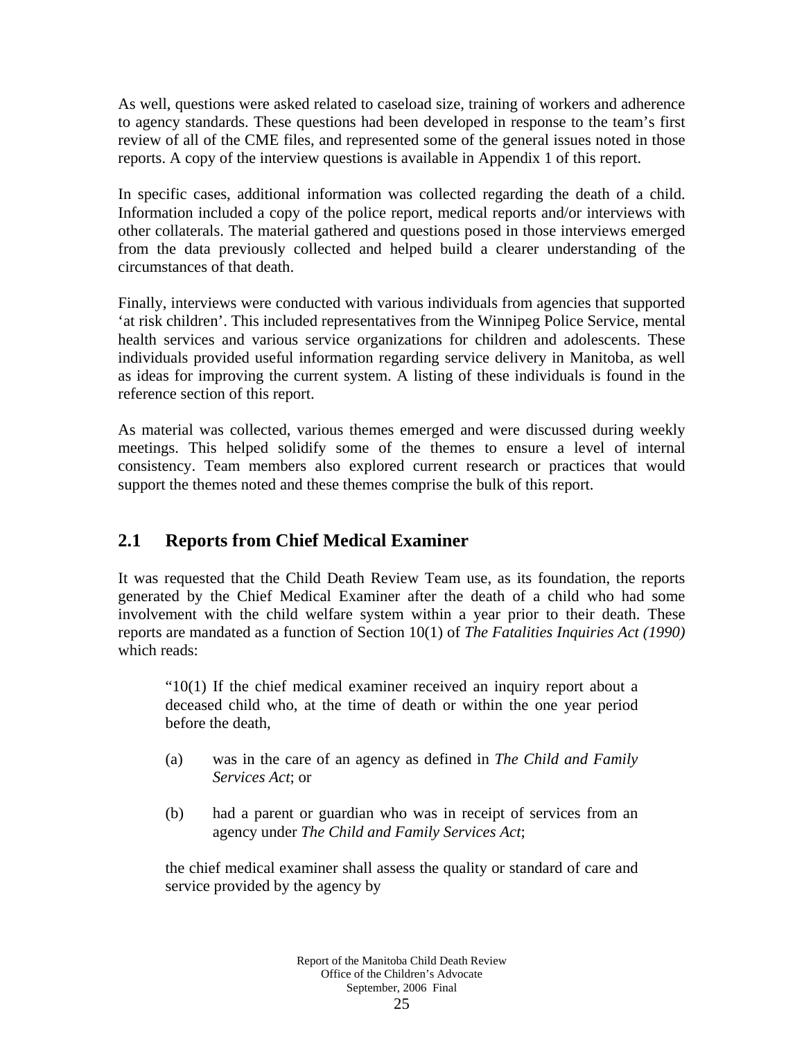As well, questions were asked related to caseload size, training of workers and adherence to agency standards. These questions had been developed in response to the team's first review of all of the CME files, and represented some of the general issues noted in those reports. A copy of the interview questions is available in Appendix 1 of this report.

In specific cases, additional information was collected regarding the death of a child. Information included a copy of the police report, medical reports and/or interviews with other collaterals. The material gathered and questions posed in those interviews emerged from the data previously collected and helped build a clearer understanding of the circumstances of that death.

Finally, interviews were conducted with various individuals from agencies that supported 'at risk children'. This included representatives from the Winnipeg Police Service, mental health services and various service organizations for children and adolescents. These individuals provided useful information regarding service delivery in Manitoba, as well as ideas for improving the current system. A listing of these individuals is found in the reference section of this report.

As material was collected, various themes emerged and were discussed during weekly meetings. This helped solidify some of the themes to ensure a level of internal consistency. Team members also explored current research or practices that would support the themes noted and these themes comprise the bulk of this report.

## 2.1 Reports from Chief Medical Examiner

It was requested that the Child Death Review Team use, as its foundation, the reports generated by the Chief Medical Examiner after the death of a child who had some involvement with the child welfare system within a year prior to their death. These reports are mandated as a function of Section 10(1) of *The Fatalities Inquiries Act (1990)* which reads:

> "10(1) If the chief medical examiner received an inquiry report about a deceased child who, at the time of death or within the one year period before the death,
>
> (a) was in the care of an agency as defined in *The Child and Family Services Act*; or
>
> (b) had a parent or guardian who was in receipt of services from an agency under *The Child and Family Services Act*;
>
> the chief medical examiner shall assess the quality or standard of care and service provided by the agency by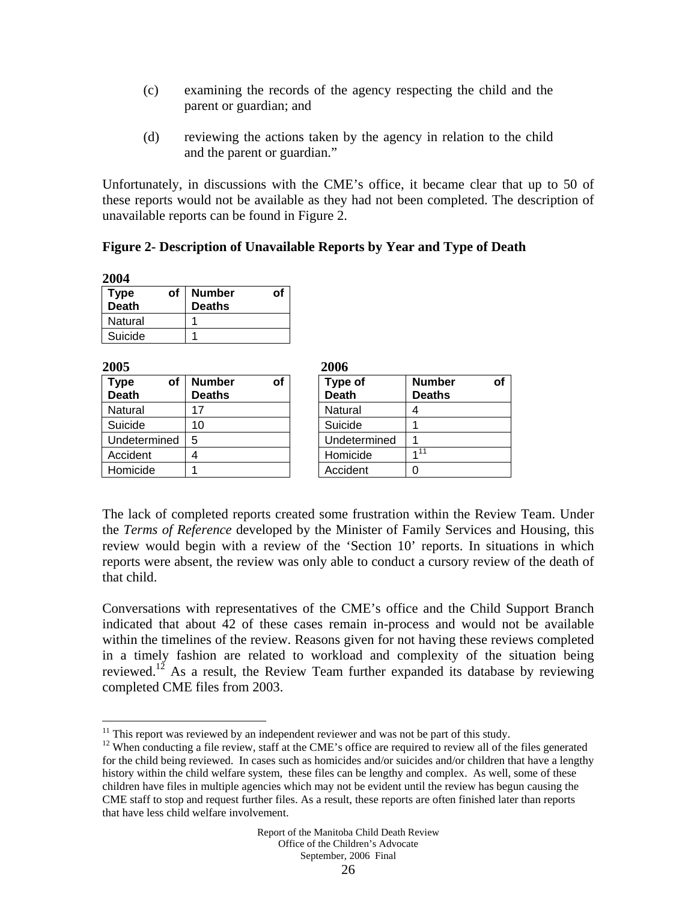(c) examining the records of the agency respecting the child and the parent or guardian; and

(d) reviewing the actions taken by the agency in relation to the child and the parent or guardian."

Unfortunately, in discussions with the CME's office, it became clear that up to 50 of these reports would not be available as they had not been completed. The description of unavailable reports can be found in Figure 2.

**Figure 2- Description of Unavailable Reports by Year and Type of Death**

**2004**

| Type of Death | Number of Deaths |
|---|---|
| Natural | 1 |
| Suicide | 1 |

**2005**

| Type of Death | Number of Deaths |
|---|---|
| Natural | 17 |
| Suicide | 10 |
| Undetermined | 5 |
| Accident | 4 |
| Homicide | 1 |

**2006**

| Type of Death | Number of Deaths |
|---|---|
| Natural | 4 |
| Suicide | 1 |
| Undetermined | 1 |
| Homicide | 1[11] |
| Accident | 0 |

The lack of completed reports created some frustration within the Review Team. Under the *Terms of Reference* developed by the Minister of Family Services and Housing, this review would begin with a review of the 'Section 10' reports. In situations in which reports were absent, the review was only able to conduct a cursory review of the death of that child.

Conversations with representatives of the CME's office and the Child Support Branch indicated that about 42 of these cases remain in-process and would not be available within the timelines of the review. Reasons given for not having these reviews completed in a timely fashion are related to workload and complexity of the situation being reviewed.[12] As a result, the Review Team further expanded its database by reviewing completed CME files from 2003.

---

[11] This report was reviewed by an independent reviewer and was not part of this study.

[12] When conducting a file review, staff at the CME's office are required to review all of the files generated for the child being reviewed. In cases such as homicides and/or suicides and/or children that have a lengthy history within the child welfare system, these files can be lengthy and complex. As well, some of these children have files in multiple agencies which may not be evident until the review has begun causing the CME staff to stop and request further files. As a result, these reports are often finished later than reports that have less child welfare involvement.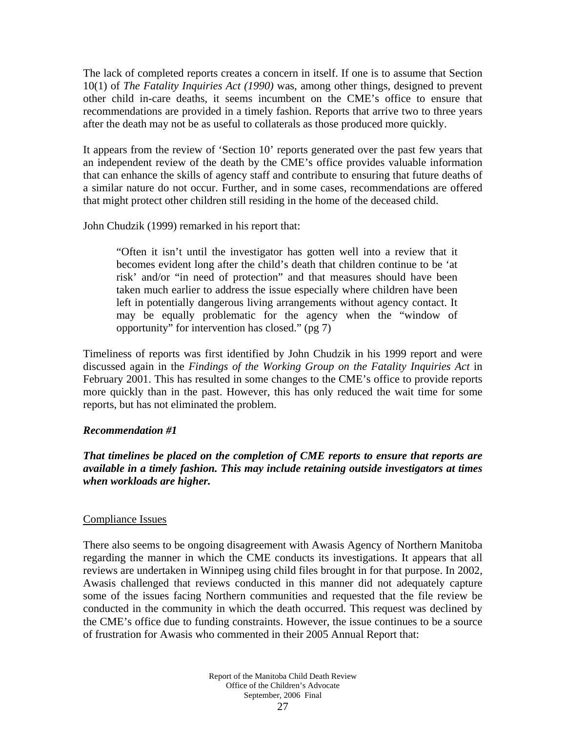The lack of completed reports creates a concern in itself. If one is to assume that Section 10(1) of *The Fatality Inquiries Act (1990)* was, among other things, designed to prevent other child in-care deaths, it seems incumbent on the CME's office to ensure that recommendations are provided in a timely fashion. Reports that arrive two to three years after the death may not be as useful to collaterals as those produced more quickly.

It appears from the review of 'Section 10' reports generated over the past few years that an independent review of the death by the CME's office provides valuable information that can enhance the skills of agency staff and contribute to ensuring that future deaths of a similar nature do not occur. Further, and in some cases, recommendations are offered that might protect other children still residing in the home of the deceased child.

John Chudzik (1999) remarked in his report that:

> "Often it isn't until the investigator has gotten well into a review that it becomes evident long after the child's death that children continue to be 'at risk' and/or "in need of protection" and that measures should have been taken much earlier to address the issue especially where children have been left in potentially dangerous living arrangements without agency contact. It may be equally problematic for the agency when the "window of opportunity" for intervention has closed." (pg 7)

Timeliness of reports was first identified by John Chudzik in his 1999 report and were discussed again in the *Findings of the Working Group on the Fatality Inquiries Act* in February 2001. This has resulted in some changes to the CME's office to provide reports more quickly than in the past. However, this has only reduced the wait time for some reports, but has not eliminated the problem.

***Recommendation #1***

***That timelines be placed on the completion of CME reports to ensure that reports are available in a timely fashion. This may include retaining outside investigators at times when workloads are higher.***

<u>Compliance Issues</u>

There also seems to be ongoing disagreement with Awasis Agency of Northern Manitoba regarding the manner in which the CME conducts its investigations. It appears that all reviews are undertaken in Winnipeg using child files brought in for that purpose. In 2002, Awasis challenged that reviews conducted in this manner did not adequately capture some of the issues facing Northern communities and requested that the file review be conducted in the community in which the death occurred. This request was declined by the CME's office due to funding constraints. However, the issue continues to be a source of frustration for Awasis who commented in their 2005 Annual Report that: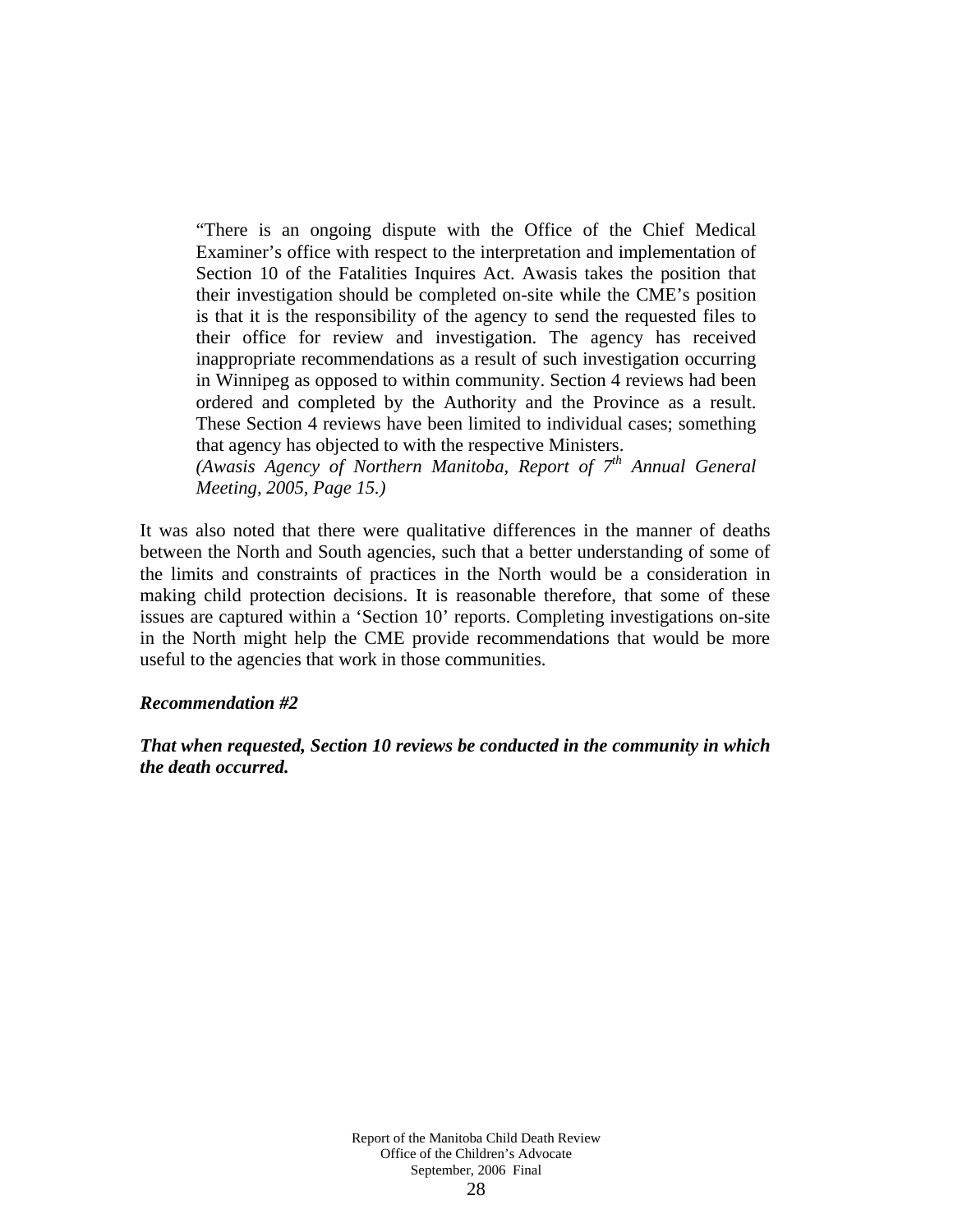> "There is an ongoing dispute with the Office of the Chief Medical Examiner's office with respect to the interpretation and implementation of Section 10 of the Fatalities Inquires Act. Awasis takes the position that their investigation should be completed on-site while the CME's position is that it is the responsibility of the agency to send the requested files to their office for review and investigation. The agency has received inappropriate recommendations as a result of such investigation occurring in Winnipeg as opposed to within community. Section 4 reviews had been ordered and completed by the Authority and the Province as a result. These Section 4 reviews have been limited to individual cases; something that agency has objected to with the respective Ministers.
> *(Awasis Agency of Northern Manitoba, Report of 7th Annual General Meeting, 2005, Page 15.)*

It was also noted that there were qualitative differences in the manner of deaths between the North and South agencies, such that a better understanding of some of the limits and constraints of practices in the North would be a consideration in making child protection decisions. It is reasonable therefore, that some of these issues are captured within a 'Section 10' reports. Completing investigations on-site in the North might help the CME provide recommendations that would be more useful to the agencies that work in those communities.

***Recommendation #2***

***That when requested, Section 10 reviews be conducted in the community in which the death occurred.***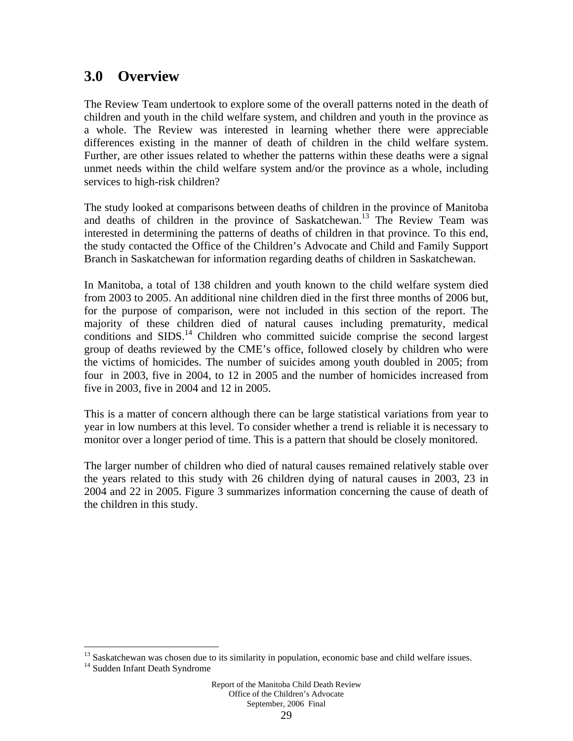## 3.0 Overview

The Review Team undertook to explore some of the overall patterns noted in the death of children and youth in the child welfare system, and children and youth in the province as a whole. The Review was interested in learning whether there were appreciable differences existing in the manner of death of children in the child welfare system. Further, are other issues related to whether the patterns within these deaths were a signal unmet needs within the child welfare system and/or the province as a whole, including services to high-risk children?

The study looked at comparisons between deaths of children in the province of Manitoba and deaths of children in the province of Saskatchewan.[13] The Review Team was interested in determining the patterns of deaths of children in that province. To this end, the study contacted the Office of the Children's Advocate and Child and Family Support Branch in Saskatchewan for information regarding deaths of children in Saskatchewan.

In Manitoba, a total of 138 children and youth known to the child welfare system died from 2003 to 2005. An additional nine children died in the first three months of 2006 but, for the purpose of comparison, were not included in this section of the report. The majority of these children died of natural causes including prematurity, medical conditions and SIDS.[14] Children who committed suicide comprise the second largest group of deaths reviewed by the CME's office, followed closely by children who were the victims of homicides. The number of suicides among youth doubled in 2005; from four in 2003, five in 2004, to 12 in 2005 and the number of homicides increased from five in 2003, five in 2004 and 12 in 2005.

This is a matter of concern although there can be large statistical variations from year to year in low numbers at this level. To consider whether a trend is reliable it is necessary to monitor over a longer period of time. This is a pattern that should be closely monitored.

The larger number of children who died of natural causes remained relatively stable over the years related to this study with 26 children dying of natural causes in 2003, 23 in 2004 and 22 in 2005. Figure 3 summarizes information concerning the cause of death of the children in this study.

---

[13] Saskatchewan was chosen due to its similarity in population, economic base and child welfare issues.

[14] Sudden Infant Death Syndrome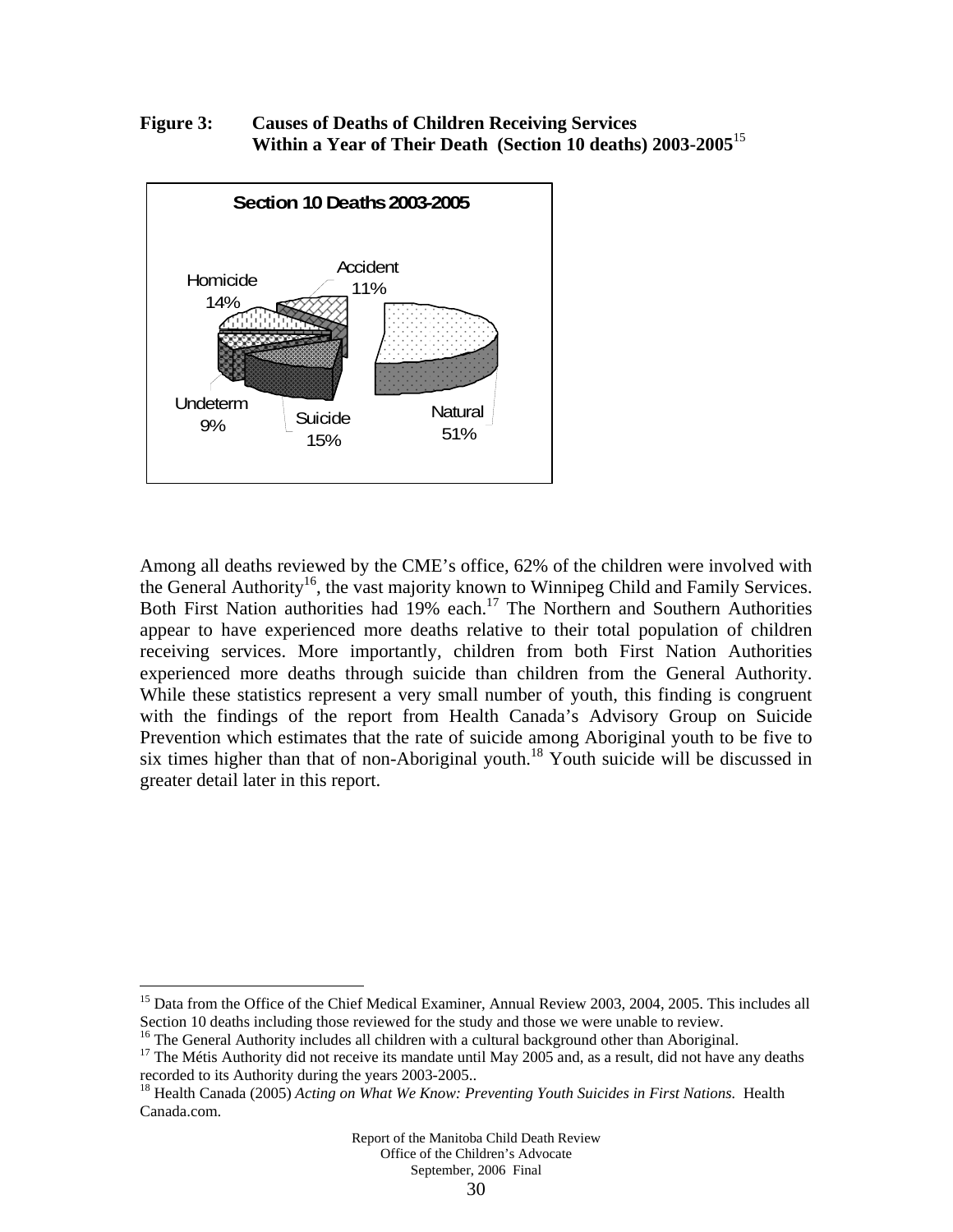**Figure 3: Causes of Deaths of Children Receiving Services Within a Year of Their Death (Section 10 deaths) 2003-2005**[15]

Section 10 Deaths 2003-2005

Accident 11%
Homicide 14%
Natural 51%
Undeterm 9%
Suicide 15%

Among all deaths reviewed by the CME's office, 62% of the children were involved with the General Authority[16], the vast majority known to Winnipeg Child and Family Services. Both First Nation authorities had 19% each.[17] The Northern and Southern Authorities appear to have experienced more deaths relative to their total population of children receiving services. More importantly, children from both First Nation Authorities experienced more deaths through suicide than children from the General Authority. While these statistics represent a very small number of youth, this finding is congruent with the findings of the report from Health Canada's Advisory Group on Suicide Prevention which estimates that the rate of suicide among Aboriginal youth to be five to six times higher than that of non-Aboriginal youth.[18] Youth suicide will be discussed in greater detail later in this report.

---

[15] Data from the Office of the Chief Medical Examiner, Annual Review 2003, 2004, 2005. This includes all Section 10 deaths including those reviewed for the study and those we were unable to review.

[16] The General Authority includes all children with a cultural background other than Aboriginal.

[17] The Métis Authority did not receive its mandate until May 2005 and, as a result, did not have any deaths recorded to its Authority during the years 2003-2005..

[18] Health Canada (2005) *Acting on What We Know: Preventing Youth Suicides in First Nations.* Health Canada.com.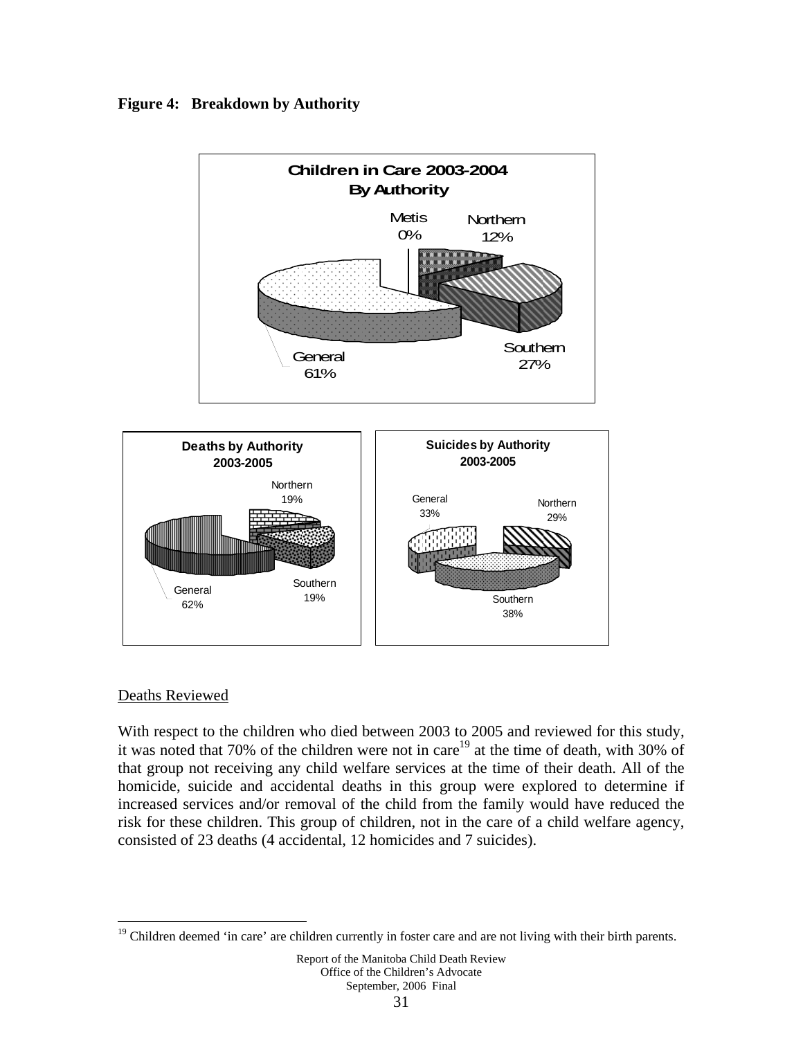**Figure 4: Breakdown by Authority**

**Children in Care 2003-2004 By Authority**

Metis 0%
Northern 12%
Southern 27%
General 61%

**Deaths by Authority 2003-2005**

Northern 19%
Southern 19%
General 62%

**Suicides by Authority 2003-2005**

General 33%
Northern 29%
Southern 38%

<u>Deaths Reviewed</u>

With respect to the children who died between 2003 to 2005 and reviewed for this study, it was noted that 70% of the children were not in care[19] at the time of death, with 30% of that group not receiving any child welfare services at the time of their death. All of the homicide, suicide and accidental deaths in this group were explored to determine if increased services and/or removal of the child from the family would have reduced the risk for these children. This group of children, not in the care of a child welfare agency, consisted of 23 deaths (4 accidental, 12 homicides and 7 suicides).

[19] Children deemed 'in care' are children currently in foster care and are not living with their birth parents.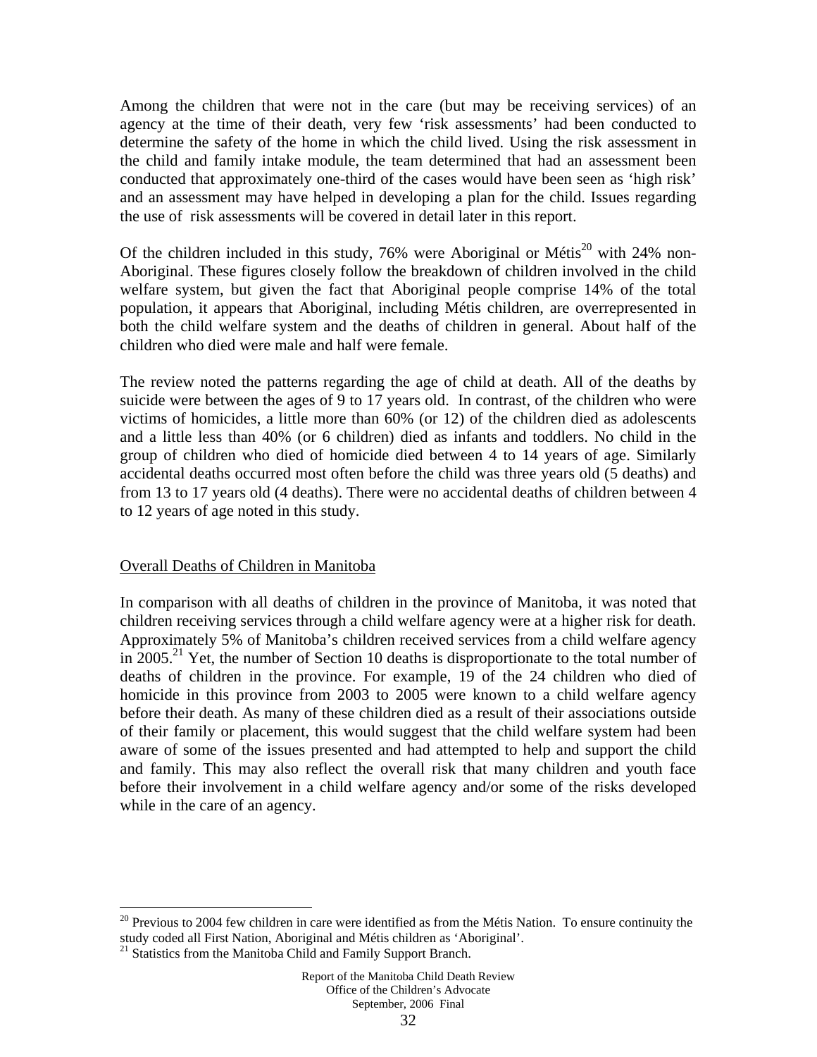Among the children that were not in the care (but may be receiving services) of an agency at the time of their death, very few 'risk assessments' had been conducted to determine the safety of the home in which the child lived. Using the risk assessment in the child and family intake module, the team determined that had an assessment been conducted that approximately one-third of the cases would have been seen as 'high risk' and an assessment may have helped in developing a plan for the child. Issues regarding the use of risk assessments will be covered in detail later in this report.

Of the children included in this study, 76% were Aboriginal or Métis[20] with 24% non-Aboriginal. These figures closely follow the breakdown of children involved in the child welfare system, but given the fact that Aboriginal people comprise 14% of the total population, it appears that Aboriginal, including Métis children, are overrepresented in both the child welfare system and the deaths of children in general. About half of the children who died were male and half were female.

The review noted the patterns regarding the age of child at death. All of the deaths by suicide were between the ages of 9 to 17 years old. In contrast, of the children who were victims of homicides, a little more than 60% (or 12) of the children died as adolescents and a little less than 40% (or 6 children) died as infants and toddlers. No child in the group of children who died of homicide died between 4 to 14 years of age. Similarly accidental deaths occurred most often before the child was three years old (5 deaths) and from 13 to 17 years old (4 deaths). There were no accidental deaths of children between 4 to 12 years of age noted in this study.

## Overall Deaths of Children in Manitoba

In comparison with all deaths of children in the province of Manitoba, it was noted that children receiving services through a child welfare agency were at a higher risk for death. Approximately 5% of Manitoba's children received services from a child welfare agency in 2005.[21] Yet, the number of Section 10 deaths is disproportionate to the total number of deaths of children in the province. For example, 19 of the 24 children who died of homicide in this province from 2003 to 2005 were known to a child welfare agency before their death. As many of these children died as a result of their associations outside of their family or placement, this would suggest that the child welfare system had been aware of some of the issues presented and had attempted to help and support the child and family. This may also reflect the overall risk that many children and youth face before their involvement in a child welfare agency and/or some of the risks developed while in the care of an agency.

---

[20] Previous to 2004 few children in care were identified as from the Métis Nation. To ensure continuity the study coded all First Nation, Aboriginal and Métis children as 'Aboriginal'.

[21] Statistics from the Manitoba Child and Family Support Branch.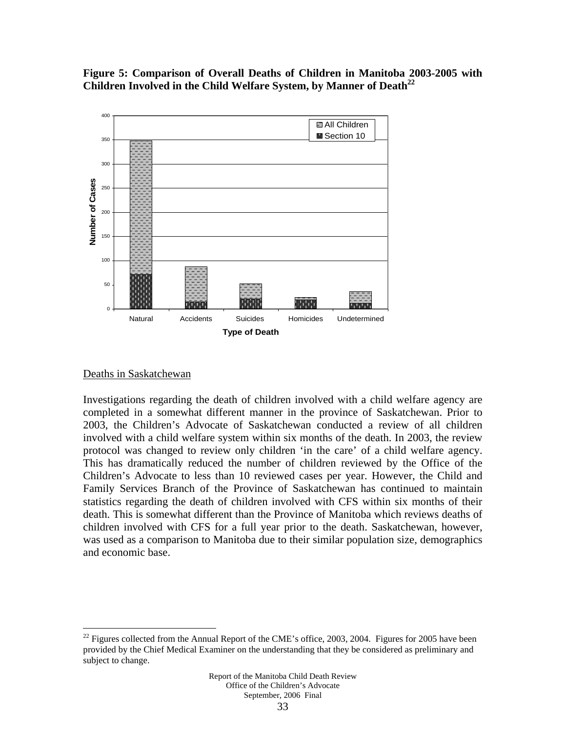**Figure 5: Comparison of Overall Deaths of Children in Manitoba 2003-2005 with Children Involved in the Child Welfare System, by Manner of Death[22]**

Deaths in Saskatchewan

Investigations regarding the death of children involved with a child welfare agency are completed in a somewhat different manner in the province of Saskatchewan. Prior to 2003, the Children's Advocate of Saskatchewan conducted a review of all children involved with a child welfare system within six months of the death. In 2003, the review protocol was changed to review only children 'in the care' of a child welfare agency. This has dramatically reduced the number of children reviewed by the Office of the Children's Advocate to less than 10 reviewed cases per year. However, the Child and Family Services Branch of the Province of Saskatchewan has continued to maintain statistics regarding the death of children involved with CFS within six months of their death. This is somewhat different than the Province of Manitoba which reviews deaths of children involved with CFS for a full year prior to the death. Saskatchewan, however, was used as a comparison to Manitoba due to their similar population size, demographics and economic base.

[22] Figures collected from the Annual Report of the CME's office, 2003, 2004. Figures for 2005 have been provided by the Chief Medical Examiner on the understanding that they be considered as preliminary and subject to change.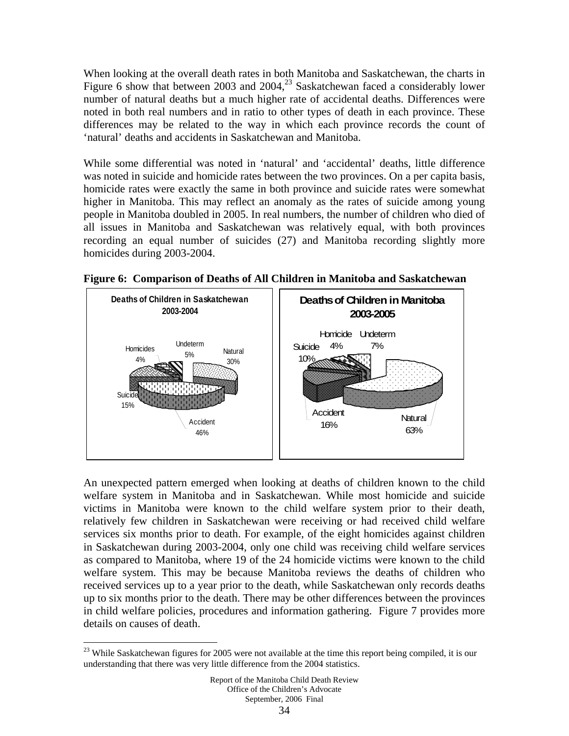When looking at the overall death rates in both Manitoba and Saskatchewan, the charts in Figure 6 show that between 2003 and 2004,[23] Saskatchewan faced a considerably lower number of natural deaths but a much higher rate of accidental deaths. Differences were noted in both real numbers and in ratio to other types of death in each province. These differences may be related to the way in which each province records the count of 'natural' deaths and accidents in Saskatchewan and Manitoba.

While some differential was noted in 'natural' and 'accidental' deaths, little difference was noted in suicide and homicide rates between the two provinces. On a per capita basis, homicide rates were exactly the same in both province and suicide rates were somewhat higher in Manitoba. This may reflect an anomaly as the rates of suicide among young people in Manitoba doubled in 2005. In real numbers, the number of children who died of all issues in Manitoba and Saskatchewan was relatively equal, with both provinces recording an equal number of suicides (27) and Manitoba recording slightly more homicides during 2003-2004.

**Figure 6: Comparison of Deaths of All Children in Manitoba and Saskatchewan**

**Deaths of Children in Saskatchewan 2003-2004**

| Cause | Percentage |
|---|---|
| Natural | 30% |
| Accident | 46% |
| Suicide | 15% |
| Homicides | 4% |
| Undeterm | 5% |

**Deaths of Children in Manitoba 2003-2005**

| Cause | Percentage |
|---|---|
| Natural | 63% |
| Accident | 16% |
| Suicide | 10% |
| Homicide | 4% |
| Undeterm | 7% |

An unexpected pattern emerged when looking at deaths of children known to the child welfare system in Manitoba and in Saskatchewan. While most homicide and suicide victims in Manitoba were known to the child welfare system prior to their death, relatively few children in Saskatchewan were receiving or had received child welfare services six months prior to death. For example, of the eight homicides against children in Saskatchewan during 2003-2004, only one child was receiving child welfare services as compared to Manitoba, where 19 of the 24 homicide victims were known to the child welfare system. This may be because Manitoba reviews the deaths of children who received services up to a year prior to the death, while Saskatchewan only records deaths up to six months prior to the death. There may be other differences between the provinces in child welfare policies, procedures and information gathering. Figure 7 provides more details on causes of death.

[23] While Saskatchewan figures for 2005 were not available at the time this report being compiled, it is our understanding that there was very little difference from the 2004 statistics.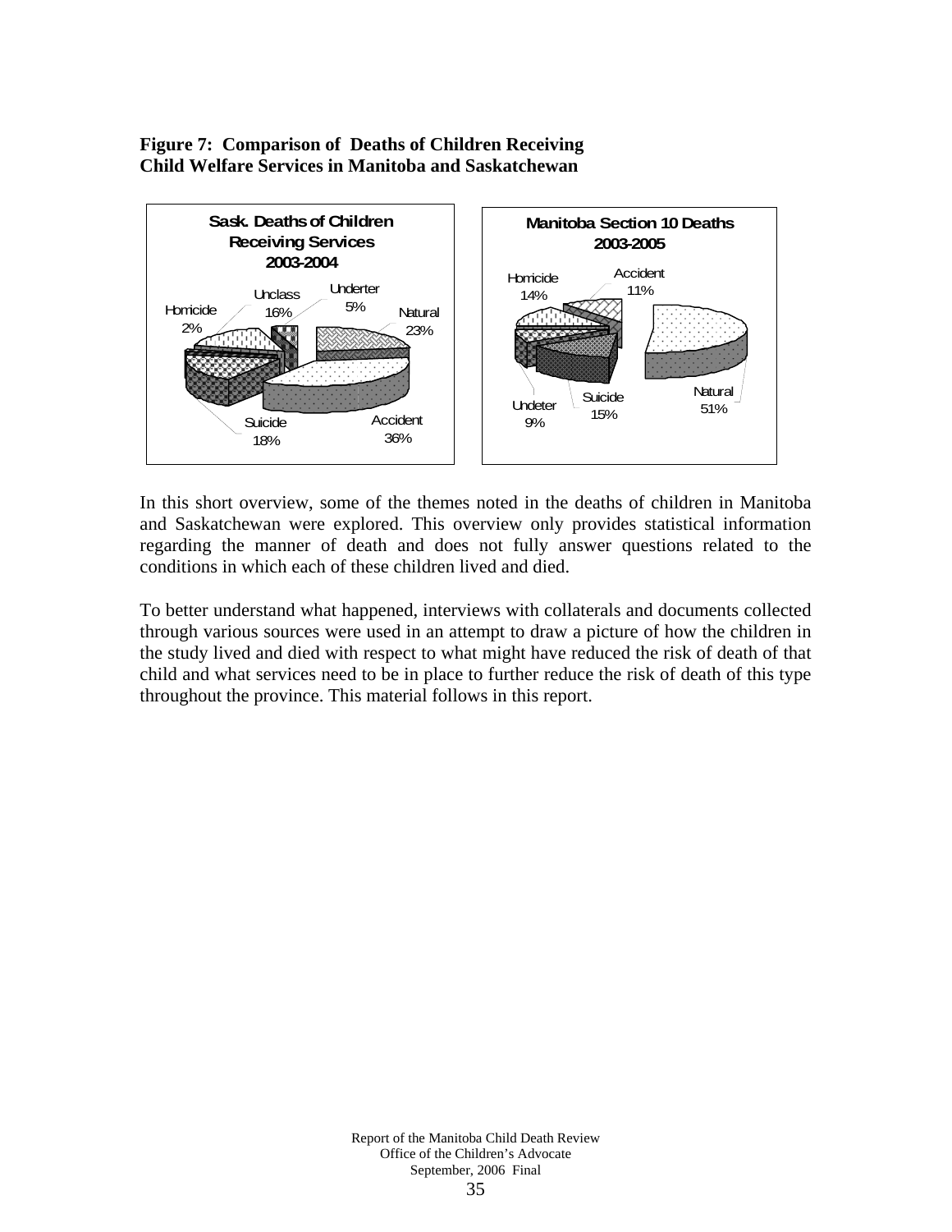**Figure 7: Comparison of Deaths of Children Receiving Child Welfare Services in Manitoba and Saskatchewan**

**Sask. Deaths of Children Receiving Services 2003-2004**

| Category | Percent |
|---|---|
| Natural | 23% |
| Accident | 36% |
| Suicide | 18% |
| Homicide | 2% |
| Unclass | 16% |
| Underter | 5% |

**Manitoba Section 10 Deaths 2003-2005**

| Category | Percent |
|---|---|
| Accident | 11% |
| Natural | 51% |
| Suicide | 15% |
| Undeter | 9% |
| Homicide | 14% |

In this short overview, some of the themes noted in the deaths of children in Manitoba and Saskatchewan were explored. This overview only provides statistical information regarding the manner of death and does not fully answer questions related to the conditions in which each of these children lived and died.

To better understand what happened, interviews with collaterals and documents collected through various sources were used in an attempt to draw a picture of how the children in the study lived and died with respect to what might have reduced the risk of death of that child and what services need to be in place to further reduce the risk of death of this type throughout the province. This material follows in this report.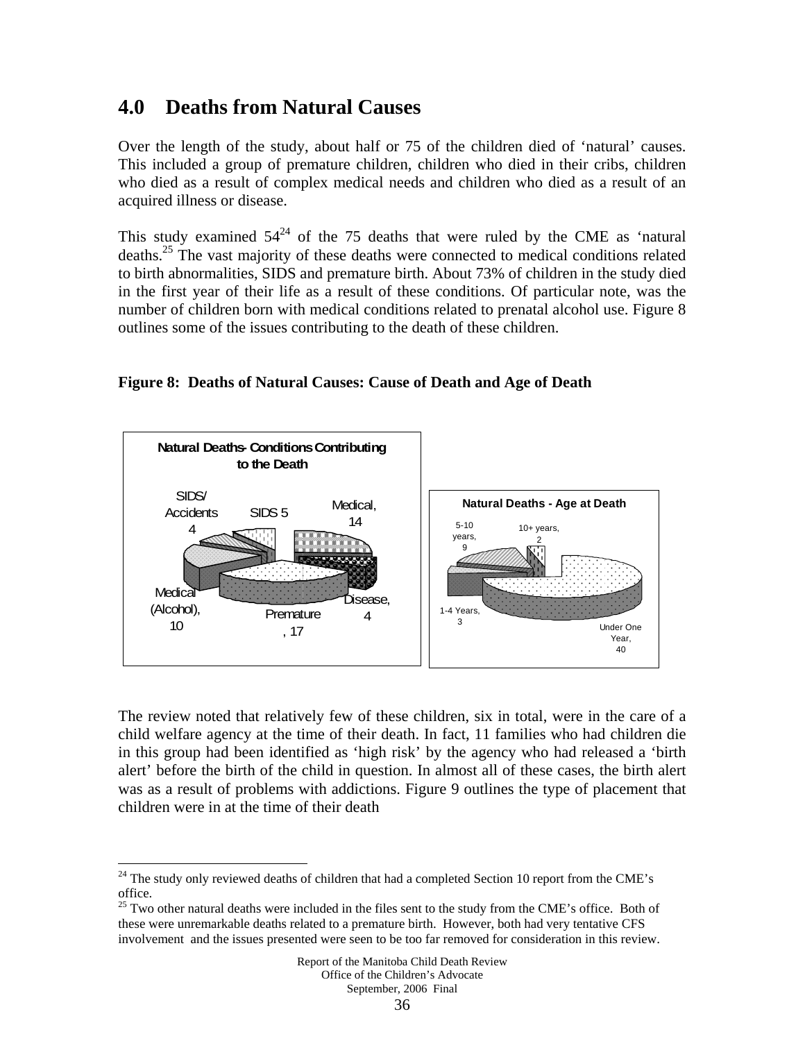## 4.0 Deaths from Natural Causes

Over the length of the study, about half or 75 of the children died of 'natural' causes. This included a group of premature children, children who died in their cribs, children who died as a result of complex medical needs and children who died as a result of an acquired illness or disease.

This study examined 54[24] of the 75 deaths that were ruled by the CME as 'natural deaths.[25] The vast majority of these deaths were connected to medical conditions related to birth abnormalities, SIDS and premature birth. About 73% of children in the study died in the first year of their life as a result of these conditions. Of particular note, was the number of children born with medical conditions related to prenatal alcohol use. Figure 8 outlines some of the issues contributing to the death of these children.

**Figure 8: Deaths of Natural Causes: Cause of Death and Age of Death**

**Natural Deaths- Conditions Contributing to the Death**

| Condition | Number |
|---|---|
| Medical | 14 |
| Disease | 4 |
| Premature | 17 |
| Medical (Alcohol) | 10 |
| SIDS/ Accidents | 4 |
| SIDS | 5 |

**Natural Deaths - Age at Death**

| Age | Number |
|---|---|
| Under One Year | 40 |
| 1-4 Years | 3 |
| 5-10 years | 9 |
| 10+ years | 2 |

The review noted that relatively few of these children, six in total, were in the care of a child welfare agency at the time of their death. In fact, 11 families who had children die in this group had been identified as 'high risk' by the agency who had released a 'birth alert' before the birth of the child in question. In almost all of these cases, the birth alert was as a result of problems with addictions. Figure 9 outlines the type of placement that children were in at the time of their death

---

[24] The study only reviewed deaths of children that had a completed Section 10 report from the CME's office.

[25] Two other natural deaths were included in the files sent to the study from the CME's office. Both of these were unremarkable deaths related to a premature birth. However, both had very tentative CFS involvement and the issues presented were seen to be too far removed for consideration in this review.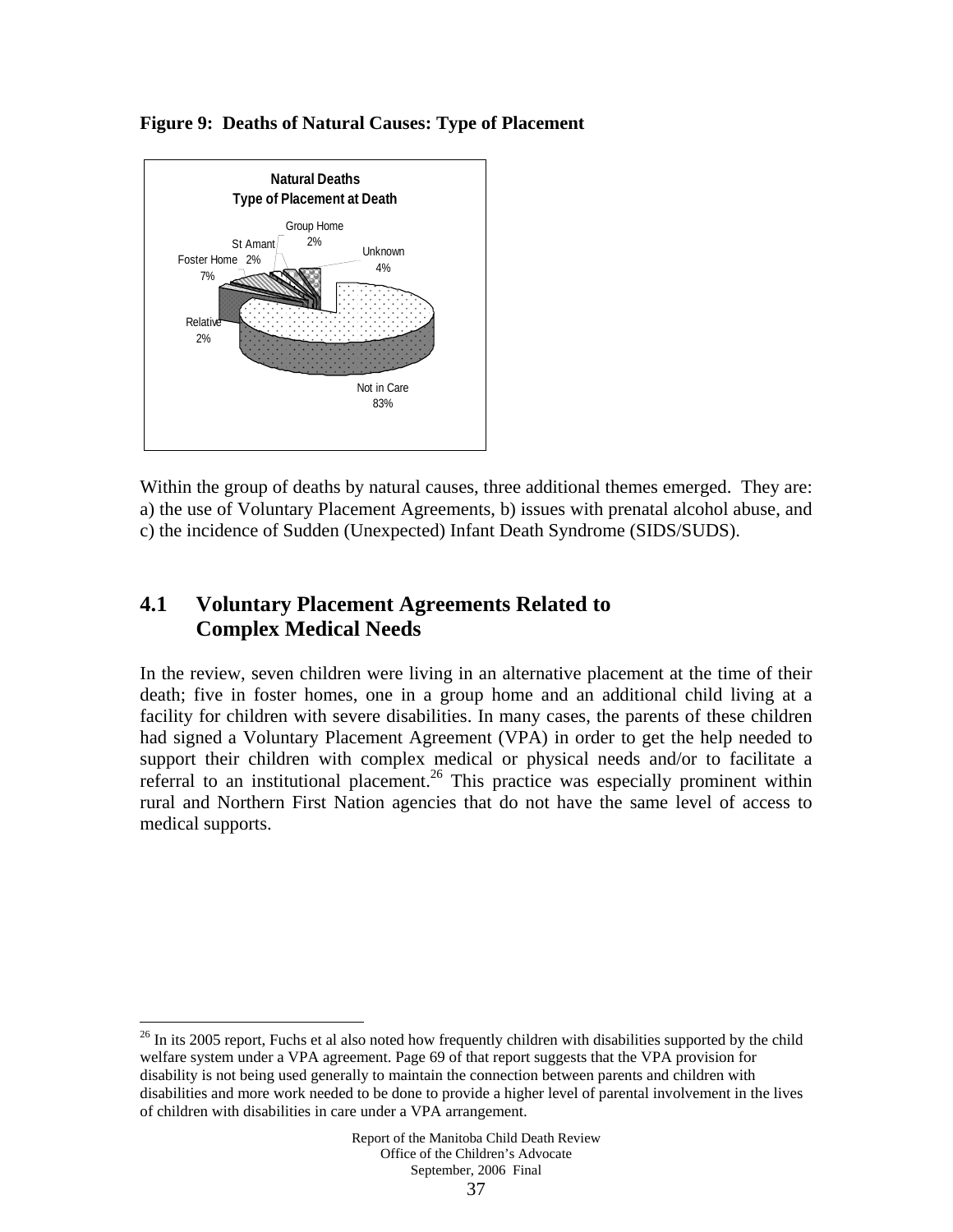**Figure 9: Deaths of Natural Causes: Type of Placement**

Natural Deaths
Type of Placement at Death

Group Home 2%
St Amant 2%
Unknown 4%
Foster Home 7%
Relative 2%
Not in Care 83%

Within the group of deaths by natural causes, three additional themes emerged. They are: a) the use of Voluntary Placement Agreements, b) issues with prenatal alcohol abuse, and c) the incidence of Sudden (Unexpected) Infant Death Syndrome (SIDS/SUDS).

## 4.1 Voluntary Placement Agreements Related to Complex Medical Needs

In the review, seven children were living in an alternative placement at the time of their death; five in foster homes, one in a group home and an additional child living at a facility for children with severe disabilities. In many cases, the parents of these children had signed a Voluntary Placement Agreement (VPA) in order to get the help needed to support their children with complex medical or physical needs and/or to facilitate a referral to an institutional placement.[26] This practice was especially prominent within rural and Northern First Nation agencies that do not have the same level of access to medical supports.

[26] In its 2005 report, Fuchs et al also noted how frequently children with disabilities supported by the child welfare system under a VPA agreement. Page 69 of that report suggests that the VPA provision for disability is not being used generally to maintain the connection between parents and children with disabilities and more work needed to be done to provide a higher level of parental involvement in the lives of children with disabilities in care under a VPA arrangement.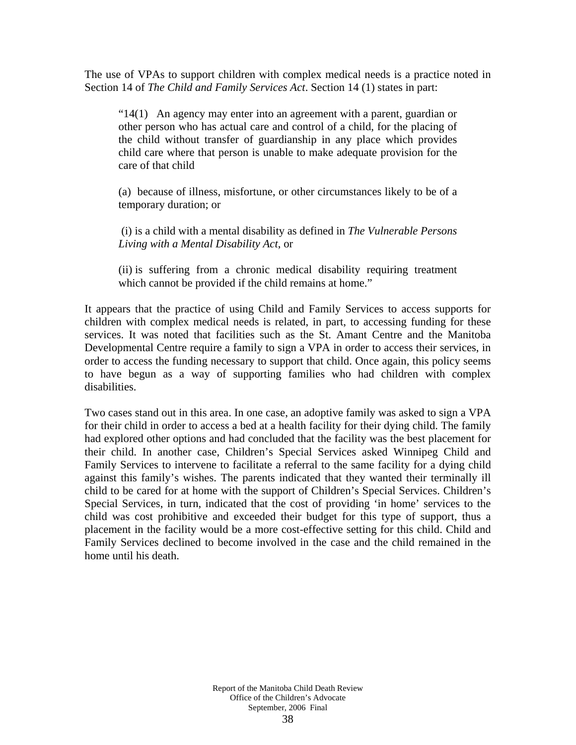The use of VPAs to support children with complex medical needs is a practice noted in Section 14 of *The Child and Family Services Act*. Section 14 (1) states in part:

> "14(1) An agency may enter into an agreement with a parent, guardian or other person who has actual care and control of a child, for the placing of the child without transfer of guardianship in any place which provides child care where that person is unable to make adequate provision for the care of that child
>
> (a) because of illness, misfortune, or other circumstances likely to be of a temporary duration; or
>
> (i) is a child with a mental disability as defined in *The Vulnerable Persons Living with a Mental Disability Act*, or
>
> (ii) is suffering from a chronic medical disability requiring treatment which cannot be provided if the child remains at home."

It appears that the practice of using Child and Family Services to access supports for children with complex medical needs is related, in part, to accessing funding for these services. It was noted that facilities such as the St. Amant Centre and the Manitoba Developmental Centre require a family to sign a VPA in order to access their services, in order to access the funding necessary to support that child. Once again, this policy seems to have begun as a way of supporting families who had children with complex disabilities.

Two cases stand out in this area. In one case, an adoptive family was asked to sign a VPA for their child in order to access a bed at a health facility for their dying child. The family had explored other options and had concluded that the facility was the best placement for their child. In another case, Children's Special Services asked Winnipeg Child and Family Services to intervene to facilitate a referral to the same facility for a dying child against this family's wishes. The parents indicated that they wanted their terminally ill child to be cared for at home with the support of Children's Special Services. Children's Special Services, in turn, indicated that the cost of providing 'in home' services to the child was cost prohibitive and exceeded their budget for this type of support, thus a placement in the facility would be a more cost-effective setting for this child. Child and Family Services declined to become involved in the case and the child remained in the home until his death.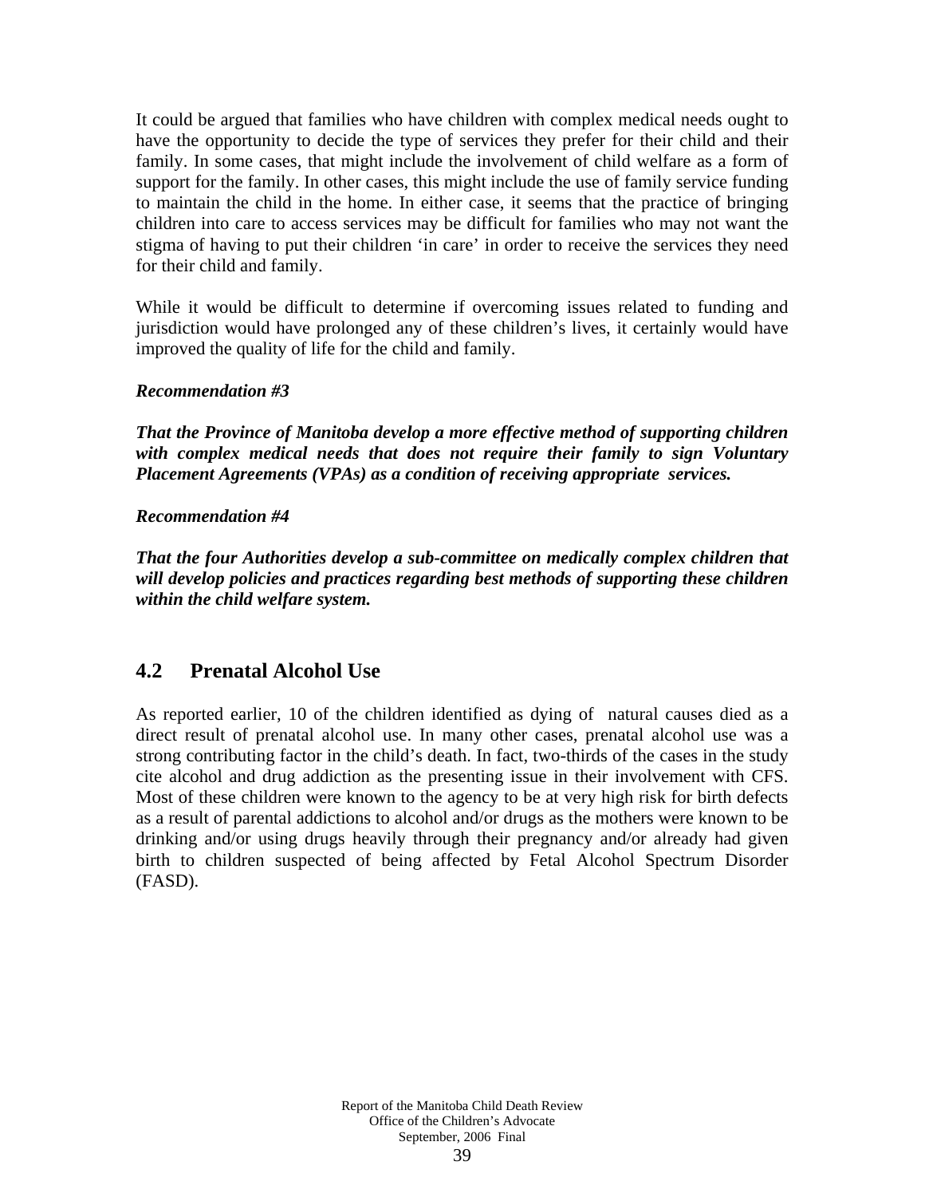It could be argued that families who have children with complex medical needs ought to have the opportunity to decide the type of services they prefer for their child and their family. In some cases, that might include the involvement of child welfare as a form of support for the family. In other cases, this might include the use of family service funding to maintain the child in the home. In either case, it seems that the practice of bringing children into care to access services may be difficult for families who may not want the stigma of having to put their children 'in care' in order to receive the services they need for their child and family.

While it would be difficult to determine if overcoming issues related to funding and jurisdiction would have prolonged any of these children's lives, it certainly would have improved the quality of life for the child and family.

***Recommendation #3***

***That the Province of Manitoba develop a more effective method of supporting children with complex medical needs that does not require their family to sign Voluntary Placement Agreements (VPAs) as a condition of receiving appropriate services.***

***Recommendation #4***

***That the four Authorities develop a sub-committee on medically complex children that will develop policies and practices regarding best methods of supporting these children within the child welfare system.***

## 4.2 Prenatal Alcohol Use

As reported earlier, 10 of the children identified as dying of natural causes died as a direct result of prenatal alcohol use. In many other cases, prenatal alcohol use was a strong contributing factor in the child's death. In fact, two-thirds of the cases in the study cite alcohol and drug addiction as the presenting issue in their involvement with CFS. Most of these children were known to the agency to be at very high risk for birth defects as a result of parental addictions to alcohol and/or drugs as the mothers were known to be drinking and/or using drugs heavily through their pregnancy and/or already had given birth to children suspected of being affected by Fetal Alcohol Spectrum Disorder (FASD).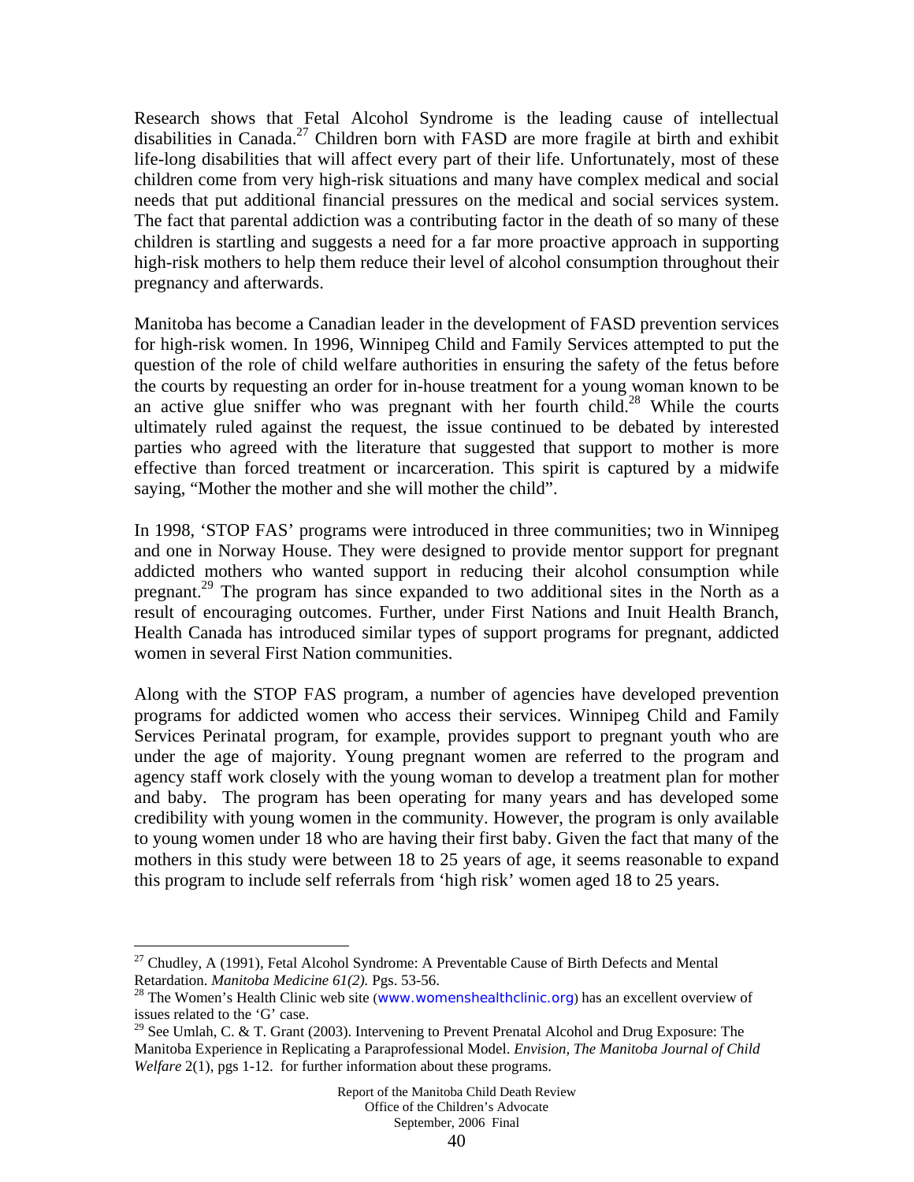Research shows that Fetal Alcohol Syndrome is the leading cause of intellectual disabilities in Canada.[27] Children born with FASD are more fragile at birth and exhibit life-long disabilities that will affect every part of their life. Unfortunately, most of these children come from very high-risk situations and many have complex medical and social needs that put additional financial pressures on the medical and social services system. The fact that parental addiction was a contributing factor in the death of so many of these children is startling and suggests a need for a far more proactive approach in supporting high-risk mothers to help them reduce their level of alcohol consumption throughout their pregnancy and afterwards.

Manitoba has become a Canadian leader in the development of FASD prevention services for high-risk women. In 1996, Winnipeg Child and Family Services attempted to put the question of the role of child welfare authorities in ensuring the safety of the fetus before the courts by requesting an order for in-house treatment for a young woman known to be an active glue sniffer who was pregnant with her fourth child.[28] While the courts ultimately ruled against the request, the issue continued to be debated by interested parties who agreed with the literature that suggested that support to mother is more effective than forced treatment or incarceration. This spirit is captured by a midwife saying, "Mother the mother and she will mother the child".

In 1998, 'STOP FAS' programs were introduced in three communities; two in Winnipeg and one in Norway House. They were designed to provide mentor support for pregnant addicted mothers who wanted support in reducing their alcohol consumption while pregnant.[29] The program has since expanded to two additional sites in the North as a result of encouraging outcomes. Further, under First Nations and Inuit Health Branch, Health Canada has introduced similar types of support programs for pregnant, addicted women in several First Nation communities.

Along with the STOP FAS program, a number of agencies have developed prevention programs for addicted women who access their services. Winnipeg Child and Family Services Perinatal program, for example, provides support to pregnant youth who are under the age of majority. Young pregnant women are referred to the program and agency staff work closely with the young woman to develop a treatment plan for mother and baby. The program has been operating for many years and has developed some credibility with young women in the community. However, the program is only available to young women under 18 who are having their first baby. Given the fact that many of the mothers in this study were between 18 to 25 years of age, it seems reasonable to expand this program to include self referrals from 'high risk' women aged 18 to 25 years.

---

[27] Chudley, A (1991), Fetal Alcohol Syndrome: A Preventable Cause of Birth Defects and Mental Retardation. *Manitoba Medicine 61(2).* Pgs. 53-56.

[28] The Women's Health Clinic web site (www.womenshealthclinic.org) has an excellent overview of issues related to the 'G' case.

[29] See Umlah, C. & T. Grant (2003). Intervening to Prevent Prenatal Alcohol and Drug Exposure: The Manitoba Experience in Replicating a Paraprofessional Model. *Envision, The Manitoba Journal of Child Welfare* 2(1), pgs 1-12. for further information about these programs.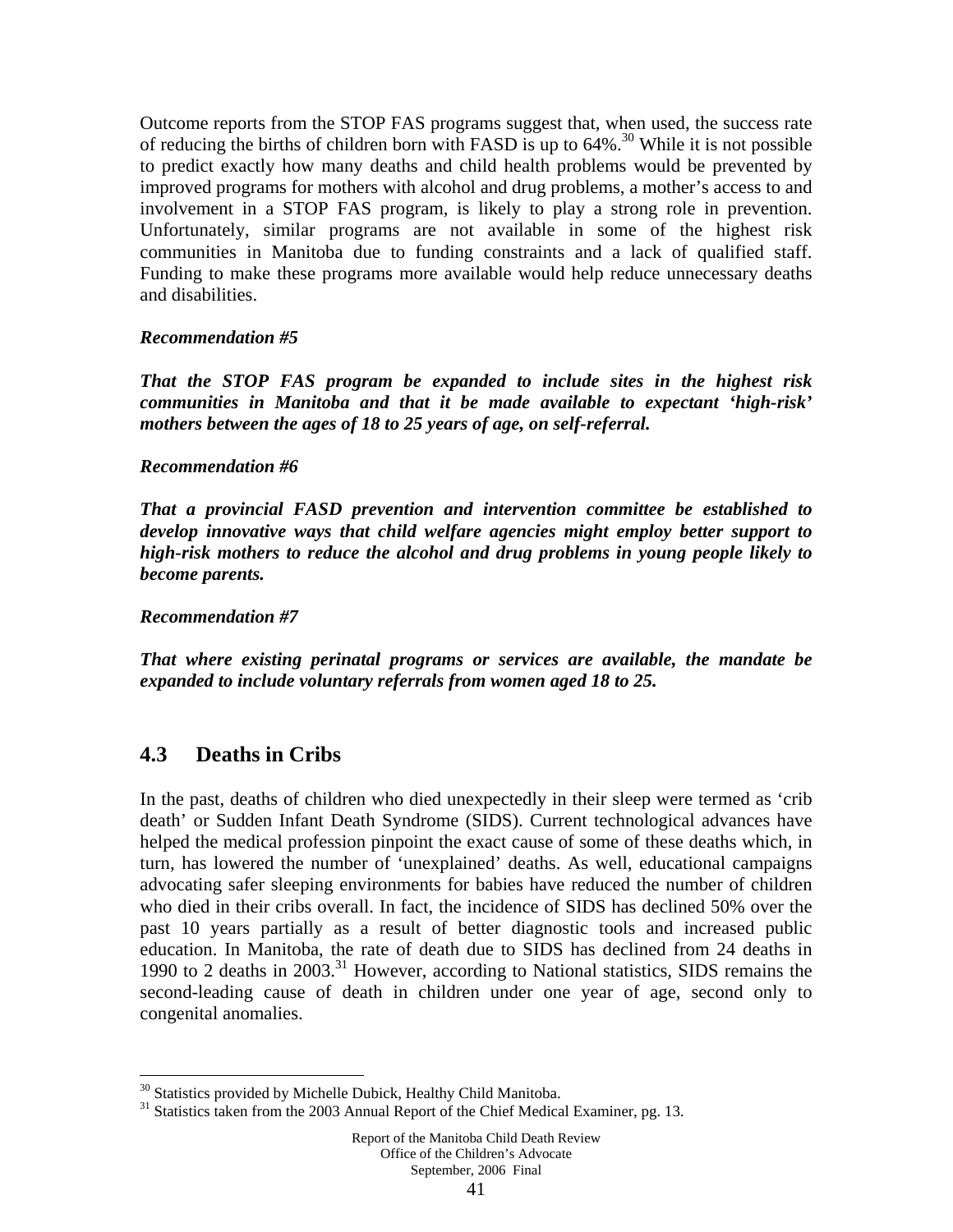Outcome reports from the STOP FAS programs suggest that, when used, the success rate of reducing the births of children born with FASD is up to 64%.[30] While it is not possible to predict exactly how many deaths and child health problems would be prevented by improved programs for mothers with alcohol and drug problems, a mother's access to and involvement in a STOP FAS program, is likely to play a strong role in prevention. Unfortunately, similar programs are not available in some of the highest risk communities in Manitoba due to funding constraints and a lack of qualified staff. Funding to make these programs more available would help reduce unnecessary deaths and disabilities.

***Recommendation #5***

***That the STOP FAS program be expanded to include sites in the highest risk communities in Manitoba and that it be made available to expectant 'high-risk' mothers between the ages of 18 to 25 years of age, on self-referral.***

***Recommendation #6***

***That a provincial FASD prevention and intervention committee be established to develop innovative ways that child welfare agencies might employ better support to high-risk mothers to reduce the alcohol and drug problems in young people likely to become parents.***

***Recommendation #7***

***That where existing perinatal programs or services are available, the mandate be expanded to include voluntary referrals from women aged 18 to 25.***

## 4.3 Deaths in Cribs

In the past, deaths of children who died unexpectedly in their sleep were termed as 'crib death' or Sudden Infant Death Syndrome (SIDS). Current technological advances have helped the medical profession pinpoint the exact cause of some of these deaths which, in turn, has lowered the number of 'unexplained' deaths. As well, educational campaigns advocating safer sleeping environments for babies have reduced the number of children who died in their cribs overall. In fact, the incidence of SIDS has declined 50% over the past 10 years partially as a result of better diagnostic tools and increased public education. In Manitoba, the rate of death due to SIDS has declined from 24 deaths in 1990 to 2 deaths in 2003.[31] However, according to National statistics, SIDS remains the second-leading cause of death in children under one year of age, second only to congenital anomalies.

---

[30] Statistics provided by Michelle Dubick, Healthy Child Manitoba.
[31] Statistics taken from the 2003 Annual Report of the Chief Medical Examiner, pg. 13.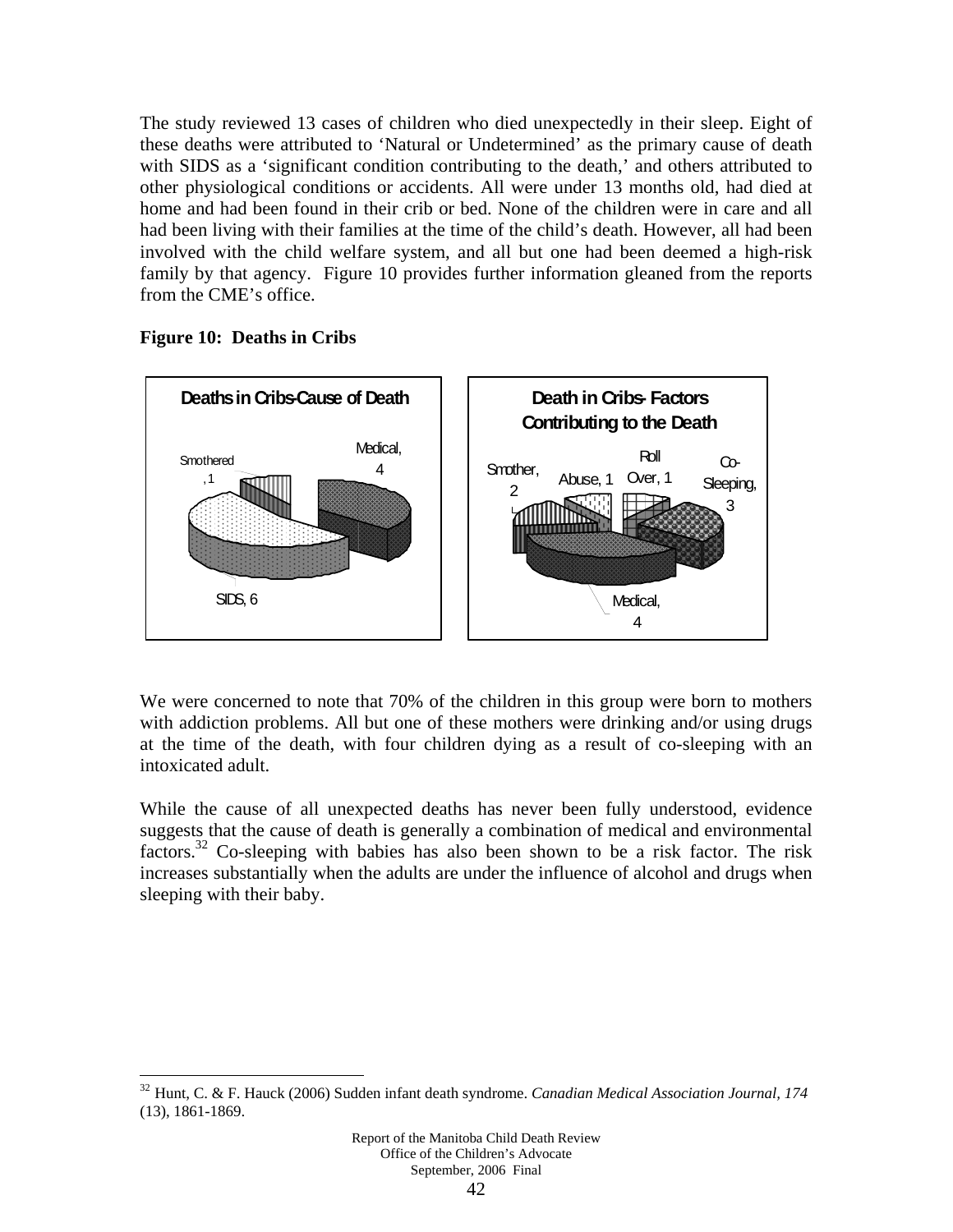The study reviewed 13 cases of children who died unexpectedly in their sleep. Eight of these deaths were attributed to 'Natural or Undetermined' as the primary cause of death with SIDS as a 'significant condition contributing to the death,' and others attributed to other physiological conditions or accidents. All were under 13 months old, had died at home and had been found in their crib or bed. None of the children were in care and all had been living with their families at the time of the child's death. However, all had been involved with the child welfare system, and all but one had been deemed a high-risk family by that agency. Figure 10 provides further information gleaned from the reports from the CME's office.

**Figure 10: Deaths in Cribs**

**Deaths in Cribs-Cause of Death**

| Cause | Number |
| --- | --- |
| Medical | 4 |
| SIDS | 6 |
| Smothered | 1 |

**Death in Cribs- Factors Contributing to the Death**

| Factor | Number |
| --- | --- |
| Smother | 2 |
| Abuse | 1 |
| Roll Over | 1 |
| Co-Sleeping | 3 |
| Medical | 4 |

We were concerned to note that 70% of the children in this group were born to mothers with addiction problems. All but one of these mothers were drinking and/or using drugs at the time of the death, with four children dying as a result of co-sleeping with an intoxicated adult.

While the cause of all unexpected deaths has never been fully understood, evidence suggests that the cause of death is generally a combination of medical and environmental factors.[32] Co-sleeping with babies has also been shown to be a risk factor. The risk increases substantially when the adults are under the influence of alcohol and drugs when sleeping with their baby.

---

[32] Hunt, C. & F. Hauck (2006) Sudden infant death syndrome. *Canadian Medical Association Journal, 174* (13), 1861-1869.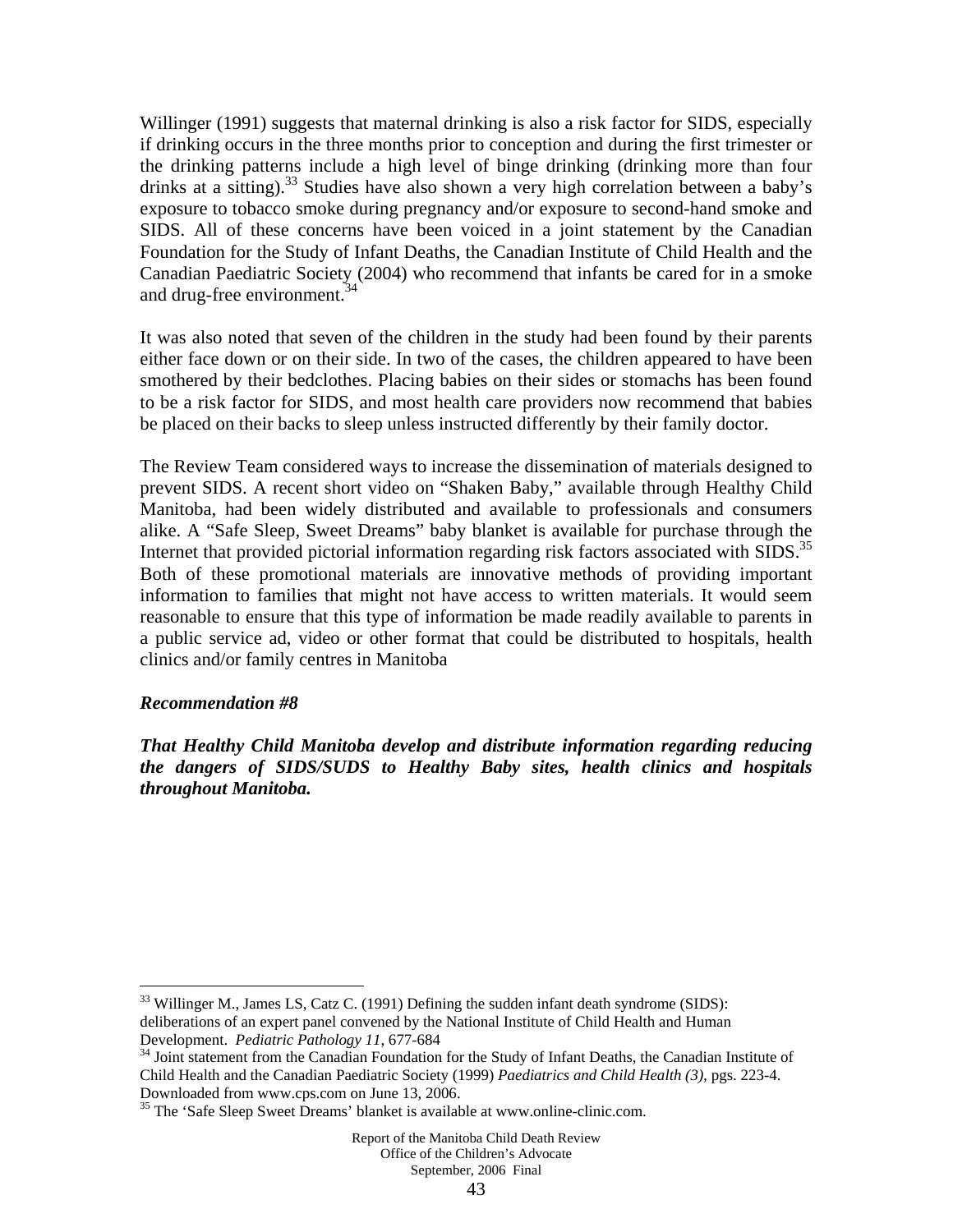Willinger (1991) suggests that maternal drinking is also a risk factor for SIDS, especially if drinking occurs in the three months prior to conception and during the first trimester or the drinking patterns include a high level of binge drinking (drinking more than four drinks at a sitting).[33] Studies have also shown a very high correlation between a baby's exposure to tobacco smoke during pregnancy and/or exposure to second-hand smoke and SIDS. All of these concerns have been voiced in a joint statement by the Canadian Foundation for the Study of Infant Deaths, the Canadian Institute of Child Health and the Canadian Paediatric Society (2004) who recommend that infants be cared for in a smoke and drug-free environment.[34]

It was also noted that seven of the children in the study had been found by their parents either face down or on their side. In two of the cases, the children appeared to have been smothered by their bedclothes. Placing babies on their sides or stomachs has been found to be a risk factor for SIDS, and most health care providers now recommend that babies be placed on their backs to sleep unless instructed differently by their family doctor.

The Review Team considered ways to increase the dissemination of materials designed to prevent SIDS. A recent short video on "Shaken Baby," available through Healthy Child Manitoba, had been widely distributed and available to professionals and consumers alike. A "Safe Sleep, Sweet Dreams" baby blanket is available for purchase through the Internet that provided pictorial information regarding risk factors associated with SIDS.[35] Both of these promotional materials are innovative methods of providing important information to families that might not have access to written materials. It would seem reasonable to ensure that this type of information be made readily available to parents in a public service ad, video or other format that could be distributed to hospitals, health clinics and/or family centres in Manitoba

***Recommendation #8***

***That Healthy Child Manitoba develop and distribute information regarding reducing the dangers of SIDS/SUDS to Healthy Baby sites, health clinics and hospitals throughout Manitoba.***

---

[33] Willinger M., James LS, Catz C. (1991) Defining the sudden infant death syndrome (SIDS): deliberations of an expert panel convened by the National Institute of Child Health and Human Development. *Pediatric Pathology 11*, 677-684

[34] Joint statement from the Canadian Foundation for the Study of Infant Deaths, the Canadian Institute of Child Health and the Canadian Paediatric Society (1999) *Paediatrics and Child Health (3)*, pgs. 223-4. Downloaded from www.cps.com on June 13, 2006.

[35] The 'Safe Sleep Sweet Dreams' blanket is available at www.online-clinic.com.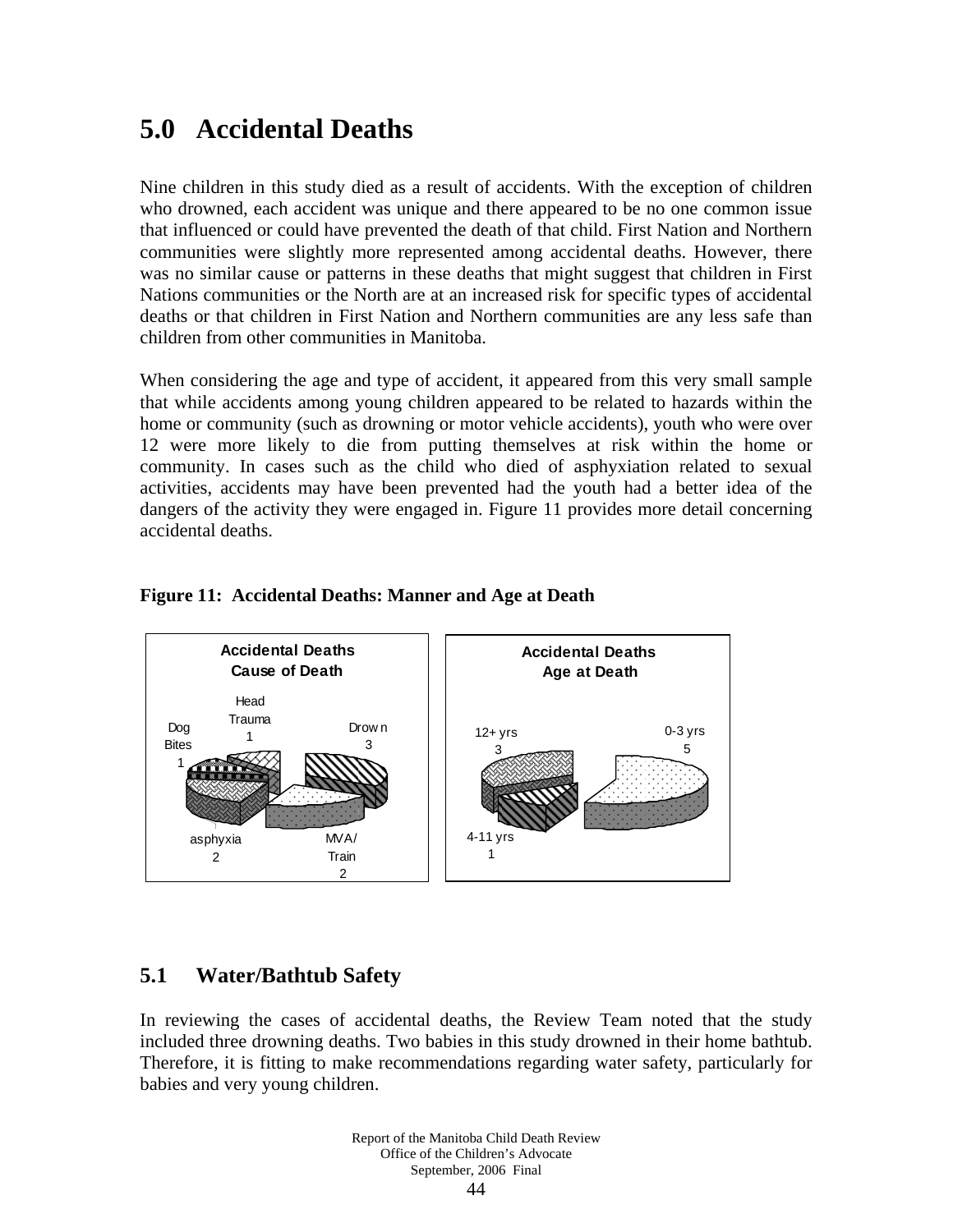# 5.0 Accidental Deaths

Nine children in this study died as a result of accidents. With the exception of children who drowned, each accident was unique and there appeared to be no one common issue that influenced or could have prevented the death of that child. First Nation and Northern communities were slightly more represented among accidental deaths. However, there was no similar cause or patterns in these deaths that might suggest that children in First Nations communities or the North are at an increased risk for specific types of accidental deaths or that children in First Nation and Northern communities are any less safe than children from other communities in Manitoba.

When considering the age and type of accident, it appeared from this very small sample that while accidents among young children appeared to be related to hazards within the home or community (such as drowning or motor vehicle accidents), youth who were over 12 were more likely to die from putting themselves at risk within the home or community. In cases such as the child who died of asphyxiation related to sexual activities, accidents may have been prevented had the youth had a better idea of the dangers of the activity they were engaged in. Figure 11 provides more detail concerning accidental deaths.

**Figure 11: Accidental Deaths: Manner and Age at Death**

**Accidental Deaths Cause of Death**

| Cause | Number |
|---|---|
| Drown | 3 |
| MVA/Train | 2 |
| asphyxia | 2 |
| Dog Bites | 1 |
| Head Trauma | 1 |

**Accidental Deaths Age at Death**

| Age | Number |
|---|---|
| 0-3 yrs | 5 |
| 4-11 yrs | 1 |
| 12+ yrs | 3 |

## 5.1 Water/Bathtub Safety

In reviewing the cases of accidental deaths, the Review Team noted that the study included three drowning deaths. Two babies in this study drowned in their home bathtub. Therefore, it is fitting to make recommendations regarding water safety, particularly for babies and very young children.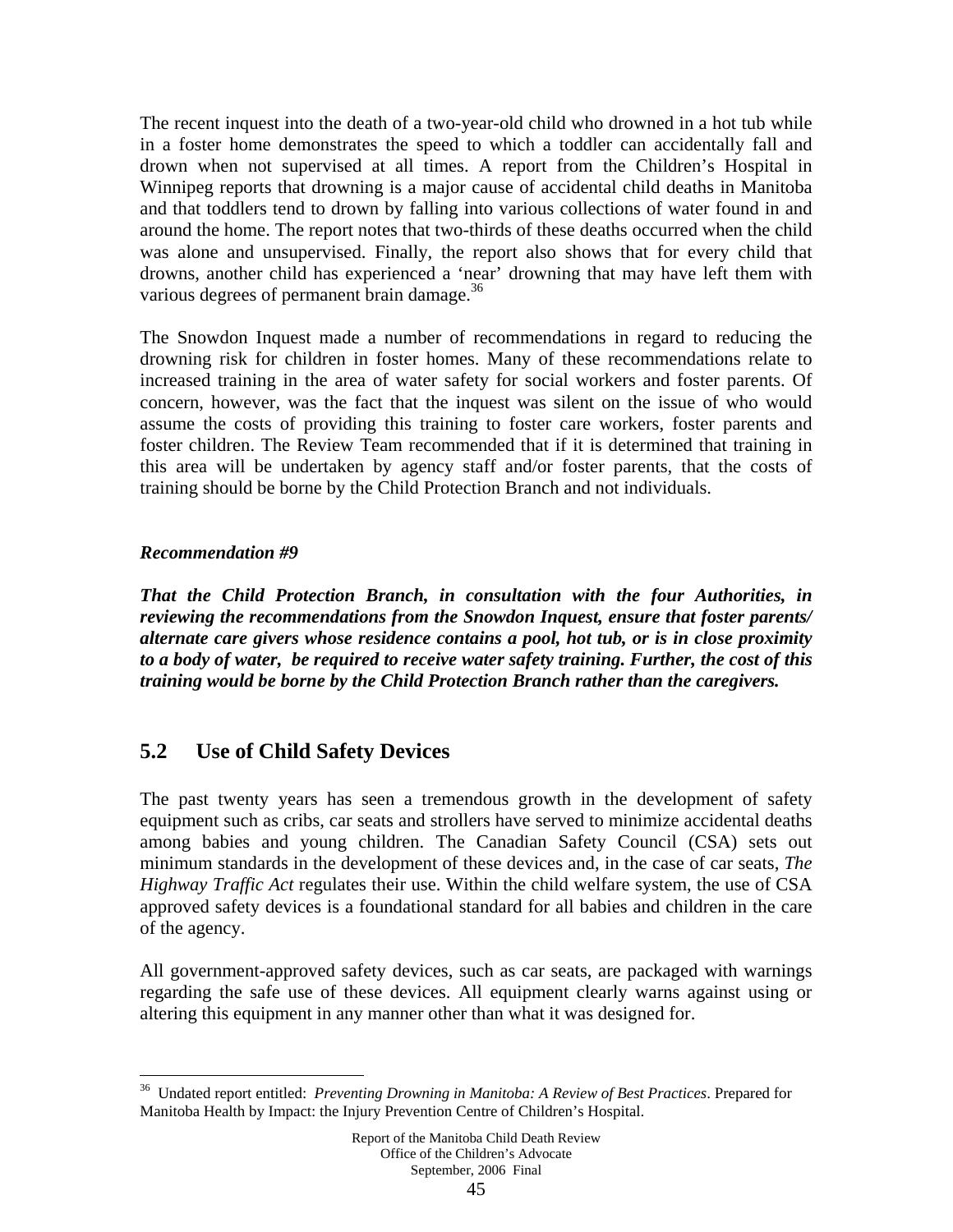The recent inquest into the death of a two-year-old child who drowned in a hot tub while in a foster home demonstrates the speed to which a toddler can accidentally fall and drown when not supervised at all times. A report from the Children's Hospital in Winnipeg reports that drowning is a major cause of accidental child deaths in Manitoba and that toddlers tend to drown by falling into various collections of water found in and around the home. The report notes that two-thirds of these deaths occurred when the child was alone and unsupervised. Finally, the report also shows that for every child that drowns, another child has experienced a 'near' drowning that may have left them with various degrees of permanent brain damage.[36]

The Snowdon Inquest made a number of recommendations in regard to reducing the drowning risk for children in foster homes. Many of these recommendations relate to increased training in the area of water safety for social workers and foster parents. Of concern, however, was the fact that the inquest was silent on the issue of who would assume the costs of providing this training to foster care workers, foster parents and foster children. The Review Team recommended that if it is determined that training in this area will be undertaken by agency staff and/or foster parents, that the costs of training should be borne by the Child Protection Branch and not individuals.

***Recommendation #9***

***That the Child Protection Branch, in consultation with the four Authorities, in reviewing the recommendations from the Snowdon Inquest, ensure that foster parents/ alternate care givers whose residence contains a pool, hot tub, or is in close proximity to a body of water, be required to receive water safety training. Further, the cost of this training would be borne by the Child Protection Branch rather than the caregivers.***

## 5.2 Use of Child Safety Devices

The past twenty years has seen a tremendous growth in the development of safety equipment such as cribs, car seats and strollers have served to minimize accidental deaths among babies and young children. The Canadian Safety Council (CSA) sets out minimum standards in the development of these devices and, in the case of car seats, *The Highway Traffic Act* regulates their use. Within the child welfare system, the use of CSA approved safety devices is a foundational standard for all babies and children in the care of the agency.

All government-approved safety devices, such as car seats, are packaged with warnings regarding the safe use of these devices. All equipment clearly warns against using or altering this equipment in any manner other than what it was designed for.

---

[36] Undated report entitled: *Preventing Drowning in Manitoba: A Review of Best Practices*. Prepared for Manitoba Health by Impact: the Injury Prevention Centre of Children's Hospital.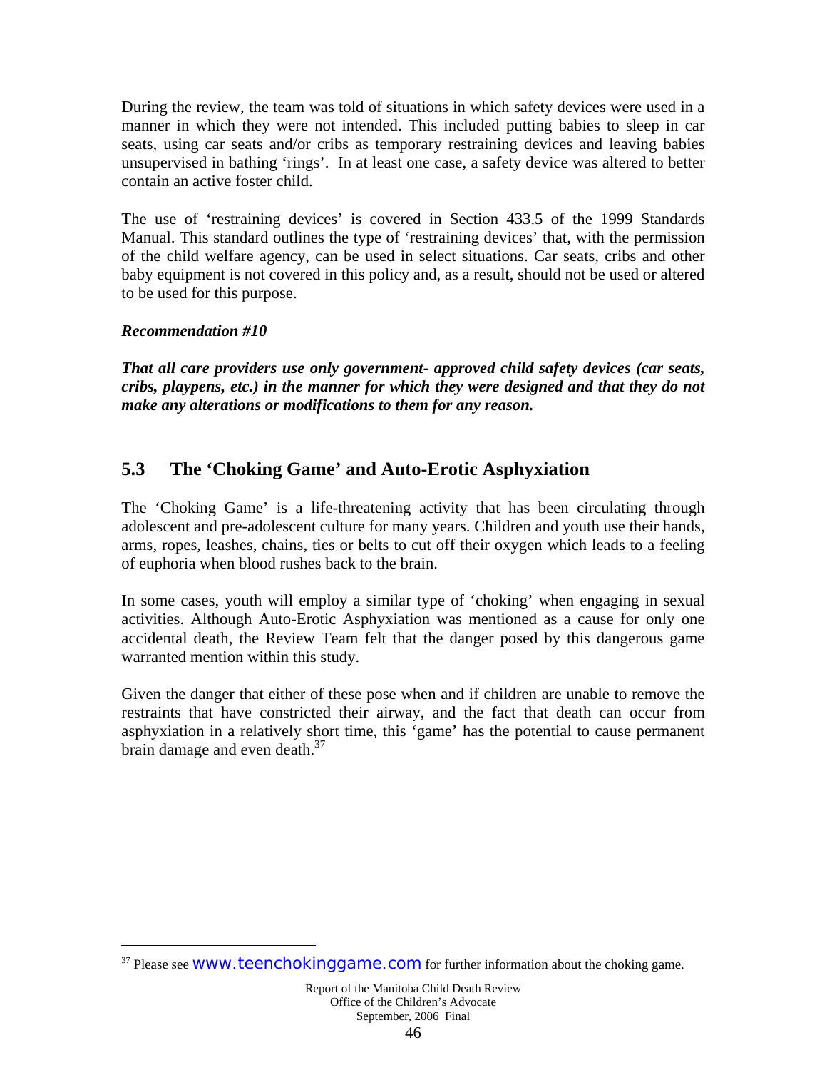During the review, the team was told of situations in which safety devices were used in a manner in which they were not intended. This included putting babies to sleep in car seats, using car seats and/or cribs as temporary restraining devices and leaving babies unsupervised in bathing 'rings'. In at least one case, a safety device was altered to better contain an active foster child.

The use of 'restraining devices' is covered in Section 433.5 of the 1999 Standards Manual. This standard outlines the type of 'restraining devices' that, with the permission of the child welfare agency, can be used in select situations. Car seats, cribs and other baby equipment is not covered in this policy and, as a result, should not be used or altered to be used for this purpose.

***Recommendation #10***

***That all care providers use only government- approved child safety devices (car seats, cribs, playpens, etc.) in the manner for which they were designed and that they do not make any alterations or modifications to them for any reason.***

## 5.3 The 'Choking Game' and Auto-Erotic Asphyxiation

The 'Choking Game' is a life-threatening activity that has been circulating through adolescent and pre-adolescent culture for many years. Children and youth use their hands, arms, ropes, leashes, chains, ties or belts to cut off their oxygen which leads to a feeling of euphoria when blood rushes back to the brain.

In some cases, youth will employ a similar type of 'choking' when engaging in sexual activities. Although Auto-Erotic Asphyxiation was mentioned as a cause for only one accidental death, the Review Team felt that the danger posed by this dangerous game warranted mention within this study.

Given the danger that either of these pose when and if children are unable to remove the restraints that have constricted their airway, and the fact that death can occur from asphyxiation in a relatively short time, this 'game' has the potential to cause permanent brain damage and even death.[37]

---

[37] Please see www.teenchokinggame.com for further information about the choking game.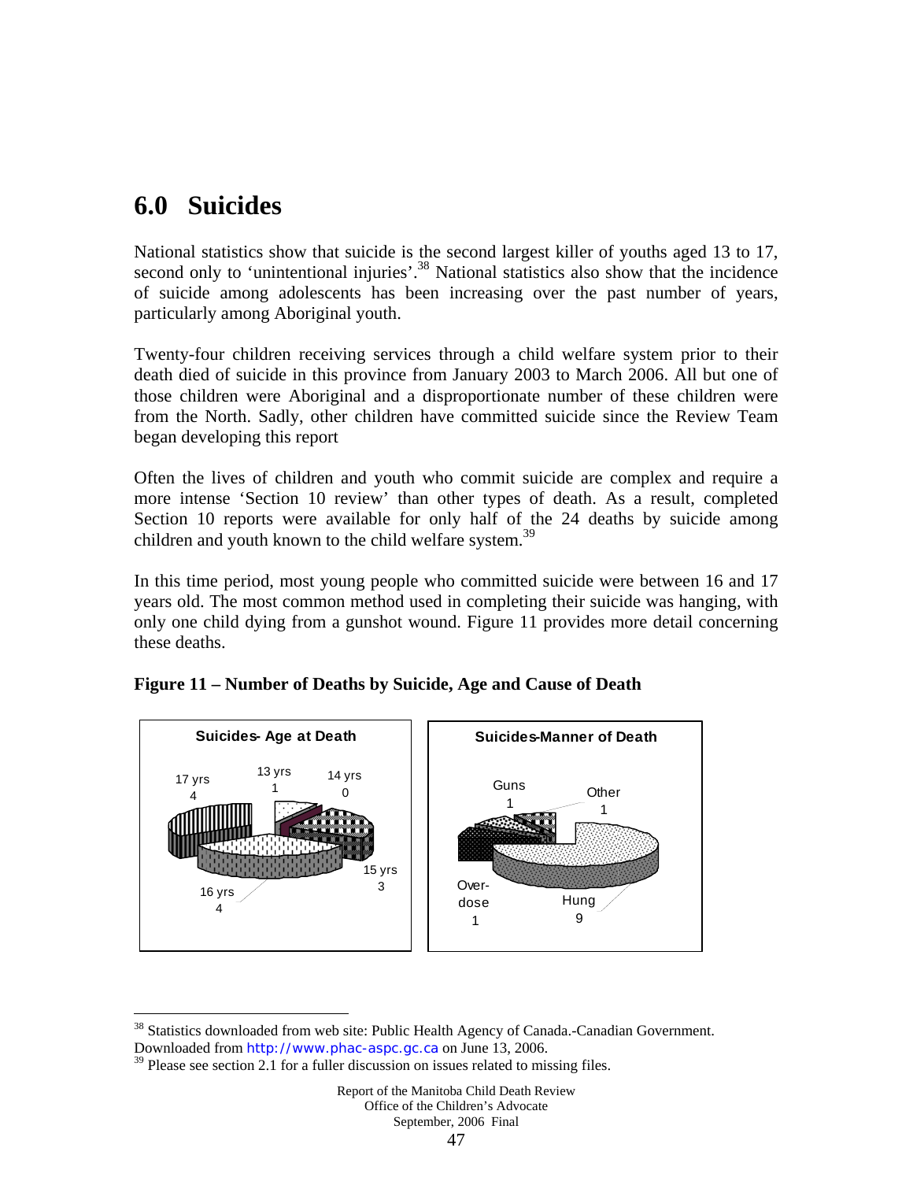# 6.0 Suicides

National statistics show that suicide is the second largest killer of youths aged 13 to 17, second only to 'unintentional injuries'.[38] National statistics also show that the incidence of suicide among adolescents has been increasing over the past number of years, particularly among Aboriginal youth.

Twenty-four children receiving services through a child welfare system prior to their death died of suicide in this province from January 2003 to March 2006. All but one of those children were Aboriginal and a disproportionate number of these children were from the North. Sadly, other children have committed suicide since the Review Team began developing this report

Often the lives of children and youth who commit suicide are complex and require a more intense 'Section 10 review' than other types of death. As a result, completed Section 10 reports were available for only half of the 24 deaths by suicide among children and youth known to the child welfare system.[39]

In this time period, most young people who committed suicide were between 16 and 17 years old. The most common method used in completing their suicide was hanging, with only one child dying from a gunshot wound. Figure 11 provides more detail concerning these deaths.

**Figure 11 – Number of Deaths by Suicide, Age and Cause of Death**

**Suicides- Age at Death**

| Age | Number |
|---|---|
| 13 yrs | 1 |
| 14 yrs | 0 |
| 15 yrs | 3 |
| 16 yrs | 4 |
| 17 yrs | 4 |

**Suicides-Manner of Death**

| Manner | Number |
|---|---|
| Guns | 1 |
| Other | 1 |
| Hung | 9 |
| Over-dose | 1 |

---

[38] Statistics downloaded from web site: Public Health Agency of Canada.-Canadian Government. Downloaded from http://www.phac-aspc.gc.ca on June 13, 2006.

[39] Please see section 2.1 for a fuller discussion on issues related to missing files.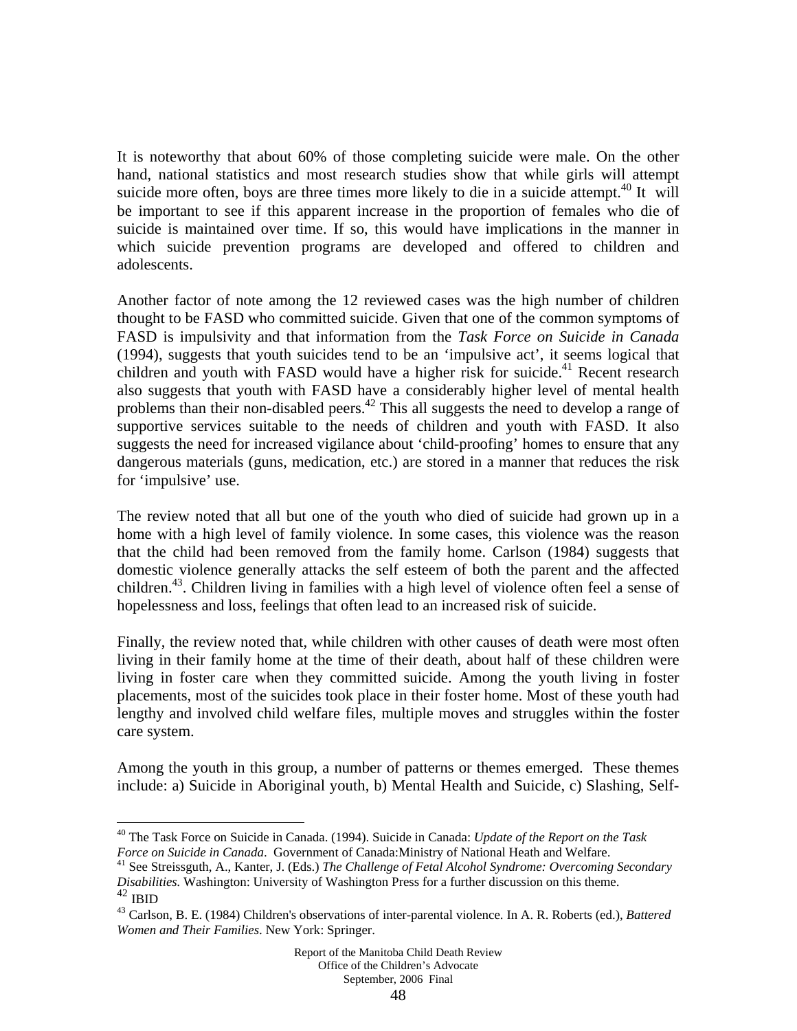It is noteworthy that about 60% of those completing suicide were male. On the other hand, national statistics and most research studies show that while girls will attempt suicide more often, boys are three times more likely to die in a suicide attempt.[40] It will be important to see if this apparent increase in the proportion of females who die of suicide is maintained over time. If so, this would have implications in the manner in which suicide prevention programs are developed and offered to children and adolescents.

Another factor of note among the 12 reviewed cases was the high number of children thought to be FASD who committed suicide. Given that one of the common symptoms of FASD is impulsivity and that information from the *Task Force on Suicide in Canada* (1994), suggests that youth suicides tend to be an 'impulsive act', it seems logical that children and youth with FASD would have a higher risk for suicide.[41] Recent research also suggests that youth with FASD have a considerably higher level of mental health problems than their non-disabled peers.[42] This all suggests the need to develop a range of supportive services suitable to the needs of children and youth with FASD. It also suggests the need for increased vigilance about 'child-proofing' homes to ensure that any dangerous materials (guns, medication, etc.) are stored in a manner that reduces the risk for 'impulsive' use.

The review noted that all but one of the youth who died of suicide had grown up in a home with a high level of family violence. In some cases, this violence was the reason that the child had been removed from the family home. Carlson (1984) suggests that domestic violence generally attacks the self esteem of both the parent and the affected children.[43]. Children living in families with a high level of violence often feel a sense of hopelessness and loss, feelings that often lead to an increased risk of suicide.

Finally, the review noted that, while children with other causes of death were most often living in their family home at the time of their death, about half of these children were living in foster care when they committed suicide. Among the youth living in foster placements, most of the suicides took place in their foster home. Most of these youth had lengthy and involved child welfare files, multiple moves and struggles within the foster care system.

Among the youth in this group, a number of patterns or themes emerged. These themes include: a) Suicide in Aboriginal youth, b) Mental Health and Suicide, c) Slashing, Self-

---

[40] The Task Force on Suicide in Canada. (1994). Suicide in Canada: *Update of the Report on the Task Force on Suicide in Canada*. Government of Canada:Ministry of National Heath and Welfare.

[41] See Streissguth, A., Kanter, J. (Eds.) *The Challenge of Fetal Alcohol Syndrome: Overcoming Secondary Disabilities.* Washington: University of Washington Press for a further discussion on this theme.

[42] IBID

[43] Carlson, B. E. (1984) Children's observations of inter-parental violence. In A. R. Roberts (ed.), *Battered Women and Their Families*. New York: Springer.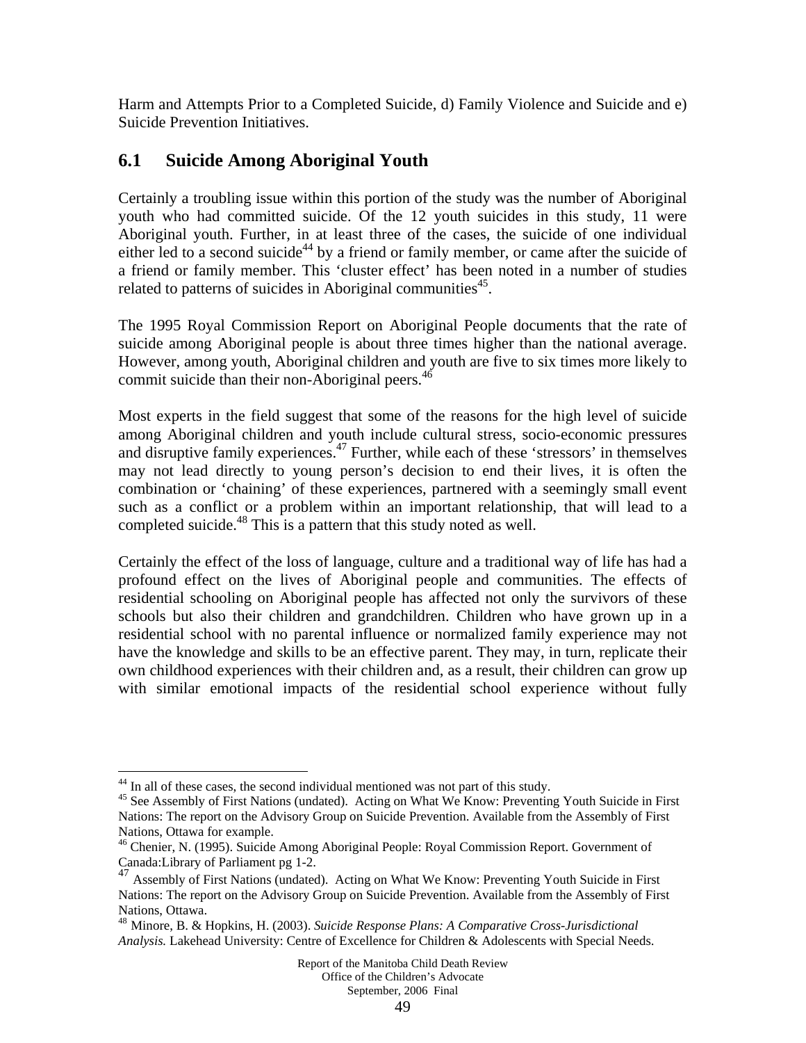Harm and Attempts Prior to a Completed Suicide, d) Family Violence and Suicide and e) Suicide Prevention Initiatives.

## 6.1 Suicide Among Aboriginal Youth

Certainly a troubling issue within this portion of the study was the number of Aboriginal youth who had committed suicide. Of the 12 youth suicides in this study, 11 were Aboriginal youth. Further, in at least three of the cases, the suicide of one individual either led to a second suicide[44] by a friend or family member, or came after the suicide of a friend or family member. This 'cluster effect' has been noted in a number of studies related to patterns of suicides in Aboriginal communities[45].

The 1995 Royal Commission Report on Aboriginal People documents that the rate of suicide among Aboriginal people is about three times higher than the national average. However, among youth, Aboriginal children and youth are five to six times more likely to commit suicide than their non-Aboriginal peers.[46]

Most experts in the field suggest that some of the reasons for the high level of suicide among Aboriginal children and youth include cultural stress, socio-economic pressures and disruptive family experiences.[47] Further, while each of these 'stressors' in themselves may not lead directly to young person's decision to end their lives, it is often the combination or 'chaining' of these experiences, partnered with a seemingly small event such as a conflict or a problem within an important relationship, that will lead to a completed suicide.[48] This is a pattern that this study noted as well.

Certainly the effect of the loss of language, culture and a traditional way of life has had a profound effect on the lives of Aboriginal people and communities. The effects of residential schooling on Aboriginal people has affected not only the survivors of these schools but also their children and grandchildren. Children who have grown up in a residential school with no parental influence or normalized family experience may not have the knowledge and skills to be an effective parent. They may, in turn, replicate their own childhood experiences with their children and, as a result, their children can grow up with similar emotional impacts of the residential school experience without fully

---

[44] In all of these cases, the second individual mentioned was not part of this study.

[45] See Assembly of First Nations (undated). Acting on What We Know: Preventing Youth Suicide in First Nations: The report on the Advisory Group on Suicide Prevention. Available from the Assembly of First Nations, Ottawa for example.

[46] Chenier, N. (1995). Suicide Among Aboriginal People: Royal Commission Report. Government of Canada:Library of Parliament pg 1-2.

[47] Assembly of First Nations (undated). Acting on What We Know: Preventing Youth Suicide in First Nations: The report on the Advisory Group on Suicide Prevention. Available from the Assembly of First Nations, Ottawa.

[48] Minore, B. & Hopkins, H. (2003). *Suicide Response Plans: A Comparative Cross-Jurisdictional Analysis.* Lakehead University: Centre of Excellence for Children & Adolescents with Special Needs.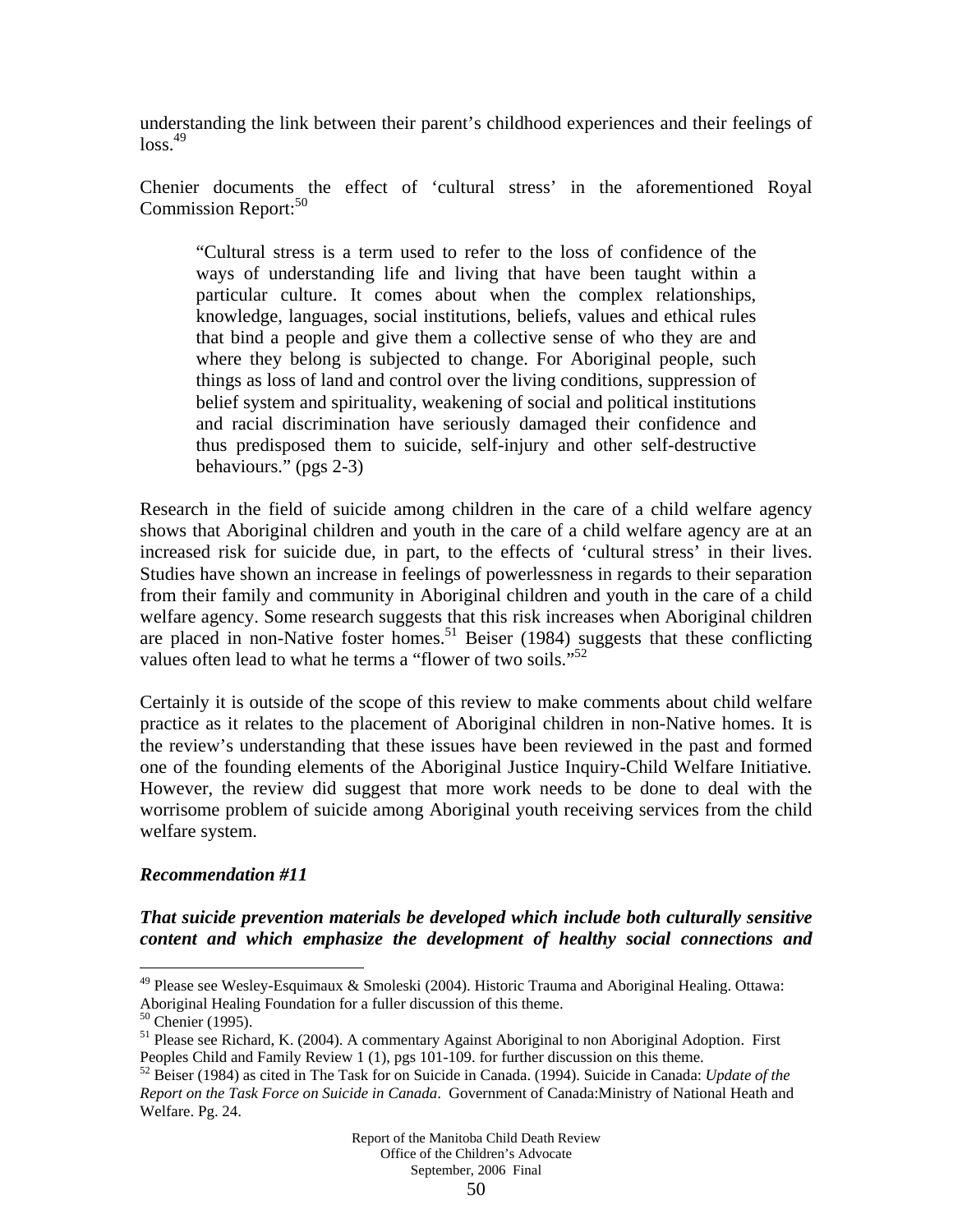understanding the link between their parent's childhood experiences and their feelings of loss.[49]

Chenier documents the effect of 'cultural stress' in the aforementioned Royal Commission Report:[50]

> "Cultural stress is a term used to refer to the loss of confidence of the ways of understanding life and living that have been taught within a particular culture. It comes about when the complex relationships, knowledge, languages, social institutions, beliefs, values and ethical rules that bind a people and give them a collective sense of who they are and where they belong is subjected to change. For Aboriginal people, such things as loss of land and control over the living conditions, suppression of belief system and spirituality, weakening of social and political institutions and racial discrimination have seriously damaged their confidence and thus predisposed them to suicide, self-injury and other self-destructive behaviours." (pgs 2-3)

Research in the field of suicide among children in the care of a child welfare agency shows that Aboriginal children and youth in the care of a child welfare agency are at an increased risk for suicide due, in part, to the effects of 'cultural stress' in their lives. Studies have shown an increase in feelings of powerlessness in regards to their separation from their family and community in Aboriginal children and youth in the care of a child welfare agency. Some research suggests that this risk increases when Aboriginal children are placed in non-Native foster homes.[51] Beiser (1984) suggests that these conflicting values often lead to what he terms a "flower of two soils."[52]

Certainly it is outside of the scope of this review to make comments about child welfare practice as it relates to the placement of Aboriginal children in non-Native homes. It is the review's understanding that these issues have been reviewed in the past and formed one of the founding elements of the Aboriginal Justice Inquiry-Child Welfare Initiative. However, the review did suggest that more work needs to be done to deal with the worrisome problem of suicide among Aboriginal youth receiving services from the child welfare system.

***Recommendation #11***

***That suicide prevention materials be developed which include both culturally sensitive content and which emphasize the development of healthy social connections and***

---

[49] Please see Wesley-Esquimaux & Smoleski (2004). Historic Trauma and Aboriginal Healing. Ottawa: Aboriginal Healing Foundation for a fuller discussion of this theme.

[50] Chenier (1995).

[51] Please see Richard, K. (2004). A commentary Against Aboriginal to non Aboriginal Adoption. First Peoples Child and Family Review 1 (1), pgs 101-109. for further discussion on this theme.

[52] Beiser (1984) as cited in The Task for on Suicide in Canada. (1994). Suicide in Canada: *Update of the Report on the Task Force on Suicide in Canada*. Government of Canada:Ministry of National Heath and Welfare. Pg. 24.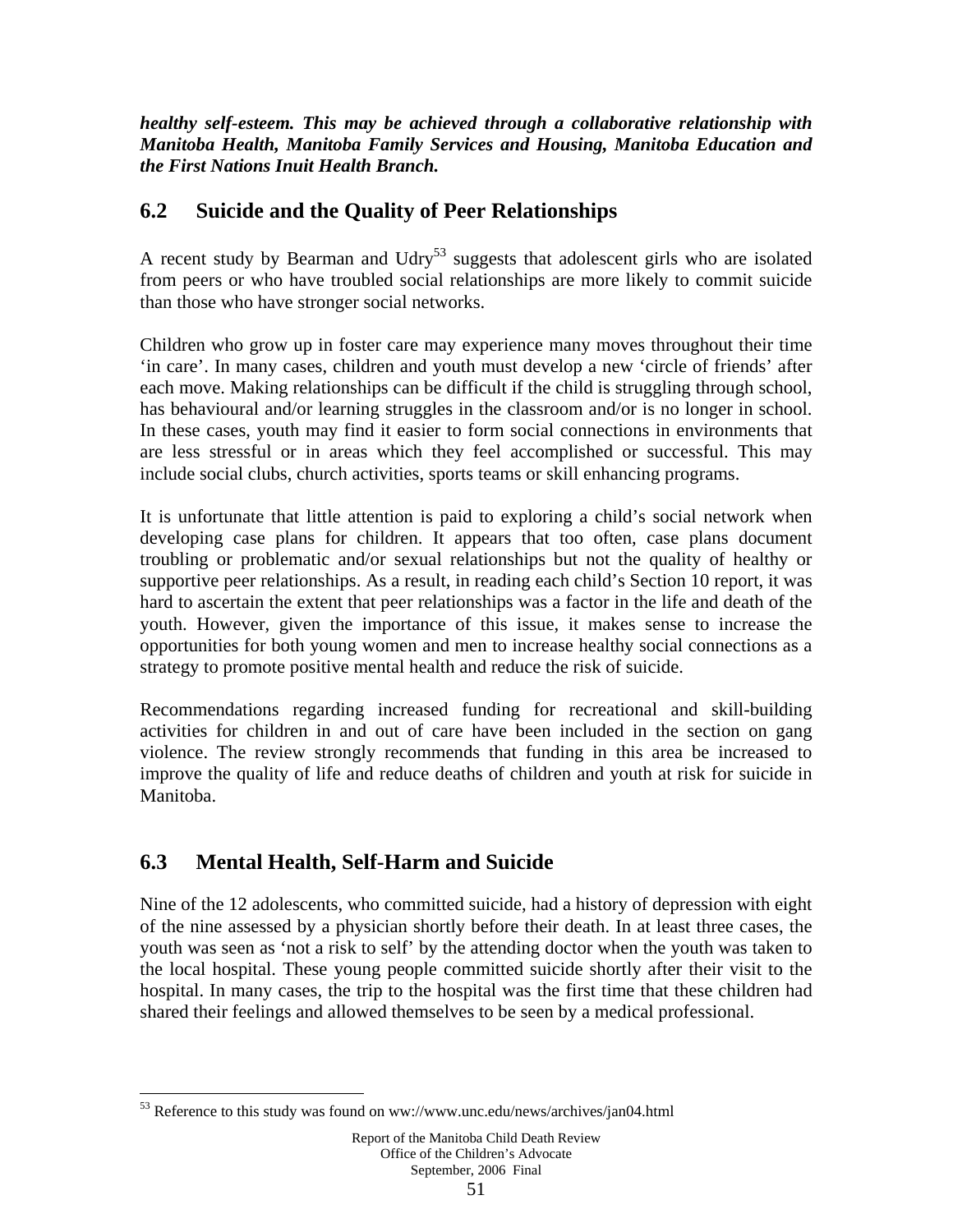***healthy self-esteem. This may be achieved through a collaborative relationship with Manitoba Health, Manitoba Family Services and Housing, Manitoba Education and the First Nations Inuit Health Branch.***

## 6.2 Suicide and the Quality of Peer Relationships

A recent study by Bearman and Udry[53] suggests that adolescent girls who are isolated from peers or who have troubled social relationships are more likely to commit suicide than those who have stronger social networks.

Children who grow up in foster care may experience many moves throughout their time 'in care'. In many cases, children and youth must develop a new 'circle of friends' after each move. Making relationships can be difficult if the child is struggling through school, has behavioural and/or learning struggles in the classroom and/or is no longer in school. In these cases, youth may find it easier to form social connections in environments that are less stressful or in areas which they feel accomplished or successful. This may include social clubs, church activities, sports teams or skill enhancing programs.

It is unfortunate that little attention is paid to exploring a child's social network when developing case plans for children. It appears that too often, case plans document troubling or problematic and/or sexual relationships but not the quality of healthy or supportive peer relationships. As a result, in reading each child's Section 10 report, it was hard to ascertain the extent that peer relationships was a factor in the life and death of the youth. However, given the importance of this issue, it makes sense to increase the opportunities for both young women and men to increase healthy social connections as a strategy to promote positive mental health and reduce the risk of suicide.

Recommendations regarding increased funding for recreational and skill-building activities for children in and out of care have been included in the section on gang violence. The review strongly recommends that funding in this area be increased to improve the quality of life and reduce deaths of children and youth at risk for suicide in Manitoba.

## 6.3 Mental Health, Self-Harm and Suicide

Nine of the 12 adolescents, who committed suicide, had a history of depression with eight of the nine assessed by a physician shortly before their death. In at least three cases, the youth was seen as 'not a risk to self' by the attending doctor when the youth was taken to the local hospital. These young people committed suicide shortly after their visit to the hospital. In many cases, the trip to the hospital was the first time that these children had shared their feelings and allowed themselves to be seen by a medical professional.

---

[53] Reference to this study was found on ww://www.unc.edu/news/archives/jan04.html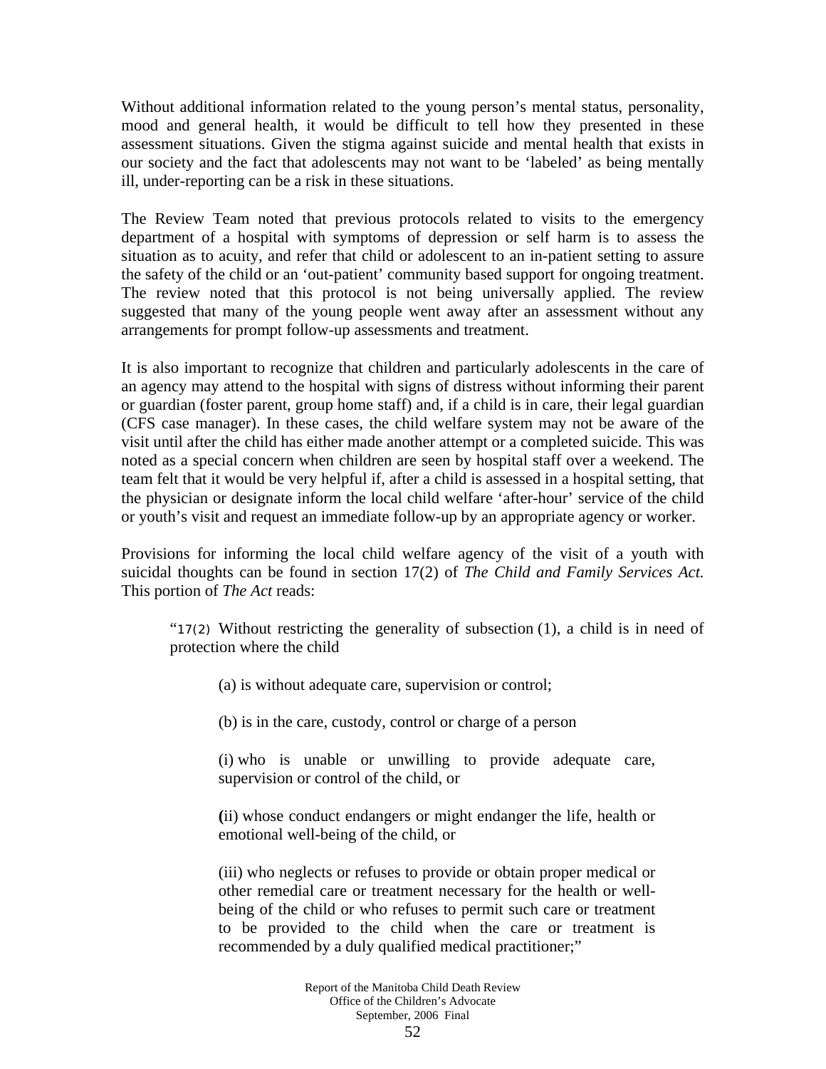Without additional information related to the young person's mental status, personality, mood and general health, it would be difficult to tell how they presented in these assessment situations. Given the stigma against suicide and mental health that exists in our society and the fact that adolescents may not want to be 'labeled' as being mentally ill, under-reporting can be a risk in these situations.

The Review Team noted that previous protocols related to visits to the emergency department of a hospital with symptoms of depression or self harm is to assess the situation as to acuity, and refer that child or adolescent to an in-patient setting to assure the safety of the child or an 'out-patient' community based support for ongoing treatment. The review noted that this protocol is not being universally applied. The review suggested that many of the young people went away after an assessment without any arrangements for prompt follow-up assessments and treatment.

It is also important to recognize that children and particularly adolescents in the care of an agency may attend to the hospital with signs of distress without informing their parent or guardian (foster parent, group home staff) and, if a child is in care, their legal guardian (CFS case manager). In these cases, the child welfare system may not be aware of the visit until after the child has either made another attempt or a completed suicide. This was noted as a special concern when children are seen by hospital staff over a weekend. The team felt that it would be very helpful if, after a child is assessed in a hospital setting, that the physician or designate inform the local child welfare 'after-hour' service of the child or youth's visit and request an immediate follow-up by an appropriate agency or worker.

Provisions for informing the local child welfare agency of the visit of a youth with suicidal thoughts can be found in section 17(2) of *The Child and Family Services Act.* This portion of *The Act* reads:

> "17(2) Without restricting the generality of subsection (1), a child is in need of protection where the child
>
> > (a) is without adequate care, supervision or control;
> >
> > (b) is in the care, custody, control or charge of a person
> >
> > (i) who is unable or unwilling to provide adequate care, supervision or control of the child, or
> >
> > **(**ii) whose conduct endangers or might endanger the life, health or emotional well-being of the child, or
> >
> > (iii) who neglects or refuses to provide or obtain proper medical or other remedial care or treatment necessary for the health or well-being of the child or who refuses to permit such care or treatment to be provided to the child when the care or treatment is recommended by a duly qualified medical practitioner;"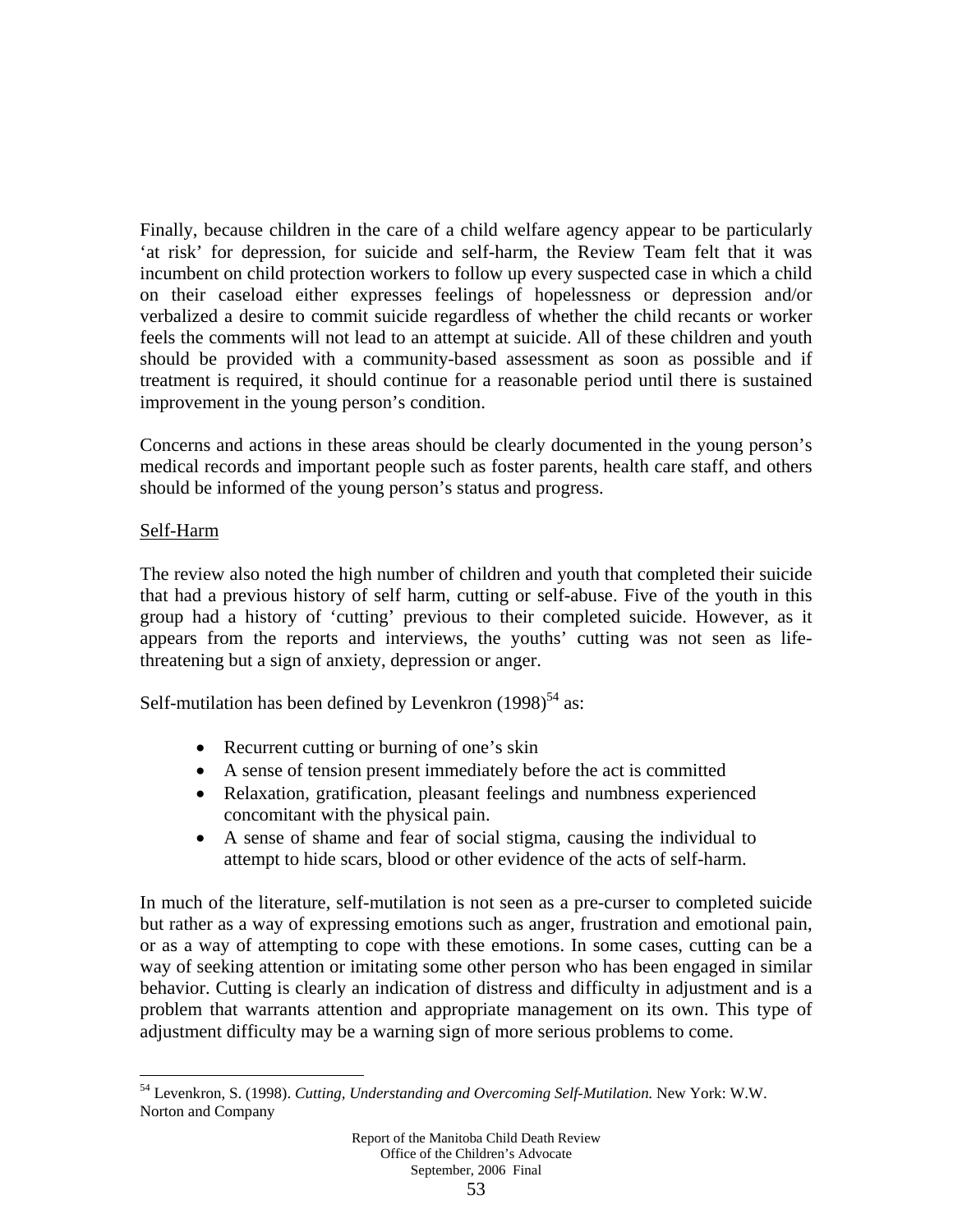Finally, because children in the care of a child welfare agency appear to be particularly 'at risk' for depression, for suicide and self-harm, the Review Team felt that it was incumbent on child protection workers to follow up every suspected case in which a child on their caseload either expresses feelings of hopelessness or depression and/or verbalized a desire to commit suicide regardless of whether the child recants or worker feels the comments will not lead to an attempt at suicide. All of these children and youth should be provided with a community-based assessment as soon as possible and if treatment is required, it should continue for a reasonable period until there is sustained improvement in the young person's condition.

Concerns and actions in these areas should be clearly documented in the young person's medical records and important people such as foster parents, health care staff, and others should be informed of the young person's status and progress.

Self-Harm

The review also noted the high number of children and youth that completed their suicide that had a previous history of self harm, cutting or self-abuse. Five of the youth in this group had a history of 'cutting' previous to their completed suicide. However, as it appears from the reports and interviews, the youths' cutting was not seen as life-threatening but a sign of anxiety, depression or anger.

Self-mutilation has been defined by Levenkron (1998)[54] as:

- Recurrent cutting or burning of one's skin
- A sense of tension present immediately before the act is committed
- Relaxation, gratification, pleasant feelings and numbness experienced concomitant with the physical pain.
- A sense of shame and fear of social stigma, causing the individual to attempt to hide scars, blood or other evidence of the acts of self-harm.

In much of the literature, self-mutilation is not seen as a pre-curser to completed suicide but rather as a way of expressing emotions such as anger, frustration and emotional pain, or as a way of attempting to cope with these emotions. In some cases, cutting can be a way of seeking attention or imitating some other person who has been engaged in similar behavior. Cutting is clearly an indication of distress and difficulty in adjustment and is a problem that warrants attention and appropriate management on its own. This type of adjustment difficulty may be a warning sign of more serious problems to come.

---

[54] Levenkron, S. (1998). *Cutting, Understanding and Overcoming Self-Mutilation.* New York: W.W. Norton and Company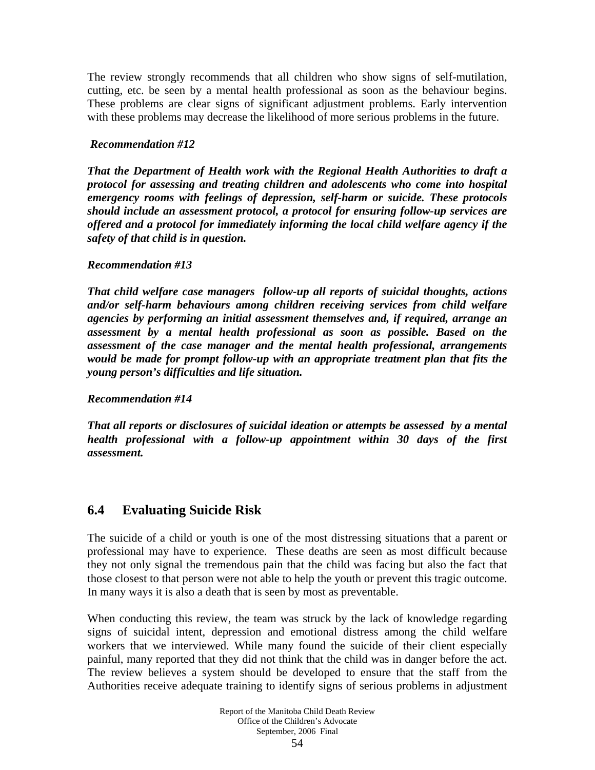The review strongly recommends that all children who show signs of self-mutilation, cutting, etc. be seen by a mental health professional as soon as the behaviour begins. These problems are clear signs of significant adjustment problems. Early intervention with these problems may decrease the likelihood of more serious problems in the future.

***Recommendation #12***

***That the Department of Health work with the Regional Health Authorities to draft a protocol for assessing and treating children and adolescents who come into hospital emergency rooms with feelings of depression, self-harm or suicide. These protocols should include an assessment protocol, a protocol for ensuring follow-up services are offered and a protocol for immediately informing the local child welfare agency if the safety of that child is in question.***

***Recommendation #13***

***That child welfare case managers follow-up all reports of suicidal thoughts, actions and/or self-harm behaviours among children receiving services from child welfare agencies by performing an initial assessment themselves and, if required, arrange an assessment by a mental health professional as soon as possible. Based on the assessment of the case manager and the mental health professional, arrangements would be made for prompt follow-up with an appropriate treatment plan that fits the young person's difficulties and life situation.***

***Recommendation #14***

***That all reports or disclosures of suicidal ideation or attempts be assessed by a mental health professional with a follow-up appointment within 30 days of the first assessment.***

## 6.4 Evaluating Suicide Risk

The suicide of a child or youth is one of the most distressing situations that a parent or professional may have to experience. These deaths are seen as most difficult because they not only signal the tremendous pain that the child was facing but also the fact that those closest to that person were not able to help the youth or prevent this tragic outcome. In many ways it is also a death that is seen by most as preventable.

When conducting this review, the team was struck by the lack of knowledge regarding signs of suicidal intent, depression and emotional distress among the child welfare workers that we interviewed. While many found the suicide of their client especially painful, many reported that they did not think that the child was in danger before the act. The review believes a system should be developed to ensure that the staff from the Authorities receive adequate training to identify signs of serious problems in adjustment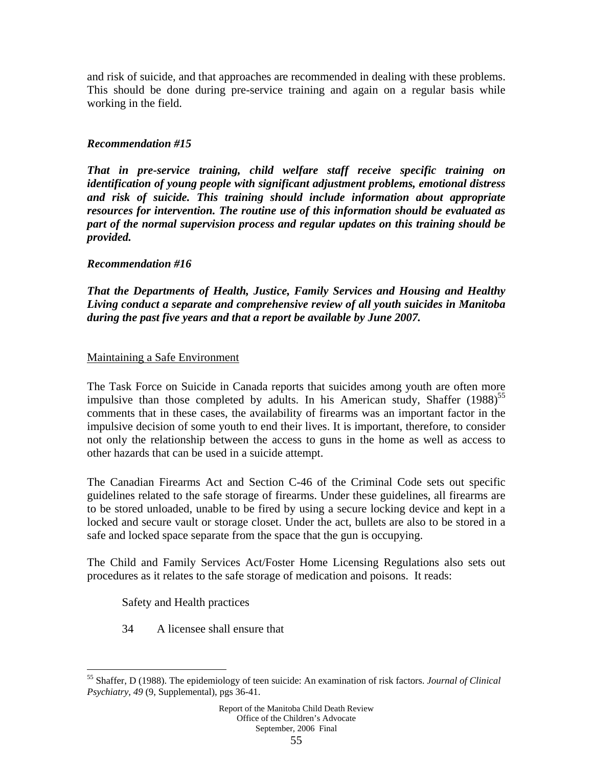and risk of suicide, and that approaches are recommended in dealing with these problems. This should be done during pre-service training and again on a regular basis while working in the field.

***Recommendation #15***

***That in pre-service training, child welfare staff receive specific training on identification of young people with significant adjustment problems, emotional distress and risk of suicide. This training should include information about appropriate resources for intervention. The routine use of this information should be evaluated as part of the normal supervision process and regular updates on this training should be provided.***

***Recommendation #16***

***That the Departments of Health, Justice, Family Services and Housing and Healthy Living conduct a separate and comprehensive review of all youth suicides in Manitoba during the past five years and that a report be available by June 2007.***

<u>Maintaining a Safe Environment</u>

The Task Force on Suicide in Canada reports that suicides among youth are often more impulsive than those completed by adults. In his American study, Shaffer (1988)[55] comments that in these cases, the availability of firearms was an important factor in the impulsive decision of some youth to end their lives. It is important, therefore, to consider not only the relationship between the access to guns in the home as well as access to other hazards that can be used in a suicide attempt.

The Canadian Firearms Act and Section C-46 of the Criminal Code sets out specific guidelines related to the safe storage of firearms. Under these guidelines, all firearms are to be stored unloaded, unable to be fired by using a secure locking device and kept in a locked and secure vault or storage closet. Under the act, bullets are also to be stored in a safe and locked space separate from the space that the gun is occupying.

The Child and Family Services Act/Foster Home Licensing Regulations also sets out procedures as it relates to the safe storage of medication and poisons. It reads:

Safety and Health practices

34 A licensee shall ensure that

---

[55] Shaffer, D (1988). The epidemiology of teen suicide: An examination of risk factors. *Journal of Clinical Psychiatry, 49* (9, Supplemental), pgs 36-41.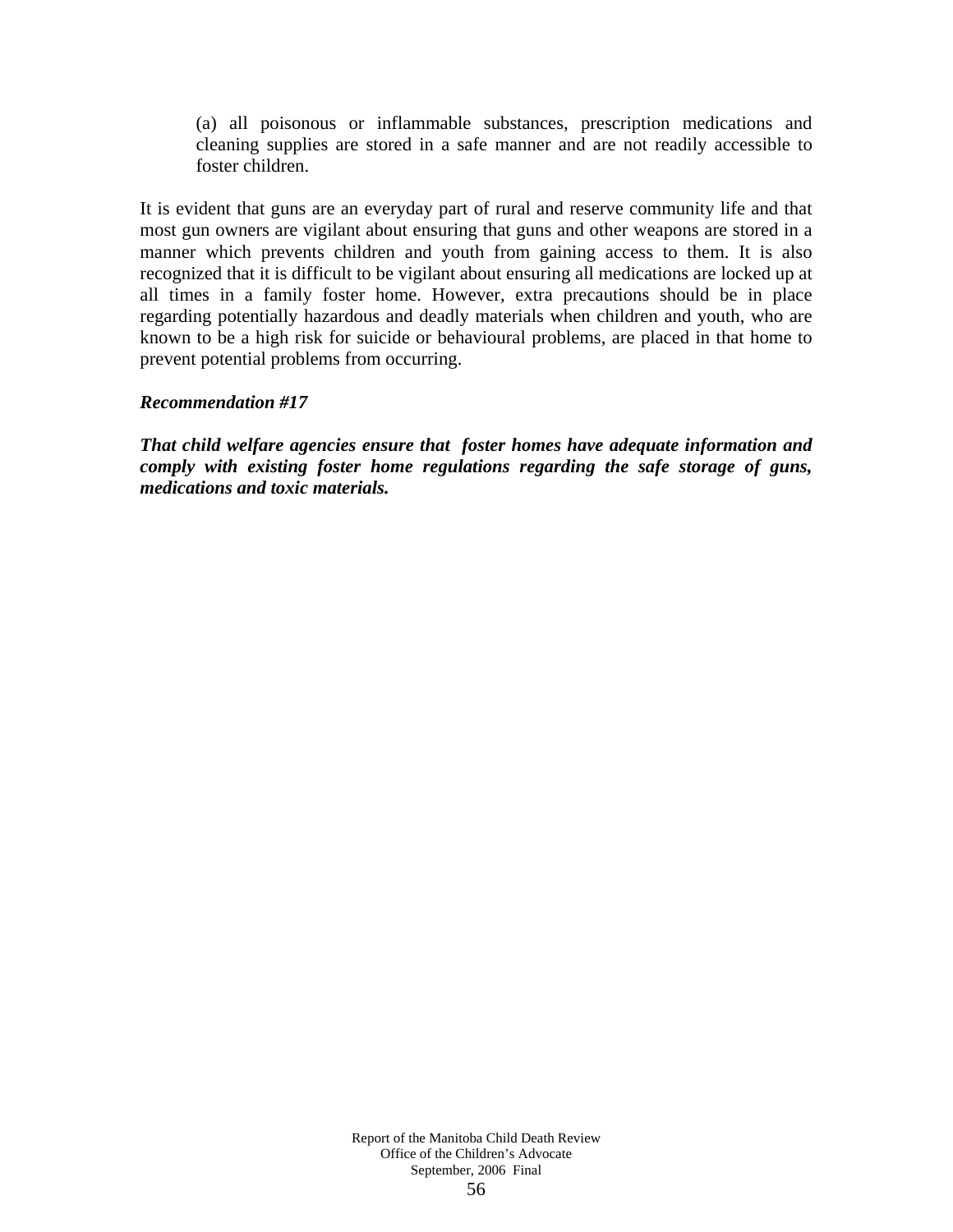(a) all poisonous or inflammable substances, prescription medications and cleaning supplies are stored in a safe manner and are not readily accessible to foster children.

It is evident that guns are an everyday part of rural and reserve community life and that most gun owners are vigilant about ensuring that guns and other weapons are stored in a manner which prevents children and youth from gaining access to them. It is also recognized that it is difficult to be vigilant about ensuring all medications are locked up at all times in a family foster home. However, extra precautions should be in place regarding potentially hazardous and deadly materials when children and youth, who are known to be a high risk for suicide or behavioural problems, are placed in that home to prevent potential problems from occurring.

***Recommendation #17***

***That child welfare agencies ensure that foster homes have adequate information and comply with existing foster home regulations regarding the safe storage of guns, medications and toxic materials.***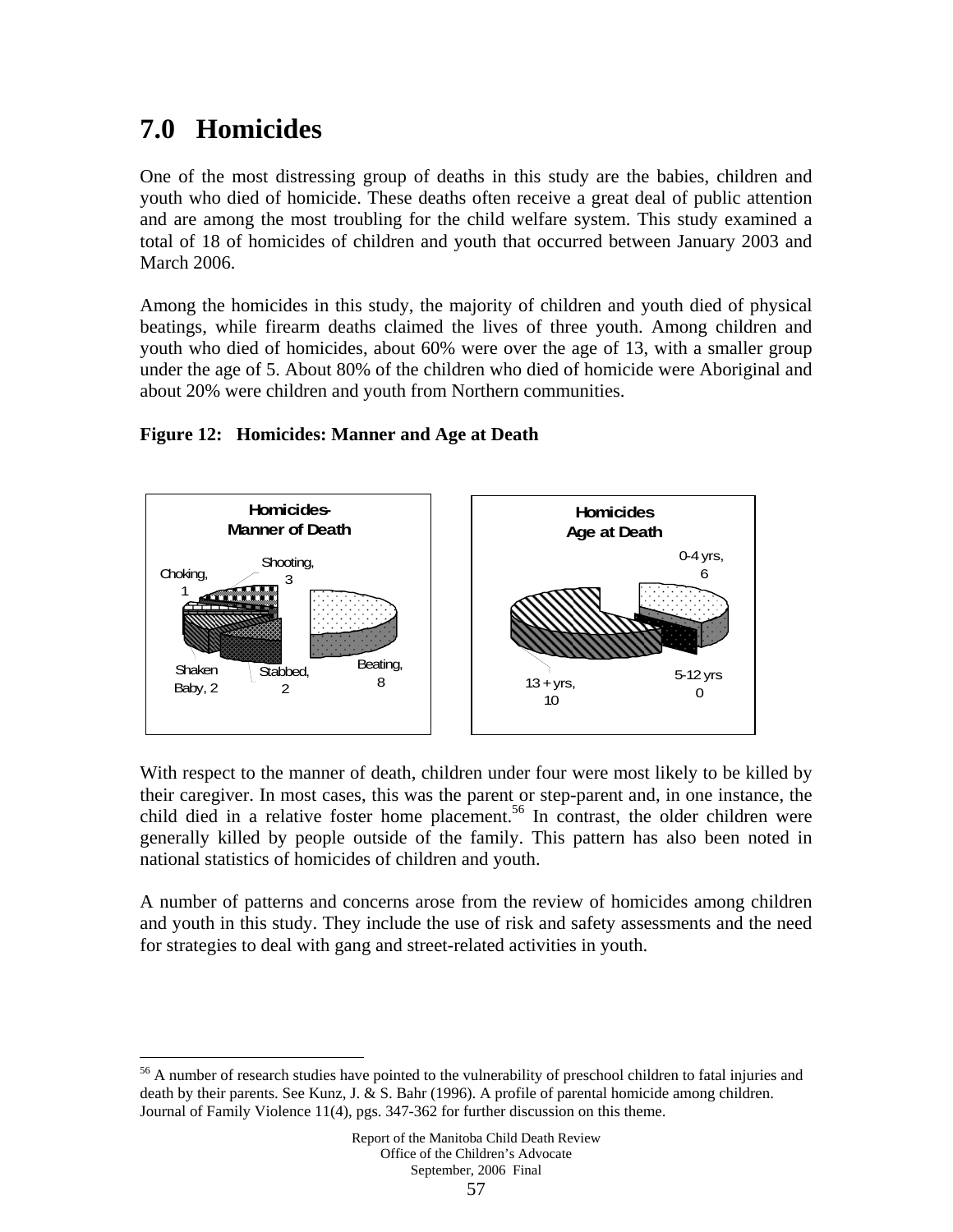# 7.0 Homicides

One of the most distressing group of deaths in this study are the babies, children and youth who died of homicide. These deaths often receive a great deal of public attention and are among the most troubling for the child welfare system. This study examined a total of 18 of homicides of children and youth that occurred between January 2003 and March 2006.

Among the homicides in this study, the majority of children and youth died of physical beatings, while firearm deaths claimed the lives of three youth. Among children and youth who died of homicides, about 60% were over the age of 13, with a smaller group under the age of 5. About 80% of the children who died of homicide were Aboriginal and about 20% were children and youth from Northern communities.

**Figure 12: Homicides: Manner and Age at Death**

**Homicides-Manner of Death**

Choking, 1
Shooting, 3
Shaken Baby, 2
Stabbed, 2
Beating, 8

**Homicides Age at Death**

0-4 yrs, 6
5-12 yrs 0
13 + yrs, 10

With respect to the manner of death, children under four were most likely to be killed by their caregiver. In most cases, this was the parent or step-parent and, in one instance, the child died in a relative foster home placement.[56] In contrast, the older children were generally killed by people outside of the family. This pattern has also been noted in national statistics of homicides of children and youth.

A number of patterns and concerns arose from the review of homicides among children and youth in this study. They include the use of risk and safety assessments and the need for strategies to deal with gang and street-related activities in youth.

[56] A number of research studies have pointed to the vulnerability of preschool children to fatal injuries and death by their parents. See Kunz, J. & S. Bahr (1996). A profile of parental homicide among children. Journal of Family Violence 11(4), pgs. 347-362 for further discussion on this theme.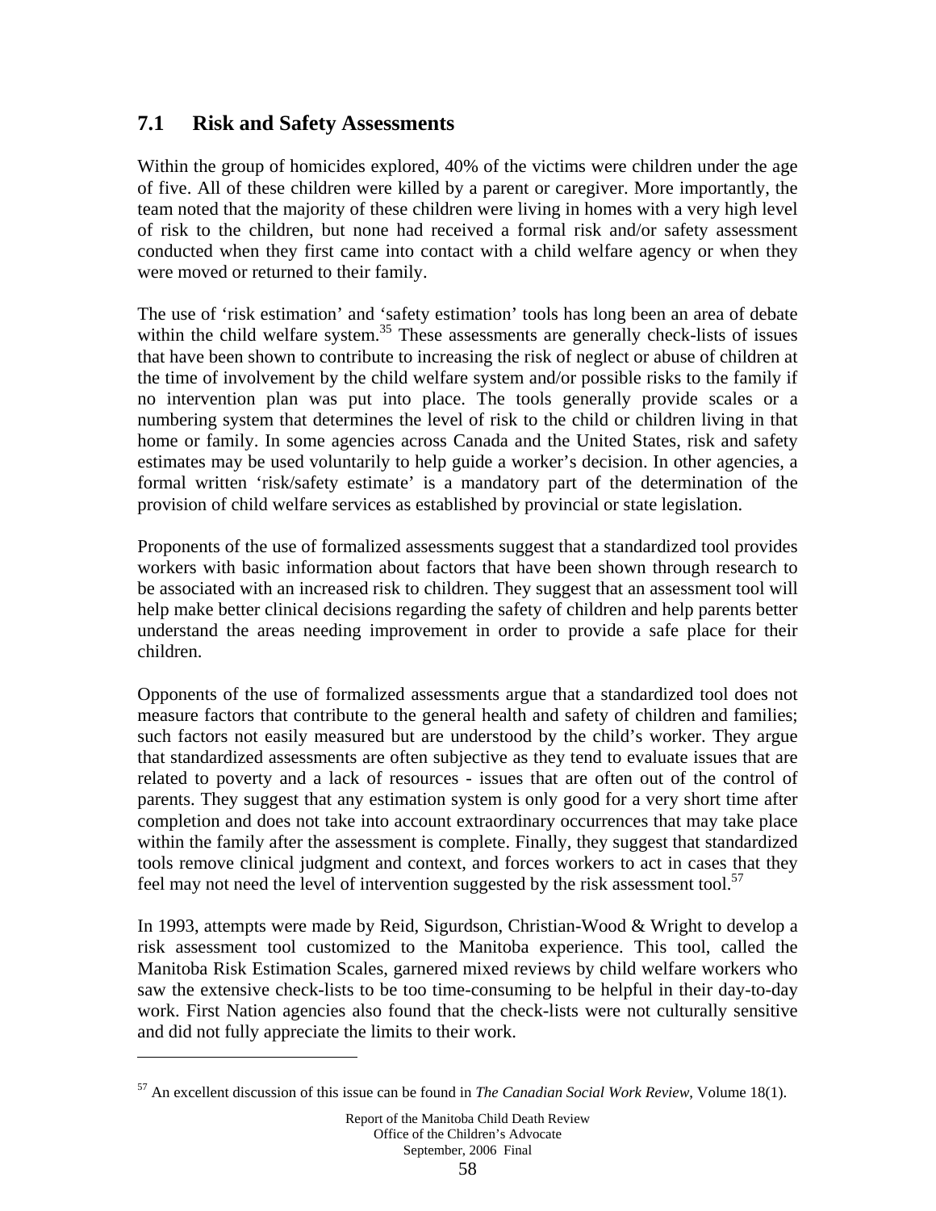## 7.1 Risk and Safety Assessments

Within the group of homicides explored, 40% of the victims were children under the age of five. All of these children were killed by a parent or caregiver. More importantly, the team noted that the majority of these children were living in homes with a very high level of risk to the children, but none had received a formal risk and/or safety assessment conducted when they first came into contact with a child welfare agency or when they were moved or returned to their family.

The use of 'risk estimation' and 'safety estimation' tools has long been an area of debate within the child welfare system.[35] These assessments are generally check-lists of issues that have been shown to contribute to increasing the risk of neglect or abuse of children at the time of involvement by the child welfare system and/or possible risks to the family if no intervention plan was put into place. The tools generally provide scales or a numbering system that determines the level of risk to the child or children living in that home or family. In some agencies across Canada and the United States, risk and safety estimates may be used voluntarily to help guide a worker's decision. In other agencies, a formal written 'risk/safety estimate' is a mandatory part of the determination of the provision of child welfare services as established by provincial or state legislation.

Proponents of the use of formalized assessments suggest that a standardized tool provides workers with basic information about factors that have been shown through research to be associated with an increased risk to children. They suggest that an assessment tool will help make better clinical decisions regarding the safety of children and help parents better understand the areas needing improvement in order to provide a safe place for their children.

Opponents of the use of formalized assessments argue that a standardized tool does not measure factors that contribute to the general health and safety of children and families; such factors not easily measured but are understood by the child's worker. They argue that standardized assessments are often subjective as they tend to evaluate issues that are related to poverty and a lack of resources - issues that are often out of the control of parents. They suggest that any estimation system is only good for a very short time after completion and does not take into account extraordinary occurrences that may take place within the family after the assessment is complete. Finally, they suggest that standardized tools remove clinical judgment and context, and forces workers to act in cases that they feel may not need the level of intervention suggested by the risk assessment tool.[57]

In 1993, attempts were made by Reid, Sigurdson, Christian-Wood & Wright to develop a risk assessment tool customized to the Manitoba experience. This tool, called the Manitoba Risk Estimation Scales, garnered mixed reviews by child welfare workers who saw the extensive check-lists to be too time-consuming to be helpful in their day-to-day work. First Nation agencies also found that the check-lists were not culturally sensitive and did not fully appreciate the limits to their work.

---

[57] An excellent discussion of this issue can be found in *The Canadian Social Work Review*, Volume 18(1).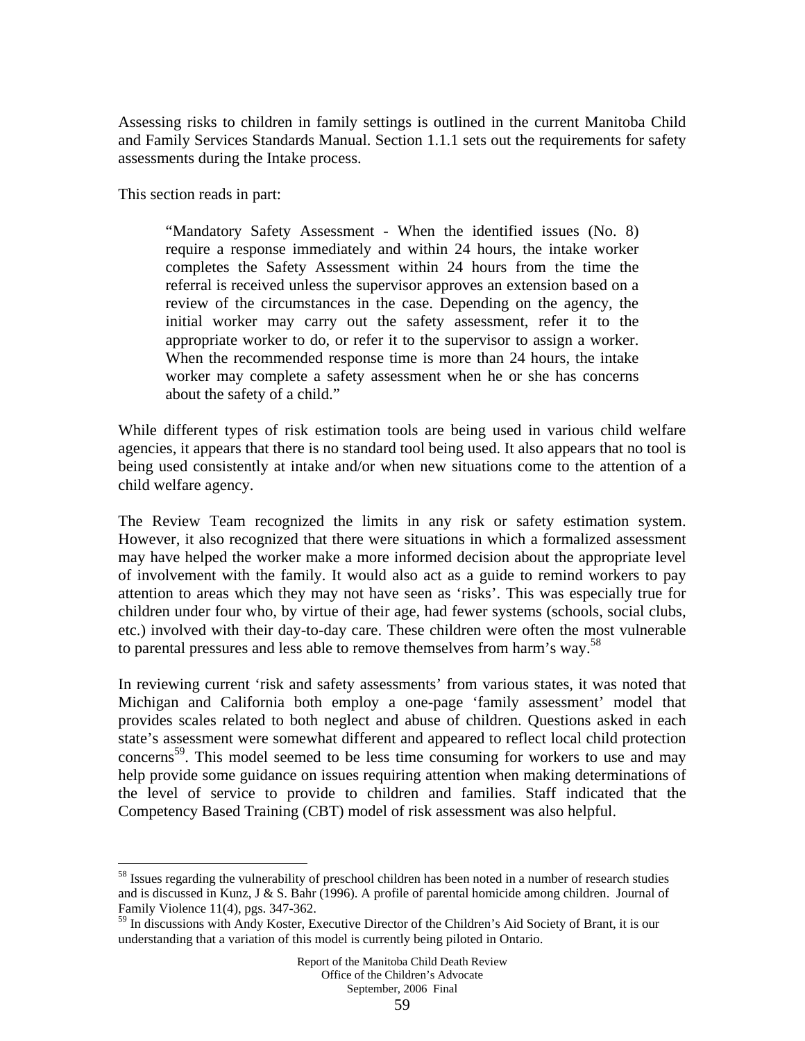Assessing risks to children in family settings is outlined in the current Manitoba Child and Family Services Standards Manual. Section 1.1.1 sets out the requirements for safety assessments during the Intake process.

This section reads in part:

> "Mandatory Safety Assessment - When the identified issues (No. 8) require a response immediately and within 24 hours, the intake worker completes the Safety Assessment within 24 hours from the time the referral is received unless the supervisor approves an extension based on a review of the circumstances in the case. Depending on the agency, the initial worker may carry out the safety assessment, refer it to the appropriate worker to do, or refer it to the supervisor to assign a worker. When the recommended response time is more than 24 hours, the intake worker may complete a safety assessment when he or she has concerns about the safety of a child."

While different types of risk estimation tools are being used in various child welfare agencies, it appears that there is no standard tool being used. It also appears that no tool is being used consistently at intake and/or when new situations come to the attention of a child welfare agency.

The Review Team recognized the limits in any risk or safety estimation system. However, it also recognized that there were situations in which a formalized assessment may have helped the worker make a more informed decision about the appropriate level of involvement with the family. It would also act as a guide to remind workers to pay attention to areas which they may not have seen as 'risks'. This was especially true for children under four who, by virtue of their age, had fewer systems (schools, social clubs, etc.) involved with their day-to-day care. These children were often the most vulnerable to parental pressures and less able to remove themselves from harm's way.[58]

In reviewing current 'risk and safety assessments' from various states, it was noted that Michigan and California both employ a one-page 'family assessment' model that provides scales related to both neglect and abuse of children. Questions asked in each state's assessment were somewhat different and appeared to reflect local child protection concerns[59]. This model seemed to be less time consuming for workers to use and may help provide some guidance on issues requiring attention when making determinations of the level of service to provide to children and families. Staff indicated that the Competency Based Training (CBT) model of risk assessment was also helpful.

---

[58] Issues regarding the vulnerability of preschool children has been noted in a number of research studies and is discussed in Kunz, J & S. Bahr (1996). A profile of parental homicide among children. Journal of Family Violence 11(4), pgs. 347-362.

[59] In discussions with Andy Koster, Executive Director of the Children's Aid Society of Brant, it is our understanding that a variation of this model is currently being piloted in Ontario.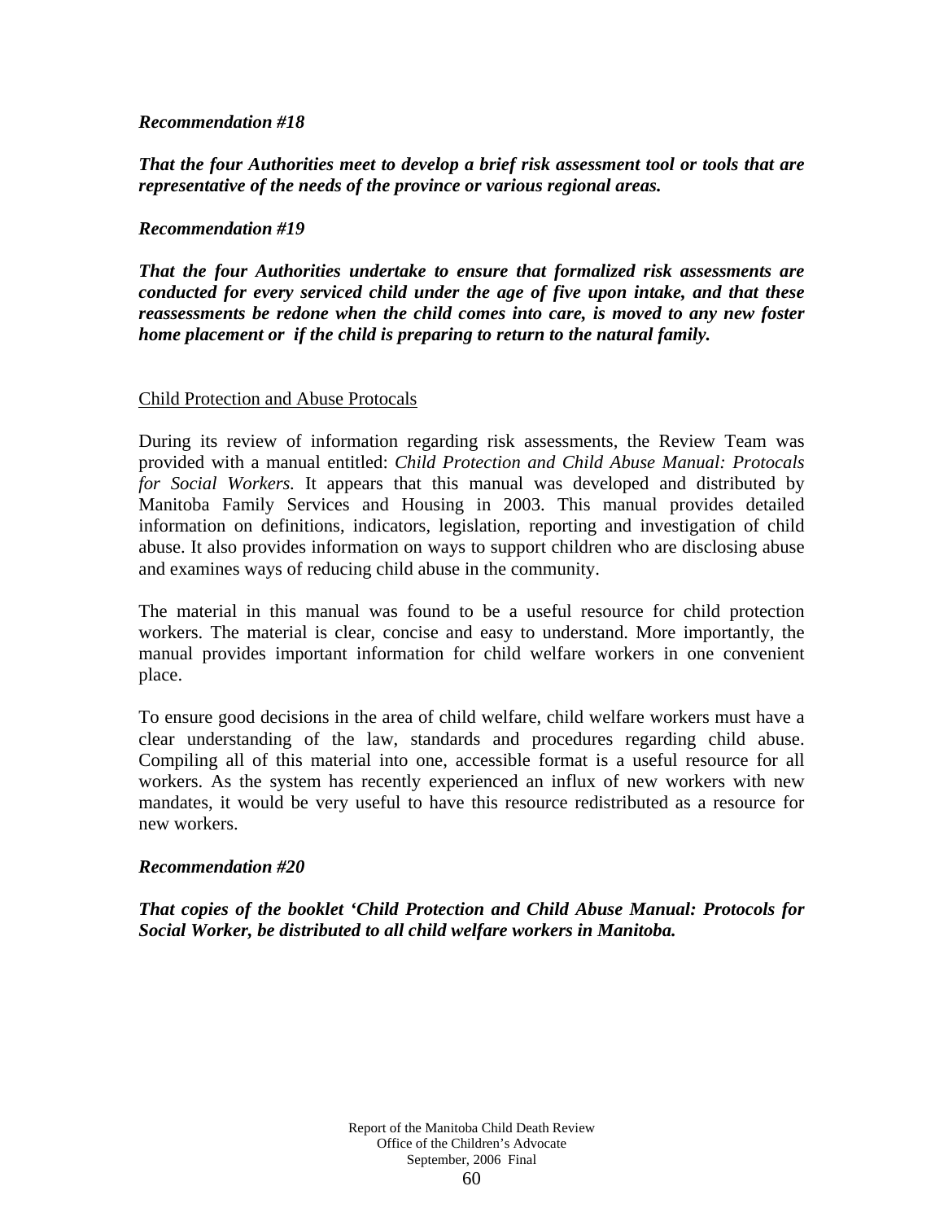***Recommendation #18***

***That the four Authorities meet to develop a brief risk assessment tool or tools that are representative of the needs of the province or various regional areas.***

***Recommendation #19***

***That the four Authorities undertake to ensure that formalized risk assessments are conducted for every serviced child under the age of five upon intake, and that these reassessments be redone when the child comes into care, is moved to any new foster home placement or if the child is preparing to return to the natural family.***

<u>Child Protection and Abuse Protocals</u>

During its review of information regarding risk assessments, the Review Team was provided with a manual entitled: *Child Protection and Child Abuse Manual: Protocals for Social Workers.* It appears that this manual was developed and distributed by Manitoba Family Services and Housing in 2003. This manual provides detailed information on definitions, indicators, legislation, reporting and investigation of child abuse. It also provides information on ways to support children who are disclosing abuse and examines ways of reducing child abuse in the community.

The material in this manual was found to be a useful resource for child protection workers. The material is clear, concise and easy to understand. More importantly, the manual provides important information for child welfare workers in one convenient place.

To ensure good decisions in the area of child welfare, child welfare workers must have a clear understanding of the law, standards and procedures regarding child abuse. Compiling all of this material into one, accessible format is a useful resource for all workers. As the system has recently experienced an influx of new workers with new mandates, it would be very useful to have this resource redistributed as a resource for new workers.

***Recommendation #20***

***That copies of the booklet 'Child Protection and Child Abuse Manual: Protocols for Social Worker, be distributed to all child welfare workers in Manitoba.***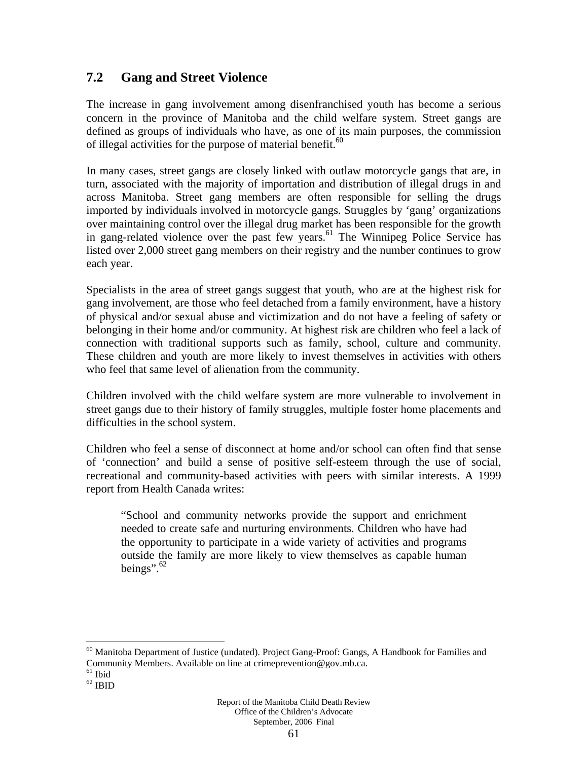## 7.2 Gang and Street Violence

The increase in gang involvement among disenfranchised youth has become a serious concern in the province of Manitoba and the child welfare system. Street gangs are defined as groups of individuals who have, as one of its main purposes, the commission of illegal activities for the purpose of material benefit.[60]

In many cases, street gangs are closely linked with outlaw motorcycle gangs that are, in turn, associated with the majority of importation and distribution of illegal drugs in and across Manitoba. Street gang members are often responsible for selling the drugs imported by individuals involved in motorcycle gangs. Struggles by 'gang' organizations over maintaining control over the illegal drug market has been responsible for the growth in gang-related violence over the past few years.[61] The Winnipeg Police Service has listed over 2,000 street gang members on their registry and the number continues to grow each year.

Specialists in the area of street gangs suggest that youth, who are at the highest risk for gang involvement, are those who feel detached from a family environment, have a history of physical and/or sexual abuse and victimization and do not have a feeling of safety or belonging in their home and/or community. At highest risk are children who feel a lack of connection with traditional supports such as family, school, culture and community. These children and youth are more likely to invest themselves in activities with others who feel that same level of alienation from the community.

Children involved with the child welfare system are more vulnerable to involvement in street gangs due to their history of family struggles, multiple foster home placements and difficulties in the school system.

Children who feel a sense of disconnect at home and/or school can often find that sense of 'connection' and build a sense of positive self-esteem through the use of social, recreational and community-based activities with peers with similar interests. A 1999 report from Health Canada writes:

> "School and community networks provide the support and enrichment needed to create safe and nurturing environments. Children who have had the opportunity to participate in a wide variety of activities and programs outside the family are more likely to view themselves as capable human beings".[62]

---

[60] Manitoba Department of Justice (undated). Project Gang-Proof: Gangs, A Handbook for Families and Community Members. Available on line at crimeprevention@gov.mb.ca.
[61] Ibid
[62] IBID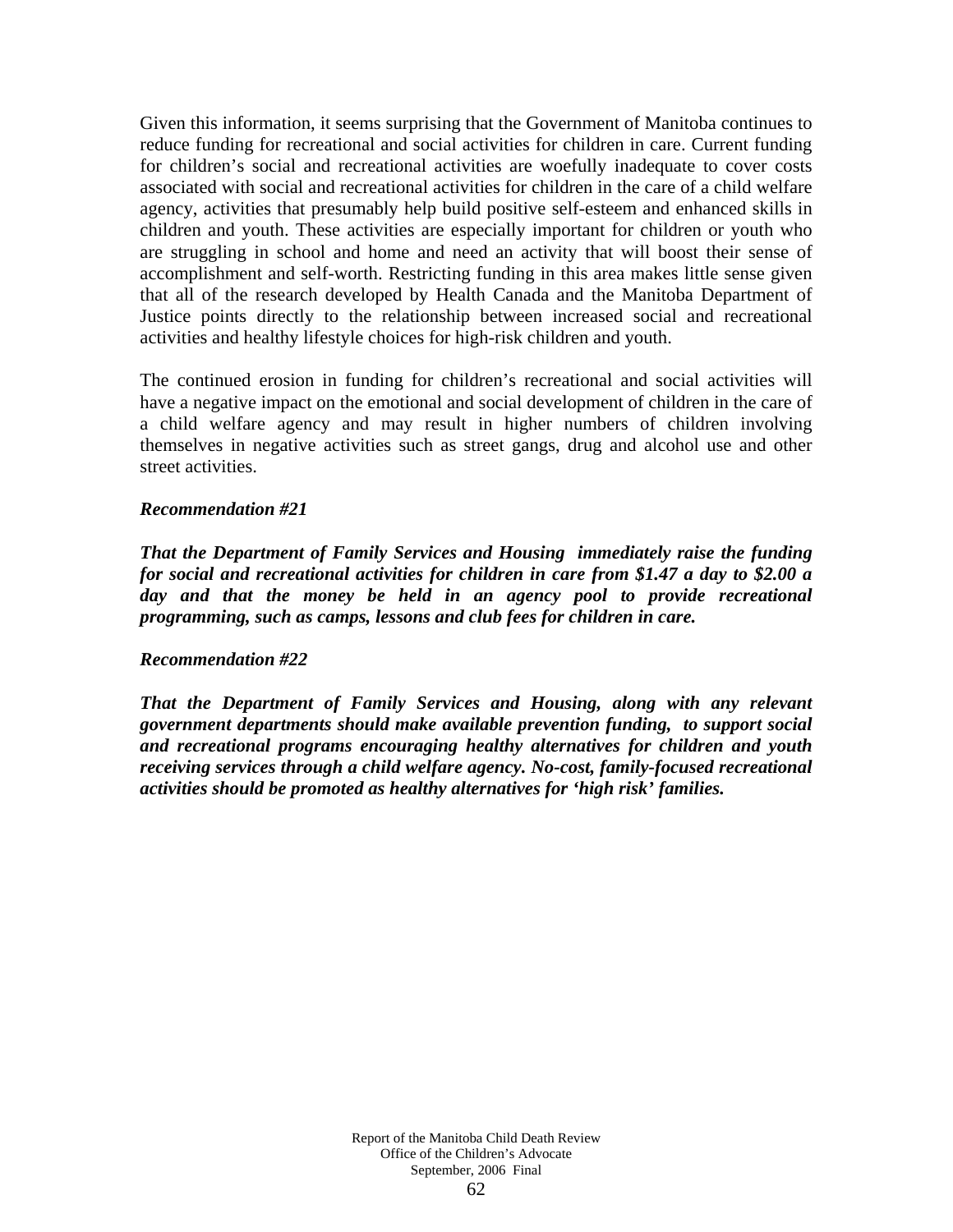Given this information, it seems surprising that the Government of Manitoba continues to reduce funding for recreational and social activities for children in care. Current funding for children's social and recreational activities are woefully inadequate to cover costs associated with social and recreational activities for children in the care of a child welfare agency, activities that presumably help build positive self-esteem and enhanced skills in children and youth. These activities are especially important for children or youth who are struggling in school and home and need an activity that will boost their sense of accomplishment and self-worth. Restricting funding in this area makes little sense given that all of the research developed by Health Canada and the Manitoba Department of Justice points directly to the relationship between increased social and recreational activities and healthy lifestyle choices for high-risk children and youth.

The continued erosion in funding for children's recreational and social activities will have a negative impact on the emotional and social development of children in the care of a child welfare agency and may result in higher numbers of children involving themselves in negative activities such as street gangs, drug and alcohol use and other street activities.

***Recommendation #21***

***That the Department of Family Services and Housing immediately raise the funding for social and recreational activities for children in care from $1.47 a day to $2.00 a day and that the money be held in an agency pool to provide recreational programming, such as camps, lessons and club fees for children in care.***

***Recommendation #22***

***That the Department of Family Services and Housing, along with any relevant government departments should make available prevention funding, to support social and recreational programs encouraging healthy alternatives for children and youth receiving services through a child welfare agency. No-cost, family-focused recreational activities should be promoted as healthy alternatives for 'high risk' families.***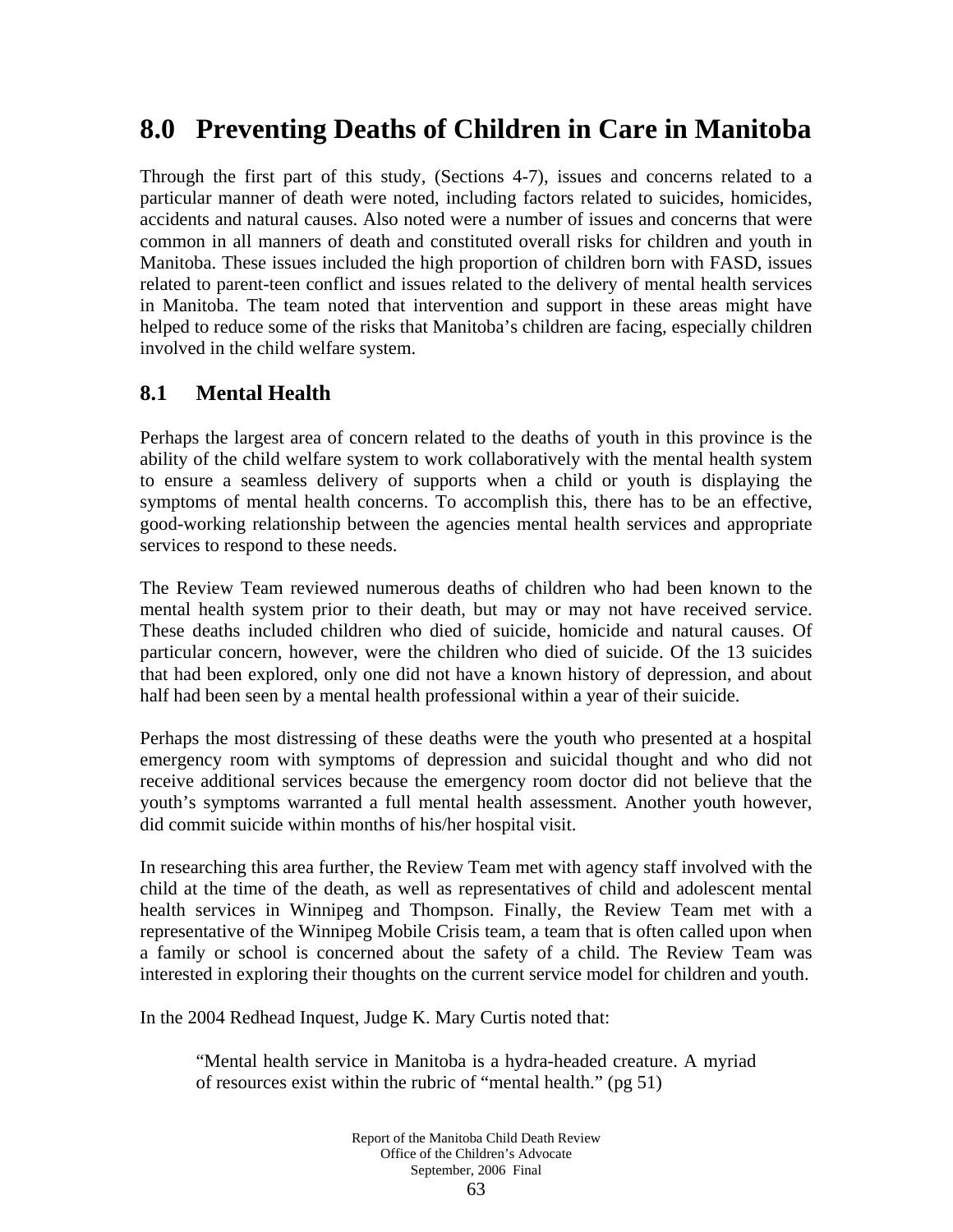# 8.0 Preventing Deaths of Children in Care in Manitoba

Through the first part of this study, (Sections 4-7), issues and concerns related to a particular manner of death were noted, including factors related to suicides, homicides, accidents and natural causes. Also noted were a number of issues and concerns that were common in all manners of death and constituted overall risks for children and youth in Manitoba. These issues included the high proportion of children born with FASD, issues related to parent-teen conflict and issues related to the delivery of mental health services in Manitoba. The team noted that intervention and support in these areas might have helped to reduce some of the risks that Manitoba's children are facing, especially children involved in the child welfare system.

## 8.1 Mental Health

Perhaps the largest area of concern related to the deaths of youth in this province is the ability of the child welfare system to work collaboratively with the mental health system to ensure a seamless delivery of supports when a child or youth is displaying the symptoms of mental health concerns. To accomplish this, there has to be an effective, good-working relationship between the agencies mental health services and appropriate services to respond to these needs.

The Review Team reviewed numerous deaths of children who had been known to the mental health system prior to their death, but may or may not have received service. These deaths included children who died of suicide, homicide and natural causes. Of particular concern, however, were the children who died of suicide. Of the 13 suicides that had been explored, only one did not have a known history of depression, and about half had been seen by a mental health professional within a year of their suicide.

Perhaps the most distressing of these deaths were the youth who presented at a hospital emergency room with symptoms of depression and suicidal thought and who did not receive additional services because the emergency room doctor did not believe that the youth's symptoms warranted a full mental health assessment. Another youth however, did commit suicide within months of his/her hospital visit.

In researching this area further, the Review Team met with agency staff involved with the child at the time of the death, as well as representatives of child and adolescent mental health services in Winnipeg and Thompson. Finally, the Review Team met with a representative of the Winnipeg Mobile Crisis team, a team that is often called upon when a family or school is concerned about the safety of a child. The Review Team was interested in exploring their thoughts on the current service model for children and youth.

In the 2004 Redhead Inquest, Judge K. Mary Curtis noted that:

> "Mental health service in Manitoba is a hydra-headed creature. A myriad of resources exist within the rubric of "mental health." (pg 51)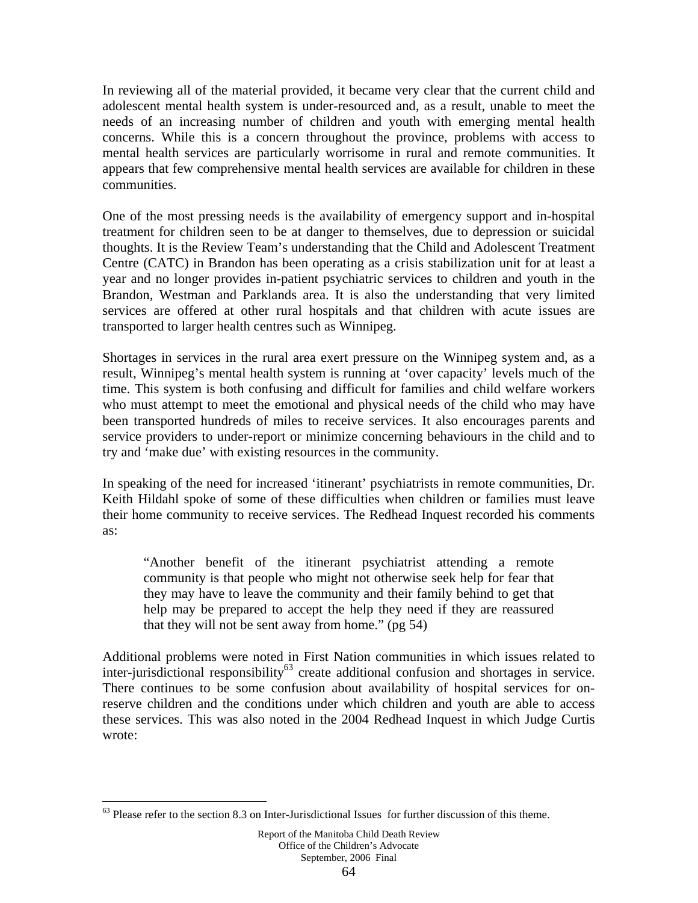In reviewing all of the material provided, it became very clear that the current child and adolescent mental health system is under-resourced and, as a result, unable to meet the needs of an increasing number of children and youth with emerging mental health concerns. While this is a concern throughout the province, problems with access to mental health services are particularly worrisome in rural and remote communities. It appears that few comprehensive mental health services are available for children in these communities.

One of the most pressing needs is the availability of emergency support and in-hospital treatment for children seen to be at danger to themselves, due to depression or suicidal thoughts. It is the Review Team's understanding that the Child and Adolescent Treatment Centre (CATC) in Brandon has been operating as a crisis stabilization unit for at least a year and no longer provides in-patient psychiatric services to children and youth in the Brandon, Westman and Parklands area. It is also the understanding that very limited services are offered at other rural hospitals and that children with acute issues are transported to larger health centres such as Winnipeg.

Shortages in services in the rural area exert pressure on the Winnipeg system and, as a result, Winnipeg's mental health system is running at 'over capacity' levels much of the time. This system is both confusing and difficult for families and child welfare workers who must attempt to meet the emotional and physical needs of the child who may have been transported hundreds of miles to receive services. It also encourages parents and service providers to under-report or minimize concerning behaviours in the child and to try and 'make due' with existing resources in the community.

In speaking of the need for increased 'itinerant' psychiatrists in remote communities, Dr. Keith Hildahl spoke of some of these difficulties when children or families must leave their home community to receive services. The Redhead Inquest recorded his comments as:

> "Another benefit of the itinerant psychiatrist attending a remote community is that people who might not otherwise seek help for fear that they may have to leave the community and their family behind to get that help may be prepared to accept the help they need if they are reassured that they will not be sent away from home." (pg 54)

Additional problems were noted in First Nation communities in which issues related to inter-jurisdictional responsibility[63] create additional confusion and shortages in service. There continues to be some confusion about availability of hospital services for on-reserve children and the conditions under which children and youth are able to access these services. This was also noted in the 2004 Redhead Inquest in which Judge Curtis wrote:

[63] Please refer to the section 8.3 on Inter-Jurisdictional Issues for further discussion of this theme.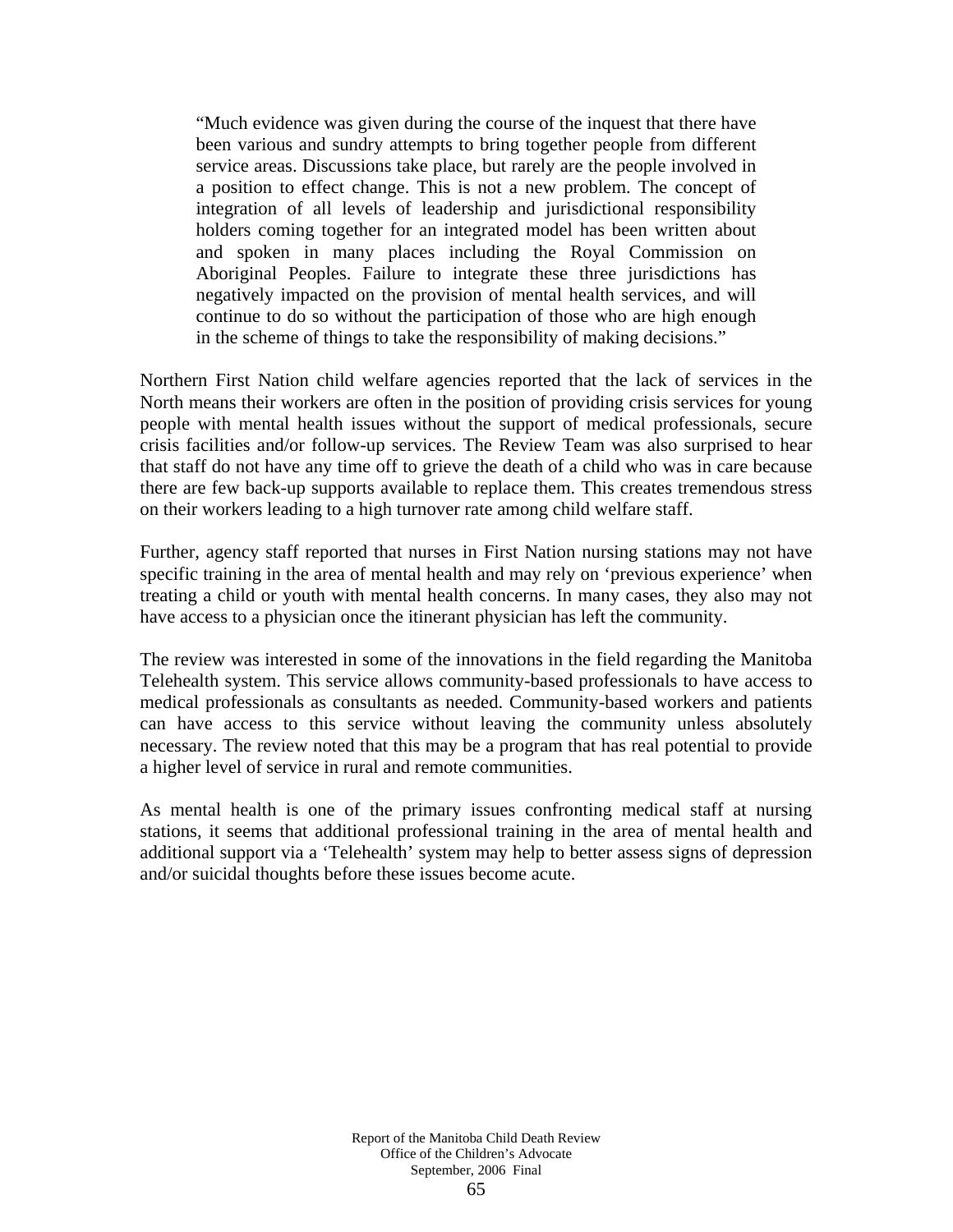> "Much evidence was given during the course of the inquest that there have been various and sundry attempts to bring together people from different service areas. Discussions take place, but rarely are the people involved in a position to effect change. This is not a new problem. The concept of integration of all levels of leadership and jurisdictional responsibility holders coming together for an integrated model has been written about and spoken in many places including the Royal Commission on Aboriginal Peoples. Failure to integrate these three jurisdictions has negatively impacted on the provision of mental health services, and will continue to do so without the participation of those who are high enough in the scheme of things to take the responsibility of making decisions."

Northern First Nation child welfare agencies reported that the lack of services in the North means their workers are often in the position of providing crisis services for young people with mental health issues without the support of medical professionals, secure crisis facilities and/or follow-up services. The Review Team was also surprised to hear that staff do not have any time off to grieve the death of a child who was in care because there are few back-up supports available to replace them. This creates tremendous stress on their workers leading to a high turnover rate among child welfare staff.

Further, agency staff reported that nurses in First Nation nursing stations may not have specific training in the area of mental health and may rely on 'previous experience' when treating a child or youth with mental health concerns. In many cases, they also may not have access to a physician once the itinerant physician has left the community.

The review was interested in some of the innovations in the field regarding the Manitoba Telehealth system. This service allows community-based professionals to have access to medical professionals as consultants as needed. Community-based workers and patients can have access to this service without leaving the community unless absolutely necessary. The review noted that this may be a program that has real potential to provide a higher level of service in rural and remote communities.

As mental health is one of the primary issues confronting medical staff at nursing stations, it seems that additional professional training in the area of mental health and additional support via a 'Telehealth' system may help to better assess signs of depression and/or suicidal thoughts before these issues become acute.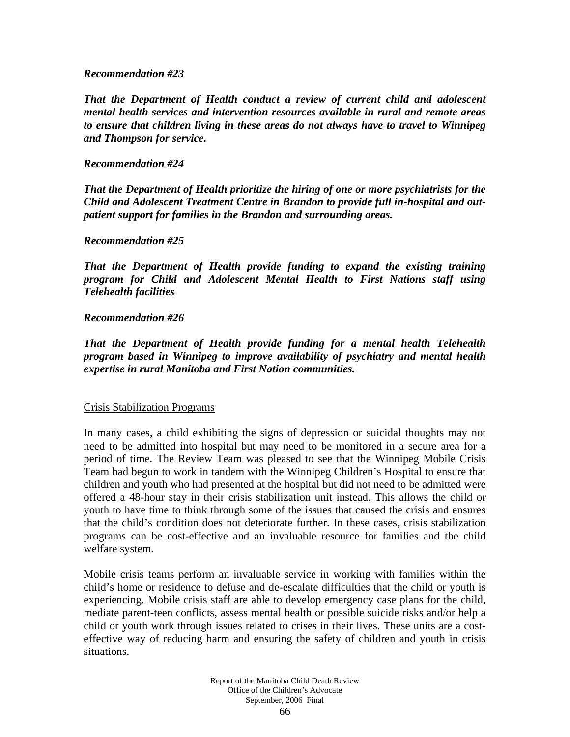***Recommendation #23***

***That the Department of Health conduct a review of current child and adolescent mental health services and intervention resources available in rural and remote areas to ensure that children living in these areas do not always have to travel to Winnipeg and Thompson for service.***

***Recommendation #24***

***That the Department of Health prioritize the hiring of one or more psychiatrists for the Child and Adolescent Treatment Centre in Brandon to provide full in-hospital and out-patient support for families in the Brandon and surrounding areas.***

***Recommendation #25***

***That the Department of Health provide funding to expand the existing training program for Child and Adolescent Mental Health to First Nations staff using Telehealth facilities***

***Recommendation #26***

***That the Department of Health provide funding for a mental health Telehealth program based in Winnipeg to improve availability of psychiatry and mental health expertise in rural Manitoba and First Nation communities.***

<u>Crisis Stabilization Programs</u>

In many cases, a child exhibiting the signs of depression or suicidal thoughts may not need to be admitted into hospital but may need to be monitored in a secure area for a period of time. The Review Team was pleased to see that the Winnipeg Mobile Crisis Team had begun to work in tandem with the Winnipeg Children's Hospital to ensure that children and youth who had presented at the hospital but did not need to be admitted were offered a 48-hour stay in their crisis stabilization unit instead. This allows the child or youth to have time to think through some of the issues that caused the crisis and ensures that the child's condition does not deteriorate further. In these cases, crisis stabilization programs can be cost-effective and an invaluable resource for families and the child welfare system.

Mobile crisis teams perform an invaluable service in working with families within the child's home or residence to defuse and de-escalate difficulties that the child or youth is experiencing. Mobile crisis staff are able to develop emergency case plans for the child, mediate parent-teen conflicts, assess mental health or possible suicide risks and/or help a child or youth work through issues related to crises in their lives. These units are a cost-effective way of reducing harm and ensuring the safety of children and youth in crisis situations.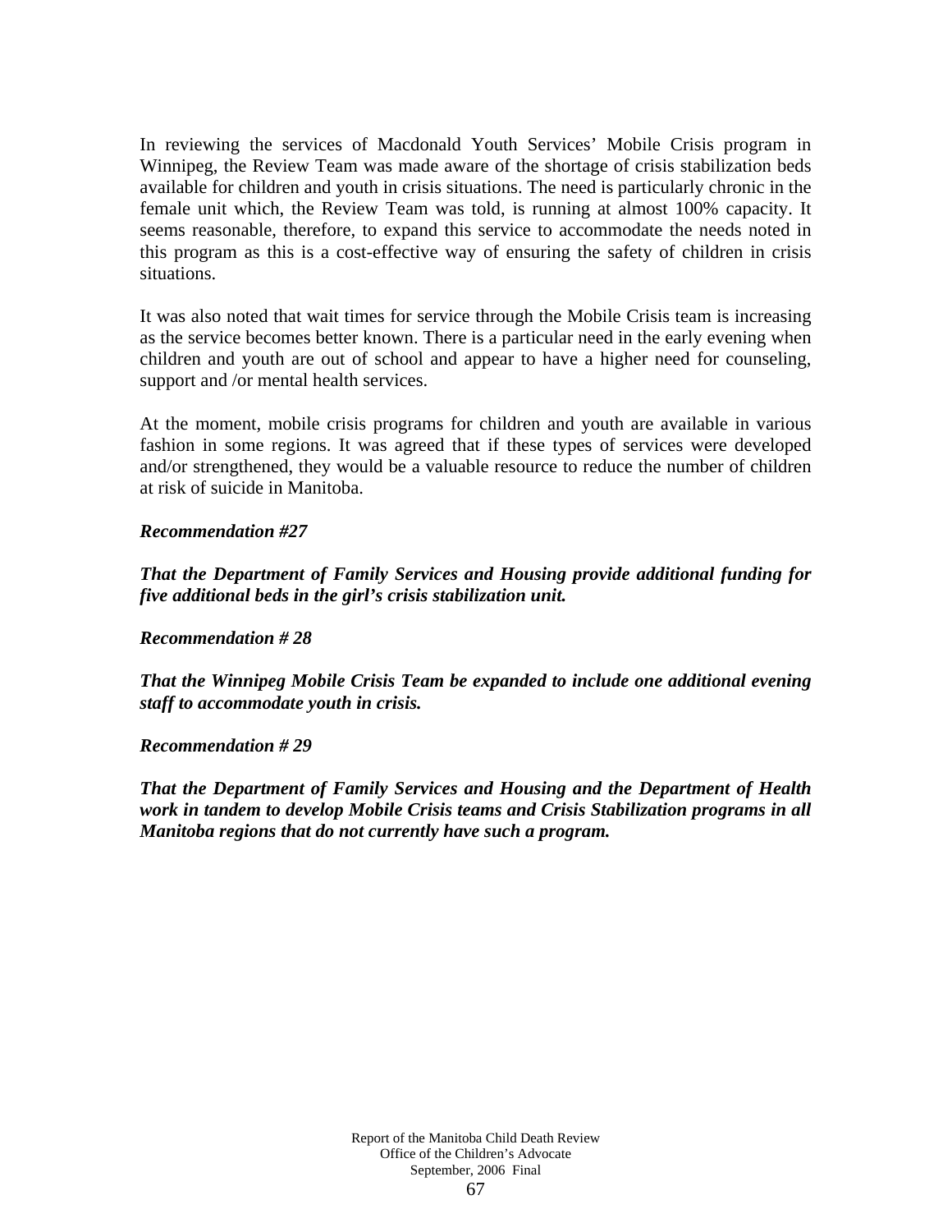In reviewing the services of Macdonald Youth Services' Mobile Crisis program in Winnipeg, the Review Team was made aware of the shortage of crisis stabilization beds available for children and youth in crisis situations. The need is particularly chronic in the female unit which, the Review Team was told, is running at almost 100% capacity. It seems reasonable, therefore, to expand this service to accommodate the needs noted in this program as this is a cost-effective way of ensuring the safety of children in crisis situations.

It was also noted that wait times for service through the Mobile Crisis team is increasing as the service becomes better known. There is a particular need in the early evening when children and youth are out of school and appear to have a higher need for counseling, support and /or mental health services.

At the moment, mobile crisis programs for children and youth are available in various fashion in some regions. It was agreed that if these types of services were developed and/or strengthened, they would be a valuable resource to reduce the number of children at risk of suicide in Manitoba.

***Recommendation #27***

***That the Department of Family Services and Housing provide additional funding for five additional beds in the girl's crisis stabilization unit.***

***Recommendation # 28***

***That the Winnipeg Mobile Crisis Team be expanded to include one additional evening staff to accommodate youth in crisis.***

***Recommendation # 29***

***That the Department of Family Services and Housing and the Department of Health work in tandem to develop Mobile Crisis teams and Crisis Stabilization programs in all Manitoba regions that do not currently have such a program.***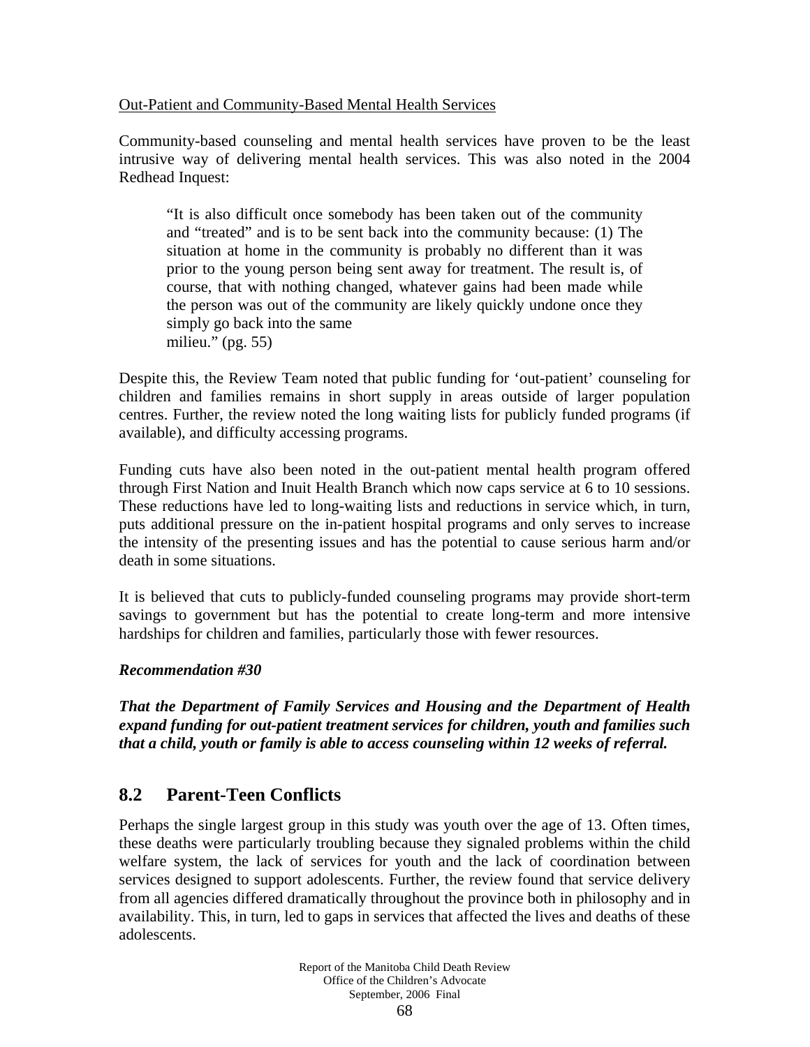Out-Patient and Community-Based Mental Health Services

Community-based counseling and mental health services have proven to be the least intrusive way of delivering mental health services. This was also noted in the 2004 Redhead Inquest:

> "It is also difficult once somebody has been taken out of the community and "treated" and is to be sent back into the community because: (1) The situation at home in the community is probably no different than it was prior to the young person being sent away for treatment. The result is, of course, that with nothing changed, whatever gains had been made while the person was out of the community are likely quickly undone once they simply go back into the same milieu." (pg. 55)

Despite this, the Review Team noted that public funding for 'out-patient' counseling for children and families remains in short supply in areas outside of larger population centres. Further, the review noted the long waiting lists for publicly funded programs (if available), and difficulty accessing programs.

Funding cuts have also been noted in the out-patient mental health program offered through First Nation and Inuit Health Branch which now caps service at 6 to 10 sessions. These reductions have led to long-waiting lists and reductions in service which, in turn, puts additional pressure on the in-patient hospital programs and only serves to increase the intensity of the presenting issues and has the potential to cause serious harm and/or death in some situations.

It is believed that cuts to publicly-funded counseling programs may provide short-term savings to government but has the potential to create long-term and more intensive hardships for children and families, particularly those with fewer resources.

***Recommendation #30***

***That the Department of Family Services and Housing and the Department of Health expand funding for out-patient treatment services for children, youth and families such that a child, youth or family is able to access counseling within 12 weeks of referral.***

## 8.2 Parent-Teen Conflicts

Perhaps the single largest group in this study was youth over the age of 13. Often times, these deaths were particularly troubling because they signaled problems within the child welfare system, the lack of services for youth and the lack of coordination between services designed to support adolescents. Further, the review found that service delivery from all agencies differed dramatically throughout the province both in philosophy and in availability. This, in turn, led to gaps in services that affected the lives and deaths of these adolescents.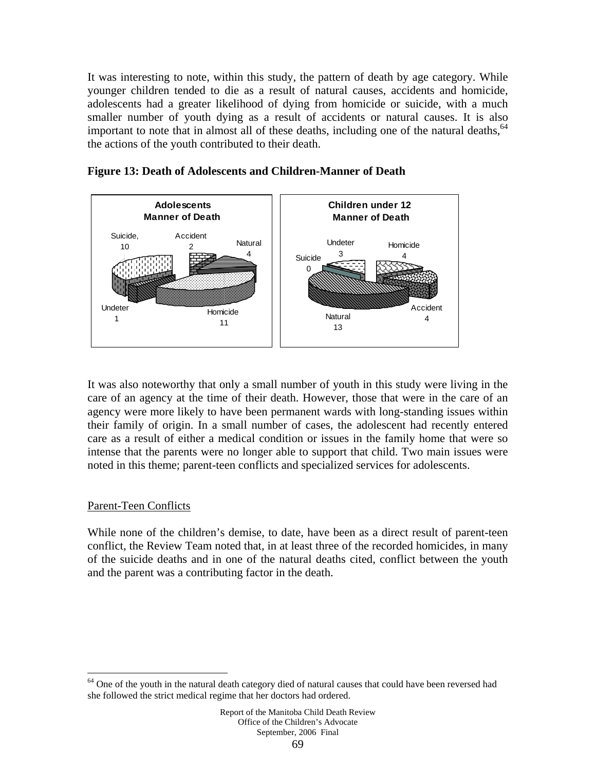It was interesting to note, within this study, the pattern of death by age category. While younger children tended to die as a result of natural causes, accidents and homicide, adolescents had a greater likelihood of dying from homicide or suicide, with a much smaller number of youth dying as a result of accidents or natural causes. It is also important to note that in almost all of these deaths, including one of the natural deaths,[64] the actions of the youth contributed to their death.

**Figure 13: Death of Adolescents and Children-Manner of Death**

**Adolescents Manner of Death**

Suicide, 10; Accident 2; Natural 4; Undeter 1; Homicide 11

**Children under 12 Manner of Death**

Undeter 3; Homicide 4; Suicide 0; Natural 13; Accident 4

It was also noteworthy that only a small number of youth in this study were living in the care of an agency at the time of their death. However, those that were in the care of an agency were more likely to have been permanent wards with long-standing issues within their family of origin. In a small number of cases, the adolescent had recently entered care as a result of either a medical condition or issues in the family home that were so intense that the parents were no longer able to support that child. Two main issues were noted in this theme; parent-teen conflicts and specialized services for adolescents.

## Parent-Teen Conflicts

While none of the children's demise, to date, have been as a direct result of parent-teen conflict, the Review Team noted that, in at least three of the recorded homicides, in many of the suicide deaths and in one of the natural deaths cited, conflict between the youth and the parent was a contributing factor in the death.

[64] One of the youth in the natural death category died of natural causes that could have been reversed had she followed the strict medical regime that her doctors had ordered.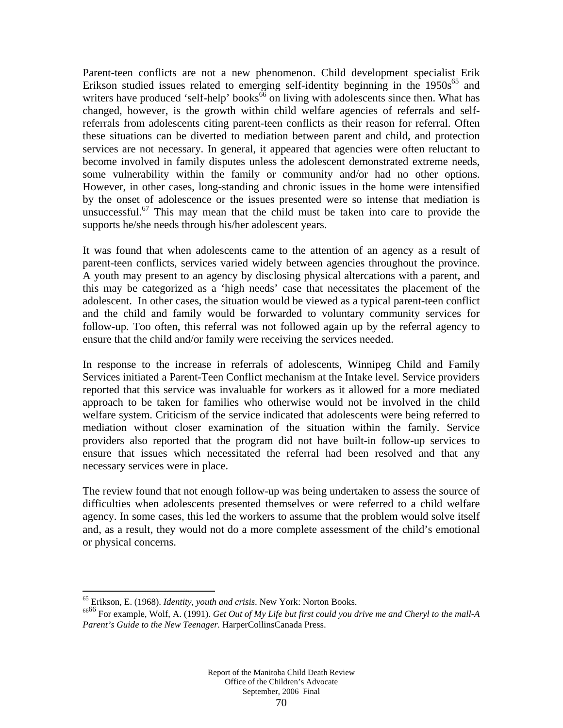Parent-teen conflicts are not a new phenomenon. Child development specialist Erik Erikson studied issues related to emerging self-identity beginning in the 1950s[65] and writers have produced 'self-help' books[66] on living with adolescents since then. What has changed, however, is the growth within child welfare agencies of referrals and self-referrals from adolescents citing parent-teen conflicts as their reason for referral. Often these situations can be diverted to mediation between parent and child, and protection services are not necessary. In general, it appeared that agencies were often reluctant to become involved in family disputes unless the adolescent demonstrated extreme needs, some vulnerability within the family or community and/or had no other options. However, in other cases, long-standing and chronic issues in the home were intensified by the onset of adolescence or the issues presented were so intense that mediation is unsuccessful.[67] This may mean that the child must be taken into care to provide the supports he/she needs through his/her adolescent years.

It was found that when adolescents came to the attention of an agency as a result of parent-teen conflicts, services varied widely between agencies throughout the province. A youth may present to an agency by disclosing physical altercations with a parent, and this may be categorized as a 'high needs' case that necessitates the placement of the adolescent. In other cases, the situation would be viewed as a typical parent-teen conflict and the child and family would be forwarded to voluntary community services for follow-up. Too often, this referral was not followed again up by the referral agency to ensure that the child and/or family were receiving the services needed.

In response to the increase in referrals of adolescents, Winnipeg Child and Family Services initiated a Parent-Teen Conflict mechanism at the Intake level. Service providers reported that this service was invaluable for workers as it allowed for a more mediated approach to be taken for families who otherwise would not be involved in the child welfare system. Criticism of the service indicated that adolescents were being referred to mediation without closer examination of the situation within the family. Service providers also reported that the program did not have built-in follow-up services to ensure that issues which necessitated the referral had been resolved and that any necessary services were in place.

The review found that not enough follow-up was being undertaken to assess the source of difficulties when adolescents presented themselves or were referred to a child welfare agency. In some cases, this led the workers to assume that the problem would solve itself and, as a result, they would not do a more complete assessment of the child's emotional or physical concerns.

---

[65] Erikson, E. (1968). *Identity, youth and crisis*. New York: Norton Books.

[66] For example, Wolf, A. (1991). *Get Out of My Life but first could you drive me and Cheryl to the mall-A Parent's Guide to the New Teenager.* HarperCollinsCanada Press.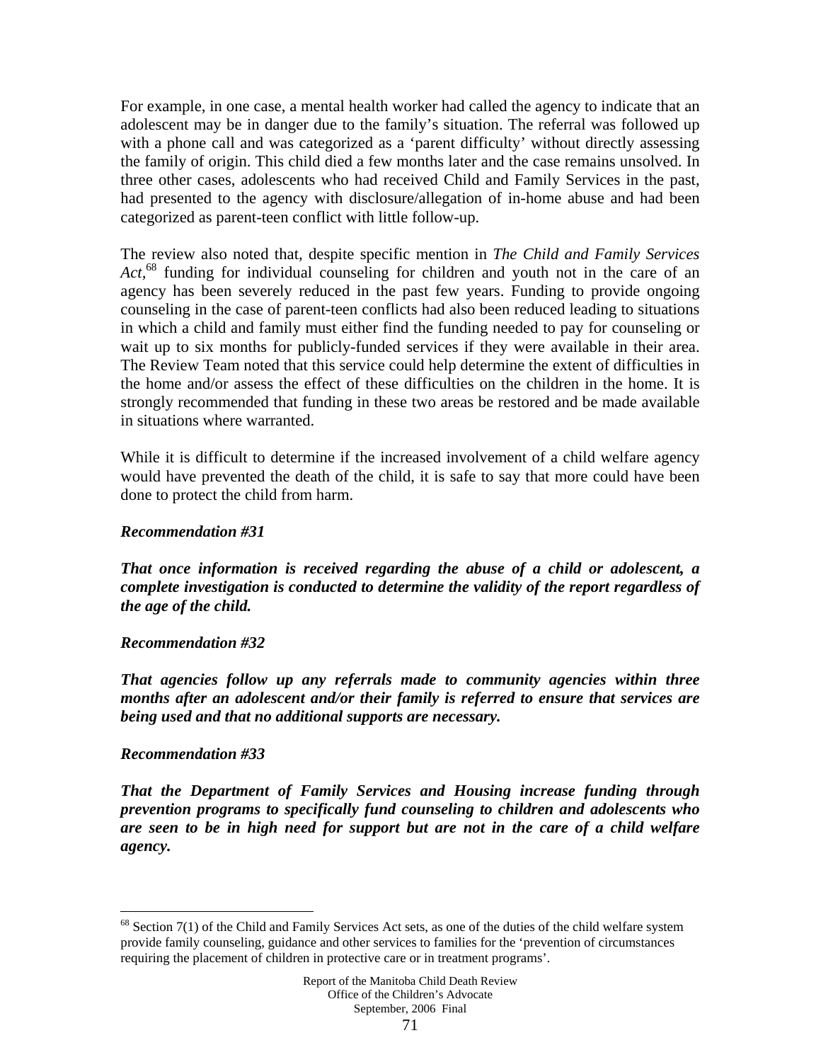For example, in one case, a mental health worker had called the agency to indicate that an adolescent may be in danger due to the family's situation. The referral was followed up with a phone call and was categorized as a 'parent difficulty' without directly assessing the family of origin. This child died a few months later and the case remains unsolved. In three other cases, adolescents who had received Child and Family Services in the past, had presented to the agency with disclosure/allegation of in-home abuse and had been categorized as parent-teen conflict with little follow-up.

The review also noted that, despite specific mention in *The Child and Family Services Act*,[68] funding for individual counseling for children and youth not in the care of an agency has been severely reduced in the past few years. Funding to provide ongoing counseling in the case of parent-teen conflicts had also been reduced leading to situations in which a child and family must either find the funding needed to pay for counseling or wait up to six months for publicly-funded services if they were available in their area. The Review Team noted that this service could help determine the extent of difficulties in the home and/or assess the effect of these difficulties on the children in the home. It is strongly recommended that funding in these two areas be restored and be made available in situations where warranted.

While it is difficult to determine if the increased involvement of a child welfare agency would have prevented the death of the child, it is safe to say that more could have been done to protect the child from harm.

***Recommendation #31***

***That once information is received regarding the abuse of a child or adolescent, a complete investigation is conducted to determine the validity of the report regardless of the age of the child.***

***Recommendation #32***

***That agencies follow up any referrals made to community agencies within three months after an adolescent and/or their family is referred to ensure that services are being used and that no additional supports are necessary.***

***Recommendation #33***

***That the Department of Family Services and Housing increase funding through prevention programs to specifically fund counseling to children and adolescents who are seen to be in high need for support but are not in the care of a child welfare agency.***

---

[68] Section 7(1) of the Child and Family Services Act sets, as one of the duties of the child welfare system provide family counseling, guidance and other services to families for the 'prevention of circumstances requiring the placement of children in protective care or in treatment programs'.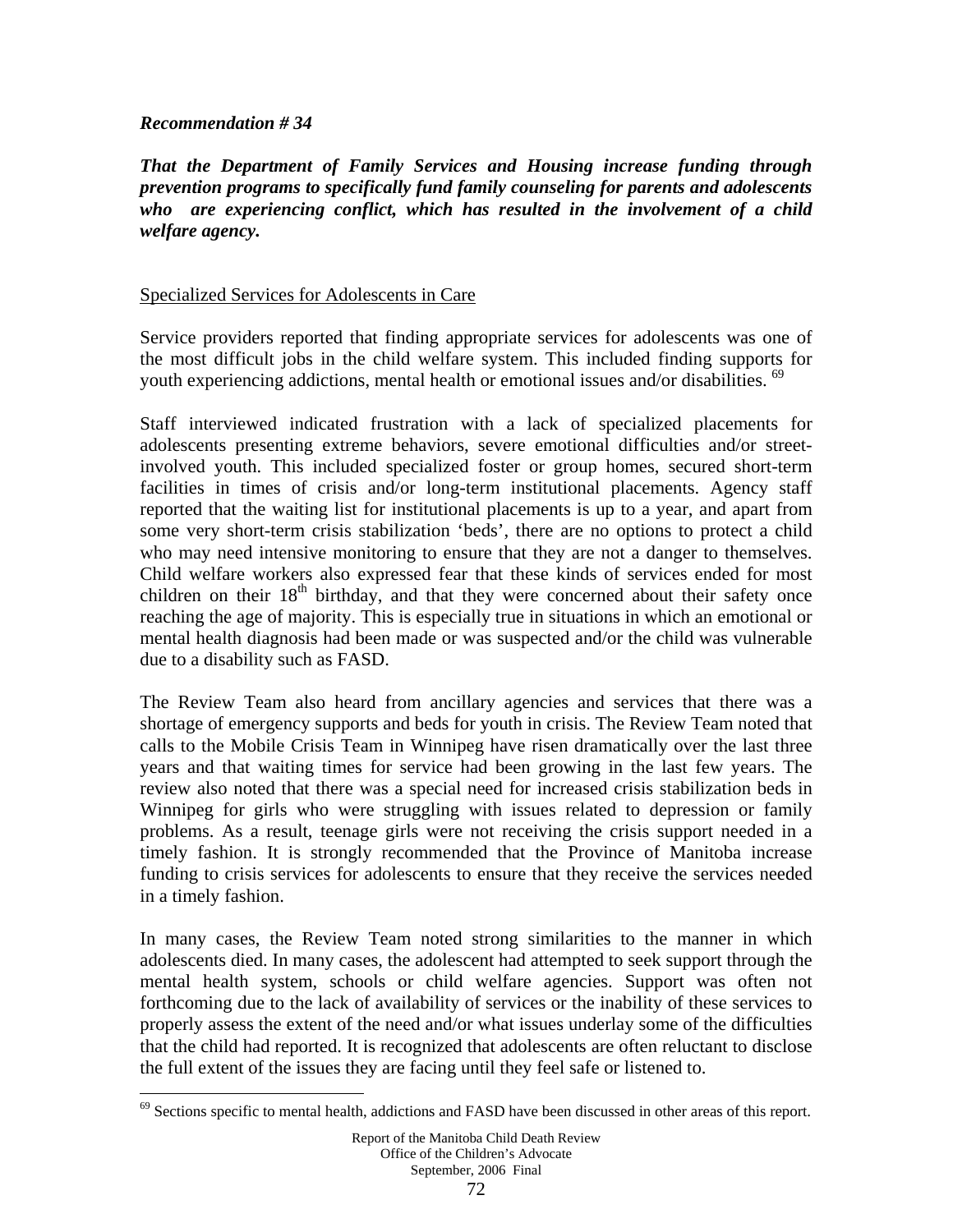***Recommendation # 34***

***That the Department of Family Services and Housing increase funding through prevention programs to specifically fund family counseling for parents and adolescents who are experiencing conflict, which has resulted in the involvement of a child welfare agency.***

Specialized Services for Adolescents in Care

Service providers reported that finding appropriate services for adolescents was one of the most difficult jobs in the child welfare system. This included finding supports for youth experiencing addictions, mental health or emotional issues and/or disabilities. [69]

Staff interviewed indicated frustration with a lack of specialized placements for adolescents presenting extreme behaviors, severe emotional difficulties and/or street-involved youth. This included specialized foster or group homes, secured short-term facilities in times of crisis and/or long-term institutional placements. Agency staff reported that the waiting list for institutional placements is up to a year, and apart from some very short-term crisis stabilization 'beds', there are no options to protect a child who may need intensive monitoring to ensure that they are not a danger to themselves. Child welfare workers also expressed fear that these kinds of services ended for most children on their 18th birthday, and that they were concerned about their safety once reaching the age of majority. This is especially true in situations in which an emotional or mental health diagnosis had been made or was suspected and/or the child was vulnerable due to a disability such as FASD.

The Review Team also heard from ancillary agencies and services that there was a shortage of emergency supports and beds for youth in crisis. The Review Team noted that calls to the Mobile Crisis Team in Winnipeg have risen dramatically over the last three years and that waiting times for service had been growing in the last few years. The review also noted that there was a special need for increased crisis stabilization beds in Winnipeg for girls who were struggling with issues related to depression or family problems. As a result, teenage girls were not receiving the crisis support needed in a timely fashion. It is strongly recommended that the Province of Manitoba increase funding to crisis services for adolescents to ensure that they receive the services needed in a timely fashion.

In many cases, the Review Team noted strong similarities to the manner in which adolescents died. In many cases, the adolescent had attempted to seek support through the mental health system, schools or child welfare agencies. Support was often not forthcoming due to the lack of availability of services or the inability of these services to properly assess the extent of the need and/or what issues underlay some of the difficulties that the child had reported. It is recognized that adolescents are often reluctant to disclose the full extent of the issues they are facing until they feel safe or listened to.

---

[69] Sections specific to mental health, addictions and FASD have been discussed in other areas of this report.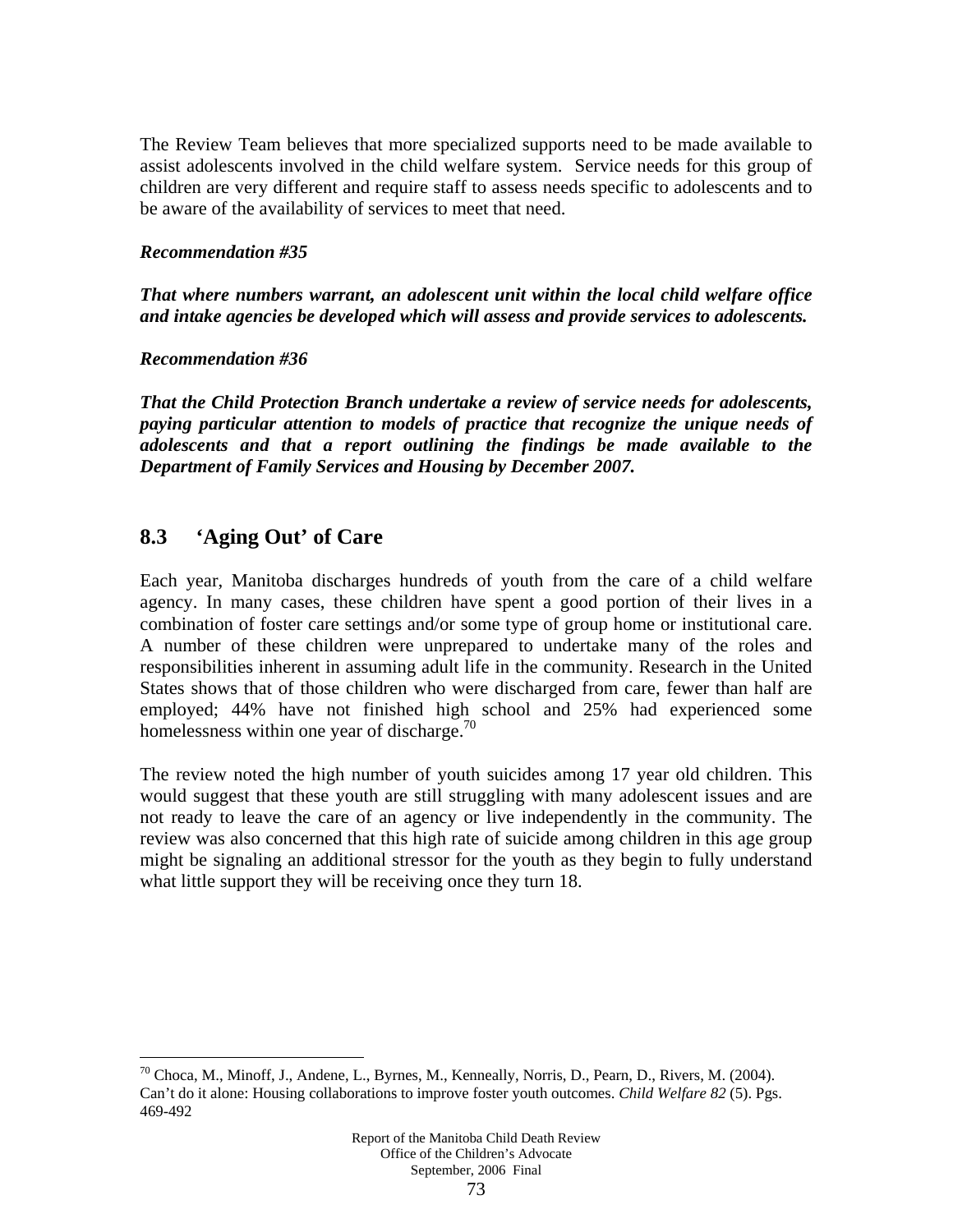The Review Team believes that more specialized supports need to be made available to assist adolescents involved in the child welfare system. Service needs for this group of children are very different and require staff to assess needs specific to adolescents and to be aware of the availability of services to meet that need.

***Recommendation #35***

***That where numbers warrant, an adolescent unit within the local child welfare office and intake agencies be developed which will assess and provide services to adolescents.***

***Recommendation #36***

***That the Child Protection Branch undertake a review of service needs for adolescents, paying particular attention to models of practice that recognize the unique needs of adolescents and that a report outlining the findings be made available to the Department of Family Services and Housing by December 2007.***

## 8.3 'Aging Out' of Care

Each year, Manitoba discharges hundreds of youth from the care of a child welfare agency. In many cases, these children have spent a good portion of their lives in a combination of foster care settings and/or some type of group home or institutional care. A number of these children were unprepared to undertake many of the roles and responsibilities inherent in assuming adult life in the community. Research in the United States shows that of those children who were discharged from care, fewer than half are employed; 44% have not finished high school and 25% had experienced some homelessness within one year of discharge.[70]

The review noted the high number of youth suicides among 17 year old children. This would suggest that these youth are still struggling with many adolescent issues and are not ready to leave the care of an agency or live independently in the community. The review was also concerned that this high rate of suicide among children in this age group might be signaling an additional stressor for the youth as they begin to fully understand what little support they will be receiving once they turn 18.

---

[70] Choca, M., Minoff, J., Andene, L., Byrnes, M., Kenneally, Norris, D., Pearn, D., Rivers, M. (2004). Can't do it alone: Housing collaborations to improve foster youth outcomes. *Child Welfare 82* (5). Pgs. 469-492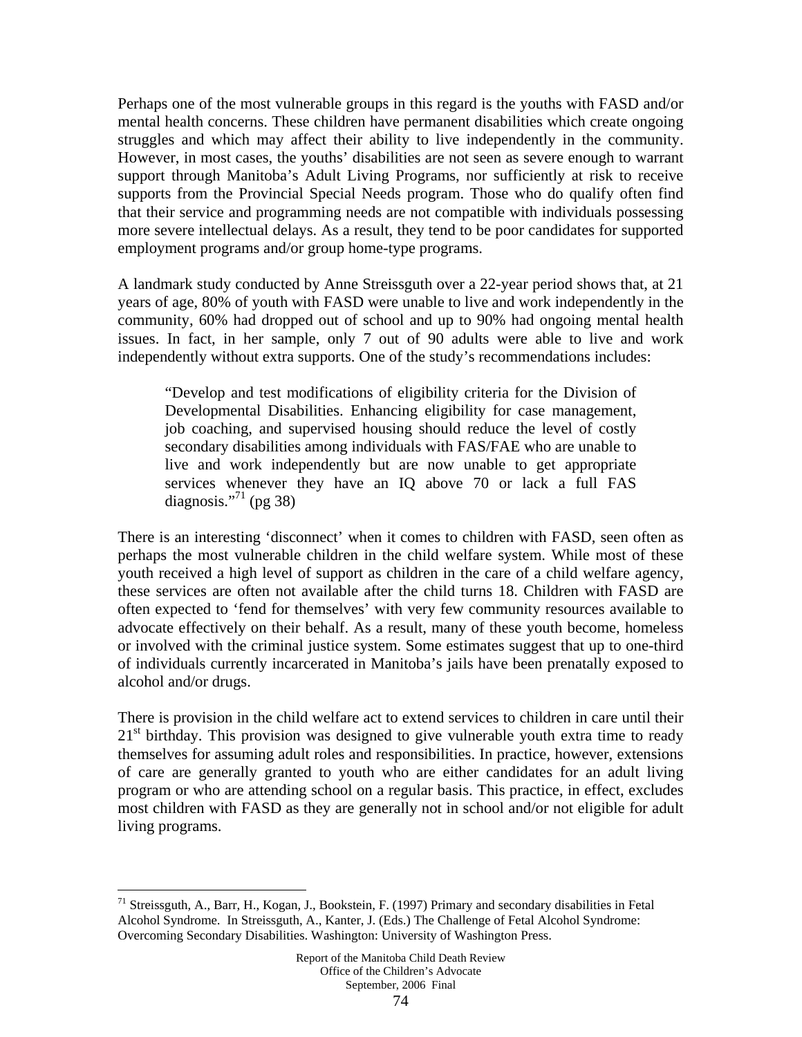Perhaps one of the most vulnerable groups in this regard is the youths with FASD and/or mental health concerns. These children have permanent disabilities which create ongoing struggles and which may affect their ability to live independently in the community. However, in most cases, the youths' disabilities are not seen as severe enough to warrant support through Manitoba's Adult Living Programs, nor sufficiently at risk to receive supports from the Provincial Special Needs program. Those who do qualify often find that their service and programming needs are not compatible with individuals possessing more severe intellectual delays. As a result, they tend to be poor candidates for supported employment programs and/or group home-type programs.

A landmark study conducted by Anne Streissguth over a 22-year period shows that, at 21 years of age, 80% of youth with FASD were unable to live and work independently in the community, 60% had dropped out of school and up to 90% had ongoing mental health issues. In fact, in her sample, only 7 out of 90 adults were able to live and work independently without extra supports. One of the study's recommendations includes:

> "Develop and test modifications of eligibility criteria for the Division of Developmental Disabilities. Enhancing eligibility for case management, job coaching, and supervised housing should reduce the level of costly secondary disabilities among individuals with FAS/FAE who are unable to live and work independently but are now unable to get appropriate services whenever they have an IQ above 70 or lack a full FAS diagnosis."[71] (pg 38)

There is an interesting 'disconnect' when it comes to children with FASD, seen often as perhaps the most vulnerable children in the child welfare system. While most of these youth received a high level of support as children in the care of a child welfare agency, these services are often not available after the child turns 18. Children with FASD are often expected to 'fend for themselves' with very few community resources available to advocate effectively on their behalf. As a result, many of these youth become, homeless or involved with the criminal justice system. Some estimates suggest that up to one-third of individuals currently incarcerated in Manitoba's jails have been prenatally exposed to alcohol and/or drugs.

There is provision in the child welfare act to extend services to children in care until their 21st birthday. This provision was designed to give vulnerable youth extra time to ready themselves for assuming adult roles and responsibilities. In practice, however, extensions of care are generally granted to youth who are either candidates for an adult living program or who are attending school on a regular basis. This practice, in effect, excludes most children with FASD as they are generally not in school and/or not eligible for adult living programs.

---

[71] Streissguth, A., Barr, H., Kogan, J., Bookstein, F. (1997) Primary and secondary disabilities in Fetal Alcohol Syndrome. In Streissguth, A., Kanter, J. (Eds.) The Challenge of Fetal Alcohol Syndrome: Overcoming Secondary Disabilities. Washington: University of Washington Press.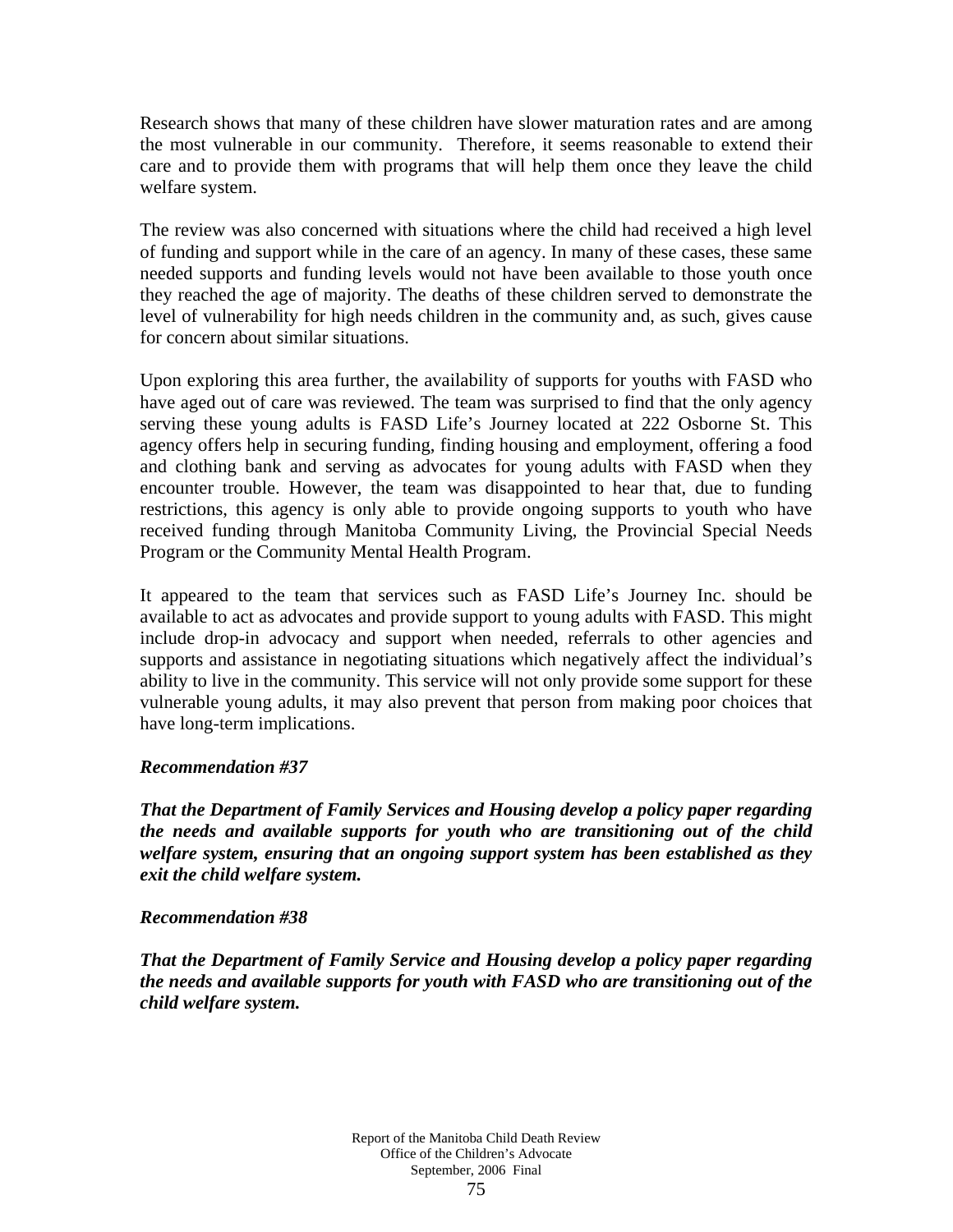Research shows that many of these children have slower maturation rates and are among the most vulnerable in our community. Therefore, it seems reasonable to extend their care and to provide them with programs that will help them once they leave the child welfare system.

The review was also concerned with situations where the child had received a high level of funding and support while in the care of an agency. In many of these cases, these same needed supports and funding levels would not have been available to those youth once they reached the age of majority. The deaths of these children served to demonstrate the level of vulnerability for high needs children in the community and, as such, gives cause for concern about similar situations.

Upon exploring this area further, the availability of supports for youths with FASD who have aged out of care was reviewed. The team was surprised to find that the only agency serving these young adults is FASD Life's Journey located at 222 Osborne St. This agency offers help in securing funding, finding housing and employment, offering a food and clothing bank and serving as advocates for young adults with FASD when they encounter trouble. However, the team was disappointed to hear that, due to funding restrictions, this agency is only able to provide ongoing supports to youth who have received funding through Manitoba Community Living, the Provincial Special Needs Program or the Community Mental Health Program.

It appeared to the team that services such as FASD Life's Journey Inc. should be available to act as advocates and provide support to young adults with FASD. This might include drop-in advocacy and support when needed, referrals to other agencies and supports and assistance in negotiating situations which negatively affect the individual's ability to live in the community. This service will not only provide some support for these vulnerable young adults, it may also prevent that person from making poor choices that have long-term implications.

***Recommendation #37***

***That the Department of Family Services and Housing develop a policy paper regarding the needs and available supports for youth who are transitioning out of the child welfare system, ensuring that an ongoing support system has been established as they exit the child welfare system.***

***Recommendation #38***

***That the Department of Family Service and Housing develop a policy paper regarding the needs and available supports for youth with FASD who are transitioning out of the child welfare system.***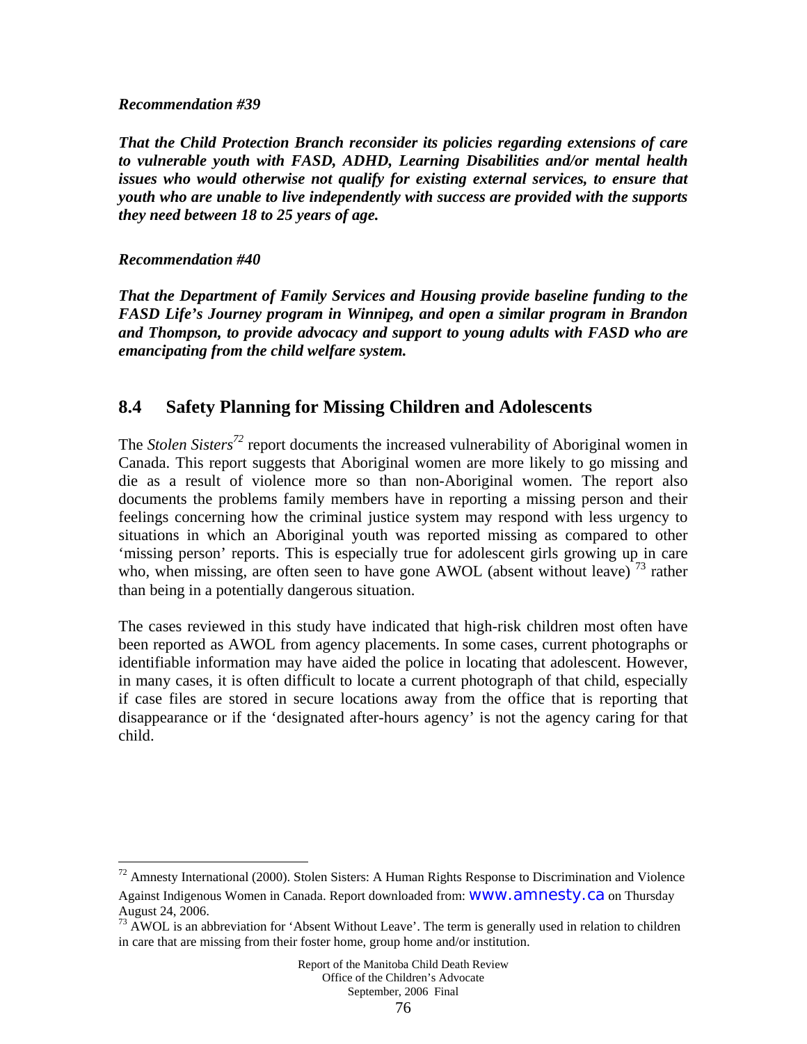***Recommendation #39***

***That the Child Protection Branch reconsider its policies regarding extensions of care to vulnerable youth with FASD, ADHD, Learning Disabilities and/or mental health issues who would otherwise not qualify for existing external services, to ensure that youth who are unable to live independently with success are provided with the supports they need between 18 to 25 years of age.***

***Recommendation #40***

***That the Department of Family Services and Housing provide baseline funding to the FASD Life's Journey program in Winnipeg, and open a similar program in Brandon and Thompson, to provide advocacy and support to young adults with FASD who are emancipating from the child welfare system.***

## 8.4 Safety Planning for Missing Children and Adolescents

The *Stolen Sisters*[72] report documents the increased vulnerability of Aboriginal women in Canada. This report suggests that Aboriginal women are more likely to go missing and die as a result of violence more so than non-Aboriginal women. The report also documents the problems family members have in reporting a missing person and their feelings concerning how the criminal justice system may respond with less urgency to situations in which an Aboriginal youth was reported missing as compared to other 'missing person' reports. This is especially true for adolescent girls growing up in care who, when missing, are often seen to have gone AWOL (absent without leave) [73] rather than being in a potentially dangerous situation.

The cases reviewed in this study have indicated that high-risk children most often have been reported as AWOL from agency placements. In some cases, current photographs or identifiable information may have aided the police in locating that adolescent. However, in many cases, it is often difficult to locate a current photograph of that child, especially if case files are stored in secure locations away from the office that is reporting that disappearance or if the 'designated after-hours agency' is not the agency caring for that child.

---

[72] Amnesty International (2000). Stolen Sisters: A Human Rights Response to Discrimination and Violence Against Indigenous Women in Canada. Report downloaded from: www.amnesty.ca on Thursday August 24, 2006.

[73] AWOL is an abbreviation for 'Absent Without Leave'. The term is generally used in relation to children in care that are missing from their foster home, group home and/or institution.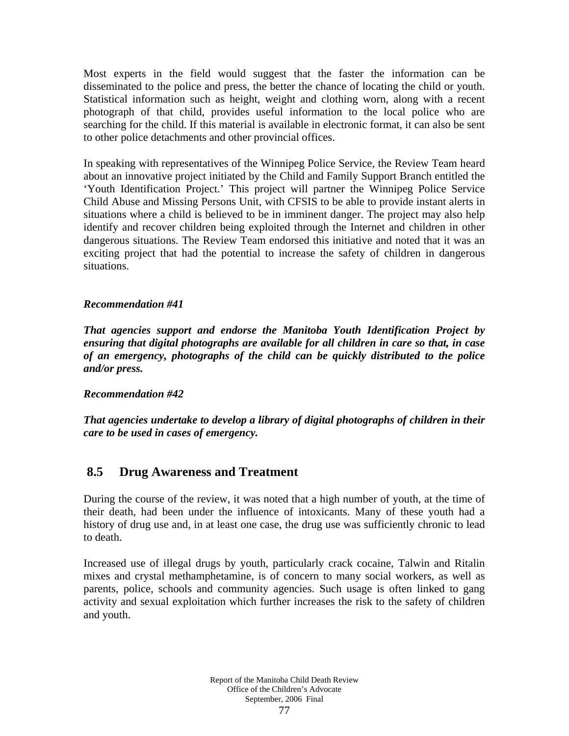Most experts in the field would suggest that the faster the information can be disseminated to the police and press, the better the chance of locating the child or youth. Statistical information such as height, weight and clothing worn, along with a recent photograph of that child, provides useful information to the local police who are searching for the child. If this material is available in electronic format, it can also be sent to other police detachments and other provincial offices.

In speaking with representatives of the Winnipeg Police Service, the Review Team heard about an innovative project initiated by the Child and Family Support Branch entitled the 'Youth Identification Project.' This project will partner the Winnipeg Police Service Child Abuse and Missing Persons Unit, with CFSIS to be able to provide instant alerts in situations where a child is believed to be in imminent danger. The project may also help identify and recover children being exploited through the Internet and children in other dangerous situations. The Review Team endorsed this initiative and noted that it was an exciting project that had the potential to increase the safety of children in dangerous situations.

***Recommendation #41***

***That agencies support and endorse the Manitoba Youth Identification Project by ensuring that digital photographs are available for all children in care so that, in case of an emergency, photographs of the child can be quickly distributed to the police and/or press.***

***Recommendation #42***

***That agencies undertake to develop a library of digital photographs of children in their care to be used in cases of emergency.***

## 8.5 Drug Awareness and Treatment

During the course of the review, it was noted that a high number of youth, at the time of their death, had been under the influence of intoxicants. Many of these youth had a history of drug use and, in at least one case, the drug use was sufficiently chronic to lead to death.

Increased use of illegal drugs by youth, particularly crack cocaine, Talwin and Ritalin mixes and crystal methamphetamine, is of concern to many social workers, as well as parents, police, schools and community agencies. Such usage is often linked to gang activity and sexual exploitation which further increases the risk to the safety of children and youth.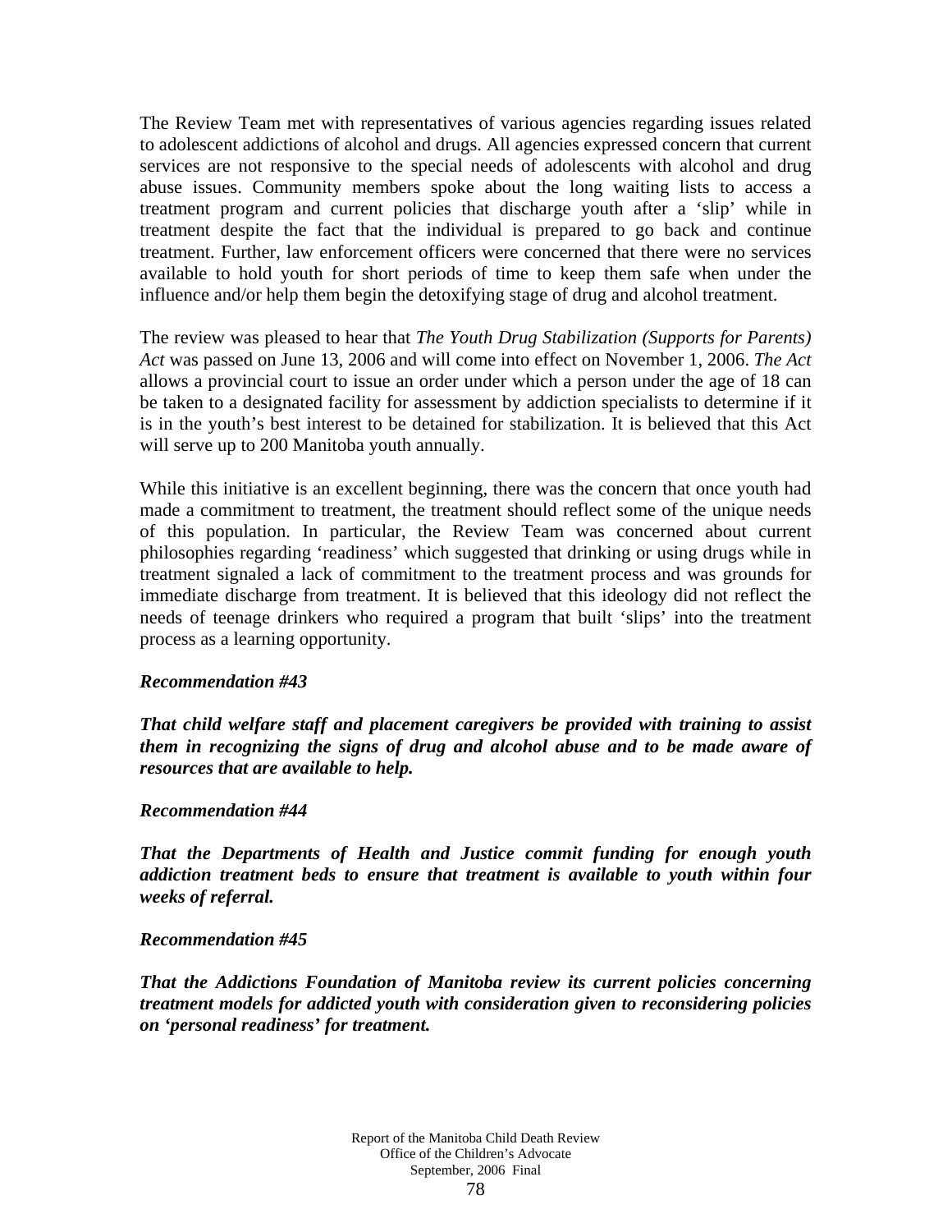The Review Team met with representatives of various agencies regarding issues related to adolescent addictions of alcohol and drugs. All agencies expressed concern that current services are not responsive to the special needs of adolescents with alcohol and drug abuse issues. Community members spoke about the long waiting lists to access a treatment program and current policies that discharge youth after a 'slip' while in treatment despite the fact that the individual is prepared to go back and continue treatment. Further, law enforcement officers were concerned that there were no services available to hold youth for short periods of time to keep them safe when under the influence and/or help them begin the detoxifying stage of drug and alcohol treatment.

The review was pleased to hear that *The Youth Drug Stabilization (Supports for Parents) Act* was passed on June 13, 2006 and will come into effect on November 1, 2006. *The Act* allows a provincial court to issue an order under which a person under the age of 18 can be taken to a designated facility for assessment by addiction specialists to determine if it is in the youth's best interest to be detained for stabilization. It is believed that this Act will serve up to 200 Manitoba youth annually.

While this initiative is an excellent beginning, there was the concern that once youth had made a commitment to treatment, the treatment should reflect some of the unique needs of this population. In particular, the Review Team was concerned about current philosophies regarding 'readiness' which suggested that drinking or using drugs while in treatment signaled a lack of commitment to the treatment process and was grounds for immediate discharge from treatment. It is believed that this ideology did not reflect the needs of teenage drinkers who required a program that built 'slips' into the treatment process as a learning opportunity.

***Recommendation #43***

***That child welfare staff and placement caregivers be provided with training to assist them in recognizing the signs of drug and alcohol abuse and to be made aware of resources that are available to help.***

***Recommendation #44***

***That the Departments of Health and Justice commit funding for enough youth addiction treatment beds to ensure that treatment is available to youth within four weeks of referral.***

***Recommendation #45***

***That the Addictions Foundation of Manitoba review its current policies concerning treatment models for addicted youth with consideration given to reconsidering policies on 'personal readiness' for treatment.***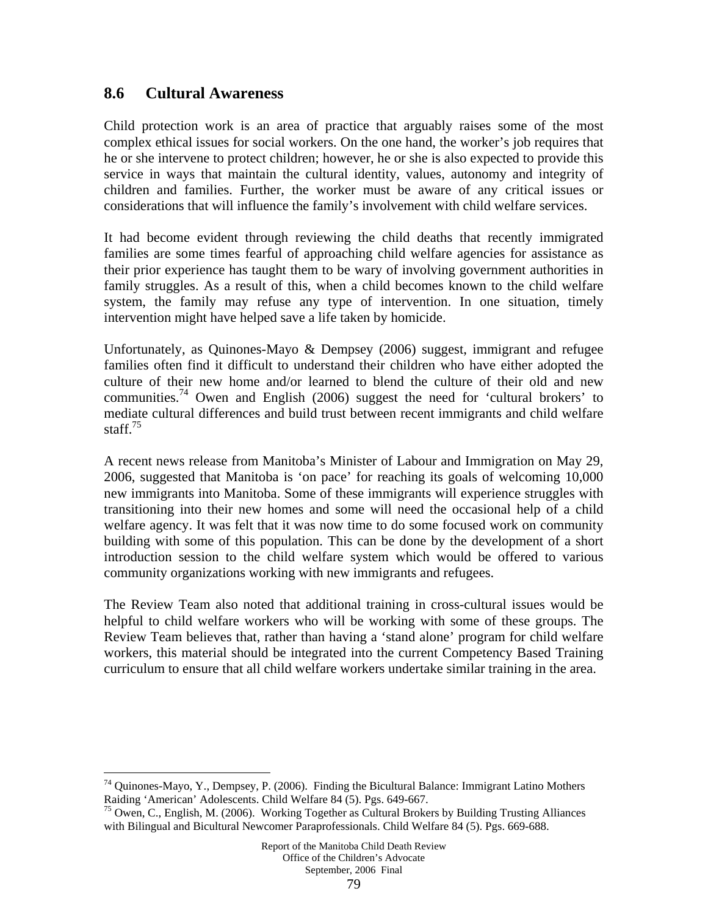## 8.6 Cultural Awareness

Child protection work is an area of practice that arguably raises some of the most complex ethical issues for social workers. On the one hand, the worker's job requires that he or she intervene to protect children; however, he or she is also expected to provide this service in ways that maintain the cultural identity, values, autonomy and integrity of children and families. Further, the worker must be aware of any critical issues or considerations that will influence the family's involvement with child welfare services.

It had become evident through reviewing the child deaths that recently immigrated families are some times fearful of approaching child welfare agencies for assistance as their prior experience has taught them to be wary of involving government authorities in family struggles. As a result of this, when a child becomes known to the child welfare system, the family may refuse any type of intervention. In one situation, timely intervention might have helped save a life taken by homicide.

Unfortunately, as Quinones-Mayo & Dempsey (2006) suggest, immigrant and refugee families often find it difficult to understand their children who have either adopted the culture of their new home and/or learned to blend the culture of their old and new communities.[74] Owen and English (2006) suggest the need for 'cultural brokers' to mediate cultural differences and build trust between recent immigrants and child welfare staff.[75]

A recent news release from Manitoba's Minister of Labour and Immigration on May 29, 2006, suggested that Manitoba is 'on pace' for reaching its goals of welcoming 10,000 new immigrants into Manitoba. Some of these immigrants will experience struggles with transitioning into their new homes and some will need the occasional help of a child welfare agency. It was felt that it was now time to do some focused work on community building with some of this population. This can be done by the development of a short introduction session to the child welfare system which would be offered to various community organizations working with new immigrants and refugees.

The Review Team also noted that additional training in cross-cultural issues would be helpful to child welfare workers who will be working with some of these groups. The Review Team believes that, rather than having a 'stand alone' program for child welfare workers, this material should be integrated into the current Competency Based Training curriculum to ensure that all child welfare workers undertake similar training in the area.

---

[74] Quinones-Mayo, Y., Dempsey, P. (2006). Finding the Bicultural Balance: Immigrant Latino Mothers Raiding 'American' Adolescents. Child Welfare 84 (5). Pgs. 649-667.

[75] Owen, C., English, M. (2006). Working Together as Cultural Brokers by Building Trusting Alliances with Bilingual and Bicultural Newcomer Paraprofessionals. Child Welfare 84 (5). Pgs. 669-688.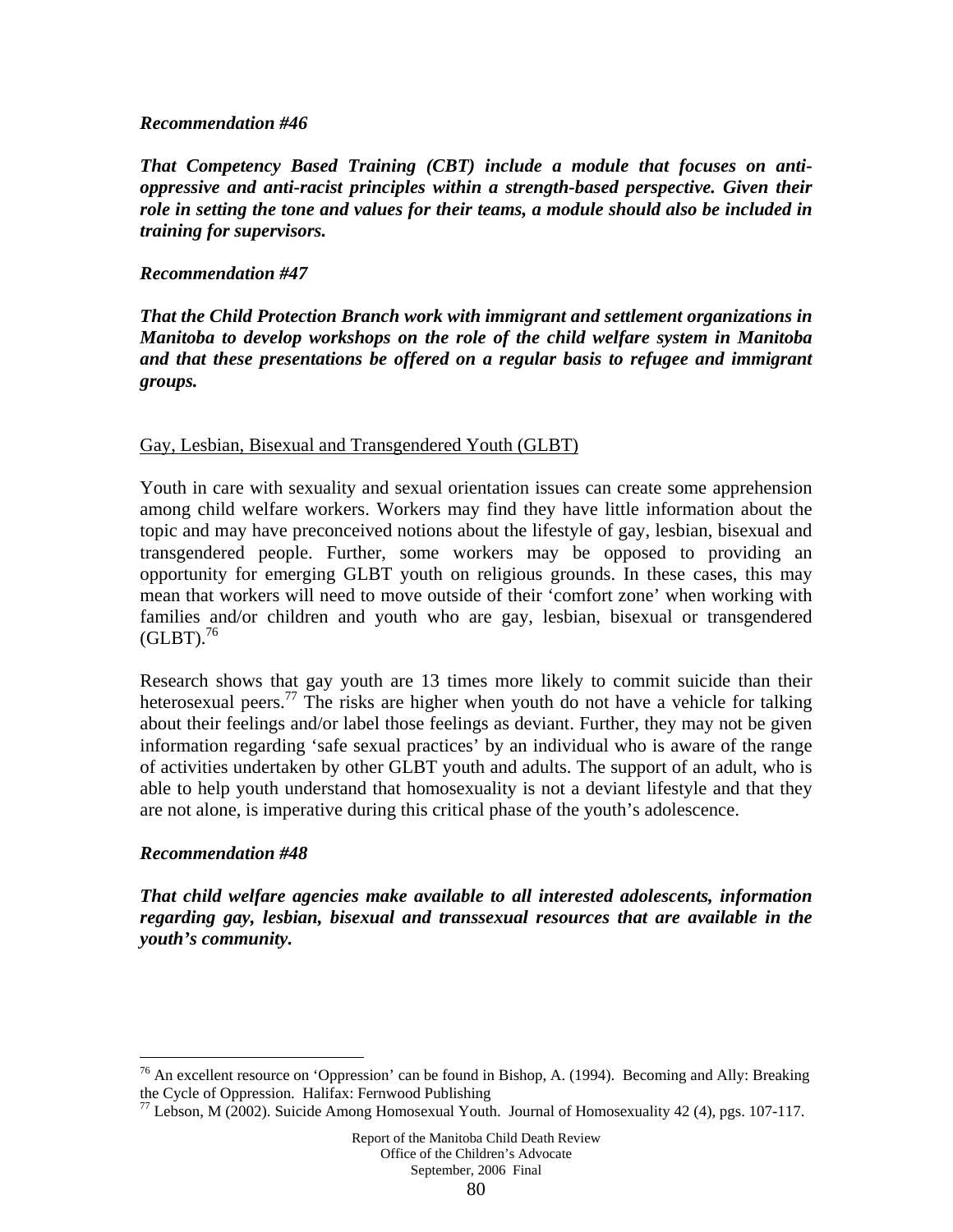***Recommendation #46***

***That Competency Based Training (CBT) include a module that focuses on anti-oppressive and anti-racist principles within a strength-based perspective. Given their role in setting the tone and values for their teams, a module should also be included in training for supervisors.***

***Recommendation #47***

***That the Child Protection Branch work with immigrant and settlement organizations in Manitoba to develop workshops on the role of the child welfare system in Manitoba and that these presentations be offered on a regular basis to refugee and immigrant groups.***

<u>Gay, Lesbian, Bisexual and Transgendered Youth (GLBT)</u>

Youth in care with sexuality and sexual orientation issues can create some apprehension among child welfare workers. Workers may find they have little information about the topic and may have preconceived notions about the lifestyle of gay, lesbian, bisexual and transgendered people. Further, some workers may be opposed to providing an opportunity for emerging GLBT youth on religious grounds. In these cases, this may mean that workers will need to move outside of their 'comfort zone' when working with families and/or children and youth who are gay, lesbian, bisexual or transgendered (GLBT).[76]

Research shows that gay youth are 13 times more likely to commit suicide than their heterosexual peers.[77] The risks are higher when youth do not have a vehicle for talking about their feelings and/or label those feelings as deviant. Further, they may not be given information regarding 'safe sexual practices' by an individual who is aware of the range of activities undertaken by other GLBT youth and adults. The support of an adult, who is able to help youth understand that homosexuality is not a deviant lifestyle and that they are not alone, is imperative during this critical phase of the youth's adolescence.

***Recommendation #48***

***That child welfare agencies make available to all interested adolescents, information regarding gay, lesbian, bisexual and transsexual resources that are available in the youth's community.***

---

[76] An excellent resource on 'Oppression' can be found in Bishop, A. (1994). Becoming and Ally: Breaking the Cycle of Oppression. Halifax: Fernwood Publishing

[77] Lebson, M (2002). Suicide Among Homosexual Youth. Journal of Homosexuality 42 (4), pgs. 107-117.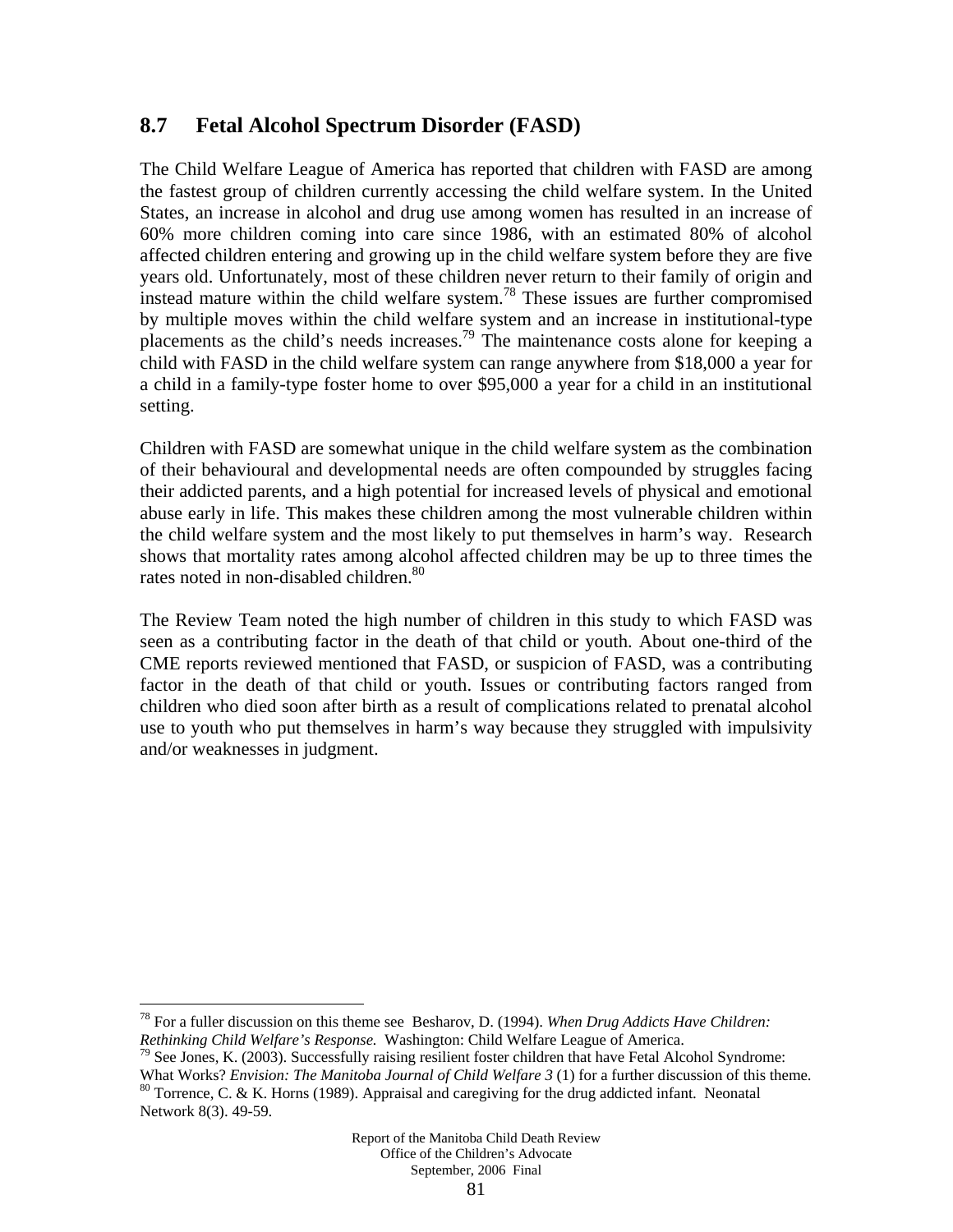## 8.7 Fetal Alcohol Spectrum Disorder (FASD)

The Child Welfare League of America has reported that children with FASD are among the fastest group of children currently accessing the child welfare system. In the United States, an increase in alcohol and drug use among women has resulted in an increase of 60% more children coming into care since 1986, with an estimated 80% of alcohol affected children entering and growing up in the child welfare system before they are five years old. Unfortunately, most of these children never return to their family of origin and instead mature within the child welfare system.[78] These issues are further compromised by multiple moves within the child welfare system and an increase in institutional-type placements as the child's needs increases.[79] The maintenance costs alone for keeping a child with FASD in the child welfare system can range anywhere from $18,000 a year for a child in a family-type foster home to over $95,000 a year for a child in an institutional setting.

Children with FASD are somewhat unique in the child welfare system as the combination of their behavioural and developmental needs are often compounded by struggles facing their addicted parents, and a high potential for increased levels of physical and emotional abuse early in life. This makes these children among the most vulnerable children within the child welfare system and the most likely to put themselves in harm's way. Research shows that mortality rates among alcohol affected children may be up to three times the rates noted in non-disabled children.[80]

The Review Team noted the high number of children in this study to which FASD was seen as a contributing factor in the death of that child or youth. About one-third of the CME reports reviewed mentioned that FASD, or suspicion of FASD, was a contributing factor in the death of that child or youth. Issues or contributing factors ranged from children who died soon after birth as a result of complications related to prenatal alcohol use to youth who put themselves in harm's way because they struggled with impulsivity and/or weaknesses in judgment.

---

[78] For a fuller discussion on this theme see Besharov, D. (1994). *When Drug Addicts Have Children: Rethinking Child Welfare's Response.* Washington: Child Welfare League of America.

[79] See Jones, K. (2003). Successfully raising resilient foster children that have Fetal Alcohol Syndrome: What Works? *Envision: The Manitoba Journal of Child Welfare 3* (1) for a further discussion of this theme.

[80] Torrence, C. & K. Horns (1989). Appraisal and caregiving for the drug addicted infant. Neonatal Network 8(3). 49-59.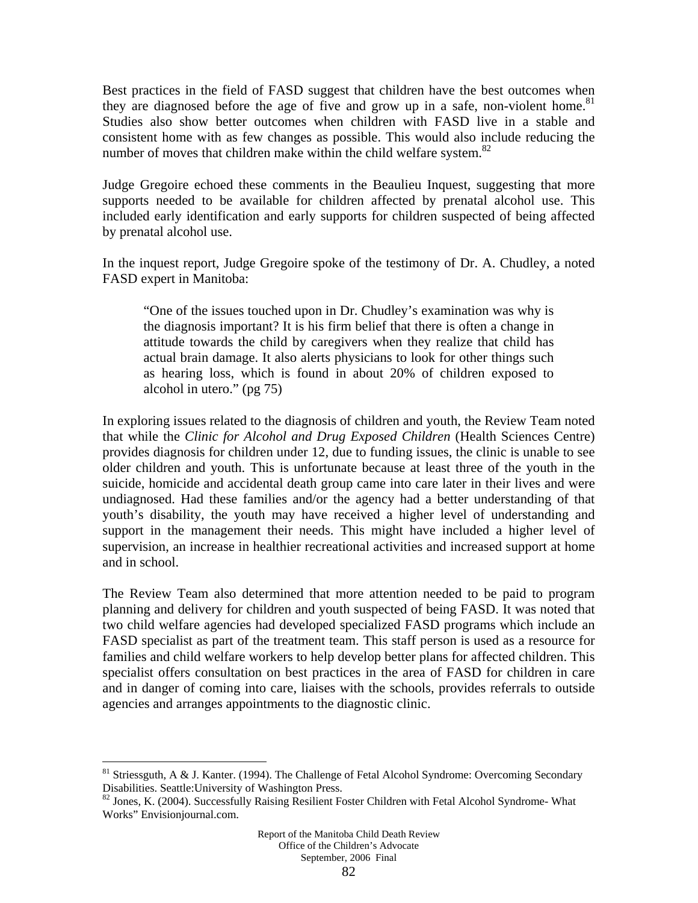Best practices in the field of FASD suggest that children have the best outcomes when they are diagnosed before the age of five and grow up in a safe, non-violent home.[81] Studies also show better outcomes when children with FASD live in a stable and consistent home with as few changes as possible. This would also include reducing the number of moves that children make within the child welfare system.[82]

Judge Gregoire echoed these comments in the Beaulieu Inquest, suggesting that more supports needed to be available for children affected by prenatal alcohol use. This included early identification and early supports for children suspected of being affected by prenatal alcohol use.

In the inquest report, Judge Gregoire spoke of the testimony of Dr. A. Chudley, a noted FASD expert in Manitoba:

> "One of the issues touched upon in Dr. Chudley's examination was why is the diagnosis important? It is his firm belief that there is often a change in attitude towards the child by caregivers when they realize that child has actual brain damage. It also alerts physicians to look for other things such as hearing loss, which is found in about 20% of children exposed to alcohol in utero." (pg 75)

In exploring issues related to the diagnosis of children and youth, the Review Team noted that while the *Clinic for Alcohol and Drug Exposed Children* (Health Sciences Centre) provides diagnosis for children under 12, due to funding issues, the clinic is unable to see older children and youth. This is unfortunate because at least three of the youth in the suicide, homicide and accidental death group came into care later in their lives and were undiagnosed. Had these families and/or the agency had a better understanding of that youth's disability, the youth may have received a higher level of understanding and support in the management their needs. This might have included a higher level of supervision, an increase in healthier recreational activities and increased support at home and in school.

The Review Team also determined that more attention needed to be paid to program planning and delivery for children and youth suspected of being FASD. It was noted that two child welfare agencies had developed specialized FASD programs which include an FASD specialist as part of the treatment team. This staff person is used as a resource for families and child welfare workers to help develop better plans for affected children. This specialist offers consultation on best practices in the area of FASD for children in care and in danger of coming into care, liaises with the schools, provides referrals to outside agencies and arranges appointments to the diagnostic clinic.

---

[81] Striessguth, A & J. Kanter. (1994). The Challenge of Fetal Alcohol Syndrome: Overcoming Secondary Disabilities. Seattle:University of Washington Press.

[82] Jones, K. (2004). Successfully Raising Resilient Foster Children with Fetal Alcohol Syndrome- What Works" Envisionjournal.com.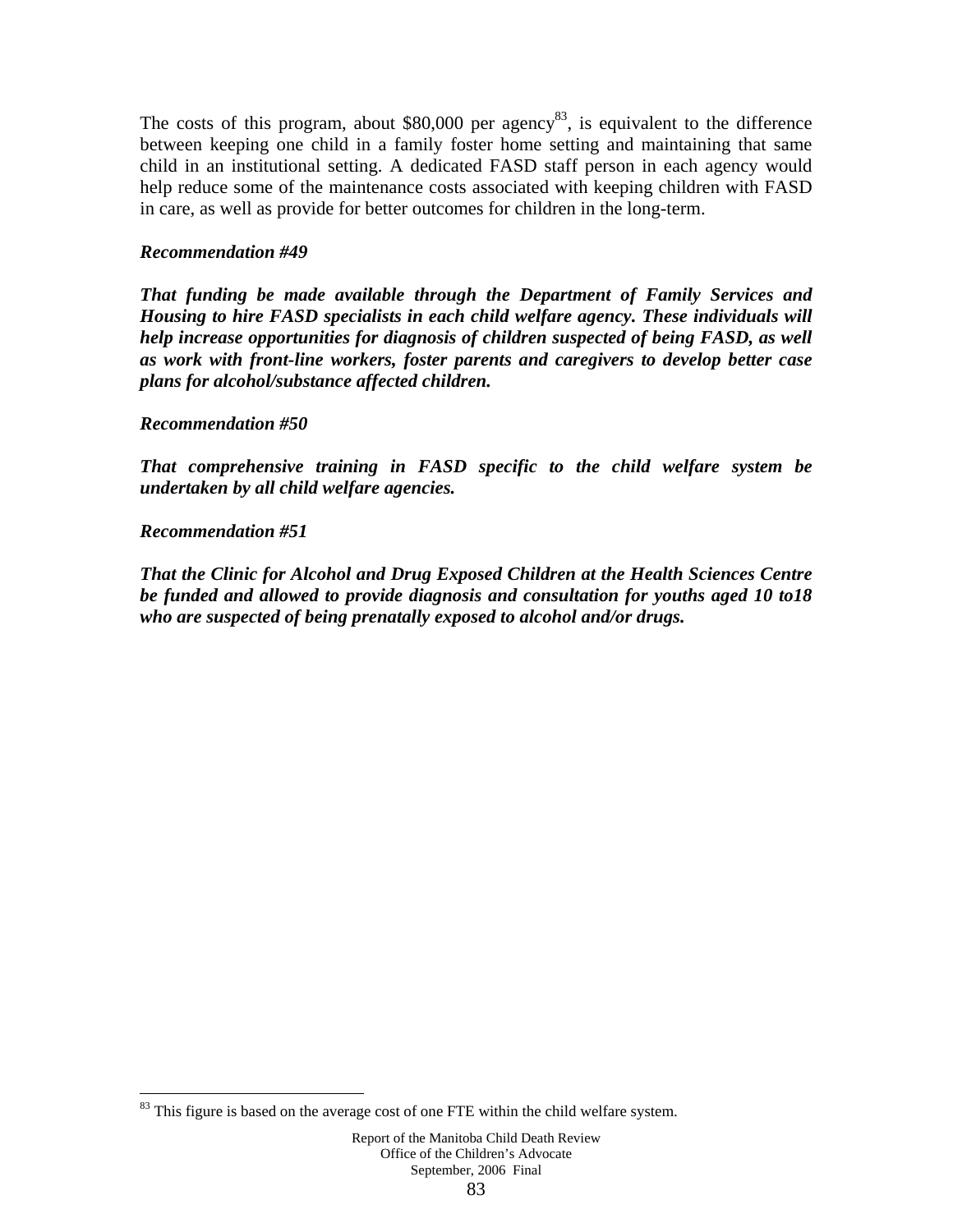The costs of this program, about $80,000 per agency[83], is equivalent to the difference between keeping one child in a family foster home setting and maintaining that same child in an institutional setting. A dedicated FASD staff person in each agency would help reduce some of the maintenance costs associated with keeping children with FASD in care, as well as provide for better outcomes for children in the long-term.

***Recommendation #49***

***That funding be made available through the Department of Family Services and Housing to hire FASD specialists in each child welfare agency. These individuals will help increase opportunities for diagnosis of children suspected of being FASD, as well as work with front-line workers, foster parents and caregivers to develop better case plans for alcohol/substance affected children.***

***Recommendation #50***

***That comprehensive training in FASD specific to the child welfare system be undertaken by all child welfare agencies.***

***Recommendation #51***

***That the Clinic for Alcohol and Drug Exposed Children at the Health Sciences Centre be funded and allowed to provide diagnosis and consultation for youths aged 10 to18 who are suspected of being prenatally exposed to alcohol and/or drugs.***

[83] This figure is based on the average cost of one FTE within the child welfare system.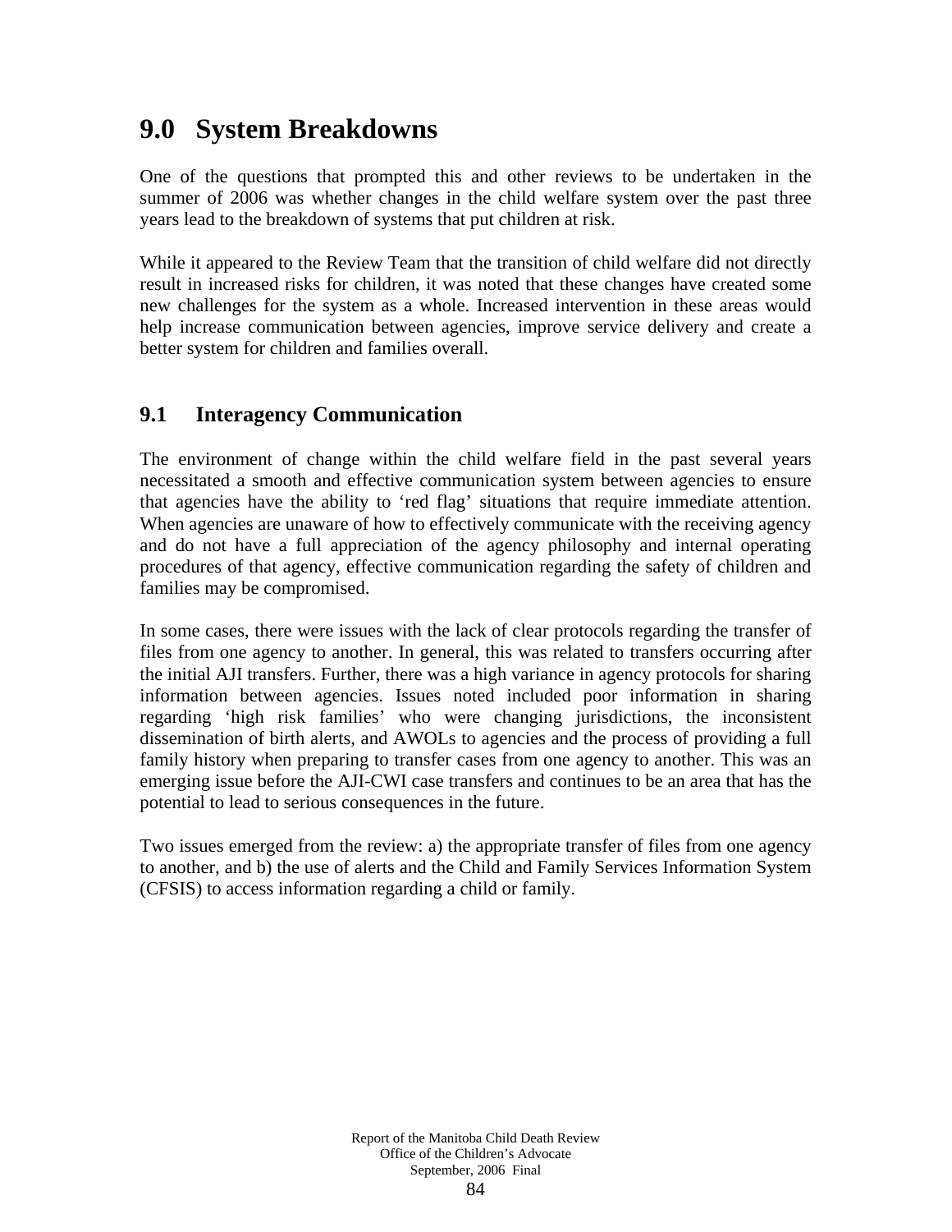# 9.0 System Breakdowns

One of the questions that prompted this and other reviews to be undertaken in the summer of 2006 was whether changes in the child welfare system over the past three years lead to the breakdown of systems that put children at risk.

While it appeared to the Review Team that the transition of child welfare did not directly result in increased risks for children, it was noted that these changes have created some new challenges for the system as a whole. Increased intervention in these areas would help increase communication between agencies, improve service delivery and create a better system for children and families overall.

## 9.1 Interagency Communication

The environment of change within the child welfare field in the past several years necessitated a smooth and effective communication system between agencies to ensure that agencies have the ability to 'red flag' situations that require immediate attention. When agencies are unaware of how to effectively communicate with the receiving agency and do not have a full appreciation of the agency philosophy and internal operating procedures of that agency, effective communication regarding the safety of children and families may be compromised.

In some cases, there were issues with the lack of clear protocols regarding the transfer of files from one agency to another. In general, this was related to transfers occurring after the initial AJI transfers. Further, there was a high variance in agency protocols for sharing information between agencies. Issues noted included poor information in sharing regarding 'high risk families' who were changing jurisdictions, the inconsistent dissemination of birth alerts, and AWOLs to agencies and the process of providing a full family history when preparing to transfer cases from one agency to another. This was an emerging issue before the AJI-CWI case transfers and continues to be an area that has the potential to lead to serious consequences in the future.

Two issues emerged from the review: a) the appropriate transfer of files from one agency to another, and b) the use of alerts and the Child and Family Services Information System (CFSIS) to access information regarding a child or family.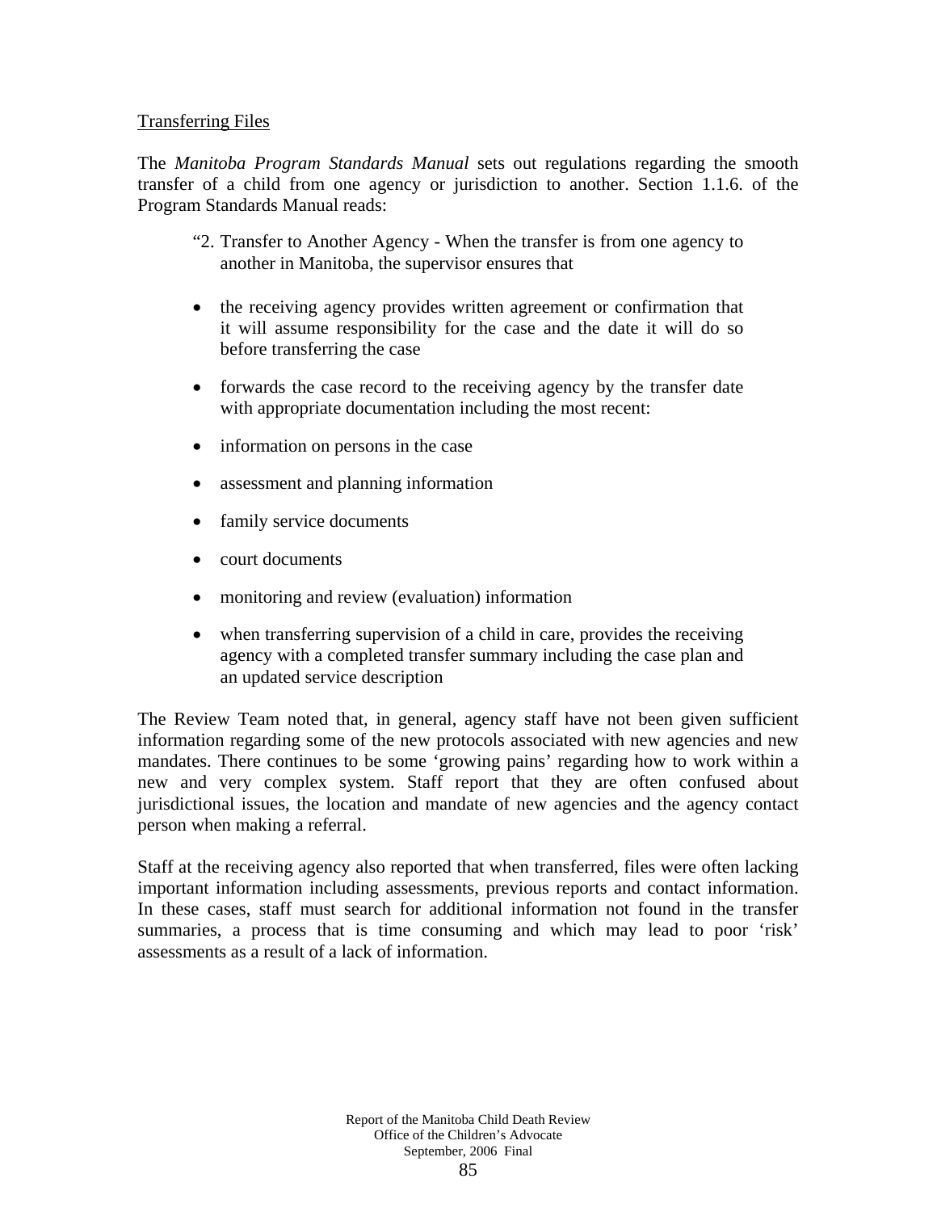<u>Transferring Files</u>

The *Manitoba Program Standards Manual* sets out regulations regarding the smooth transfer of a child from one agency or jurisdiction to another. Section 1.1.6. of the Program Standards Manual reads:

> "2. Transfer to Another Agency - When the transfer is from one agency to another in Manitoba, the supervisor ensures that
>
> - the receiving agency provides written agreement or confirmation that it will assume responsibility for the case and the date it will do so before transferring the case
> - forwards the case record to the receiving agency by the transfer date with appropriate documentation including the most recent:
> - information on persons in the case
> - assessment and planning information
> - family service documents
> - court documents
> - monitoring and review (evaluation) information
> - when transferring supervision of a child in care, provides the receiving agency with a completed transfer summary including the case plan and an updated service description

The Review Team noted that, in general, agency staff have not been given sufficient information regarding some of the new protocols associated with new agencies and new mandates. There continues to be some 'growing pains' regarding how to work within a new and very complex system. Staff report that they are often confused about jurisdictional issues, the location and mandate of new agencies and the agency contact person when making a referral.

Staff at the receiving agency also reported that when transferred, files were often lacking important information including assessments, previous reports and contact information. In these cases, staff must search for additional information not found in the transfer summaries, a process that is time consuming and which may lead to poor 'risk' assessments as a result of a lack of information.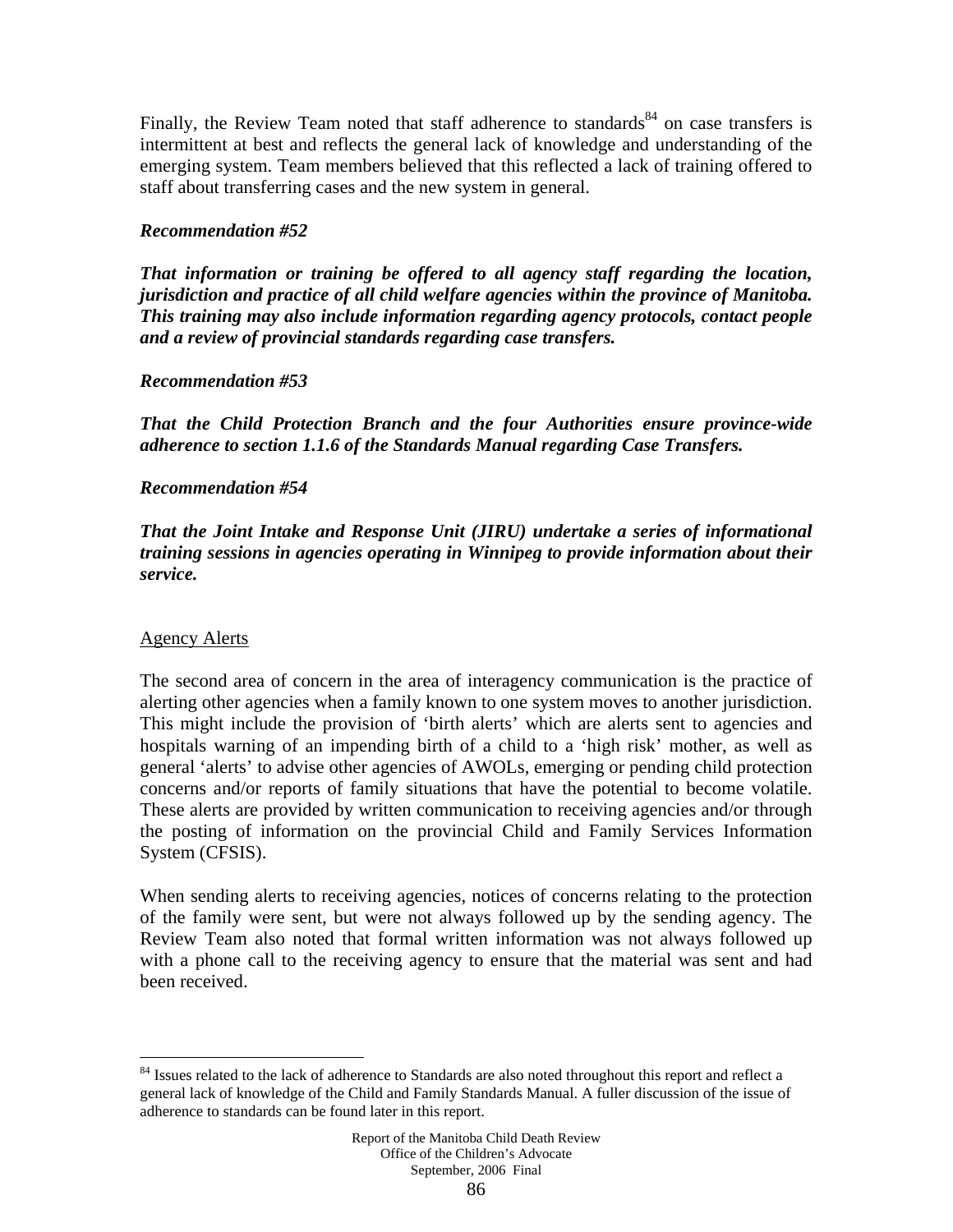Finally, the Review Team noted that staff adherence to standards[84] on case transfers is intermittent at best and reflects the general lack of knowledge and understanding of the emerging system. Team members believed that this reflected a lack of training offered to staff about transferring cases and the new system in general.

***Recommendation #52***

***That information or training be offered to all agency staff regarding the location, jurisdiction and practice of all child welfare agencies within the province of Manitoba. This training may also include information regarding agency protocols, contact people and a review of provincial standards regarding case transfers.***

***Recommendation #53***

***That the Child Protection Branch and the four Authorities ensure province-wide adherence to section 1.1.6 of the Standards Manual regarding Case Transfers.***

***Recommendation #54***

***That the Joint Intake and Response Unit (JIRU) undertake a series of informational training sessions in agencies operating in Winnipeg to provide information about their service.***

<u>Agency Alerts</u>

The second area of concern in the area of interagency communication is the practice of alerting other agencies when a family known to one system moves to another jurisdiction. This might include the provision of 'birth alerts' which are alerts sent to agencies and hospitals warning of an impending birth of a child to a 'high risk' mother, as well as general 'alerts' to advise other agencies of AWOLs, emerging or pending child protection concerns and/or reports of family situations that have the potential to become volatile. These alerts are provided by written communication to receiving agencies and/or through the posting of information on the provincial Child and Family Services Information System (CFSIS).

When sending alerts to receiving agencies, notices of concerns relating to the protection of the family were sent, but were not always followed up by the sending agency. The Review Team also noted that formal written information was not always followed up with a phone call to the receiving agency to ensure that the material was sent and had been received.

---

[84] Issues related to the lack of adherence to Standards are also noted throughout this report and reflect a general lack of knowledge of the Child and Family Standards Manual. A fuller discussion of the issue of adherence to standards can be found later in this report.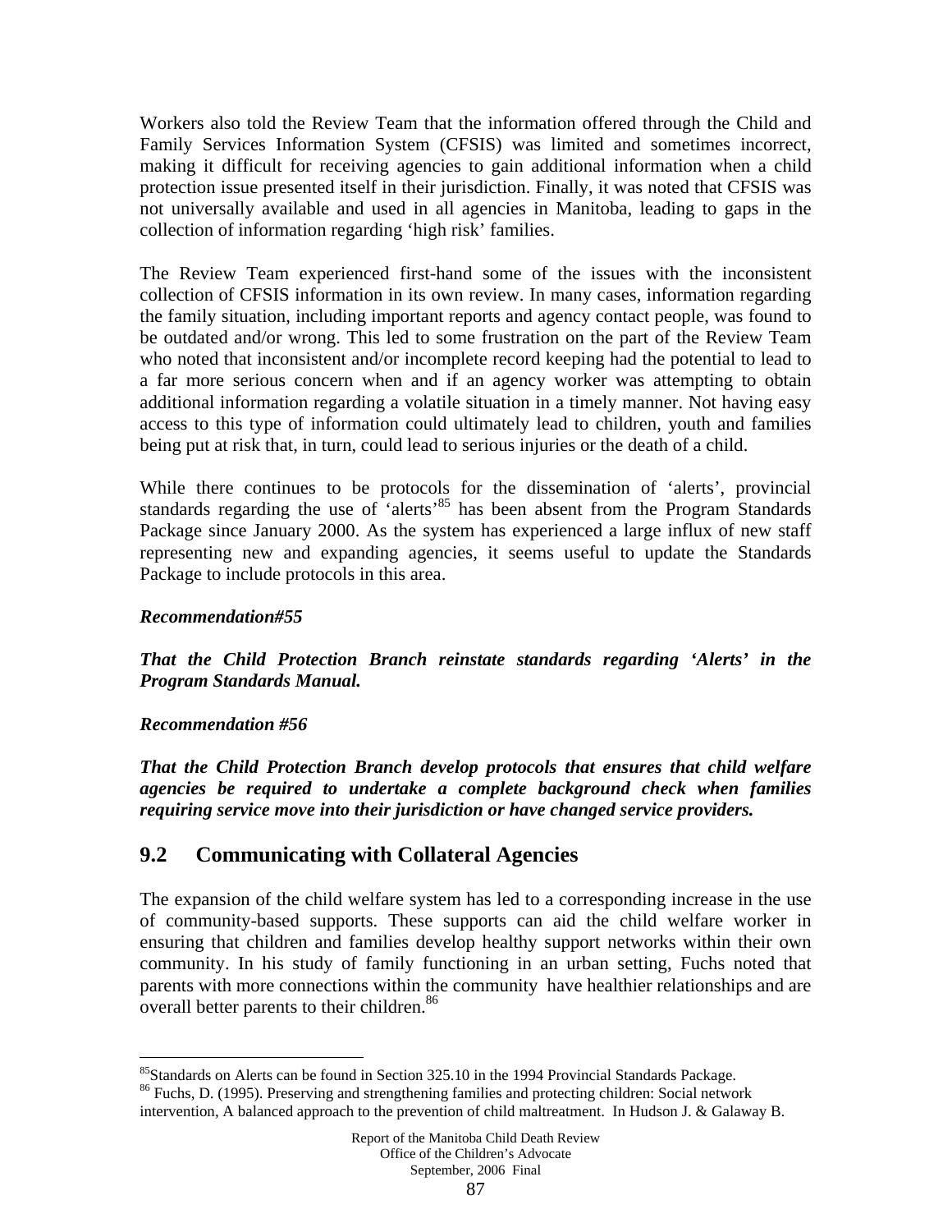Workers also told the Review Team that the information offered through the Child and Family Services Information System (CFSIS) was limited and sometimes incorrect, making it difficult for receiving agencies to gain additional information when a child protection issue presented itself in their jurisdiction. Finally, it was noted that CFSIS was not universally available and used in all agencies in Manitoba, leading to gaps in the collection of information regarding 'high risk' families.

The Review Team experienced first-hand some of the issues with the inconsistent collection of CFSIS information in its own review. In many cases, information regarding the family situation, including important reports and agency contact people, was found to be outdated and/or wrong. This led to some frustration on the part of the Review Team who noted that inconsistent and/or incomplete record keeping had the potential to lead to a far more serious concern when and if an agency worker was attempting to obtain additional information regarding a volatile situation in a timely manner. Not having easy access to this type of information could ultimately lead to children, youth and families being put at risk that, in turn, could lead to serious injuries or the death of a child.

While there continues to be protocols for the dissemination of 'alerts', provincial standards regarding the use of 'alerts'[85] has been absent from the Program Standards Package since January 2000. As the system has experienced a large influx of new staff representing new and expanding agencies, it seems useful to update the Standards Package to include protocols in this area.

***Recommendation#55***

***That the Child Protection Branch reinstate standards regarding 'Alerts' in the Program Standards Manual.***

***Recommendation #56***

***That the Child Protection Branch develop protocols that ensures that child welfare agencies be required to undertake a complete background check when families requiring service move into their jurisdiction or have changed service providers.***

## 9.2 Communicating with Collateral Agencies

The expansion of the child welfare system has led to a corresponding increase in the use of community-based supports. These supports can aid the child welfare worker in ensuring that children and families develop healthy support networks within their own community. In his study of family functioning in an urban setting, Fuchs noted that parents with more connections within the community have healthier relationships and are overall better parents to their children.[86]

---

[85] Standards on Alerts can be found in Section 325.10 in the 1994 Provincial Standards Package.

[86] Fuchs, D. (1995). Preserving and strengthening families and protecting children: Social network intervention, A balanced approach to the prevention of child maltreatment. In Hudson J. & Galaway B.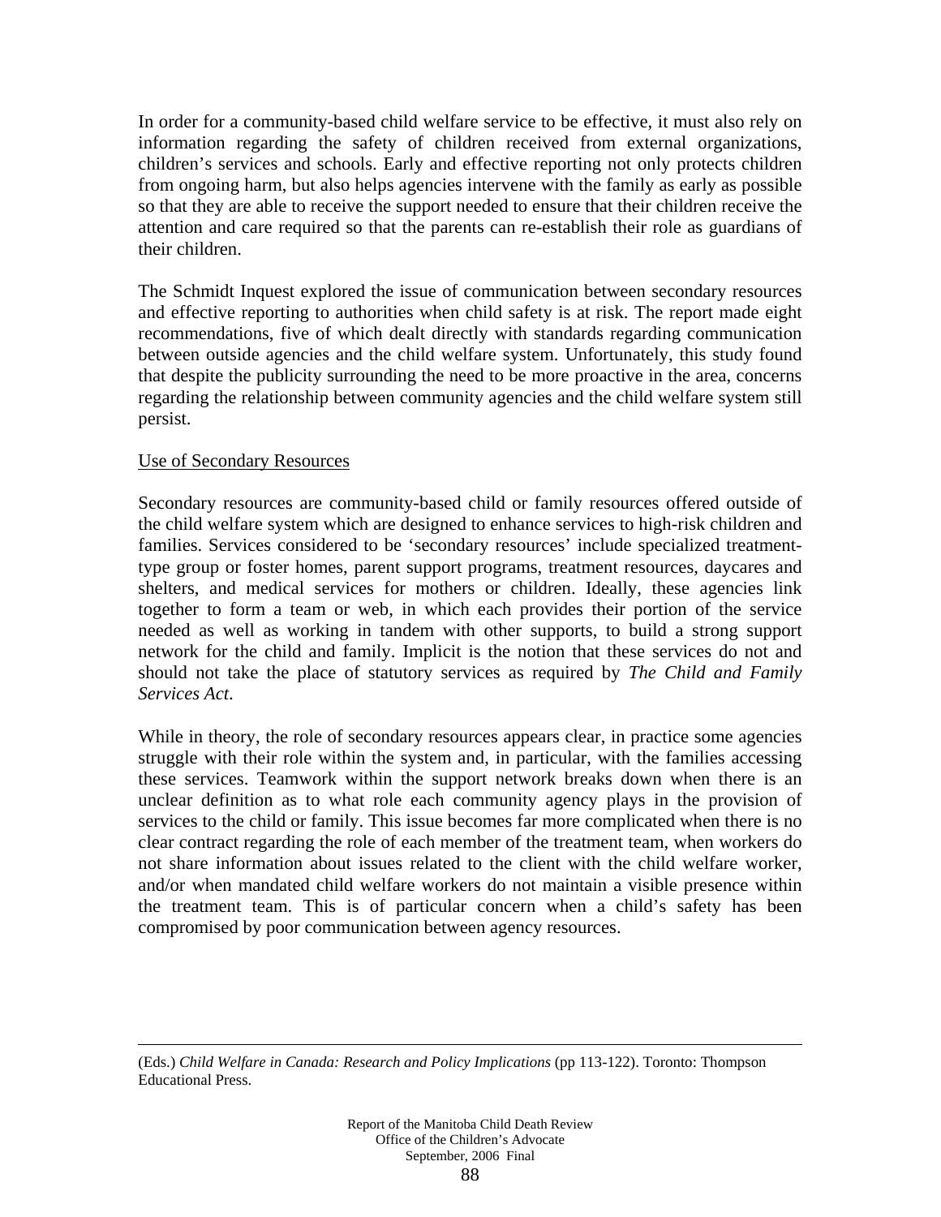In order for a community-based child welfare service to be effective, it must also rely on information regarding the safety of children received from external organizations, children's services and schools. Early and effective reporting not only protects children from ongoing harm, but also helps agencies intervene with the family as early as possible so that they are able to receive the support needed to ensure that their children receive the attention and care required so that the parents can re-establish their role as guardians of their children.

The Schmidt Inquest explored the issue of communication between secondary resources and effective reporting to authorities when child safety is at risk. The report made eight recommendations, five of which dealt directly with standards regarding communication between outside agencies and the child welfare system. Unfortunately, this study found that despite the publicity surrounding the need to be more proactive in the area, concerns regarding the relationship between community agencies and the child welfare system still persist.

<u>Use of Secondary Resources</u>

Secondary resources are community-based child or family resources offered outside of the child welfare system which are designed to enhance services to high-risk children and families. Services considered to be 'secondary resources' include specialized treatment-type group or foster homes, parent support programs, treatment resources, daycares and shelters, and medical services for mothers or children. Ideally, these agencies link together to form a team or web, in which each provides their portion of the service needed as well as working in tandem with other supports, to build a strong support network for the child and family. Implicit is the notion that these services do not and should not take the place of statutory services as required by *The Child and Family Services Act*.

While in theory, the role of secondary resources appears clear, in practice some agencies struggle with their role within the system and, in particular, with the families accessing these services. Teamwork within the support network breaks down when there is an unclear definition as to what role each community agency plays in the provision of services to the child or family. This issue becomes far more complicated when there is no clear contract regarding the role of each member of the treatment team, when workers do not share information about issues related to the client with the child welfare worker, and/or when mandated child welfare workers do not maintain a visible presence within the treatment team. This is of particular concern when a child's safety has been compromised by poor communication between agency resources.

---

(Eds.) *Child Welfare in Canada: Research and Policy Implications* (pp 113-122). Toronto: Thompson Educational Press.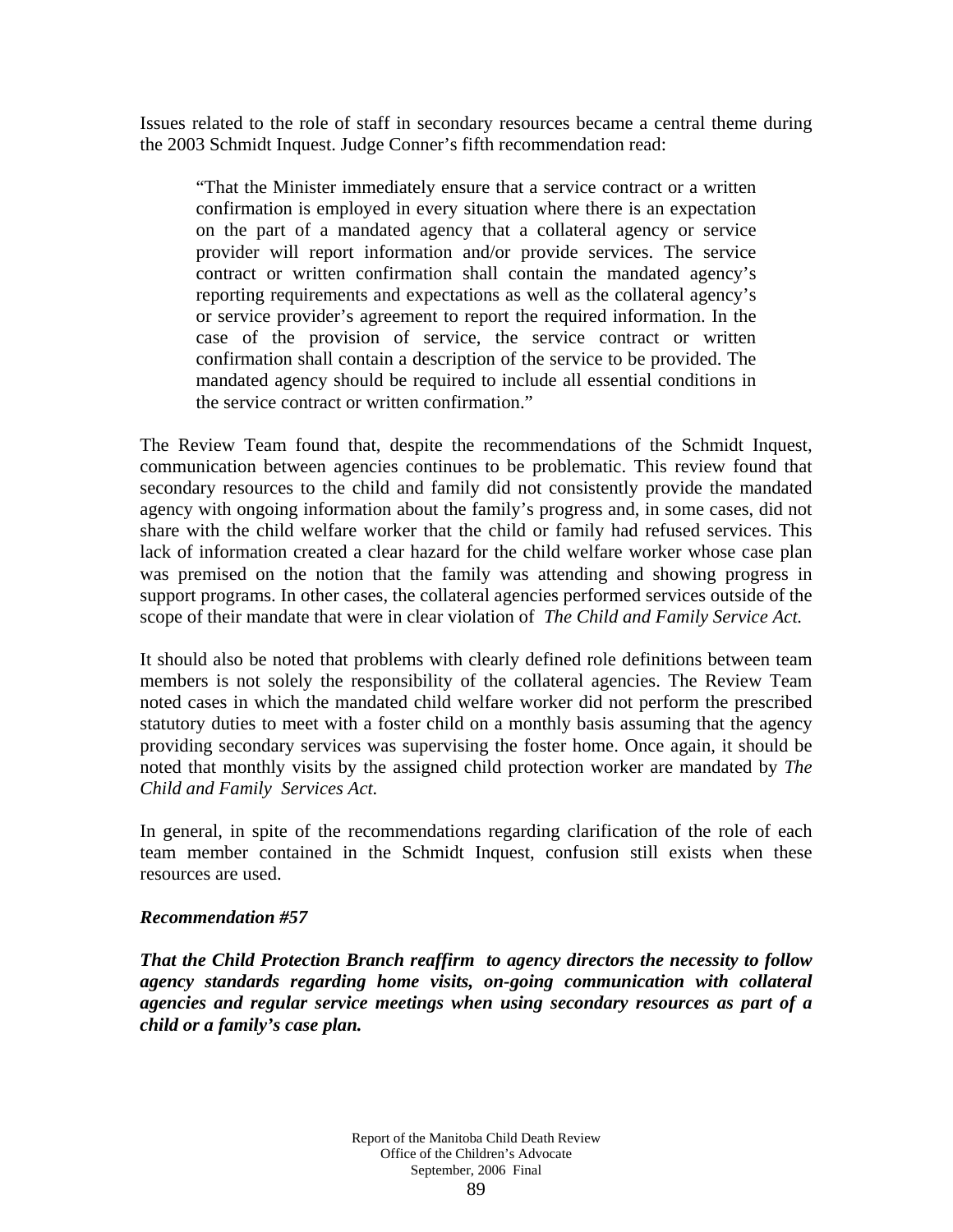Issues related to the role of staff in secondary resources became a central theme during the 2003 Schmidt Inquest. Judge Conner's fifth recommendation read:

> "That the Minister immediately ensure that a service contract or a written confirmation is employed in every situation where there is an expectation on the part of a mandated agency that a collateral agency or service provider will report information and/or provide services. The service contract or written confirmation shall contain the mandated agency's reporting requirements and expectations as well as the collateral agency's or service provider's agreement to report the required information. In the case of the provision of service, the service contract or written confirmation shall contain a description of the service to be provided. The mandated agency should be required to include all essential conditions in the service contract or written confirmation."

The Review Team found that, despite the recommendations of the Schmidt Inquest, communication between agencies continues to be problematic. This review found that secondary resources to the child and family did not consistently provide the mandated agency with ongoing information about the family's progress and, in some cases, did not share with the child welfare worker that the child or family had refused services. This lack of information created a clear hazard for the child welfare worker whose case plan was premised on the notion that the family was attending and showing progress in support programs. In other cases, the collateral agencies performed services outside of the scope of their mandate that were in clear violation of *The Child and Family Service Act.*

It should also be noted that problems with clearly defined role definitions between team members is not solely the responsibility of the collateral agencies. The Review Team noted cases in which the mandated child welfare worker did not perform the prescribed statutory duties to meet with a foster child on a monthly basis assuming that the agency providing secondary services was supervising the foster home. Once again, it should be noted that monthly visits by the assigned child protection worker are mandated by *The Child and Family Services Act.*

In general, in spite of the recommendations regarding clarification of the role of each team member contained in the Schmidt Inquest, confusion still exists when these resources are used.

***Recommendation #57***

***That the Child Protection Branch reaffirm to agency directors the necessity to follow agency standards regarding home visits, on-going communication with collateral agencies and regular service meetings when using secondary resources as part of a child or a family's case plan.***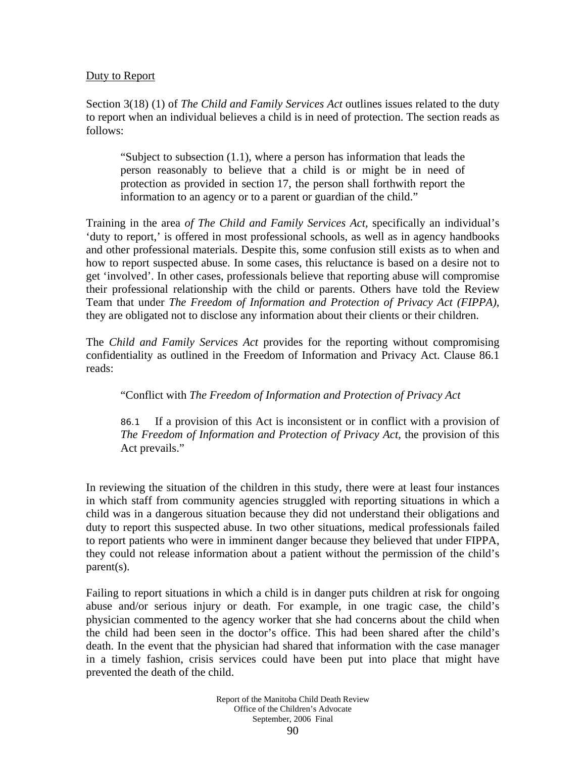Duty to Report

Section 3(18) (1) of *The Child and Family Services Act* outlines issues related to the duty to report when an individual believes a child is in need of protection. The section reads as follows:

> "Subject to subsection (1.1), where a person has information that leads the person reasonably to believe that a child is or might be in need of protection as provided in section 17, the person shall forthwith report the information to an agency or to a parent or guardian of the child."

Training in the area *of The Child and Family Services Act,* specifically an individual's 'duty to report,' is offered in most professional schools, as well as in agency handbooks and other professional materials. Despite this, some confusion still exists as to when and how to report suspected abuse. In some cases, this reluctance is based on a desire not to get 'involved'. In other cases, professionals believe that reporting abuse will compromise their professional relationship with the child or parents. Others have told the Review Team that under *The Freedom of Information and Protection of Privacy Act (FIPPA),* they are obligated not to disclose any information about their clients or their children.

The *Child and Family Services Act* provides for the reporting without compromising confidentiality as outlined in the Freedom of Information and Privacy Act. Clause 86.1 reads:

> "Conflict with *The Freedom of Information and Protection of Privacy Act*
>
> 86.1 If a provision of this Act is inconsistent or in conflict with a provision of *The Freedom of Information and Protection of Privacy Act*, the provision of this Act prevails."

In reviewing the situation of the children in this study, there were at least four instances in which staff from community agencies struggled with reporting situations in which a child was in a dangerous situation because they did not understand their obligations and duty to report this suspected abuse. In two other situations, medical professionals failed to report patients who were in imminent danger because they believed that under FIPPA, they could not release information about a patient without the permission of the child's parent(s).

Failing to report situations in which a child is in danger puts children at risk for ongoing abuse and/or serious injury or death. For example, in one tragic case, the child's physician commented to the agency worker that she had concerns about the child when the child had been seen in the doctor's office. This had been shared after the child's death. In the event that the physician had shared that information with the case manager in a timely fashion, crisis services could have been put into place that might have prevented the death of the child.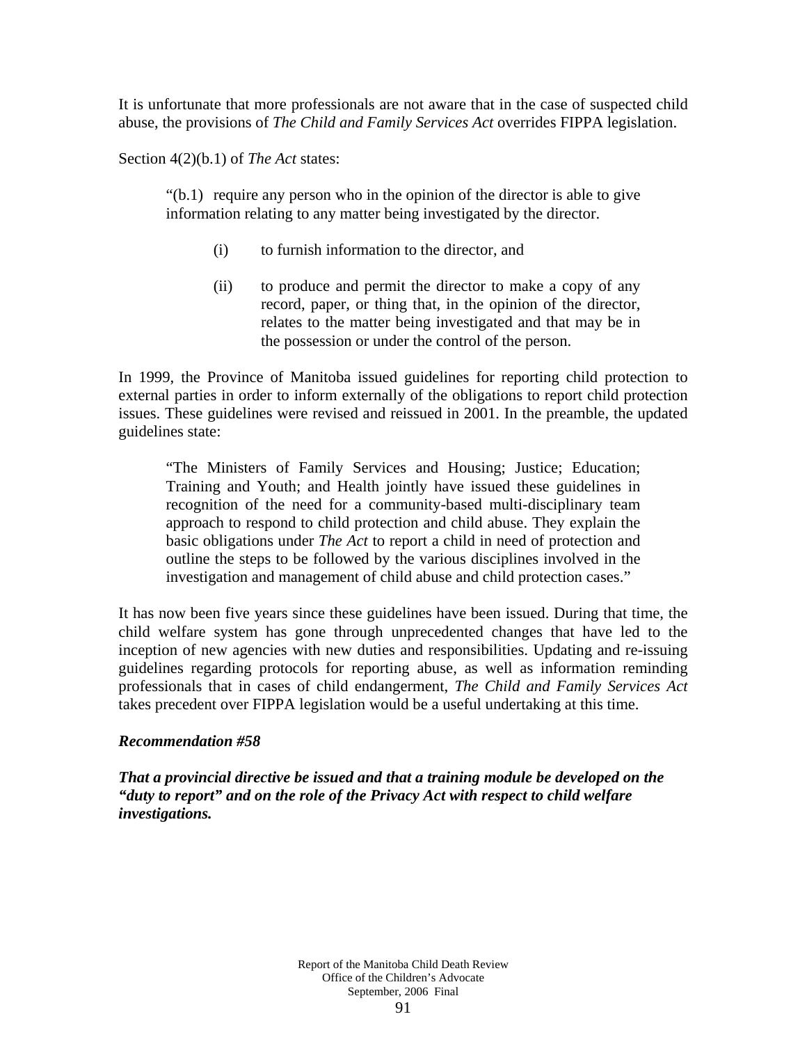It is unfortunate that more professionals are not aware that in the case of suspected child abuse, the provisions of *The Child and Family Services Act* overrides FIPPA legislation.

Section 4(2)(b.1) of *The Act* states:

> "(b.1) require any person who in the opinion of the director is able to give information relating to any matter being investigated by the director.
>
> (i) to furnish information to the director, and
>
> (ii) to produce and permit the director to make a copy of any record, paper, or thing that, in the opinion of the director, relates to the matter being investigated and that may be in the possession or under the control of the person.

In 1999, the Province of Manitoba issued guidelines for reporting child protection to external parties in order to inform externally of the obligations to report child protection issues. These guidelines were revised and reissued in 2001. In the preamble, the updated guidelines state:

> "The Ministers of Family Services and Housing; Justice; Education; Training and Youth; and Health jointly have issued these guidelines in recognition of the need for a community-based multi-disciplinary team approach to respond to child protection and child abuse. They explain the basic obligations under *The Act* to report a child in need of protection and outline the steps to be followed by the various disciplines involved in the investigation and management of child abuse and child protection cases."

It has now been five years since these guidelines have been issued. During that time, the child welfare system has gone through unprecedented changes that have led to the inception of new agencies with new duties and responsibilities. Updating and re-issuing guidelines regarding protocols for reporting abuse, as well as information reminding professionals that in cases of child endangerment, *The Child and Family Services Act* takes precedent over FIPPA legislation would be a useful undertaking at this time.

***Recommendation #58***

***That a provincial directive be issued and that a training module be developed on the "duty to report" and on the role of the Privacy Act with respect to child welfare investigations.***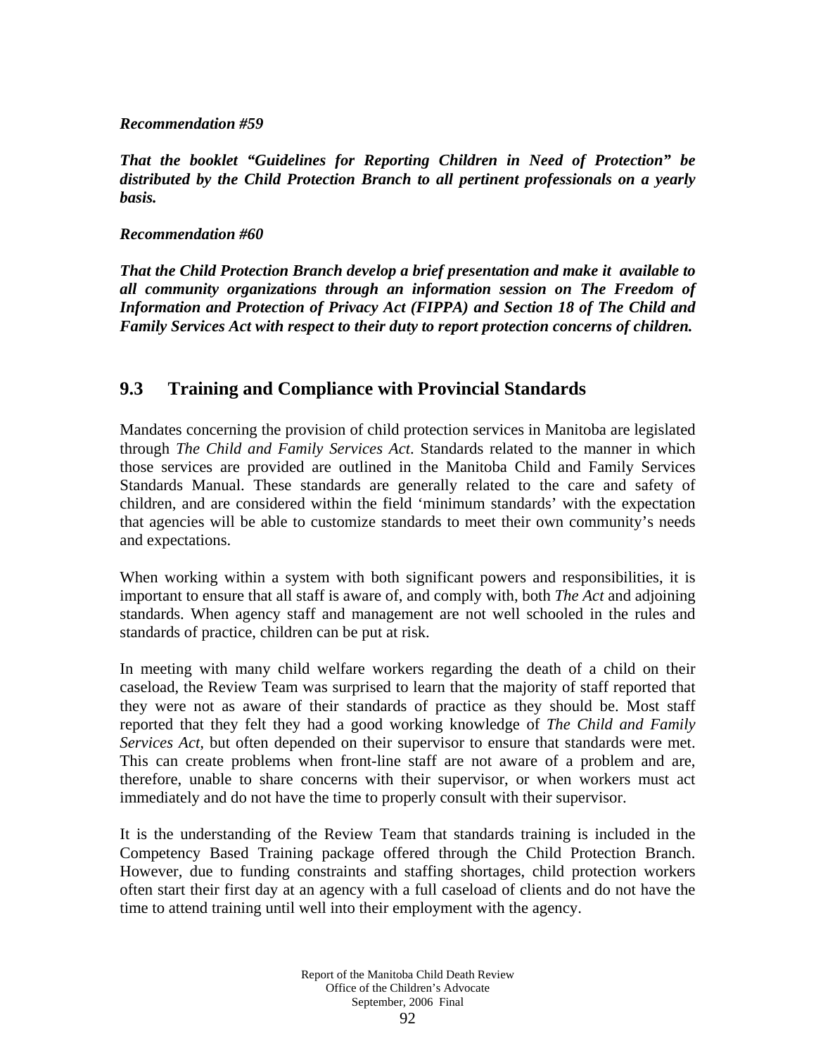***Recommendation #59***

***That the booklet "Guidelines for Reporting Children in Need of Protection" be distributed by the Child Protection Branch to all pertinent professionals on a yearly basis.***

***Recommendation #60***

***That the Child Protection Branch develop a brief presentation and make it available to all community organizations through an information session on The Freedom of Information and Protection of Privacy Act (FIPPA) and Section 18 of The Child and Family Services Act with respect to their duty to report protection concerns of children.***

## 9.3 Training and Compliance with Provincial Standards

Mandates concerning the provision of child protection services in Manitoba are legislated through *The Child and Family Services Act*. Standards related to the manner in which those services are provided are outlined in the Manitoba Child and Family Services Standards Manual. These standards are generally related to the care and safety of children, and are considered within the field 'minimum standards' with the expectation that agencies will be able to customize standards to meet their own community's needs and expectations.

When working within a system with both significant powers and responsibilities, it is important to ensure that all staff is aware of, and comply with, both *The Act* and adjoining standards. When agency staff and management are not well schooled in the rules and standards of practice, children can be put at risk.

In meeting with many child welfare workers regarding the death of a child on their caseload, the Review Team was surprised to learn that the majority of staff reported that they were not as aware of their standards of practice as they should be. Most staff reported that they felt they had a good working knowledge of *The Child and Family Services Act,* but often depended on their supervisor to ensure that standards were met. This can create problems when front-line staff are not aware of a problem and are, therefore, unable to share concerns with their supervisor, or when workers must act immediately and do not have the time to properly consult with their supervisor.

It is the understanding of the Review Team that standards training is included in the Competency Based Training package offered through the Child Protection Branch. However, due to funding constraints and staffing shortages, child protection workers often start their first day at an agency with a full caseload of clients and do not have the time to attend training until well into their employment with the agency.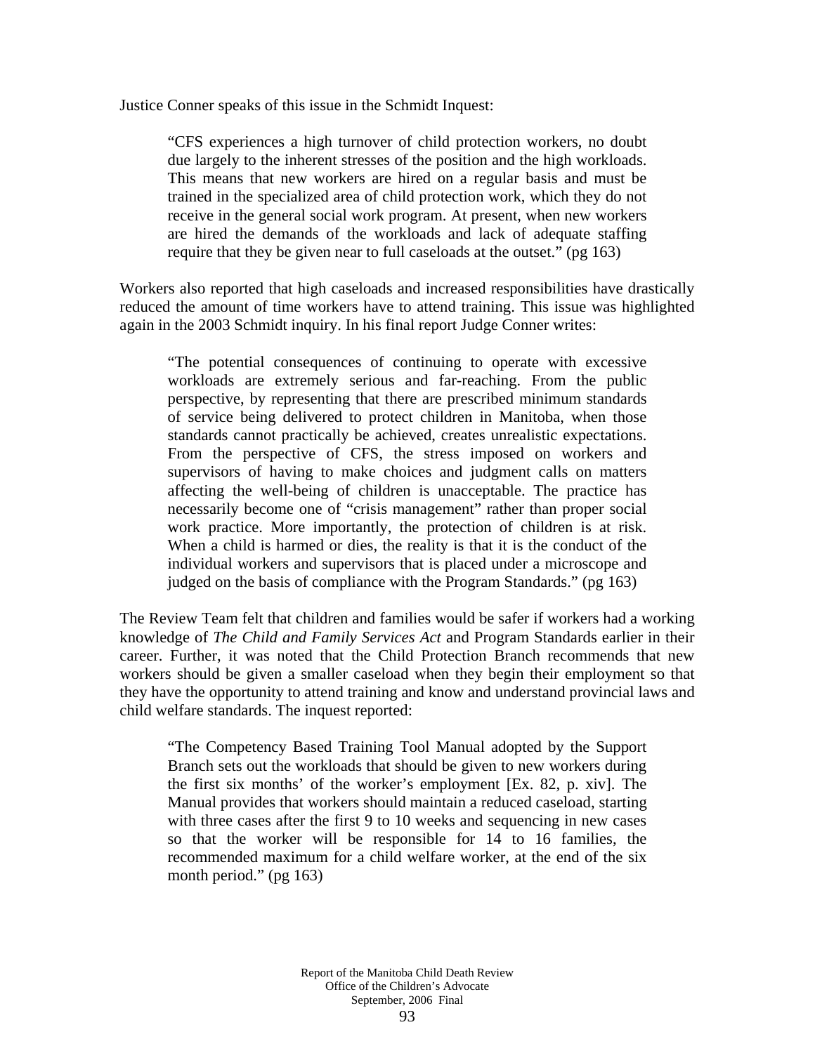Justice Conner speaks of this issue in the Schmidt Inquest:

> "CFS experiences a high turnover of child protection workers, no doubt due largely to the inherent stresses of the position and the high workloads. This means that new workers are hired on a regular basis and must be trained in the specialized area of child protection work, which they do not receive in the general social work program. At present, when new workers are hired the demands of the workloads and lack of adequate staffing require that they be given near to full caseloads at the outset." (pg 163)

Workers also reported that high caseloads and increased responsibilities have drastically reduced the amount of time workers have to attend training. This issue was highlighted again in the 2003 Schmidt inquiry. In his final report Judge Conner writes:

> "The potential consequences of continuing to operate with excessive workloads are extremely serious and far-reaching. From the public perspective, by representing that there are prescribed minimum standards of service being delivered to protect children in Manitoba, when those standards cannot practically be achieved, creates unrealistic expectations. From the perspective of CFS, the stress imposed on workers and supervisors of having to make choices and judgment calls on matters affecting the well-being of children is unacceptable. The practice has necessarily become one of "crisis management" rather than proper social work practice. More importantly, the protection of children is at risk. When a child is harmed or dies, the reality is that it is the conduct of the individual workers and supervisors that is placed under a microscope and judged on the basis of compliance with the Program Standards." (pg 163)

The Review Team felt that children and families would be safer if workers had a working knowledge of *The Child and Family Services Act* and Program Standards earlier in their career. Further, it was noted that the Child Protection Branch recommends that new workers should be given a smaller caseload when they begin their employment so that they have the opportunity to attend training and know and understand provincial laws and child welfare standards. The inquest reported:

> "The Competency Based Training Tool Manual adopted by the Support Branch sets out the workloads that should be given to new workers during the first six months' of the worker's employment [Ex. 82, p. xiv]. The Manual provides that workers should maintain a reduced caseload, starting with three cases after the first 9 to 10 weeks and sequencing in new cases so that the worker will be responsible for 14 to 16 families, the recommended maximum for a child welfare worker, at the end of the six month period." (pg 163)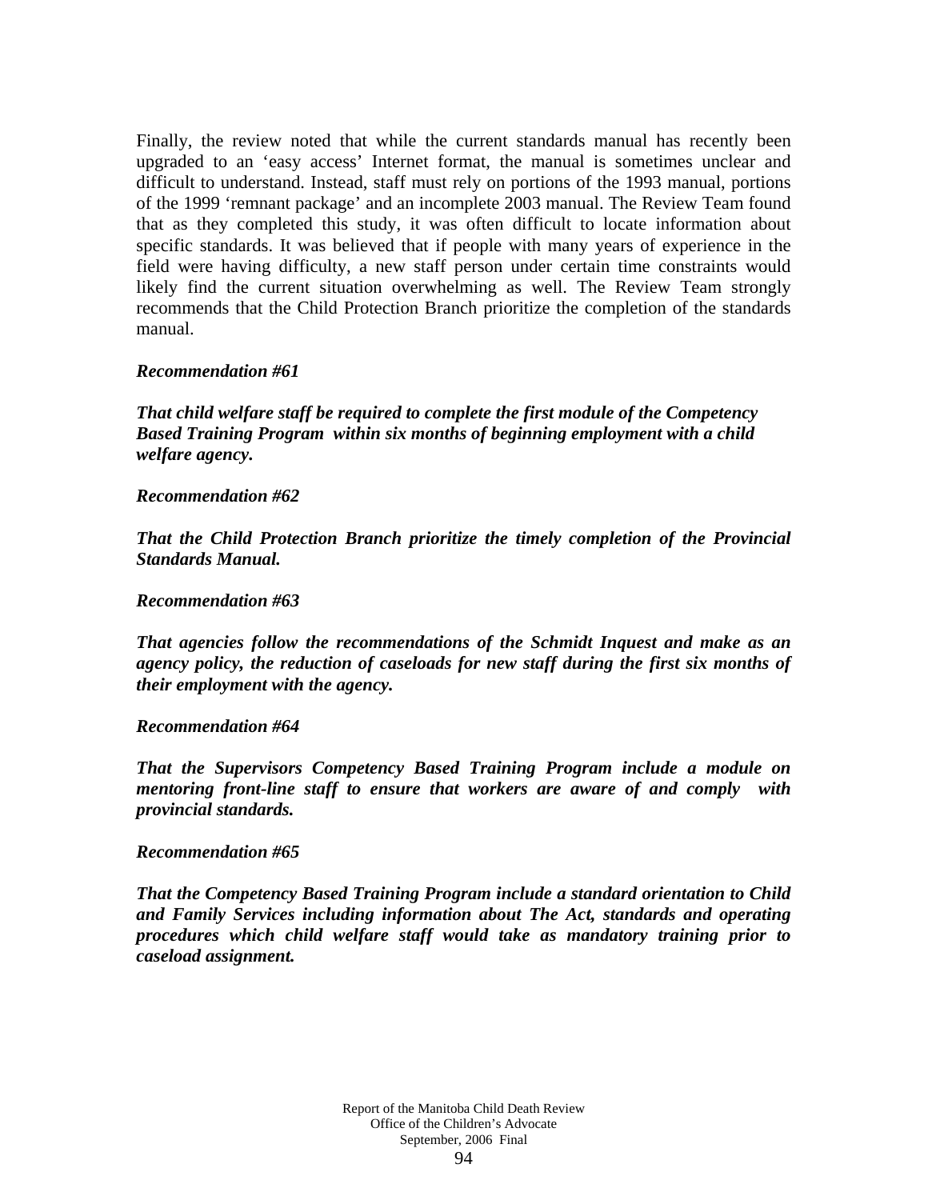Finally, the review noted that while the current standards manual has recently been upgraded to an 'easy access' Internet format, the manual is sometimes unclear and difficult to understand. Instead, staff must rely on portions of the 1993 manual, portions of the 1999 'remnant package' and an incomplete 2003 manual. The Review Team found that as they completed this study, it was often difficult to locate information about specific standards. It was believed that if people with many years of experience in the field were having difficulty, a new staff person under certain time constraints would likely find the current situation overwhelming as well. The Review Team strongly recommends that the Child Protection Branch prioritize the completion of the standards manual.

***Recommendation #61***

***That child welfare staff be required to complete the first module of the Competency Based Training Program within six months of beginning employment with a child welfare agency.***

***Recommendation #62***

***That the Child Protection Branch prioritize the timely completion of the Provincial Standards Manual.***

***Recommendation #63***

***That agencies follow the recommendations of the Schmidt Inquest and make as an agency policy, the reduction of caseloads for new staff during the first six months of their employment with the agency.***

***Recommendation #64***

***That the Supervisors Competency Based Training Program include a module on mentoring front-line staff to ensure that workers are aware of and comply with provincial standards.***

***Recommendation #65***

***That the Competency Based Training Program include a standard orientation to Child and Family Services including information about The Act, standards and operating procedures which child welfare staff would take as mandatory training prior to caseload assignment.***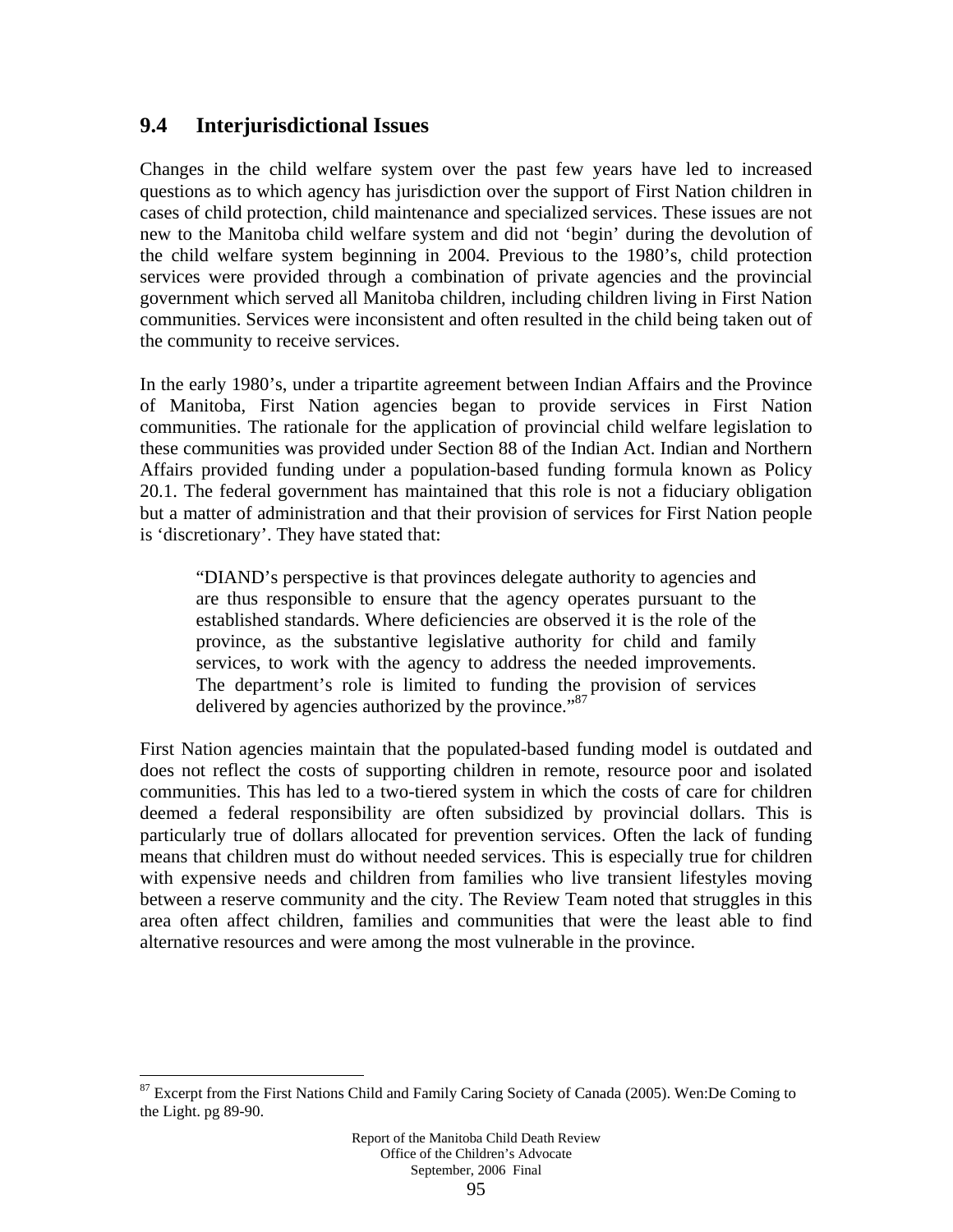## 9.4 Interjurisdictional Issues

Changes in the child welfare system over the past few years have led to increased questions as to which agency has jurisdiction over the support of First Nation children in cases of child protection, child maintenance and specialized services. These issues are not new to the Manitoba child welfare system and did not 'begin' during the devolution of the child welfare system beginning in 2004. Previous to the 1980's, child protection services were provided through a combination of private agencies and the provincial government which served all Manitoba children, including children living in First Nation communities. Services were inconsistent and often resulted in the child being taken out of the community to receive services.

In the early 1980's, under a tripartite agreement between Indian Affairs and the Province of Manitoba, First Nation agencies began to provide services in First Nation communities. The rationale for the application of provincial child welfare legislation to these communities was provided under Section 88 of the Indian Act. Indian and Northern Affairs provided funding under a population-based funding formula known as Policy 20.1. The federal government has maintained that this role is not a fiduciary obligation but a matter of administration and that their provision of services for First Nation people is 'discretionary'. They have stated that:

> "DIAND's perspective is that provinces delegate authority to agencies and are thus responsible to ensure that the agency operates pursuant to the established standards. Where deficiencies are observed it is the role of the province, as the substantive legislative authority for child and family services, to work with the agency to address the needed improvements. The department's role is limited to funding the provision of services delivered by agencies authorized by the province."[87]

First Nation agencies maintain that the populated-based funding model is outdated and does not reflect the costs of supporting children in remote, resource poor and isolated communities. This has led to a two-tiered system in which the costs of care for children deemed a federal responsibility are often subsidized by provincial dollars. This is particularly true of dollars allocated for prevention services. Often the lack of funding means that children must do without needed services. This is especially true for children with expensive needs and children from families who live transient lifestyles moving between a reserve community and the city. The Review Team noted that struggles in this area often affect children, families and communities that were the least able to find alternative resources and were among the most vulnerable in the province.

---

[87] Excerpt from the First Nations Child and Family Caring Society of Canada (2005). Wen:De Coming to the Light. pg 89-90.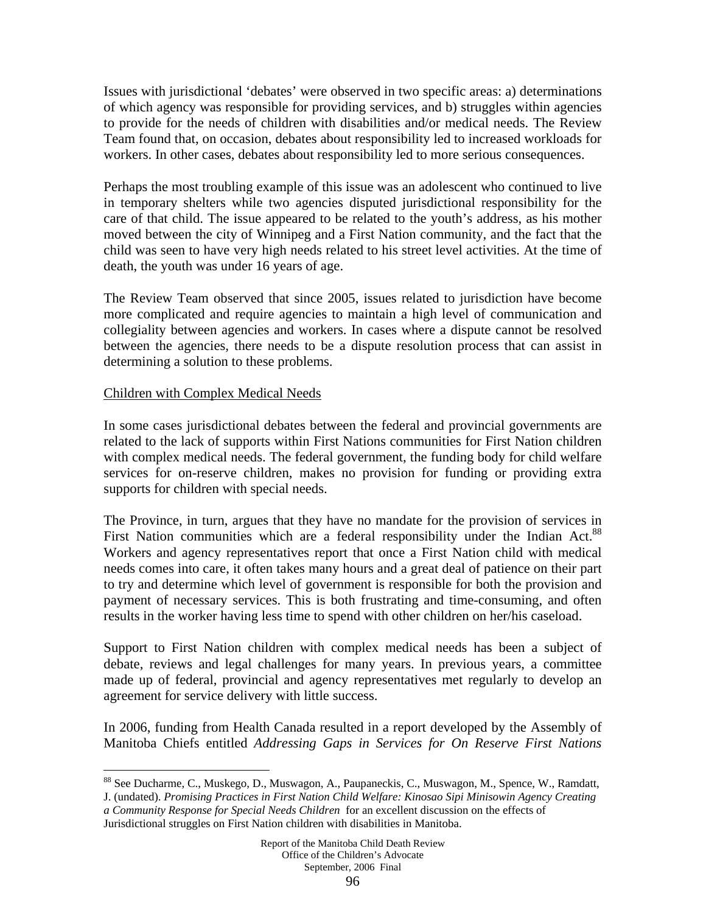Issues with jurisdictional 'debates' were observed in two specific areas: a) determinations of which agency was responsible for providing services, and b) struggles within agencies to provide for the needs of children with disabilities and/or medical needs. The Review Team found that, on occasion, debates about responsibility led to increased workloads for workers. In other cases, debates about responsibility led to more serious consequences.

Perhaps the most troubling example of this issue was an adolescent who continued to live in temporary shelters while two agencies disputed jurisdictional responsibility for the care of that child. The issue appeared to be related to the youth's address, as his mother moved between the city of Winnipeg and a First Nation community, and the fact that the child was seen to have very high needs related to his street level activities. At the time of death, the youth was under 16 years of age.

The Review Team observed that since 2005, issues related to jurisdiction have become more complicated and require agencies to maintain a high level of communication and collegiality between agencies and workers. In cases where a dispute cannot be resolved between the agencies, there needs to be a dispute resolution process that can assist in determining a solution to these problems.

Children with Complex Medical Needs

In some cases jurisdictional debates between the federal and provincial governments are related to the lack of supports within First Nations communities for First Nation children with complex medical needs. The federal government, the funding body for child welfare services for on-reserve children, makes no provision for funding or providing extra supports for children with special needs.

The Province, in turn, argues that they have no mandate for the provision of services in First Nation communities which are a federal responsibility under the Indian Act.[88] Workers and agency representatives report that once a First Nation child with medical needs comes into care, it often takes many hours and a great deal of patience on their part to try and determine which level of government is responsible for both the provision and payment of necessary services. This is both frustrating and time-consuming, and often results in the worker having less time to spend with other children on her/his caseload.

Support to First Nation children with complex medical needs has been a subject of debate, reviews and legal challenges for many years. In previous years, a committee made up of federal, provincial and agency representatives met regularly to develop an agreement for service delivery with little success.

In 2006, funding from Health Canada resulted in a report developed by the Assembly of Manitoba Chiefs entitled *Addressing Gaps in Services for On Reserve First Nations*

[88] See Ducharme, C., Muskego, D., Muswagon, A., Paupaneckis, C., Muswagon, M., Spence, W., Ramdatt, J. (undated). *Promising Practices in First Nation Child Welfare: Kinosao Sipi Minisowin Agency Creating a Community Response for Special Needs Children* for an excellent discussion on the effects of Jurisdictional struggles on First Nation children with disabilities in Manitoba.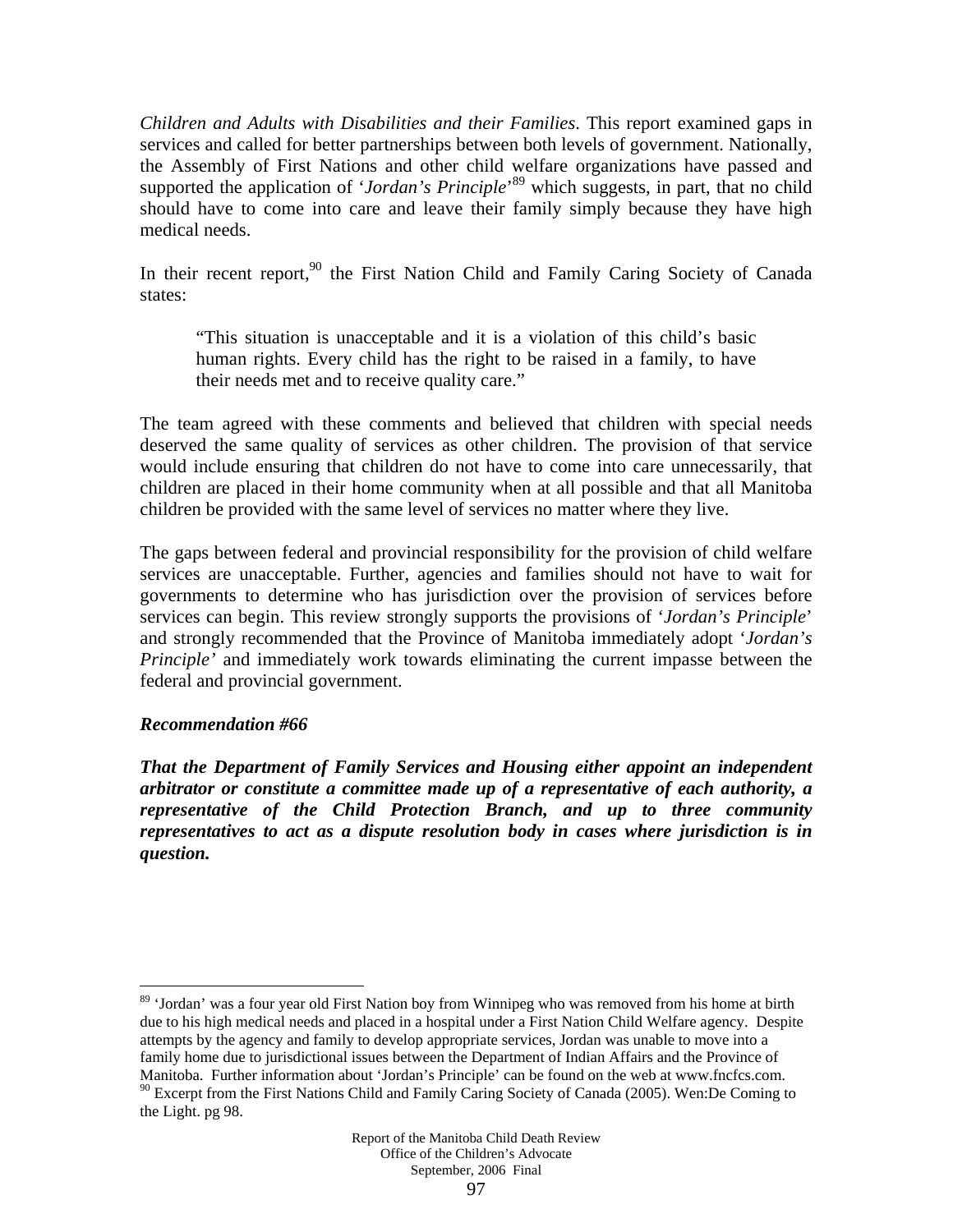*Children and Adults with Disabilities and their Families*. This report examined gaps in services and called for better partnerships between both levels of government. Nationally, the Assembly of First Nations and other child welfare organizations have passed and supported the application of '*Jordan's Principle*'[89] which suggests, in part, that no child should have to come into care and leave their family simply because they have high medical needs.

In their recent report,[90] the First Nation Child and Family Caring Society of Canada states:

> "This situation is unacceptable and it is a violation of this child's basic human rights. Every child has the right to be raised in a family, to have their needs met and to receive quality care."

The team agreed with these comments and believed that children with special needs deserved the same quality of services as other children. The provision of that service would include ensuring that children do not have to come into care unnecessarily, that children are placed in their home community when at all possible and that all Manitoba children be provided with the same level of services no matter where they live.

The gaps between federal and provincial responsibility for the provision of child welfare services are unacceptable. Further, agencies and families should not have to wait for governments to determine who has jurisdiction over the provision of services before services can begin. This review strongly supports the provisions of '*Jordan's Principle*' and strongly recommended that the Province of Manitoba immediately adopt '*Jordan's Principle'* and immediately work towards eliminating the current impasse between the federal and provincial government.

***Recommendation #66***

***That the Department of Family Services and Housing either appoint an independent arbitrator or constitute a committee made up of a representative of each authority, a representative of the Child Protection Branch, and up to three community representatives to act as a dispute resolution body in cases where jurisdiction is in question.***

---

[89] 'Jordan' was a four year old First Nation boy from Winnipeg who was removed from his home at birth due to his high medical needs and placed in a hospital under a First Nation Child Welfare agency. Despite attempts by the agency and family to develop appropriate services, Jordan was unable to move into a family home due to jurisdictional issues between the Department of Indian Affairs and the Province of Manitoba. Further information about 'Jordan's Principle' can be found on the web at www.fncfcs.com.

[90] Excerpt from the First Nations Child and Family Caring Society of Canada (2005). Wen:De Coming to the Light. pg 98.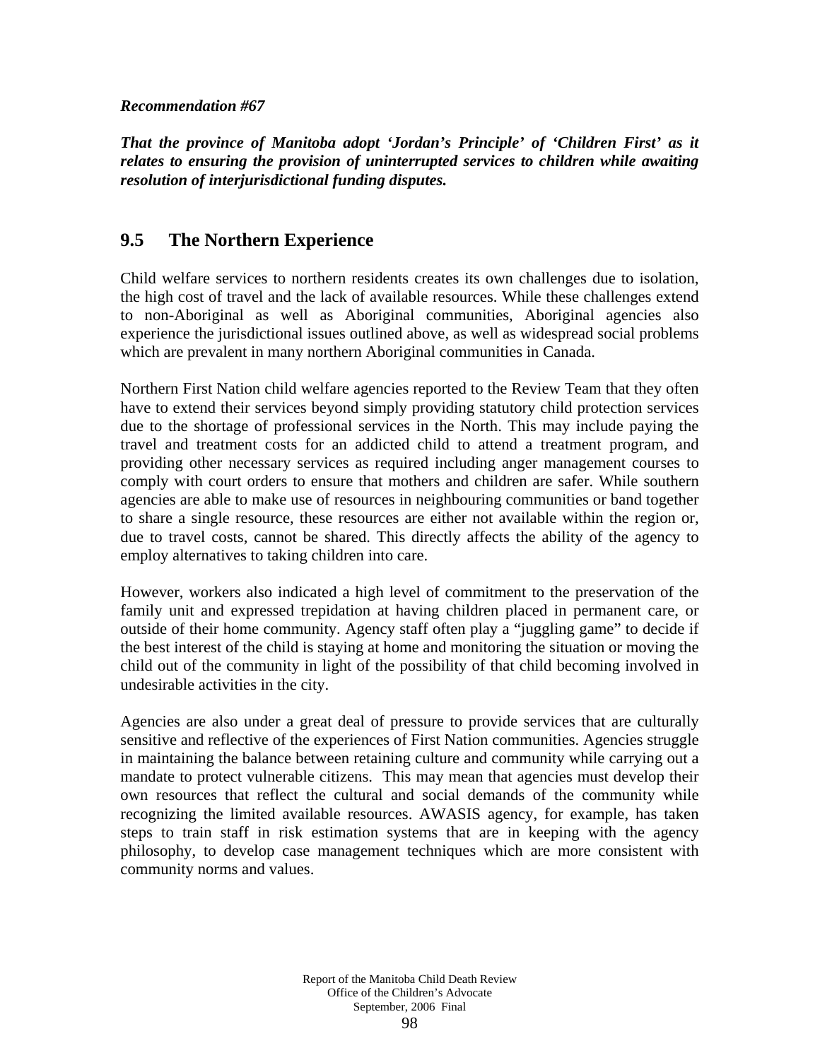***Recommendation #67***

***That the province of Manitoba adopt 'Jordan's Principle' of 'Children First' as it relates to ensuring the provision of uninterrupted services to children while awaiting resolution of interjurisdictional funding disputes.***

## 9.5 The Northern Experience

Child welfare services to northern residents creates its own challenges due to isolation, the high cost of travel and the lack of available resources. While these challenges extend to non-Aboriginal as well as Aboriginal communities, Aboriginal agencies also experience the jurisdictional issues outlined above, as well as widespread social problems which are prevalent in many northern Aboriginal communities in Canada.

Northern First Nation child welfare agencies reported to the Review Team that they often have to extend their services beyond simply providing statutory child protection services due to the shortage of professional services in the North. This may include paying the travel and treatment costs for an addicted child to attend a treatment program, and providing other necessary services as required including anger management courses to comply with court orders to ensure that mothers and children are safer. While southern agencies are able to make use of resources in neighbouring communities or band together to share a single resource, these resources are either not available within the region or, due to travel costs, cannot be shared. This directly affects the ability of the agency to employ alternatives to taking children into care.

However, workers also indicated a high level of commitment to the preservation of the family unit and expressed trepidation at having children placed in permanent care, or outside of their home community. Agency staff often play a "juggling game" to decide if the best interest of the child is staying at home and monitoring the situation or moving the child out of the community in light of the possibility of that child becoming involved in undesirable activities in the city.

Agencies are also under a great deal of pressure to provide services that are culturally sensitive and reflective of the experiences of First Nation communities. Agencies struggle in maintaining the balance between retaining culture and community while carrying out a mandate to protect vulnerable citizens. This may mean that agencies must develop their own resources that reflect the cultural and social demands of the community while recognizing the limited available resources. AWASIS agency, for example, has taken steps to train staff in risk estimation systems that are in keeping with the agency philosophy, to develop case management techniques which are more consistent with community norms and values.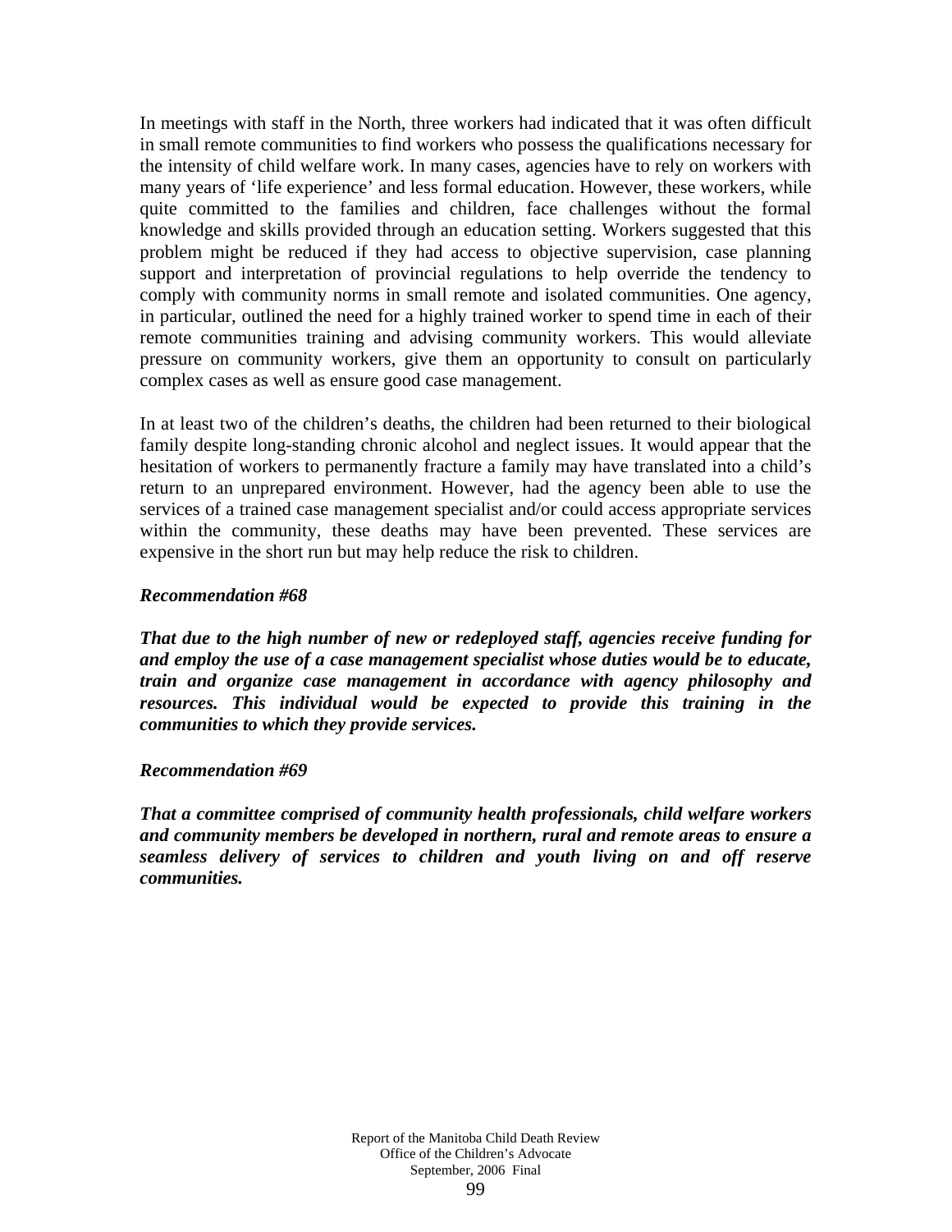In meetings with staff in the North, three workers had indicated that it was often difficult in small remote communities to find workers who possess the qualifications necessary for the intensity of child welfare work. In many cases, agencies have to rely on workers with many years of 'life experience' and less formal education. However, these workers, while quite committed to the families and children, face challenges without the formal knowledge and skills provided through an education setting. Workers suggested that this problem might be reduced if they had access to objective supervision, case planning support and interpretation of provincial regulations to help override the tendency to comply with community norms in small remote and isolated communities. One agency, in particular, outlined the need for a highly trained worker to spend time in each of their remote communities training and advising community workers. This would alleviate pressure on community workers, give them an opportunity to consult on particularly complex cases as well as ensure good case management.

In at least two of the children's deaths, the children had been returned to their biological family despite long-standing chronic alcohol and neglect issues. It would appear that the hesitation of workers to permanently fracture a family may have translated into a child's return to an unprepared environment. However, had the agency been able to use the services of a trained case management specialist and/or could access appropriate services within the community, these deaths may have been prevented. These services are expensive in the short run but may help reduce the risk to children.

***Recommendation #68***

***That due to the high number of new or redeployed staff, agencies receive funding for and employ the use of a case management specialist whose duties would be to educate, train and organize case management in accordance with agency philosophy and resources. This individual would be expected to provide this training in the communities to which they provide services.***

***Recommendation #69***

***That a committee comprised of community health professionals, child welfare workers and community members be developed in northern, rural and remote areas to ensure a seamless delivery of services to children and youth living on and off reserve communities.***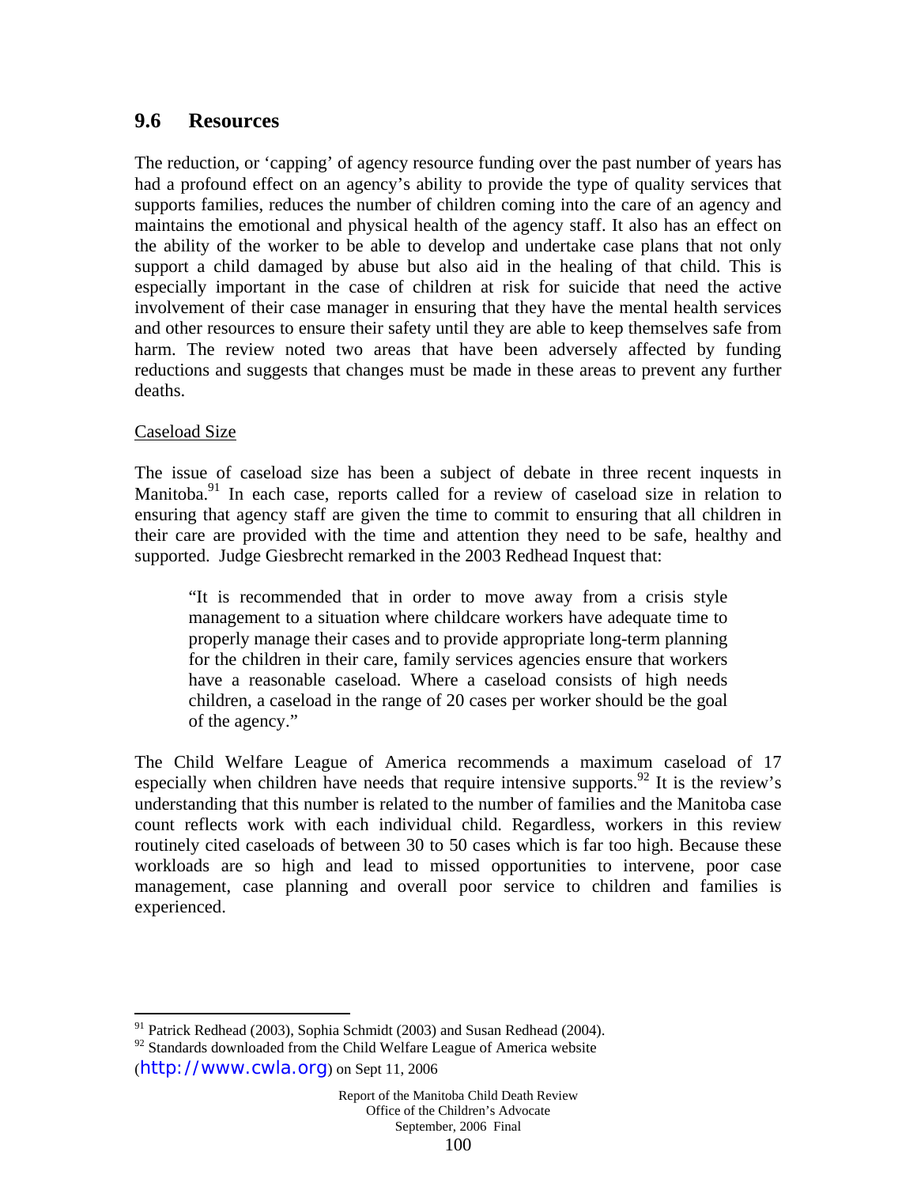## 9.6 Resources

The reduction, or 'capping' of agency resource funding over the past number of years has had a profound effect on an agency's ability to provide the type of quality services that supports families, reduces the number of children coming into the care of an agency and maintains the emotional and physical health of the agency staff. It also has an effect on the ability of the worker to be able to develop and undertake case plans that not only support a child damaged by abuse but also aid in the healing of that child. This is especially important in the case of children at risk for suicide that need the active involvement of their case manager in ensuring that they have the mental health services and other resources to ensure their safety until they are able to keep themselves safe from harm. The review noted two areas that have been adversely affected by funding reductions and suggests that changes must be made in these areas to prevent any further deaths.

<u>Caseload Size</u>

The issue of caseload size has been a subject of debate in three recent inquests in Manitoba.[91] In each case, reports called for a review of caseload size in relation to ensuring that agency staff are given the time to commit to ensuring that all children in their care are provided with the time and attention they need to be safe, healthy and supported. Judge Giesbrecht remarked in the 2003 Redhead Inquest that:

> "It is recommended that in order to move away from a crisis style management to a situation where childcare workers have adequate time to properly manage their cases and to provide appropriate long-term planning for the children in their care, family services agencies ensure that workers have a reasonable caseload. Where a caseload consists of high needs children, a caseload in the range of 20 cases per worker should be the goal of the agency."

The Child Welfare League of America recommends a maximum caseload of 17 especially when children have needs that require intensive supports.[92] It is the review's understanding that this number is related to the number of families and the Manitoba case count reflects work with each individual child. Regardless, workers in this review routinely cited caseloads of between 30 to 50 cases which is far too high. Because these workloads are so high and lead to missed opportunities to intervene, poor case management, case planning and overall poor service to children and families is experienced.

---

[91] Patrick Redhead (2003), Sophia Schmidt (2003) and Susan Redhead (2004).

[92] Standards downloaded from the Child Welfare League of America website (http://www.cwla.org) on Sept 11, 2006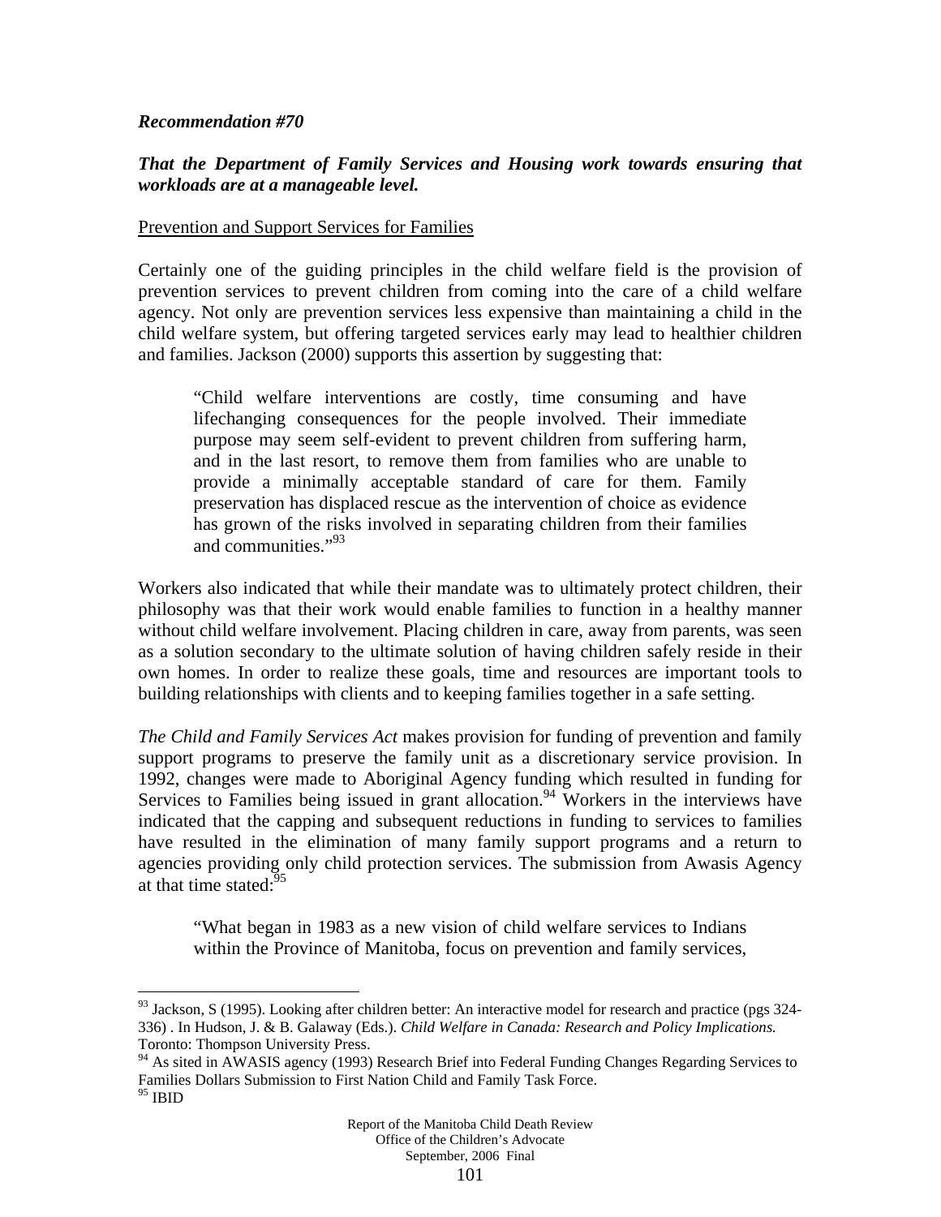***Recommendation #70***

***That the Department of Family Services and Housing work towards ensuring that workloads are at a manageable level.***

Prevention and Support Services for Families

Certainly one of the guiding principles in the child welfare field is the provision of prevention services to prevent children from coming into the care of a child welfare agency. Not only are prevention services less expensive than maintaining a child in the child welfare system, but offering targeted services early may lead to healthier children and families. Jackson (2000) supports this assertion by suggesting that:

> "Child welfare interventions are costly, time consuming and have lifechanging consequences for the people involved. Their immediate purpose may seem self-evident to prevent children from suffering harm, and in the last resort, to remove them from families who are unable to provide a minimally acceptable standard of care for them. Family preservation has displaced rescue as the intervention of choice as evidence has grown of the risks involved in separating children from their families and communities."[93]

Workers also indicated that while their mandate was to ultimately protect children, their philosophy was that their work would enable families to function in a healthy manner without child welfare involvement. Placing children in care, away from parents, was seen as a solution secondary to the ultimate solution of having children safely reside in their own homes. In order to realize these goals, time and resources are important tools to building relationships with clients and to keeping families together in a safe setting.

*The Child and Family Services Act* makes provision for funding of prevention and family support programs to preserve the family unit as a discretionary service provision. In 1992, changes were made to Aboriginal Agency funding which resulted in funding for Services to Families being issued in grant allocation.[94] Workers in the interviews have indicated that the capping and subsequent reductions in funding to services to families have resulted in the elimination of many family support programs and a return to agencies providing only child protection services. The submission from Awasis Agency at that time stated:[95]

> "What began in 1983 as a new vision of child welfare services to Indians within the Province of Manitoba, focus on prevention and family services,

---

[93] Jackson, S (1995). Looking after children better: An interactive model for research and practice (pgs 324-336) . In Hudson, J. & B. Galaway (Eds.). *Child Welfare in Canada: Research and Policy Implications.* Toronto: Thompson University Press.

[94] As sited in AWASIS agency (1993) Research Brief into Federal Funding Changes Regarding Services to Families Dollars Submission to First Nation Child and Family Task Force.

[95] IBID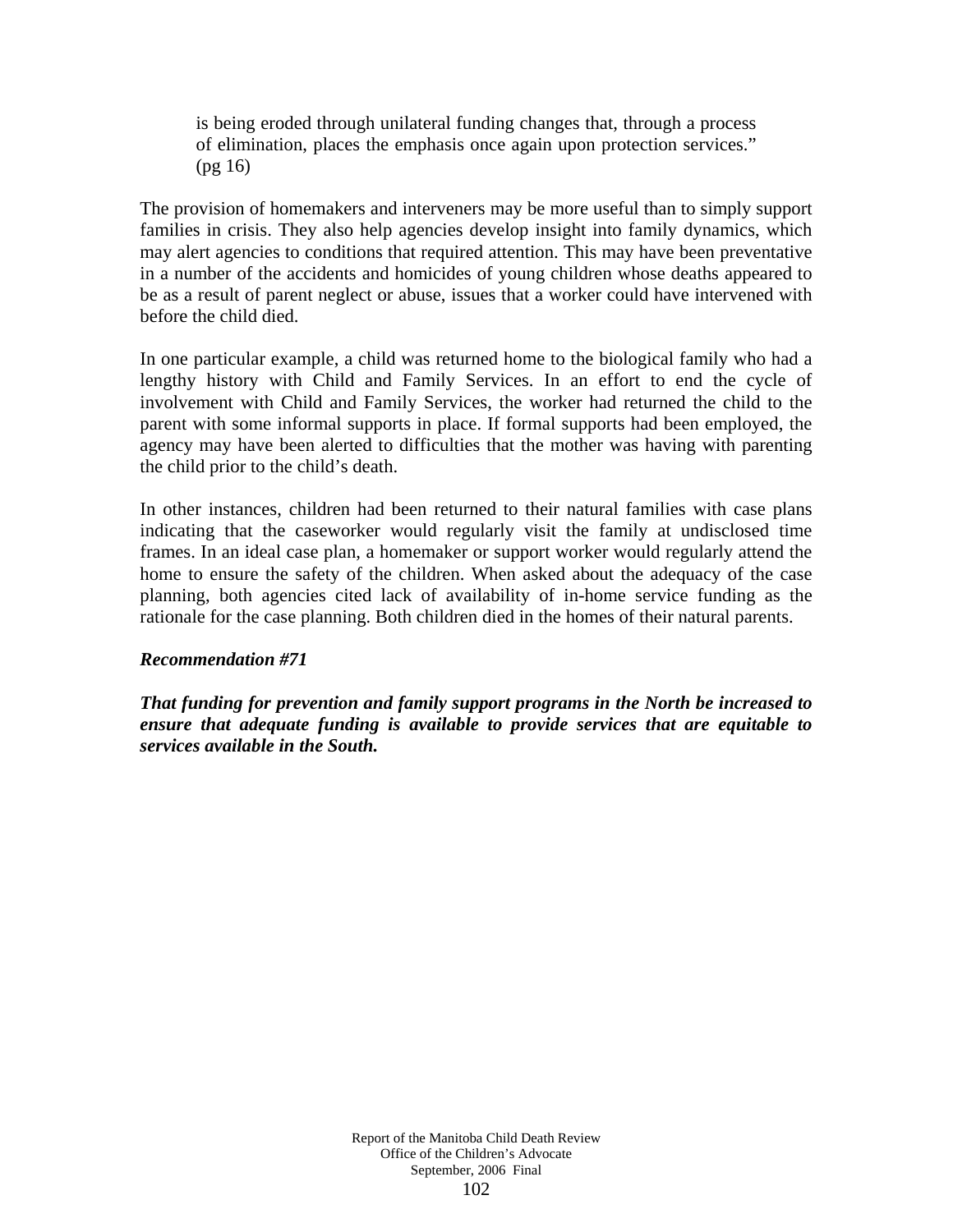> is being eroded through unilateral funding changes that, through a process of elimination, places the emphasis once again upon protection services." (pg 16)

The provision of homemakers and interveners may be more useful than to simply support families in crisis. They also help agencies develop insight into family dynamics, which may alert agencies to conditions that required attention. This may have been preventative in a number of the accidents and homicides of young children whose deaths appeared to be as a result of parent neglect or abuse, issues that a worker could have intervened with before the child died.

In one particular example, a child was returned home to the biological family who had a lengthy history with Child and Family Services. In an effort to end the cycle of involvement with Child and Family Services, the worker had returned the child to the parent with some informal supports in place. If formal supports had been employed, the agency may have been alerted to difficulties that the mother was having with parenting the child prior to the child's death.

In other instances, children had been returned to their natural families with case plans indicating that the caseworker would regularly visit the family at undisclosed time frames. In an ideal case plan, a homemaker or support worker would regularly attend the home to ensure the safety of the children. When asked about the adequacy of the case planning, both agencies cited lack of availability of in-home service funding as the rationale for the case planning. Both children died in the homes of their natural parents.

***Recommendation #71***

***That funding for prevention and family support programs in the North be increased to ensure that adequate funding is available to provide services that are equitable to services available in the South.***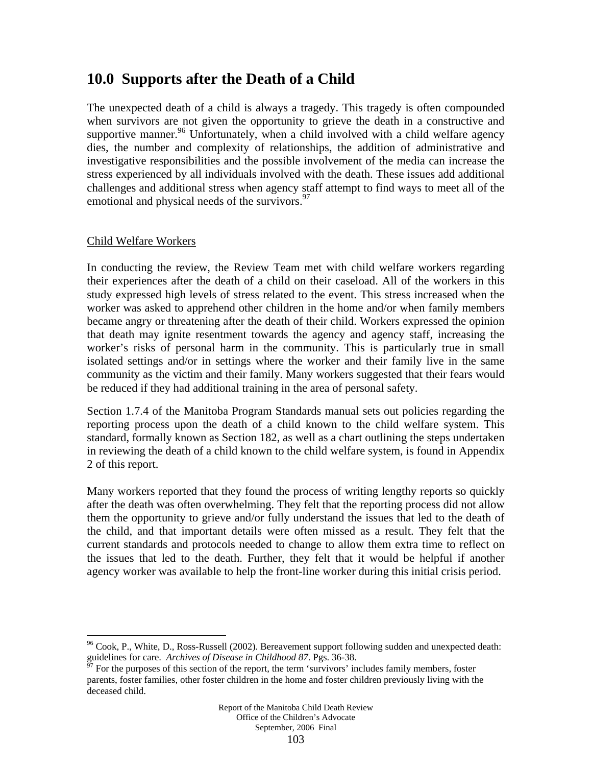## 10.0 Supports after the Death of a Child

The unexpected death of a child is always a tragedy. This tragedy is often compounded when survivors are not given the opportunity to grieve the death in a constructive and supportive manner.[96] Unfortunately, when a child involved with a child welfare agency dies, the number and complexity of relationships, the addition of administrative and investigative responsibilities and the possible involvement of the media can increase the stress experienced by all individuals involved with the death. These issues add additional challenges and additional stress when agency staff attempt to find ways to meet all of the emotional and physical needs of the survivors.[97]

Child Welfare Workers

In conducting the review, the Review Team met with child welfare workers regarding their experiences after the death of a child on their caseload. All of the workers in this study expressed high levels of stress related to the event. This stress increased when the worker was asked to apprehend other children in the home and/or when family members became angry or threatening after the death of their child. Workers expressed the opinion that death may ignite resentment towards the agency and agency staff, increasing the worker's risks of personal harm in the community. This is particularly true in small isolated settings and/or in settings where the worker and their family live in the same community as the victim and their family. Many workers suggested that their fears would be reduced if they had additional training in the area of personal safety.

Section 1.7.4 of the Manitoba Program Standards manual sets out policies regarding the reporting process upon the death of a child known to the child welfare system. This standard, formally known as Section 182, as well as a chart outlining the steps undertaken in reviewing the death of a child known to the child welfare system, is found in Appendix 2 of this report.

Many workers reported that they found the process of writing lengthy reports so quickly after the death was often overwhelming. They felt that the reporting process did not allow them the opportunity to grieve and/or fully understand the issues that led to the death of the child, and that important details were often missed as a result. They felt that the current standards and protocols needed to change to allow them extra time to reflect on the issues that led to the death. Further, they felt that it would be helpful if another agency worker was available to help the front-line worker during this initial crisis period.

---

[96] Cook, P., White, D., Ross-Russell (2002). Bereavement support following sudden and unexpected death: guidelines for care. *Archives of Disease in Childhood 87*. Pgs. 36-38.

[97] For the purposes of this section of the report, the term 'survivors' includes family members, foster parents, foster families, other foster children in the home and foster children previously living with the deceased child.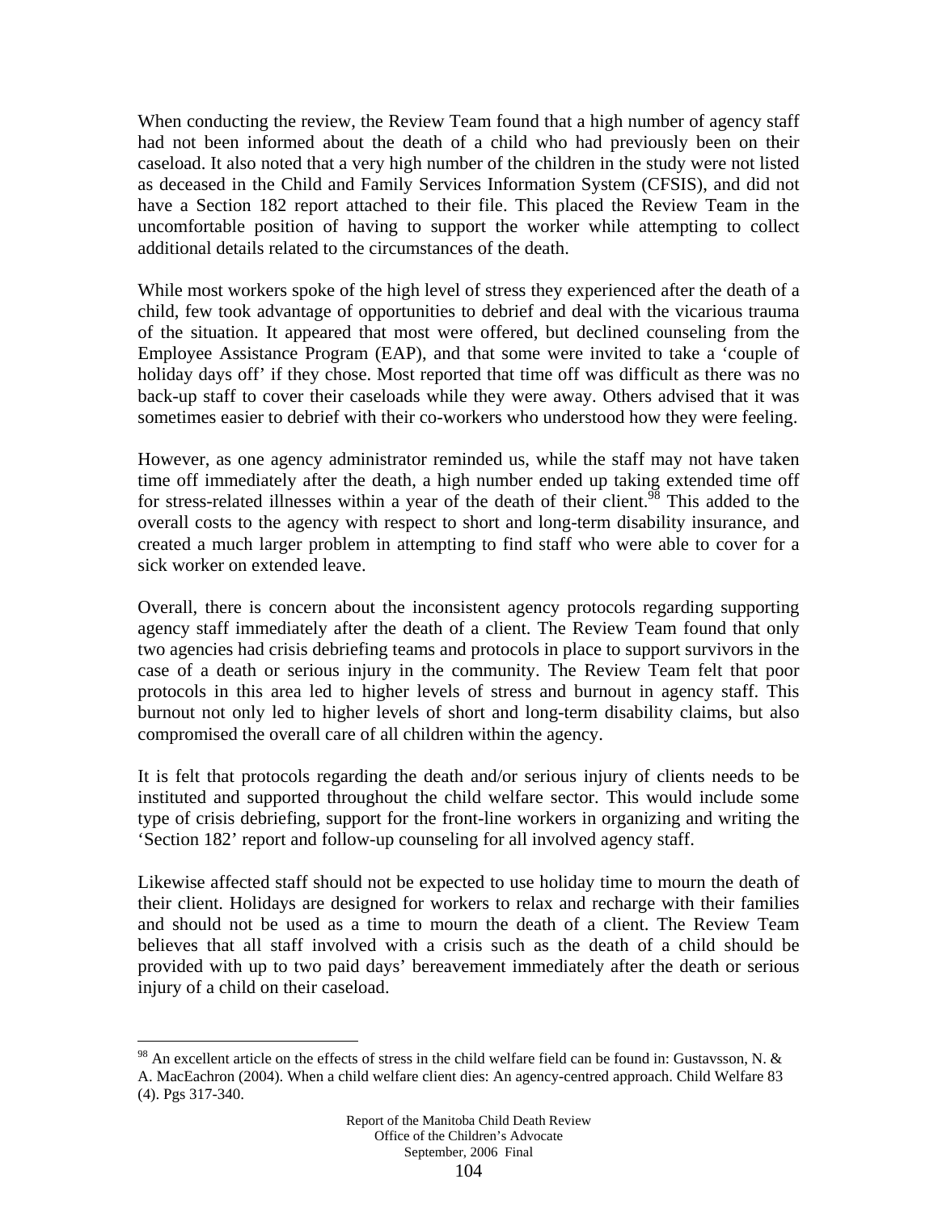When conducting the review, the Review Team found that a high number of agency staff had not been informed about the death of a child who had previously been on their caseload. It also noted that a very high number of the children in the study were not listed as deceased in the Child and Family Services Information System (CFSIS), and did not have a Section 182 report attached to their file. This placed the Review Team in the uncomfortable position of having to support the worker while attempting to collect additional details related to the circumstances of the death.

While most workers spoke of the high level of stress they experienced after the death of a child, few took advantage of opportunities to debrief and deal with the vicarious trauma of the situation. It appeared that most were offered, but declined counseling from the Employee Assistance Program (EAP), and that some were invited to take a 'couple of holiday days off' if they chose. Most reported that time off was difficult as there was no back-up staff to cover their caseloads while they were away. Others advised that it was sometimes easier to debrief with their co-workers who understood how they were feeling.

However, as one agency administrator reminded us, while the staff may not have taken time off immediately after the death, a high number ended up taking extended time off for stress-related illnesses within a year of the death of their client.[98] This added to the overall costs to the agency with respect to short and long-term disability insurance, and created a much larger problem in attempting to find staff who were able to cover for a sick worker on extended leave.

Overall, there is concern about the inconsistent agency protocols regarding supporting agency staff immediately after the death of a client. The Review Team found that only two agencies had crisis debriefing teams and protocols in place to support survivors in the case of a death or serious injury in the community. The Review Team felt that poor protocols in this area led to higher levels of stress and burnout in agency staff. This burnout not only led to higher levels of short and long-term disability claims, but also compromised the overall care of all children within the agency.

It is felt that protocols regarding the death and/or serious injury of clients needs to be instituted and supported throughout the child welfare sector. This would include some type of crisis debriefing, support for the front-line workers in organizing and writing the 'Section 182' report and follow-up counseling for all involved agency staff.

Likewise affected staff should not be expected to use holiday time to mourn the death of their client. Holidays are designed for workers to relax and recharge with their families and should not be used as a time to mourn the death of a client. The Review Team believes that all staff involved with a crisis such as the death of a child should be provided with up to two paid days' bereavement immediately after the death or serious injury of a child on their caseload.

---

[98] An excellent article on the effects of stress in the child welfare field can be found in: Gustavsson, N. & A. MacEachron (2004). When a child welfare client dies: An agency-centred approach. Child Welfare 83 (4). Pgs 317-340.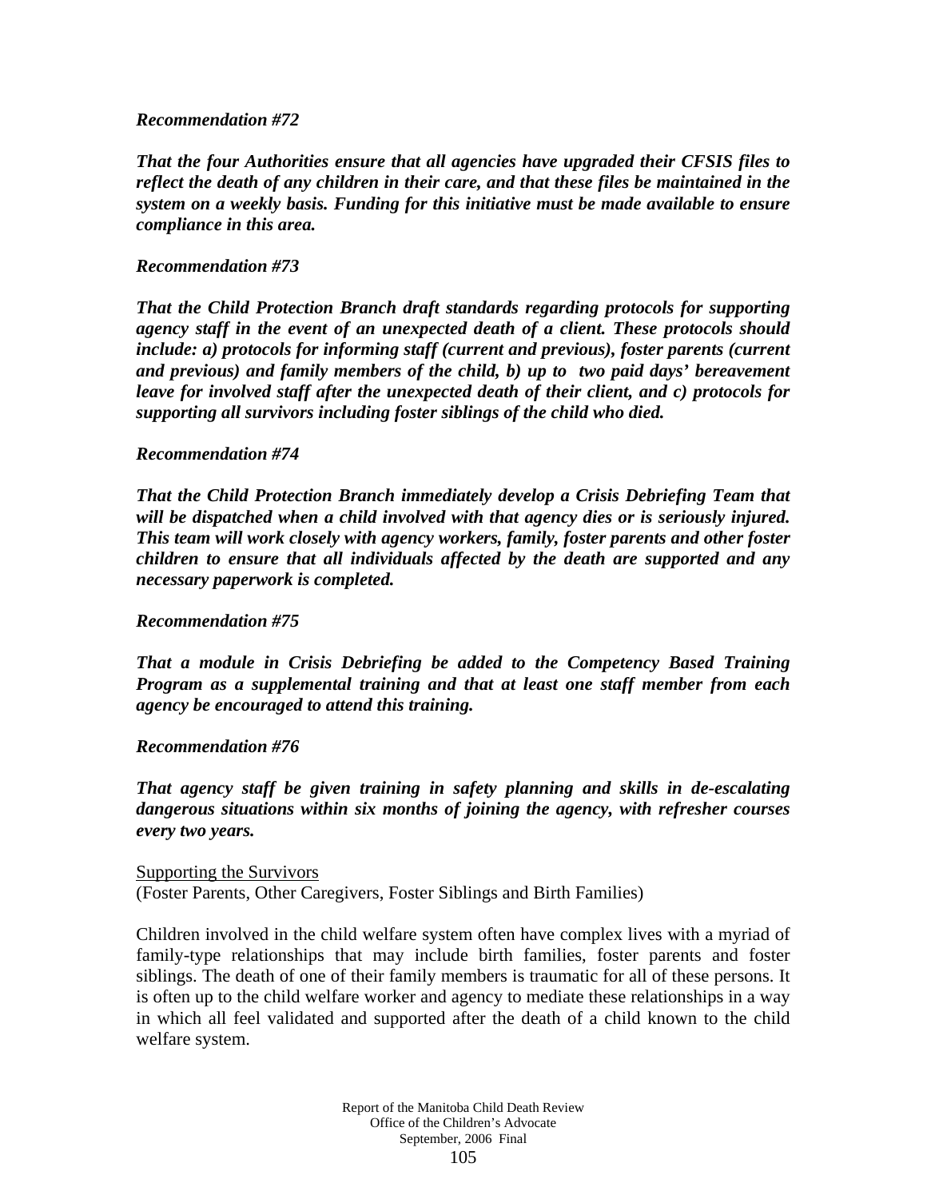***Recommendation #72***

***That the four Authorities ensure that all agencies have upgraded their CFSIS files to reflect the death of any children in their care, and that these files be maintained in the system on a weekly basis. Funding for this initiative must be made available to ensure compliance in this area.***

***Recommendation #73***

***That the Child Protection Branch draft standards regarding protocols for supporting agency staff in the event of an unexpected death of a client. These protocols should include: a) protocols for informing staff (current and previous), foster parents (current and previous) and family members of the child, b) up to two paid days' bereavement leave for involved staff after the unexpected death of their client, and c) protocols for supporting all survivors including foster siblings of the child who died.***

***Recommendation #74***

***That the Child Protection Branch immediately develop a Crisis Debriefing Team that will be dispatched when a child involved with that agency dies or is seriously injured. This team will work closely with agency workers, family, foster parents and other foster children to ensure that all individuals affected by the death are supported and any necessary paperwork is completed.***

***Recommendation #75***

***That a module in Crisis Debriefing be added to the Competency Based Training Program as a supplemental training and that at least one staff member from each agency be encouraged to attend this training.***

***Recommendation #76***

***That agency staff be given training in safety planning and skills in de-escalating dangerous situations within six months of joining the agency, with refresher courses every two years.***

<u>Supporting the Survivors</u>
(Foster Parents, Other Caregivers, Foster Siblings and Birth Families)

Children involved in the child welfare system often have complex lives with a myriad of family-type relationships that may include birth families, foster parents and foster siblings. The death of one of their family members is traumatic for all of these persons. It is often up to the child welfare worker and agency to mediate these relationships in a way in which all feel validated and supported after the death of a child known to the child welfare system.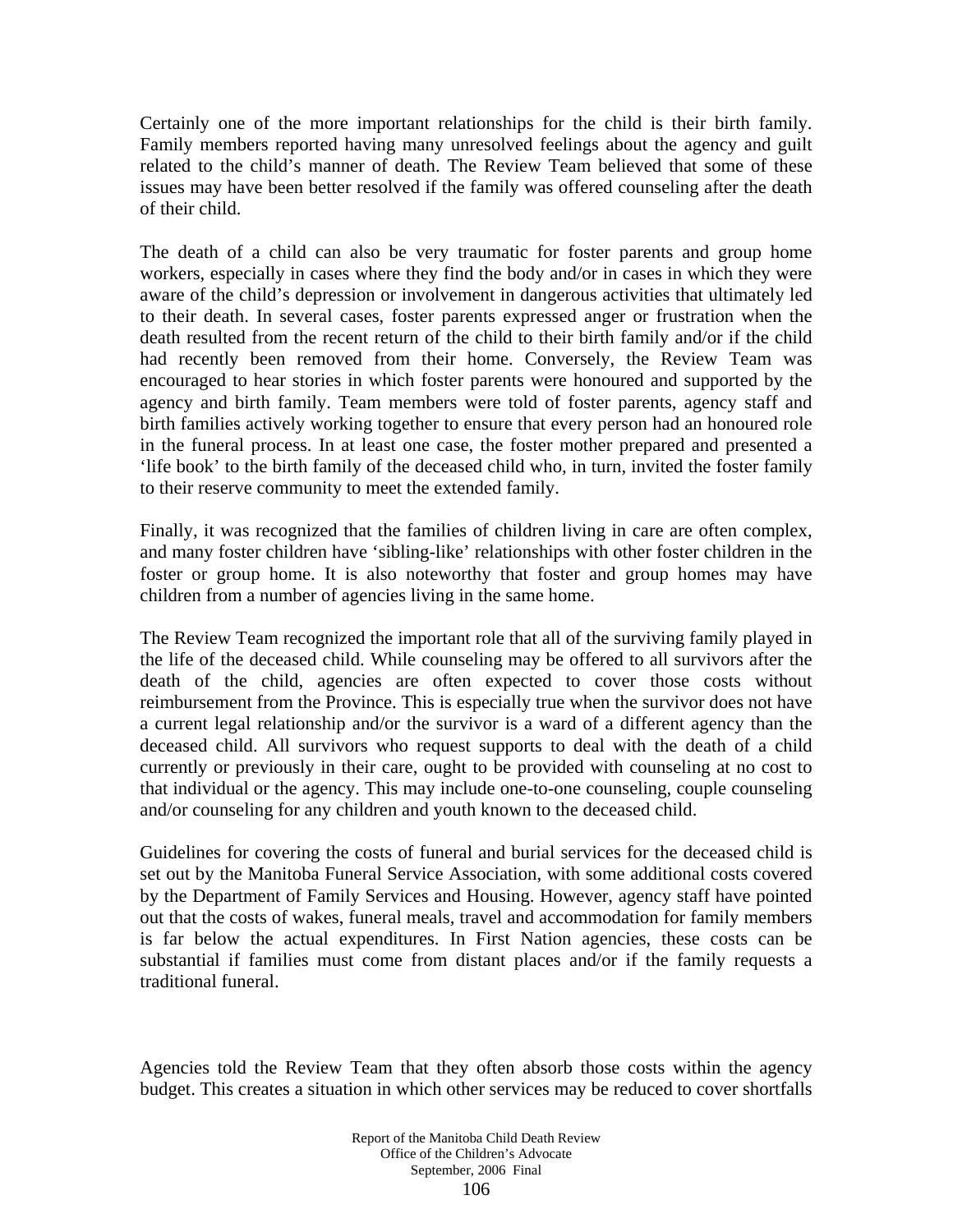Certainly one of the more important relationships for the child is their birth family. Family members reported having many unresolved feelings about the agency and guilt related to the child's manner of death. The Review Team believed that some of these issues may have been better resolved if the family was offered counseling after the death of their child.

The death of a child can also be very traumatic for foster parents and group home workers, especially in cases where they find the body and/or in cases in which they were aware of the child's depression or involvement in dangerous activities that ultimately led to their death. In several cases, foster parents expressed anger or frustration when the death resulted from the recent return of the child to their birth family and/or if the child had recently been removed from their home. Conversely, the Review Team was encouraged to hear stories in which foster parents were honoured and supported by the agency and birth family. Team members were told of foster parents, agency staff and birth families actively working together to ensure that every person had an honoured role in the funeral process. In at least one case, the foster mother prepared and presented a 'life book' to the birth family of the deceased child who, in turn, invited the foster family to their reserve community to meet the extended family.

Finally, it was recognized that the families of children living in care are often complex, and many foster children have 'sibling-like' relationships with other foster children in the foster or group home. It is also noteworthy that foster and group homes may have children from a number of agencies living in the same home.

The Review Team recognized the important role that all of the surviving family played in the life of the deceased child. While counseling may be offered to all survivors after the death of the child, agencies are often expected to cover those costs without reimbursement from the Province. This is especially true when the survivor does not have a current legal relationship and/or the survivor is a ward of a different agency than the deceased child. All survivors who request supports to deal with the death of a child currently or previously in their care, ought to be provided with counseling at no cost to that individual or the agency. This may include one-to-one counseling, couple counseling and/or counseling for any children and youth known to the deceased child.

Guidelines for covering the costs of funeral and burial services for the deceased child is set out by the Manitoba Funeral Service Association, with some additional costs covered by the Department of Family Services and Housing. However, agency staff have pointed out that the costs of wakes, funeral meals, travel and accommodation for family members is far below the actual expenditures. In First Nation agencies, these costs can be substantial if families must come from distant places and/or if the family requests a traditional funeral.

Agencies told the Review Team that they often absorb those costs within the agency budget. This creates a situation in which other services may be reduced to cover shortfalls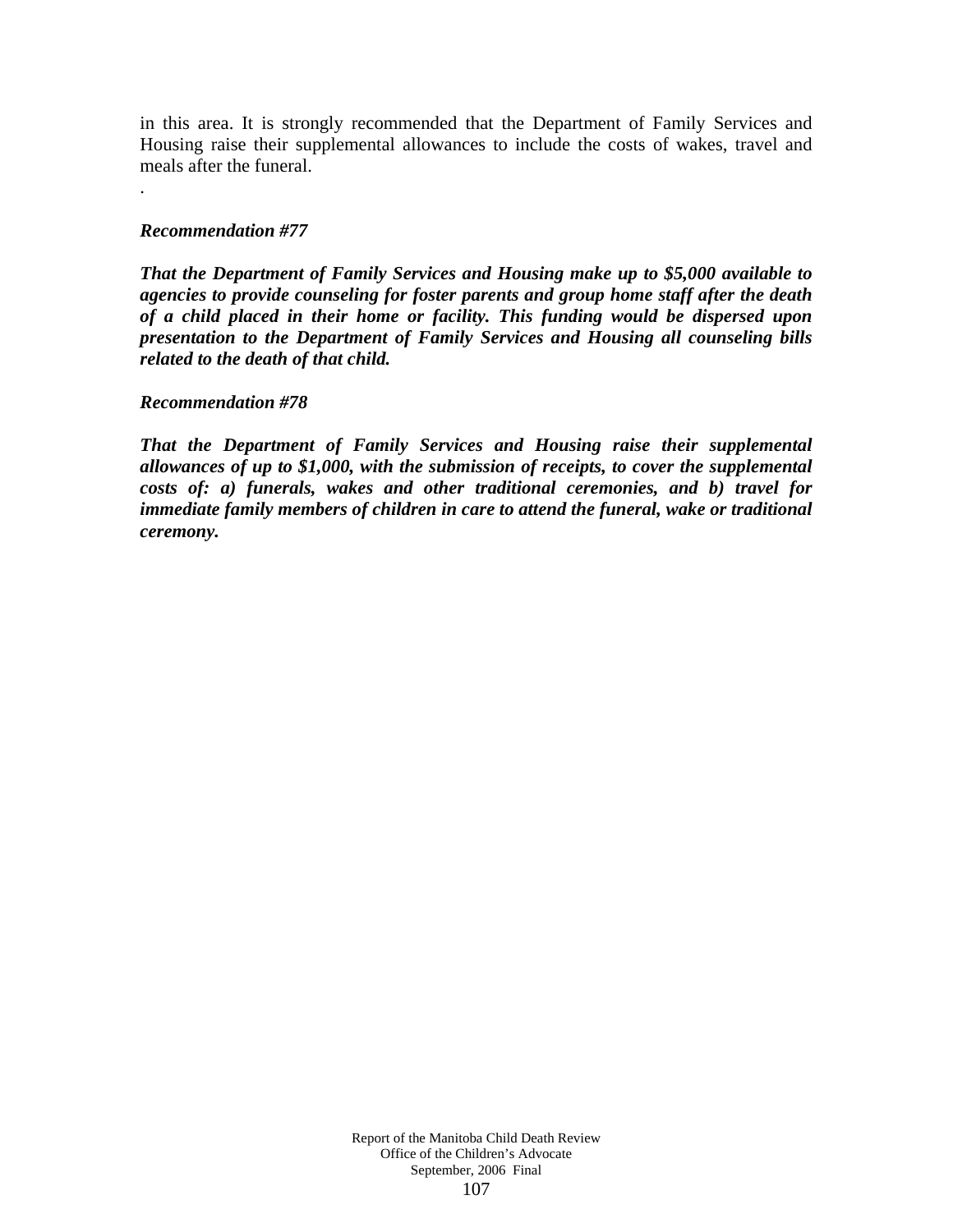in this area. It is strongly recommended that the Department of Family Services and Housing raise their supplemental allowances to include the costs of wakes, travel and meals after the funeral.

.

***Recommendation #77***

***That the Department of Family Services and Housing make up to $5,000 available to agencies to provide counseling for foster parents and group home staff after the death of a child placed in their home or facility. This funding would be dispersed upon presentation to the Department of Family Services and Housing all counseling bills related to the death of that child.***

***Recommendation #78***

***That the Department of Family Services and Housing raise their supplemental allowances of up to $1,000, with the submission of receipts, to cover the supplemental costs of: a) funerals, wakes and other traditional ceremonies, and b) travel for immediate family members of children in care to attend the funeral, wake or traditional ceremony.***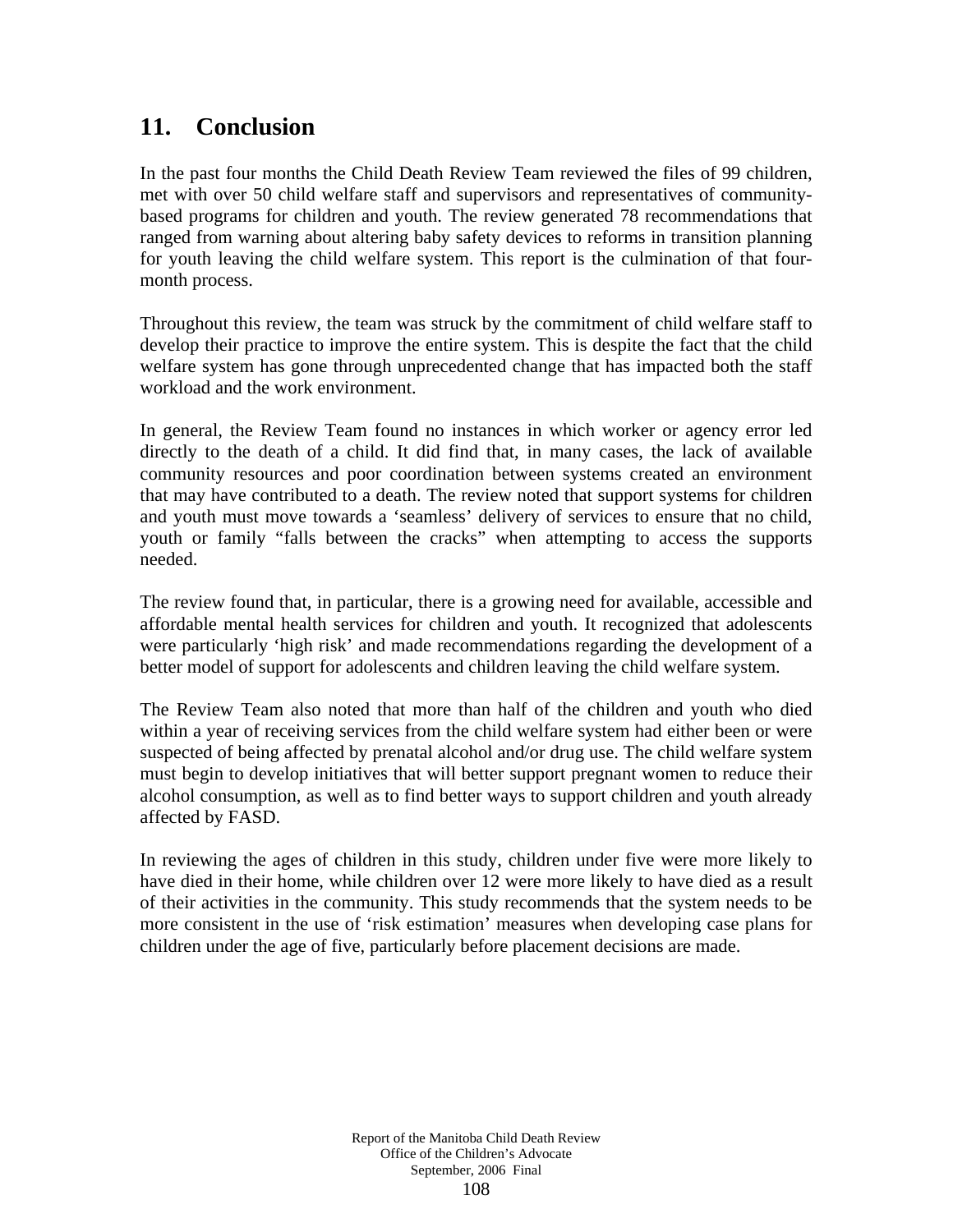## 11. Conclusion

In the past four months the Child Death Review Team reviewed the files of 99 children, met with over 50 child welfare staff and supervisors and representatives of community-based programs for children and youth. The review generated 78 recommendations that ranged from warning about altering baby safety devices to reforms in transition planning for youth leaving the child welfare system. This report is the culmination of that four-month process.

Throughout this review, the team was struck by the commitment of child welfare staff to develop their practice to improve the entire system. This is despite the fact that the child welfare system has gone through unprecedented change that has impacted both the staff workload and the work environment.

In general, the Review Team found no instances in which worker or agency error led directly to the death of a child. It did find that, in many cases, the lack of available community resources and poor coordination between systems created an environment that may have contributed to a death. The review noted that support systems for children and youth must move towards a 'seamless' delivery of services to ensure that no child, youth or family "falls between the cracks" when attempting to access the supports needed.

The review found that, in particular, there is a growing need for available, accessible and affordable mental health services for children and youth. It recognized that adolescents were particularly 'high risk' and made recommendations regarding the development of a better model of support for adolescents and children leaving the child welfare system.

The Review Team also noted that more than half of the children and youth who died within a year of receiving services from the child welfare system had either been or were suspected of being affected by prenatal alcohol and/or drug use. The child welfare system must begin to develop initiatives that will better support pregnant women to reduce their alcohol consumption, as well as to find better ways to support children and youth already affected by FASD.

In reviewing the ages of children in this study, children under five were more likely to have died in their home, while children over 12 were more likely to have died as a result of their activities in the community. This study recommends that the system needs to be more consistent in the use of 'risk estimation' measures when developing case plans for children under the age of five, particularly before placement decisions are made.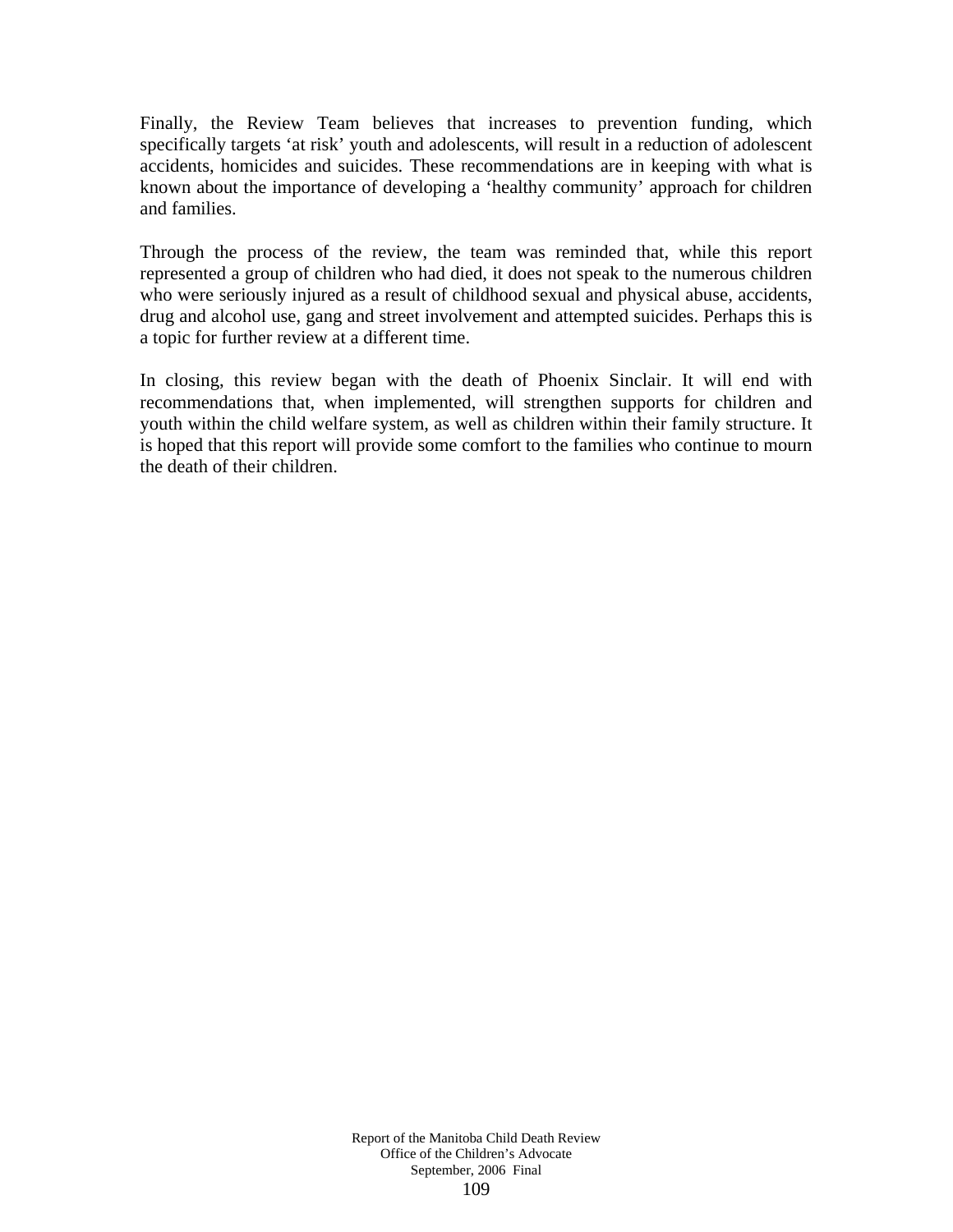Finally, the Review Team believes that increases to prevention funding, which specifically targets 'at risk' youth and adolescents, will result in a reduction of adolescent accidents, homicides and suicides. These recommendations are in keeping with what is known about the importance of developing a 'healthy community' approach for children and families.

Through the process of the review, the team was reminded that, while this report represented a group of children who had died, it does not speak to the numerous children who were seriously injured as a result of childhood sexual and physical abuse, accidents, drug and alcohol use, gang and street involvement and attempted suicides. Perhaps this is a topic for further review at a different time.

In closing, this review began with the death of Phoenix Sinclair. It will end with recommendations that, when implemented, will strengthen supports for children and youth within the child welfare system, as well as children within their family structure. It is hoped that this report will provide some comfort to the families who continue to mourn the death of their children.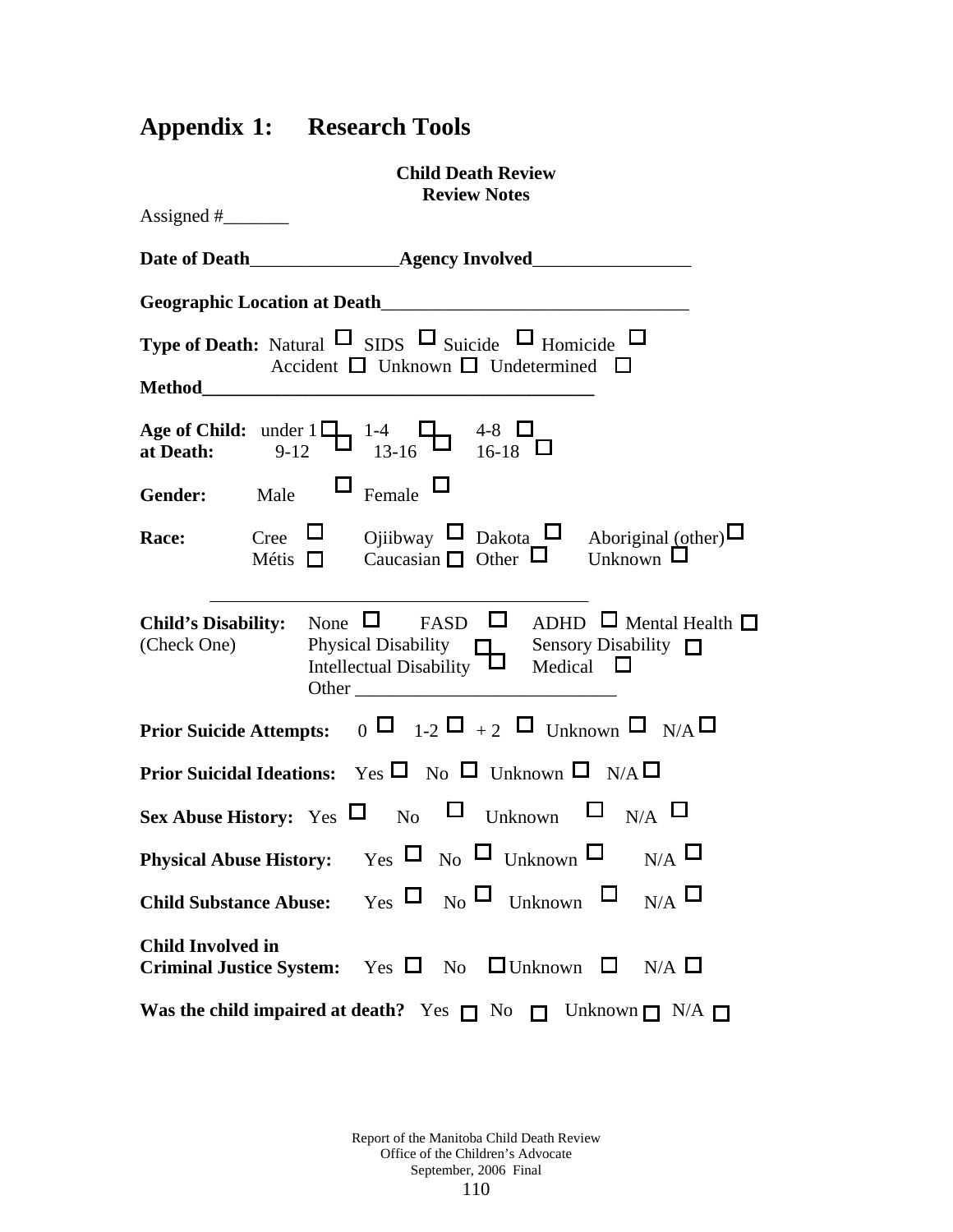# Appendix 1: Research Tools

**Child Death Review**
**Review Notes**

Assigned #_______

**Date of Death**________________**Agency Involved**_________________

**Geographic Location at Death**_________________________________

**Type of Death:** Natural ☐ SIDS ☐ Suicide ☐ Homicide ☐
Accident ☐ Unknown ☐ Undetermined ☐

**Method**__________________________________________

**Age of Child: at Death:** under 1 ☐ 1-4 ☐ 4-8 ☐
9-12 ☐ 13-16 ☐ 16-18 ☐

**Gender:** Male ☐ Female ☐

**Race:** Cree ☐ Ojiibway ☐ Dakota ☐ Aboriginal (other) ☐
Métis ☐ Caucasian ☐ Other ☐ Unknown ☐

__________________________________________

**Child's Disability:** (Check One) None ☐ FASD ☐ ADHD ☐ Mental Health ☐
Physical Disability ☐ Sensory Disability ☐
Intellectual Disability ☐ Medical ☐
Other ___________________________

**Prior Suicide Attempts:** 0 ☐ 1-2 ☐ + 2 ☐ Unknown ☐ N/A ☐

**Prior Suicidal Ideations:** Yes ☐ No ☐ Unknown ☐ N/A ☐

**Sex Abuse History:** Yes ☐ No ☐ Unknown ☐ N/A ☐

**Physical Abuse History:** Yes ☐ No ☐ Unknown ☐ N/A ☐

**Child Substance Abuse:** Yes ☐ No ☐ Unknown ☐ N/A ☐

**Child Involved in Criminal Justice System:** Yes ☐ No ☐ Unknown ☐ N/A ☐

**Was the child impaired at death?** Yes ☐ No ☐ Unknown ☐ N/A ☐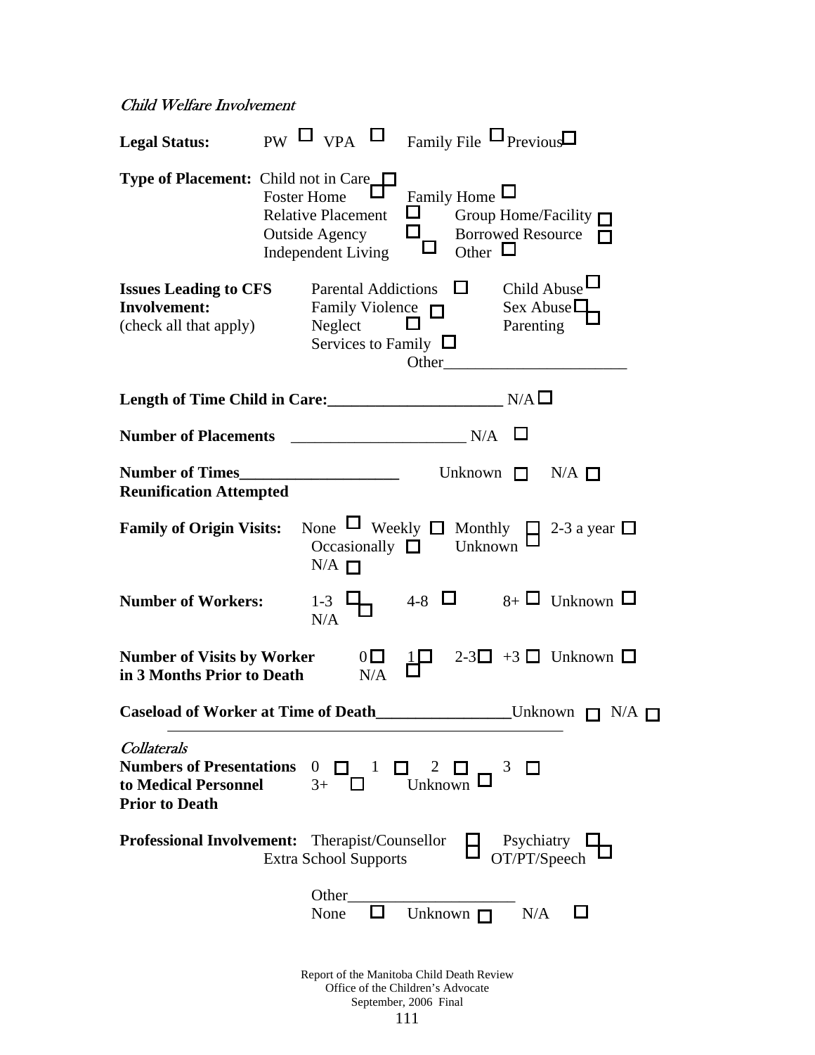*Child Welfare Involvement*

**Legal Status:** PW ☐ VPA ☐ Family File ☐ Previous ☐

**Type of Placement:** Child not in Care ☐
Foster Home ☐ Family Home ☐
Relative Placement ☐ Group Home/Facility ☐
Outside Agency ☐ Borrowed Resource ☐
Independent Living ☐ Other ☐

**Issues Leading to CFS Involvement:**
(check all that apply)
Parental Addictions ☐ Child Abuse ☐
Family Violence ☐ Sex Abuse ☐
Neglect ☐ Parenting ☐
Services to Family ☐
Other_______________________

**Length of Time Child in Care:______________________** N/A ☐

**Number of Placements** ______________________ N/A ☐

**Number of Times____________________ Reunification Attempted** Unknown ☐ N/A ☐

**Family of Origin Visits:** None ☐ Weekly ☐ Monthly ☐ 2-3 a year ☐
Occasionally ☐ Unknown ☐
N/A ☐

**Number of Workers:** 1-3 ☐ 4-8 ☐ 8+ ☐ Unknown ☐
N/A ☐

**Number of Visits by Worker in 3 Months Prior to Death** 0 ☐ 1 ☐ 2-3 ☐ +3 ☐ Unknown ☐
N/A ☐

**Caseload of Worker at Time of Death_________________** Unknown ☐ N/A ☐

---

*Collaterals*

**Numbers of Presentations to Medical Personnel Prior to Death** 0 ☐ 1 ☐ 2 ☐ 3 ☐
3+ ☐ Unknown ☐

**Professional Involvement:** Therapist/Counsellor ☐ Psychiatry ☐
Extra School Supports ☐ OT/PT/Speech ☐

Other____________________
None ☐ Unknown ☐ N/A ☐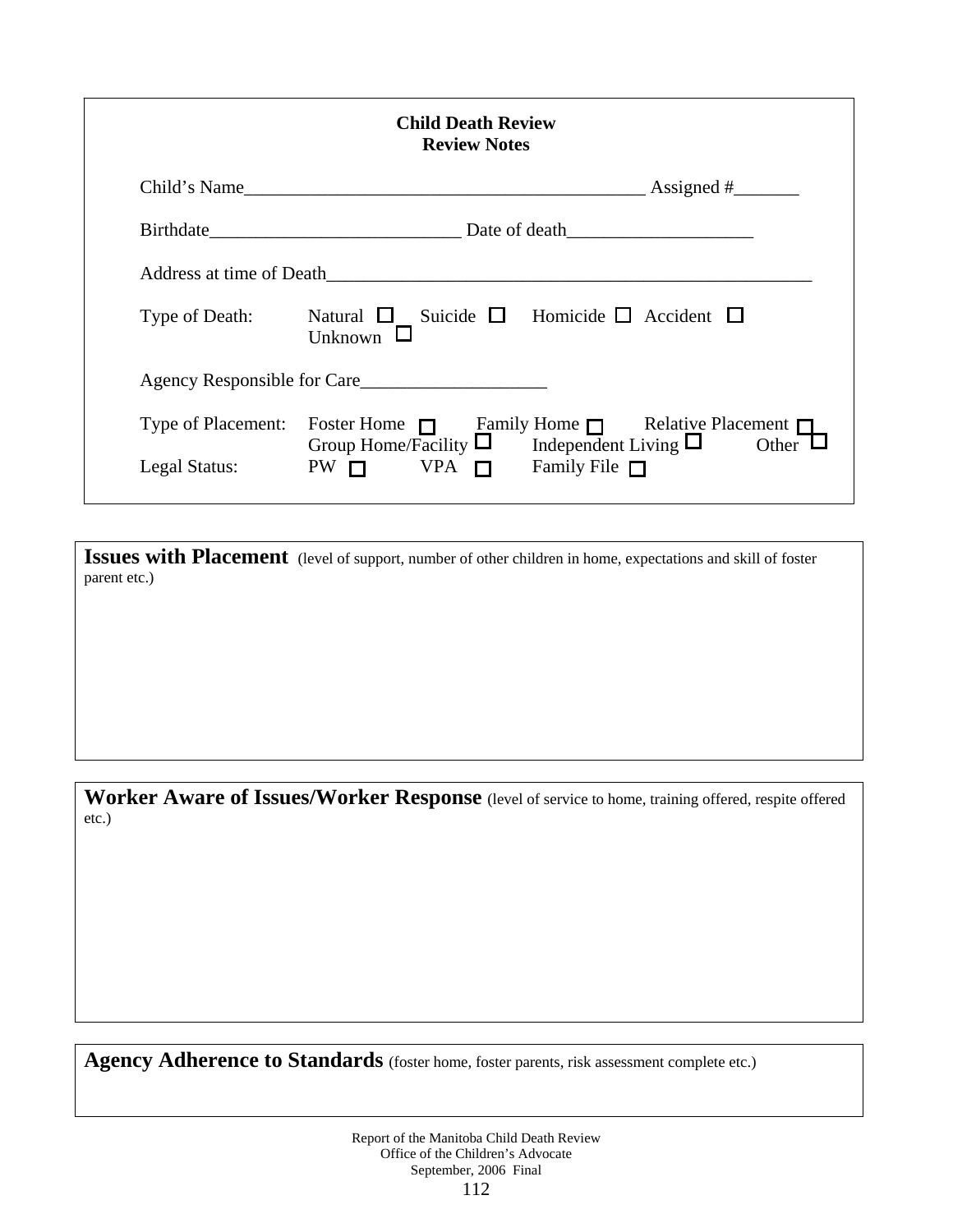**Child Death Review**
**Review Notes**

Child's Name\_\_\_\_\_\_\_\_\_\_\_\_\_\_\_\_\_\_\_\_\_\_\_\_\_\_\_\_\_\_\_\_\_\_\_\_\_\_\_\_\_\_\_\_ Assigned #\_\_\_\_\_\_\_

Birthdate\_\_\_\_\_\_\_\_\_\_\_\_\_\_\_\_\_\_\_\_\_\_\_\_\_\_\_ Date of death\_\_\_\_\_\_\_\_\_\_\_\_\_\_\_\_\_\_\_\_

Address at time of Death\_\_\_\_\_\_\_\_\_\_\_\_\_\_\_\_\_\_\_\_\_\_\_\_\_\_\_\_\_\_\_\_\_\_\_\_\_\_\_\_\_\_\_\_\_\_\_\_\_\_\_\_

Type of Death: Natural ☐ Suicide ☐ Homicide ☐ Accident ☐ Unknown ☐

Agency Responsible for Care\_\_\_\_\_\_\_\_\_\_\_\_\_\_\_\_\_\_\_\_

Type of Placement: Foster Home ☐ Family Home ☐ Relative Placement ☐ Group Home/Facility ☐ Independent Living ☐ Other ☐

Legal Status: PW ☐ VPA ☐ Family File ☐

---

**Issues with Placement** (level of support, number of other children in home, expectations and skill of foster parent etc.)

---

**Worker Aware of Issues/Worker Response** (level of service to home, training offered, respite offered etc.)

---

**Agency Adherence to Standards** (foster home, foster parents, risk assessment complete etc.)

Report of the Manitoba Child Death Review
Office of the Children's Advocate
September, 2006 Final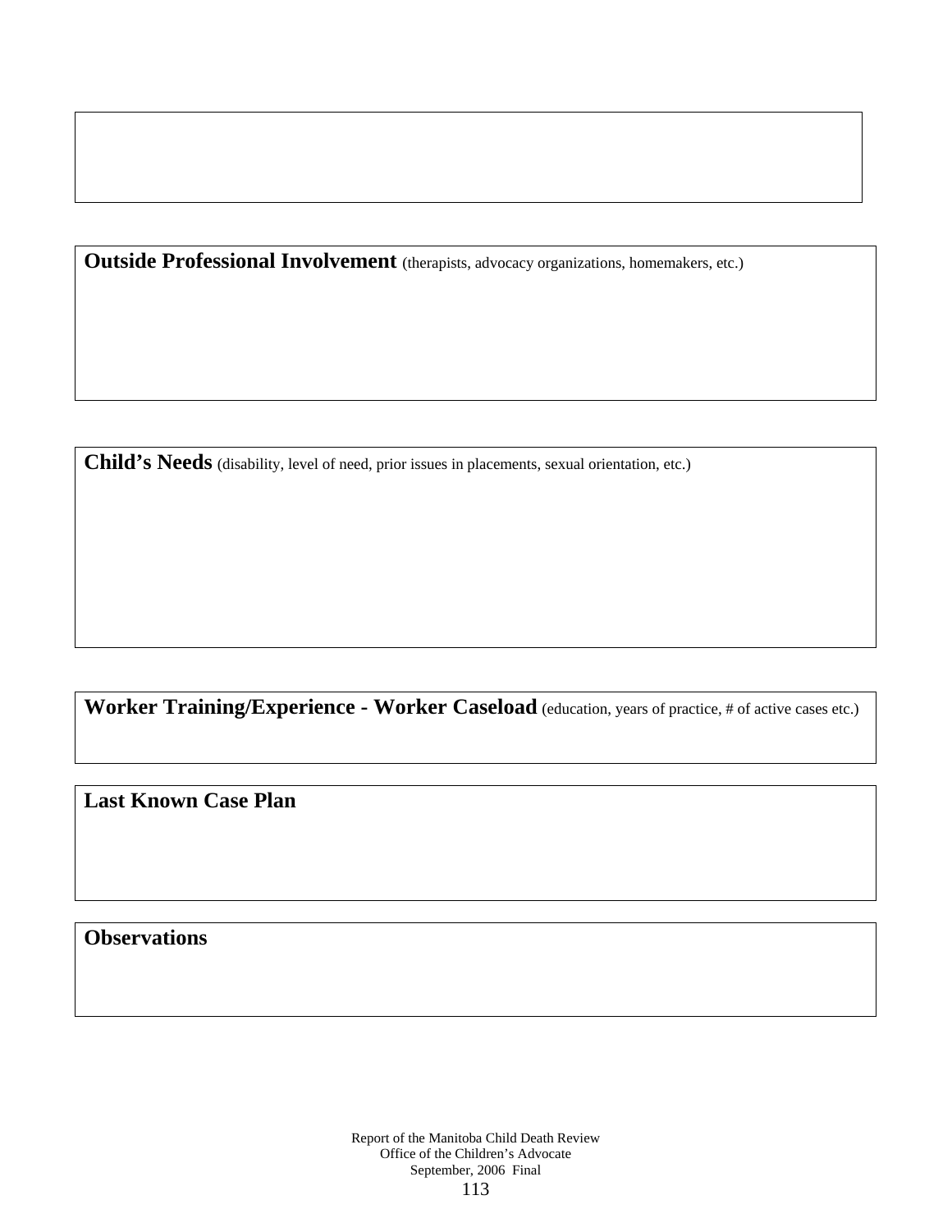**Outside Professional Involvement** (therapists, advocacy organizations, homemakers, etc.)

**Child's Needs** (disability, level of need, prior issues in placements, sexual orientation, etc.)

**Worker Training/Experience - Worker Caseload** (education, years of practice, # of active cases etc.)

**Last Known Case Plan**

**Observations**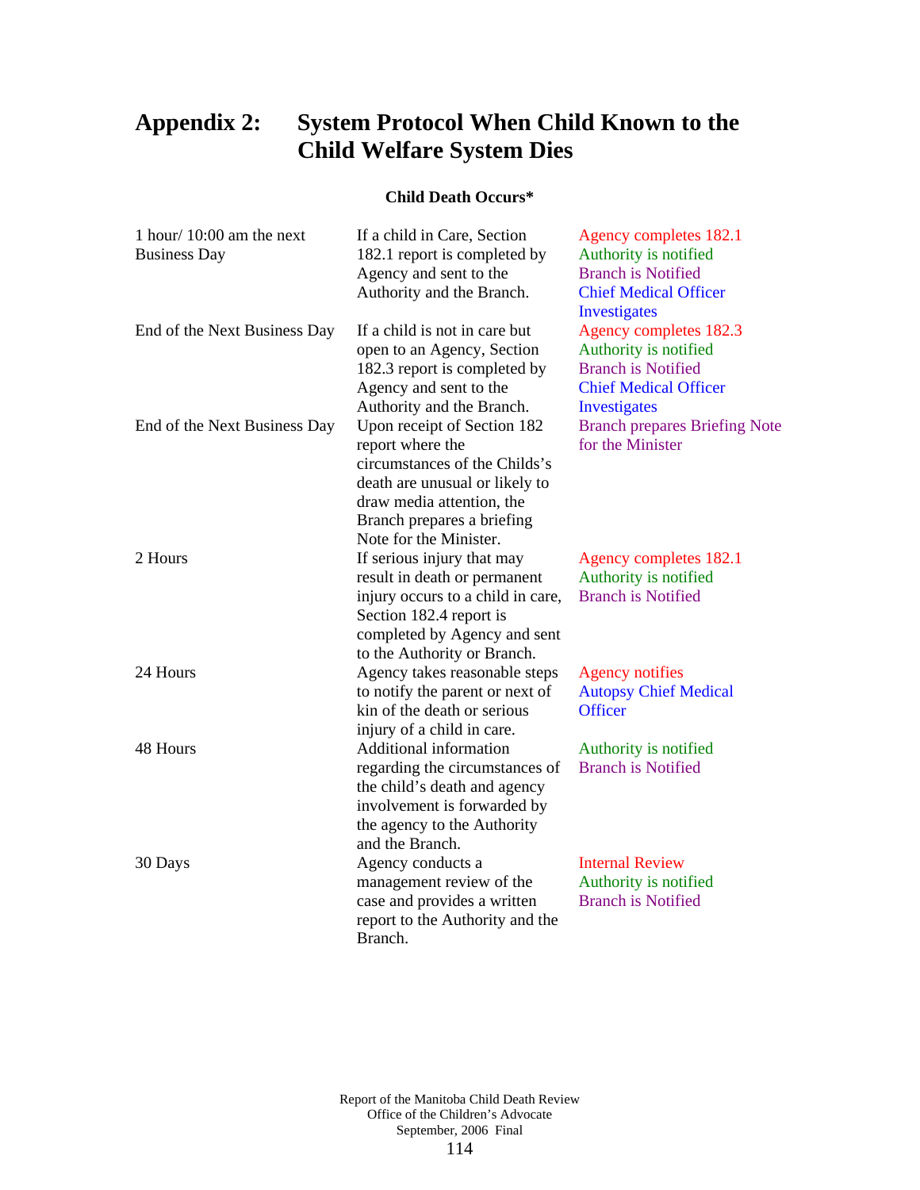# Appendix 2: System Protocol When Child Known to the Child Welfare System Dies

**Child Death Occurs***

| | | |
|---|---|---|
| 1 hour/ 10:00 am the next Business Day | If a child in Care, Section 182.1 report is completed by Agency and sent to the Authority and the Branch. | Agency completes 182.1<br>Authority is notified<br>Branch is Notified<br>Chief Medical Officer Investigates |
| End of the Next Business Day | If a child is not in care but open to an Agency, Section 182.3 report is completed by Agency and sent to the Authority and the Branch. | Agency completes 182.3<br>Authority is notified<br>Branch is Notified<br>Chief Medical Officer Investigates |
| End of the Next Business Day | Upon receipt of Section 182 report where the circumstances of the Childs's death are unusual or likely to draw media attention, the Branch prepares a briefing Note for the Minister. | Branch prepares Briefing Note for the Minister |
| 2 Hours | If serious injury that may result in death or permanent injury occurs to a child in care, Section 182.4 report is completed by Agency and sent to the Authority or Branch. | Agency completes 182.1<br>Authority is notified<br>Branch is Notified |
| 24 Hours | Agency takes reasonable steps to notify the parent or next of kin of the death or serious injury of a child in care. | Agency notifies<br>Autopsy Chief Medical Officer |
| 48 Hours | Additional information regarding the circumstances of the child's death and agency involvement is forwarded by the agency to the Authority and the Branch. | Authority is notified<br>Branch is Notified |
| 30 Days | Agency conducts a management review of the case and provides a written report to the Authority and the Branch. | Internal Review<br>Authority is notified<br>Branch is Notified |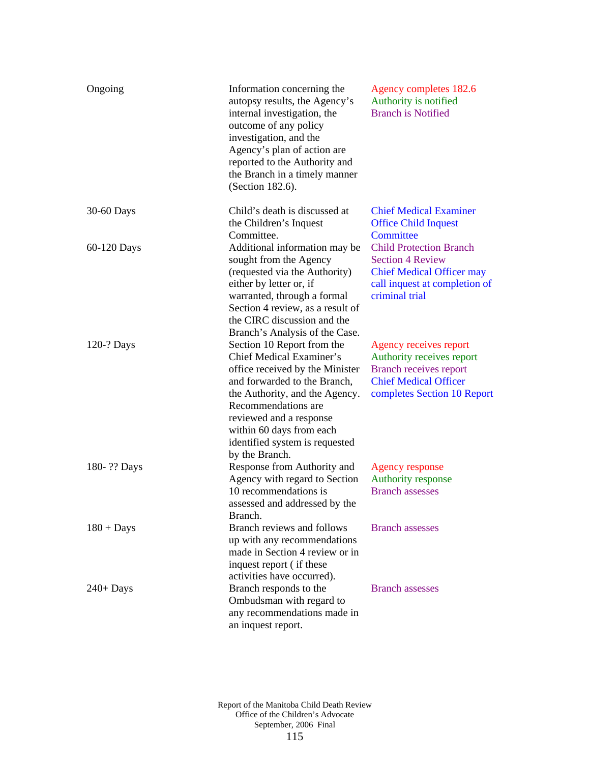| | | |
|---|---|---|
| Ongoing | Information concerning the autopsy results, the Agency's internal investigation, the outcome of any policy investigation, and the Agency's plan of action are reported to the Authority and the Branch in a timely manner (Section 182.6). | Agency completes 182.6<br>Authority is notified<br>Branch is Notified |
| 30-60 Days | Child's death is discussed at the Children's Inquest Committee. | Chief Medical Examiner Office Child Inquest Committee |
| 60-120 Days | Additional information may be sought from the Agency (requested via the Authority) either by letter or, if warranted, through a formal Section 4 review, as a result of the CIRC discussion and the Branch's Analysis of the Case. | Child Protection Branch Section 4 Review<br>Chief Medical Officer may call inquest at completion of criminal trial |
| 120-? Days | Section 10 Report from the Chief Medical Examiner's office received by the Minister and forwarded to the Branch, the Authority, and the Agency. Recommendations are reviewed and a response within 60 days from each identified system is requested by the Branch. | Agency receives report<br>Authority receives report<br>Branch receives report<br>Chief Medical Officer completes Section 10 Report |
| 180- ?? Days | Response from Authority and Agency with regard to Section 10 recommendations is assessed and addressed by the Branch. | Agency response<br>Authority response<br>Branch assesses |
| 180 + Days | Branch reviews and follows up with any recommendations made in Section 4 review or in inquest report ( if these activities have occurred). | Branch assesses |
| 240+ Days | Branch responds to the Ombudsman with regard to any recommendations made in an inquest report. | Branch assesses |

Report of the Manitoba Child Death Review
Office of the Children's Advocate
September, 2006 Final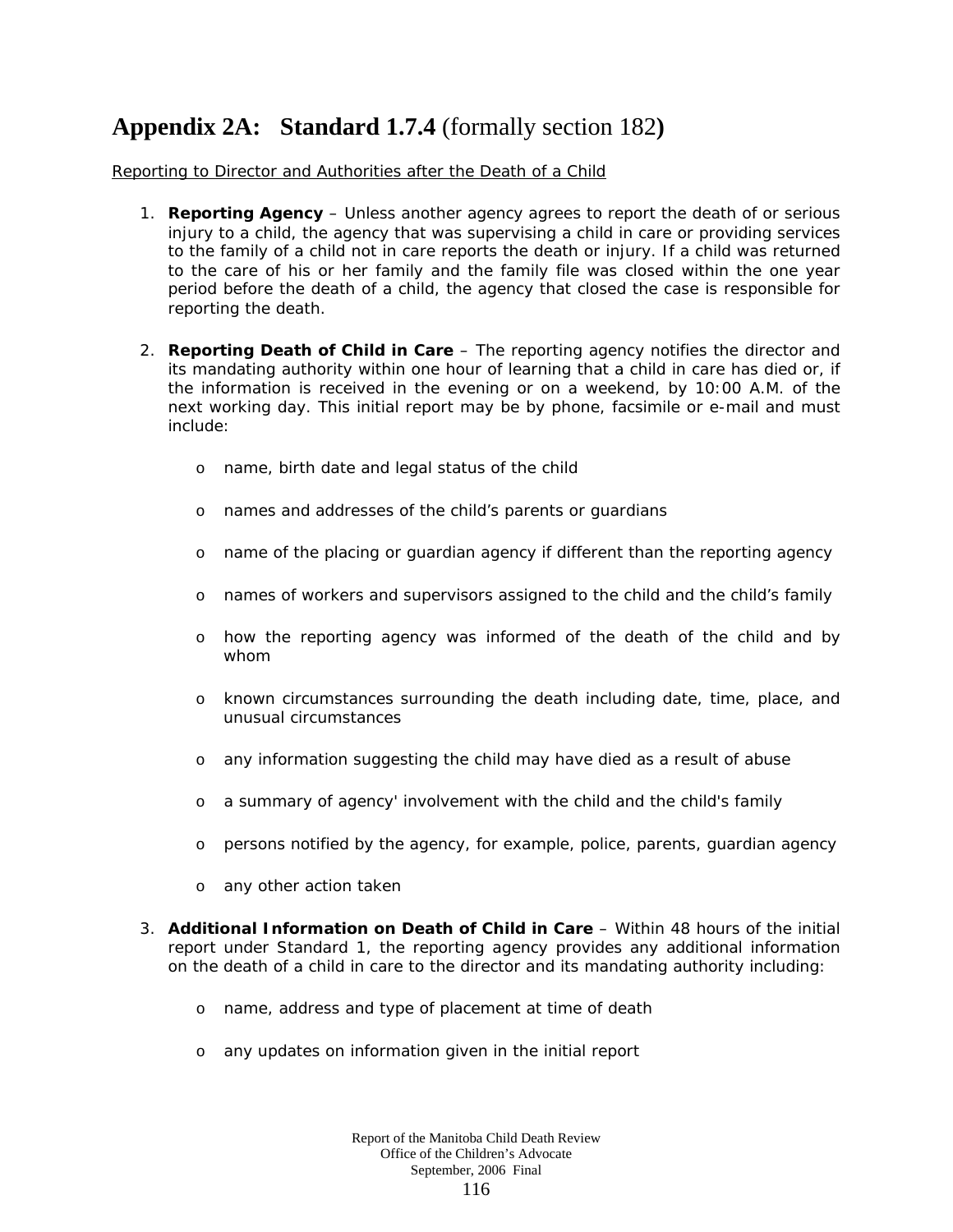# Appendix 2A: Standard 1.7.4 (formally section 182)

Reporting to Director and Authorities after the Death of a Child

1. **Reporting Agency** – Unless another agency agrees to report the death of or serious injury to a child, the agency that was supervising a child in care or providing services to the family of a child not in care reports the death or injury. If a child was returned to the care of his or her family and the family file was closed within the one year period before the death of a child, the agency that closed the case is responsible for reporting the death.

2. **Reporting Death of Child in Care** – The reporting agency notifies the director and its mandating authority within one hour of learning that a child in care has died or, if the information is received in the evening or on a weekend, by 10:00 A.M. of the next working day. This initial report may be by phone, facsimile or e-mail and must include:

    - name, birth date and legal status of the child
    - names and addresses of the child's parents or guardians
    - name of the placing or guardian agency if different than the reporting agency
    - names of workers and supervisors assigned to the child and the child's family
    - how the reporting agency was informed of the death of the child and by whom
    - known circumstances surrounding the death including date, time, place, and unusual circumstances
    - any information suggesting the child may have died as a result of abuse
    - a summary of agency' involvement with the child and the child's family
    - persons notified by the agency, for example, police, parents, guardian agency
    - any other action taken

3. **Additional Information on Death of Child in Care** – Within 48 hours of the initial report under Standard 1, the reporting agency provides any additional information on the death of a child in care to the director and its mandating authority including:

    - name, address and type of placement at time of death
    - any updates on information given in the initial report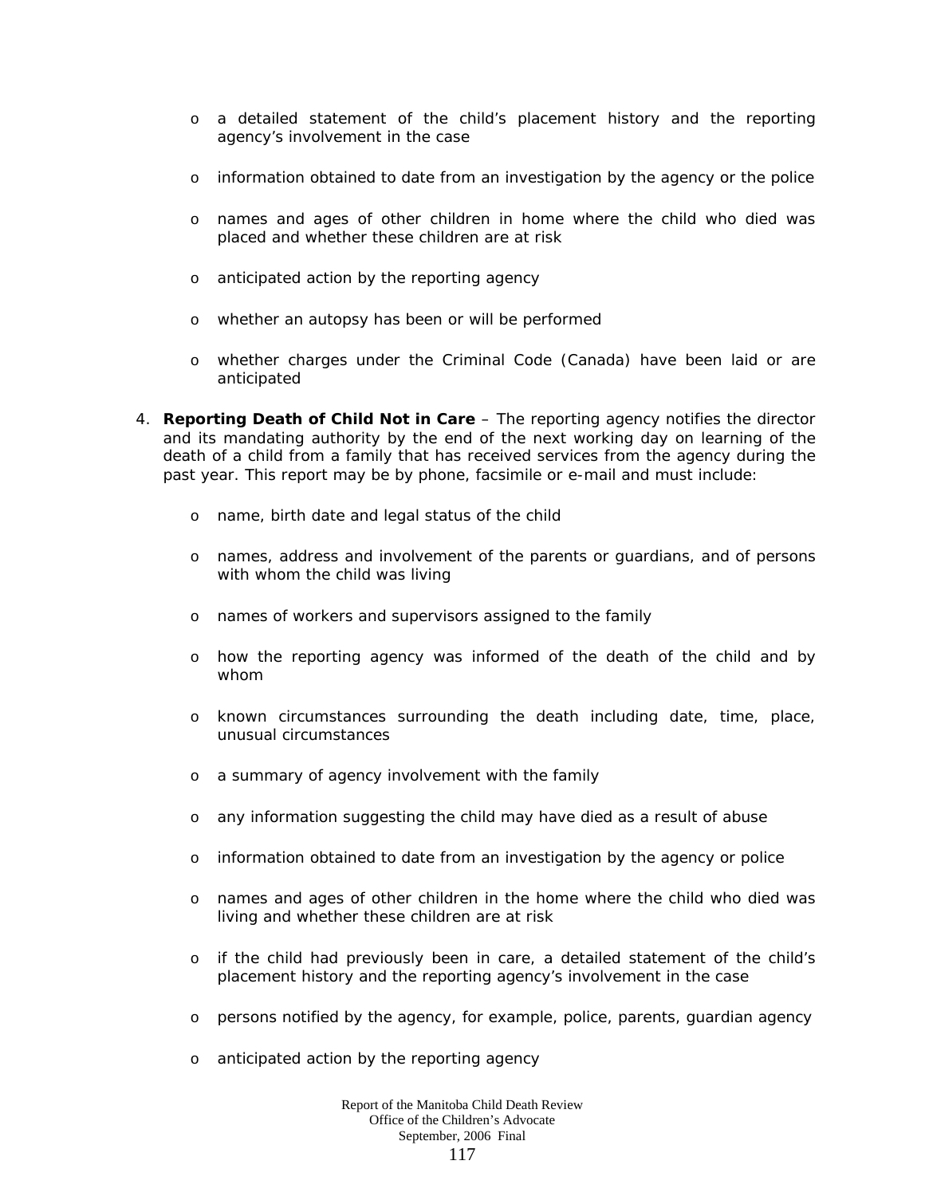- a detailed statement of the child's placement history and the reporting agency's involvement in the case

- information obtained to date from an investigation by the agency or the police

- names and ages of other children in home where the child who died was placed and whether these children are at risk

- anticipated action by the reporting agency

- whether an autopsy has been or will be performed

- whether charges under the Criminal Code (Canada) have been laid or are anticipated

4. **Reporting Death of Child Not in Care** – The reporting agency notifies the director and its mandating authority by the end of the next working day on learning of the death of a child from a family that has received services from the agency during the past year. This report may be by phone, facsimile or e-mail and must include:

   - name, birth date and legal status of the child

   - names, address and involvement of the parents or guardians, and of persons with whom the child was living

   - names of workers and supervisors assigned to the family

   - how the reporting agency was informed of the death of the child and by whom

   - known circumstances surrounding the death including date, time, place, unusual circumstances

   - a summary of agency involvement with the family

   - any information suggesting the child may have died as a result of abuse

   - information obtained to date from an investigation by the agency or police

   - names and ages of other children in the home where the child who died was living and whether these children are at risk

   - if the child had previously been in care, a detailed statement of the child's placement history and the reporting agency's involvement in the case

   - persons notified by the agency, for example, police, parents, guardian agency

   - anticipated action by the reporting agency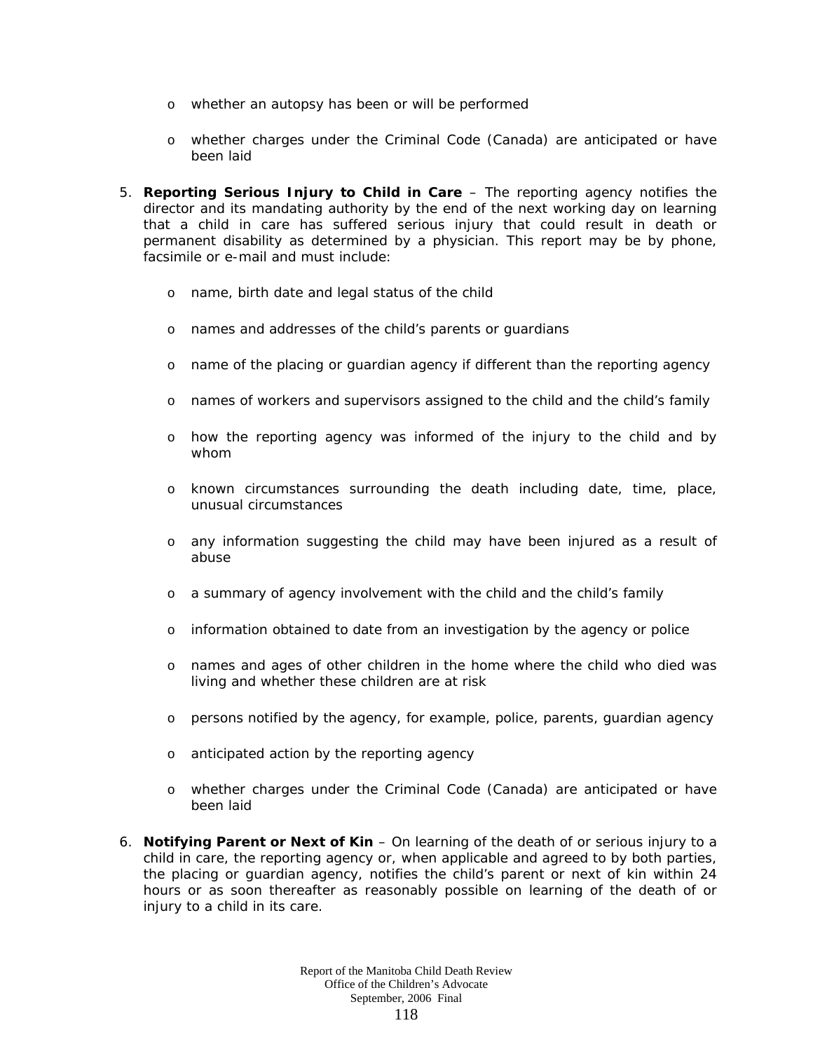- whether an autopsy has been or will be performed
- whether charges under the Criminal Code (Canada) are anticipated or have been laid

5. **Reporting Serious Injury to Child in Care** – The reporting agency notifies the director and its mandating authority by the end of the next working day on learning that a child in care has suffered serious injury that could result in death or permanent disability as determined by a physician. This report may be by phone, facsimile or e-mail and must include:

   - name, birth date and legal status of the child
   - names and addresses of the child's parents or guardians
   - name of the placing or guardian agency if different than the reporting agency
   - names of workers and supervisors assigned to the child and the child's family
   - how the reporting agency was informed of the injury to the child and by whom
   - known circumstances surrounding the death including date, time, place, unusual circumstances
   - any information suggesting the child may have been injured as a result of abuse
   - a summary of agency involvement with the child and the child's family
   - information obtained to date from an investigation by the agency or police
   - names and ages of other children in the home where the child who died was living and whether these children are at risk
   - persons notified by the agency, for example, police, parents, guardian agency
   - anticipated action by the reporting agency
   - whether charges under the Criminal Code (Canada) are anticipated or have been laid

6. **Notifying Parent or Next of Kin** – On learning of the death of or serious injury to a child in care, the reporting agency or, when applicable and agreed to by both parties, the placing or guardian agency, notifies the child's parent or next of kin within 24 hours or as soon thereafter as reasonably possible on learning of the death of or injury to a child in its care.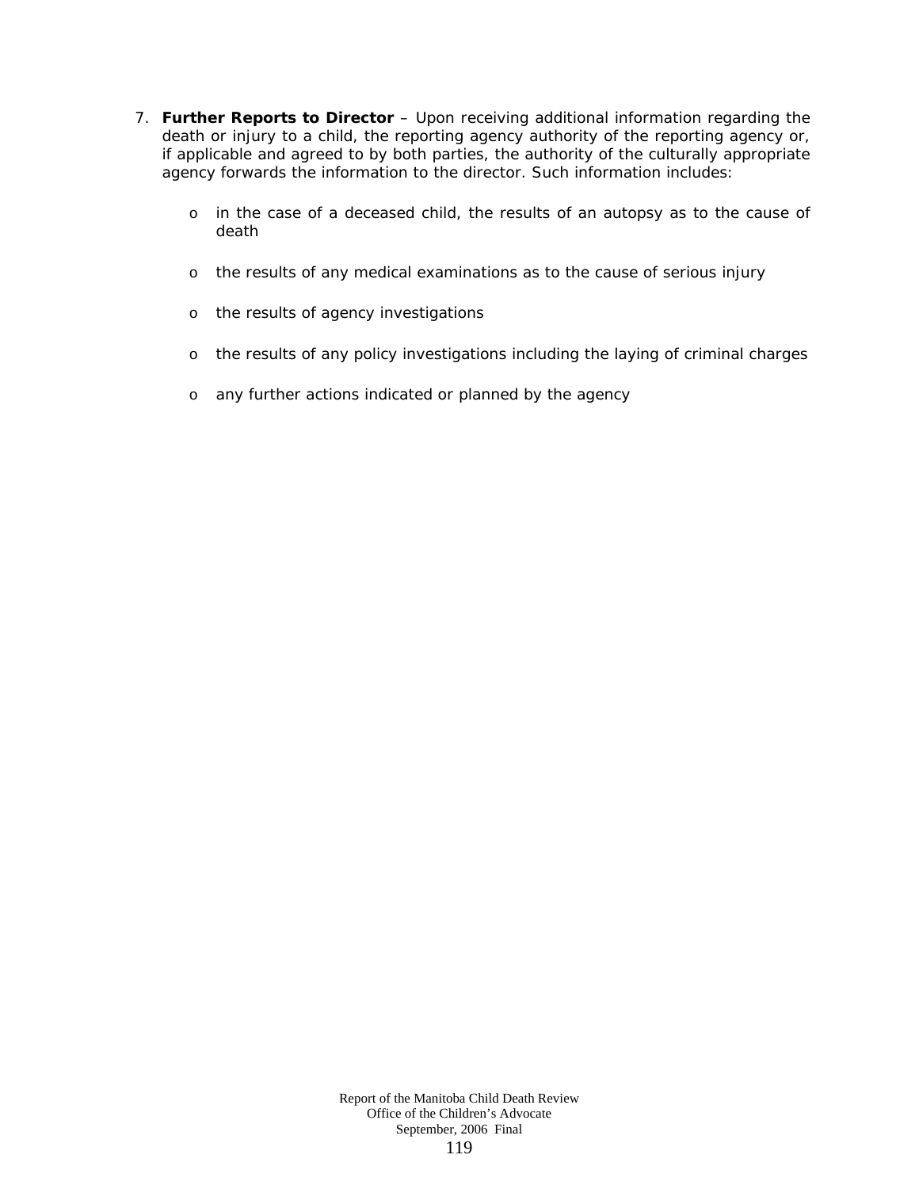7. **Further Reports to Director** – Upon receiving additional information regarding the death or injury to a child, the reporting agency authority of the reporting agency or, if applicable and agreed to by both parties, the authority of the culturally appropriate agency forwards the information to the director. Such information includes:

   - in the case of a deceased child, the results of an autopsy as to the cause of death
   - the results of any medical examinations as to the cause of serious injury
   - the results of agency investigations
   - the results of any policy investigations including the laying of criminal charges
   - any further actions indicated or planned by the agency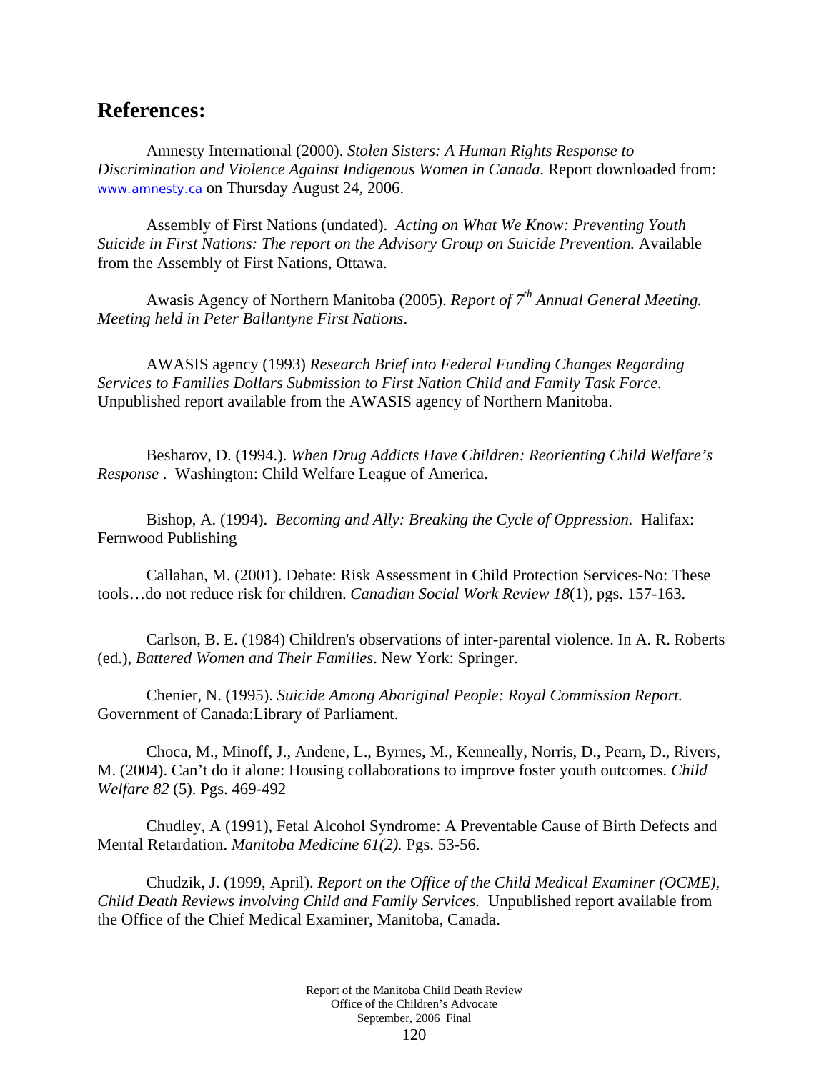## References:

Amnesty International (2000). *Stolen Sisters: A Human Rights Response to Discrimination and Violence Against Indigenous Women in Canada*. Report downloaded from: www.amnesty.ca on Thursday August 24, 2006.

Assembly of First Nations (undated). *Acting on What We Know: Preventing Youth Suicide in First Nations: The report on the Advisory Group on Suicide Prevention.* Available from the Assembly of First Nations, Ottawa.

Awasis Agency of Northern Manitoba (2005). *Report of 7th Annual General Meeting. Meeting held in Peter Ballantyne First Nations*.

AWASIS agency (1993) *Research Brief into Federal Funding Changes Regarding Services to Families Dollars Submission to First Nation Child and Family Task Force.* Unpublished report available from the AWASIS agency of Northern Manitoba.

Besharov, D. (1994.). *When Drug Addicts Have Children: Reorienting Child Welfare's Response* . Washington: Child Welfare League of America.

Bishop, A. (1994). *Becoming and Ally: Breaking the Cycle of Oppression.* Halifax: Fernwood Publishing

Callahan, M. (2001). Debate: Risk Assessment in Child Protection Services-No: These tools…do not reduce risk for children. *Canadian Social Work Review 18*(1), pgs. 157-163.

Carlson, B. E. (1984) Children's observations of inter-parental violence. In A. R. Roberts (ed.), *Battered Women and Their Families*. New York: Springer.

Chenier, N. (1995). *Suicide Among Aboriginal People: Royal Commission Report.* Government of Canada:Library of Parliament.

Choca, M., Minoff, J., Andene, L., Byrnes, M., Kenneally, Norris, D., Pearn, D., Rivers, M. (2004). Can't do it alone: Housing collaborations to improve foster youth outcomes. *Child Welfare 82* (5). Pgs. 469-492

Chudley, A (1991), Fetal Alcohol Syndrome: A Preventable Cause of Birth Defects and Mental Retardation. *Manitoba Medicine 61(2).* Pgs. 53-56.

Chudzik, J. (1999, April). *Report on the Office of the Child Medical Examiner (OCME), Child Death Reviews involving Child and Family Services.* Unpublished report available from the Office of the Chief Medical Examiner, Manitoba, Canada.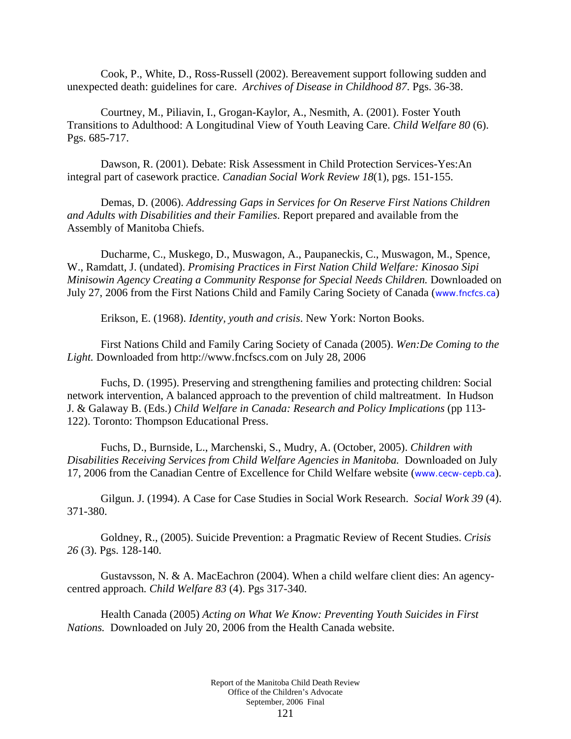Cook, P., White, D., Ross-Russell (2002). Bereavement support following sudden and unexpected death: guidelines for care. *Archives of Disease in Childhood 87*. Pgs. 36-38.

Courtney, M., Piliavin, I., Grogan-Kaylor, A., Nesmith, A. (2001). Foster Youth Transitions to Adulthood: A Longitudinal View of Youth Leaving Care. *Child Welfare 80* (6). Pgs. 685-717.

Dawson, R. (2001). Debate: Risk Assessment in Child Protection Services-Yes:An integral part of casework practice. *Canadian Social Work Review 18*(1), pgs. 151-155.

Demas, D. (2006). *Addressing Gaps in Services for On Reserve First Nations Children and Adults with Disabilities and their Families*. Report prepared and available from the Assembly of Manitoba Chiefs.

Ducharme, C., Muskego, D., Muswagon, A., Paupaneckis, C., Muswagon, M., Spence, W., Ramdatt, J. (undated). *Promising Practices in First Nation Child Welfare: Kinosao Sipi Minisowin Agency Creating a Community Response for Special Needs Children.* Downloaded on July 27, 2006 from the First Nations Child and Family Caring Society of Canada (www.fncfcs.ca)

Erikson, E. (1968). *Identity, youth and crisis*. New York: Norton Books.

First Nations Child and Family Caring Society of Canada (2005). *Wen:De Coming to the Light.* Downloaded from http://www.fncfscs.com on July 28, 2006

Fuchs, D. (1995). Preserving and strengthening families and protecting children: Social network intervention, A balanced approach to the prevention of child maltreatment. In Hudson J. & Galaway B. (Eds.) *Child Welfare in Canada: Research and Policy Implications* (pp 113-122). Toronto: Thompson Educational Press.

Fuchs, D., Burnside, L., Marchenski, S., Mudry, A. (October, 2005). *Children with Disabilities Receiving Services from Child Welfare Agencies in Manitoba.* Downloaded on July 17, 2006 from the Canadian Centre of Excellence for Child Welfare website (www.cecw-cepb.ca).

Gilgun. J. (1994). A Case for Case Studies in Social Work Research. *Social Work 39* (4). 371-380.

Goldney, R., (2005). Suicide Prevention: a Pragmatic Review of Recent Studies. *Crisis 26* (3). Pgs. 128-140.

Gustavsson, N. & A. MacEachron (2004). When a child welfare client dies: An agency-centred approach*.* *Child Welfare 83* (4). Pgs 317-340.

Health Canada (2005) *Acting on What We Know: Preventing Youth Suicides in First Nations.* Downloaded on July 20, 2006 from the Health Canada website.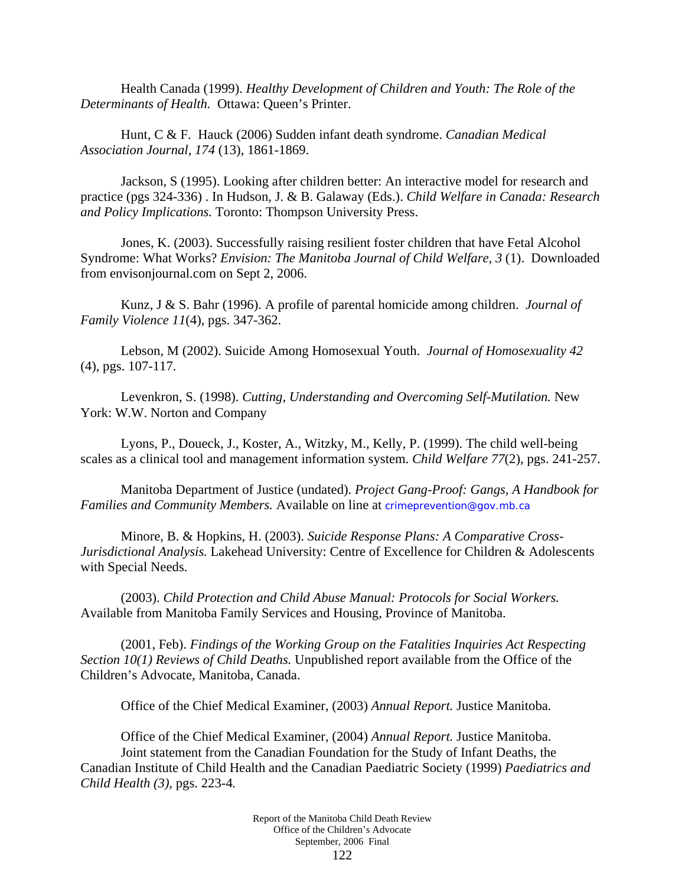Health Canada (1999). *Healthy Development of Children and Youth: The Role of the Determinants of Health.* Ottawa: Queen's Printer.

Hunt, C & F. Hauck (2006) Sudden infant death syndrome. *Canadian Medical Association Journal, 174* (13), 1861-1869.

Jackson, S (1995). Looking after children better: An interactive model for research and practice (pgs 324-336) . In Hudson, J. & B. Galaway (Eds.). *Child Welfare in Canada: Research and Policy Implications.* Toronto: Thompson University Press.

Jones, K. (2003). Successfully raising resilient foster children that have Fetal Alcohol Syndrome: What Works? *Envision: The Manitoba Journal of Child Welfare, 3* (1). Downloaded from envisonjournal.com on Sept 2, 2006.

Kunz, J & S. Bahr (1996). A profile of parental homicide among children. *Journal of Family Violence 11*(4), pgs. 347-362.

Lebson, M (2002). Suicide Among Homosexual Youth. *Journal of Homosexuality 42* (4), pgs. 107-117.

Levenkron, S. (1998). *Cutting, Understanding and Overcoming Self-Mutilation.* New York: W.W. Norton and Company

Lyons, P., Doueck, J., Koster, A., Witzky, M., Kelly, P. (1999). The child well-being scales as a clinical tool and management information system. *Child Welfare 77*(2), pgs. 241-257.

Manitoba Department of Justice (undated). *Project Gang-Proof: Gangs, A Handbook for Families and Community Members.* Available on line at crimeprevention@gov.mb.ca

Minore, B. & Hopkins, H. (2003). *Suicide Response Plans: A Comparative Cross-Jurisdictional Analysis.* Lakehead University: Centre of Excellence for Children & Adolescents with Special Needs.

(2003). *Child Protection and Child Abuse Manual: Protocols for Social Workers.* Available from Manitoba Family Services and Housing, Province of Manitoba.

(2001, Feb). *Findings of the Working Group on the Fatalities Inquiries Act Respecting Section 10(1) Reviews of Child Deaths.* Unpublished report available from the Office of the Children's Advocate, Manitoba, Canada.

Office of the Chief Medical Examiner, (2003) *Annual Report.* Justice Manitoba.

Office of the Chief Medical Examiner, (2004) *Annual Report.* Justice Manitoba.

Joint statement from the Canadian Foundation for the Study of Infant Deaths, the Canadian Institute of Child Health and the Canadian Paediatric Society (1999) *Paediatrics and Child Health (3),* pgs. 223-4.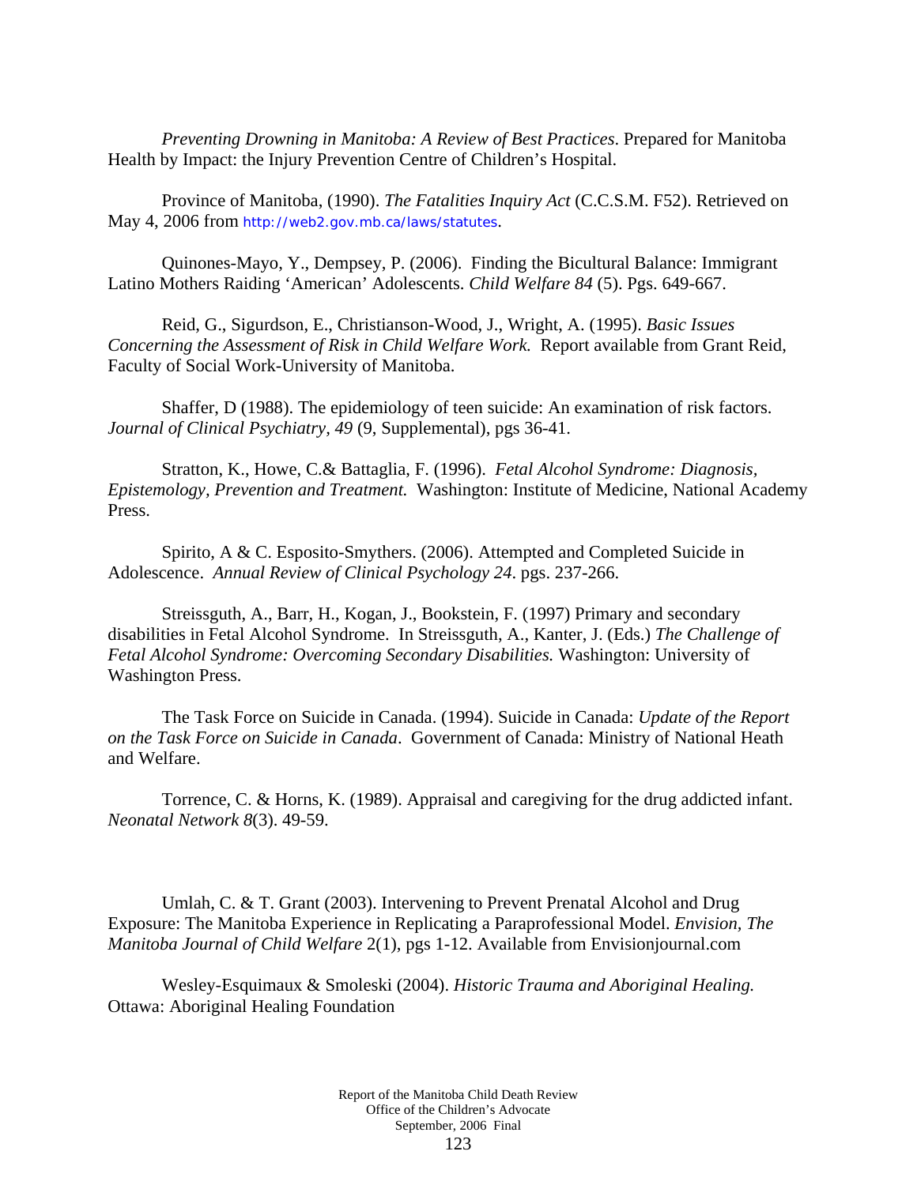*Preventing Drowning in Manitoba: A Review of Best Practices*. Prepared for Manitoba Health by Impact: the Injury Prevention Centre of Children's Hospital.

Province of Manitoba, (1990). *The Fatalities Inquiry Act* (C.C.S.M. F52). Retrieved on May 4, 2006 from http://web2.gov.mb.ca/laws/statutes.

Quinones-Mayo, Y., Dempsey, P. (2006). Finding the Bicultural Balance: Immigrant Latino Mothers Raiding 'American' Adolescents. *Child Welfare 84* (5). Pgs. 649-667.

Reid, G., Sigurdson, E., Christianson-Wood, J., Wright, A. (1995). *Basic Issues Concerning the Assessment of Risk in Child Welfare Work.* Report available from Grant Reid, Faculty of Social Work-University of Manitoba.

Shaffer, D (1988). The epidemiology of teen suicide: An examination of risk factors. *Journal of Clinical Psychiatry, 49* (9, Supplemental), pgs 36-41.

Stratton, K., Howe, C.& Battaglia, F. (1996). *Fetal Alcohol Syndrome: Diagnosis, Epistemology, Prevention and Treatment.* Washington: Institute of Medicine, National Academy Press.

Spirito, A & C. Esposito-Smythers. (2006). Attempted and Completed Suicide in Adolescence. *Annual Review of Clinical Psychology 24*. pgs. 237-266.

Streissguth, A., Barr, H., Kogan, J., Bookstein, F. (1997) Primary and secondary disabilities in Fetal Alcohol Syndrome. In Streissguth, A., Kanter, J. (Eds.) *The Challenge of Fetal Alcohol Syndrome: Overcoming Secondary Disabilities.* Washington: University of Washington Press.

The Task Force on Suicide in Canada. (1994). Suicide in Canada: *Update of the Report on the Task Force on Suicide in Canada*. Government of Canada: Ministry of National Heath and Welfare.

Torrence, C. & Horns, K. (1989). Appraisal and caregiving for the drug addicted infant. *Neonatal Network 8*(3). 49-59.

Umlah, C. & T. Grant (2003). Intervening to Prevent Prenatal Alcohol and Drug Exposure: The Manitoba Experience in Replicating a Paraprofessional Model. *Envision, The Manitoba Journal of Child Welfare* 2(1), pgs 1-12. Available from Envisionjournal.com

Wesley-Esquimaux & Smoleski (2004). *Historic Trauma and Aboriginal Healing.* Ottawa: Aboriginal Healing Foundation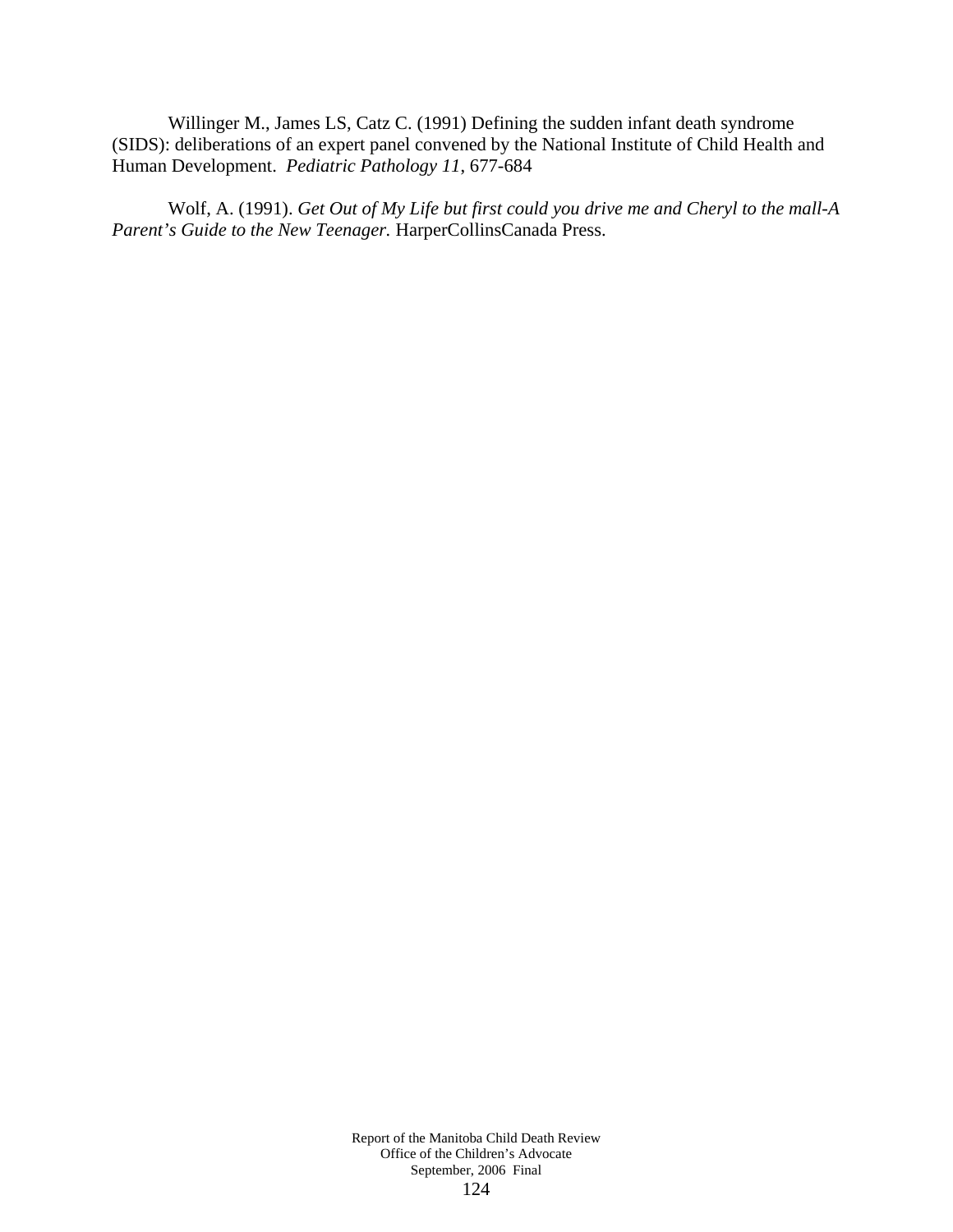Willinger M., James LS, Catz C. (1991) Defining the sudden infant death syndrome (SIDS): deliberations of an expert panel convened by the National Institute of Child Health and Human Development. *Pediatric Pathology 11*, 677-684

Wolf, A. (1991). *Get Out of My Life but first could you drive me and Cheryl to the mall-A Parent's Guide to the New Teenager.* HarperCollinsCanada Press.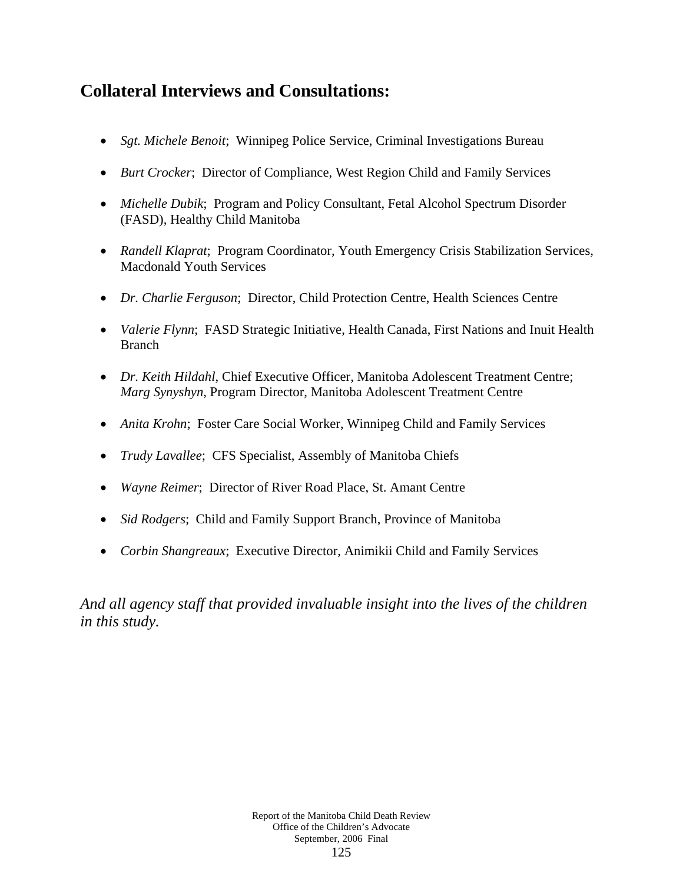## Collateral Interviews and Consultations:

- *Sgt. Michele Benoit*; Winnipeg Police Service, Criminal Investigations Bureau
- *Burt Crocker*; Director of Compliance, West Region Child and Family Services
- *Michelle Dubik*; Program and Policy Consultant, Fetal Alcohol Spectrum Disorder (FASD), Healthy Child Manitoba
- *Randell Klaprat*; Program Coordinator, Youth Emergency Crisis Stabilization Services, Macdonald Youth Services
- *Dr. Charlie Ferguson*; Director, Child Protection Centre, Health Sciences Centre
- *Valerie Flynn*; FASD Strategic Initiative, Health Canada, First Nations and Inuit Health Branch
- *Dr. Keith Hildahl*, Chief Executive Officer, Manitoba Adolescent Treatment Centre; *Marg Synyshyn*, Program Director, Manitoba Adolescent Treatment Centre
- *Anita Krohn*; Foster Care Social Worker, Winnipeg Child and Family Services
- *Trudy Lavallee*; CFS Specialist, Assembly of Manitoba Chiefs
- *Wayne Reimer*; Director of River Road Place, St. Amant Centre
- *Sid Rodgers*; Child and Family Support Branch, Province of Manitoba
- *Corbin Shangreaux*; Executive Director, Animikii Child and Family Services

*And all agency staff that provided invaluable insight into the lives of the children in this study.*